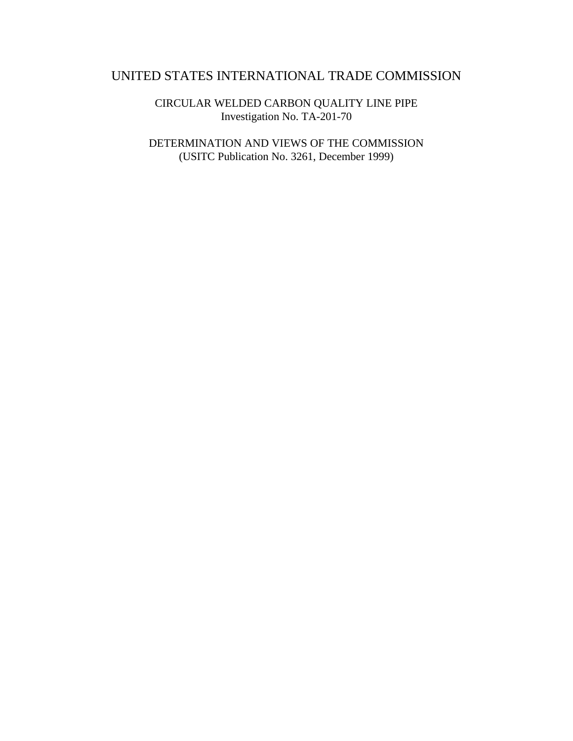# UNITED STATES INTERNATIONAL TRADE COMMISSION

## CIRCULAR WELDED CARBON QUALITY LINE PIPE
Investigation No. TA-201-70

## DETERMINATION AND VIEWS OF THE COMMISSION
(USITC Publication No. 3261, December 1999)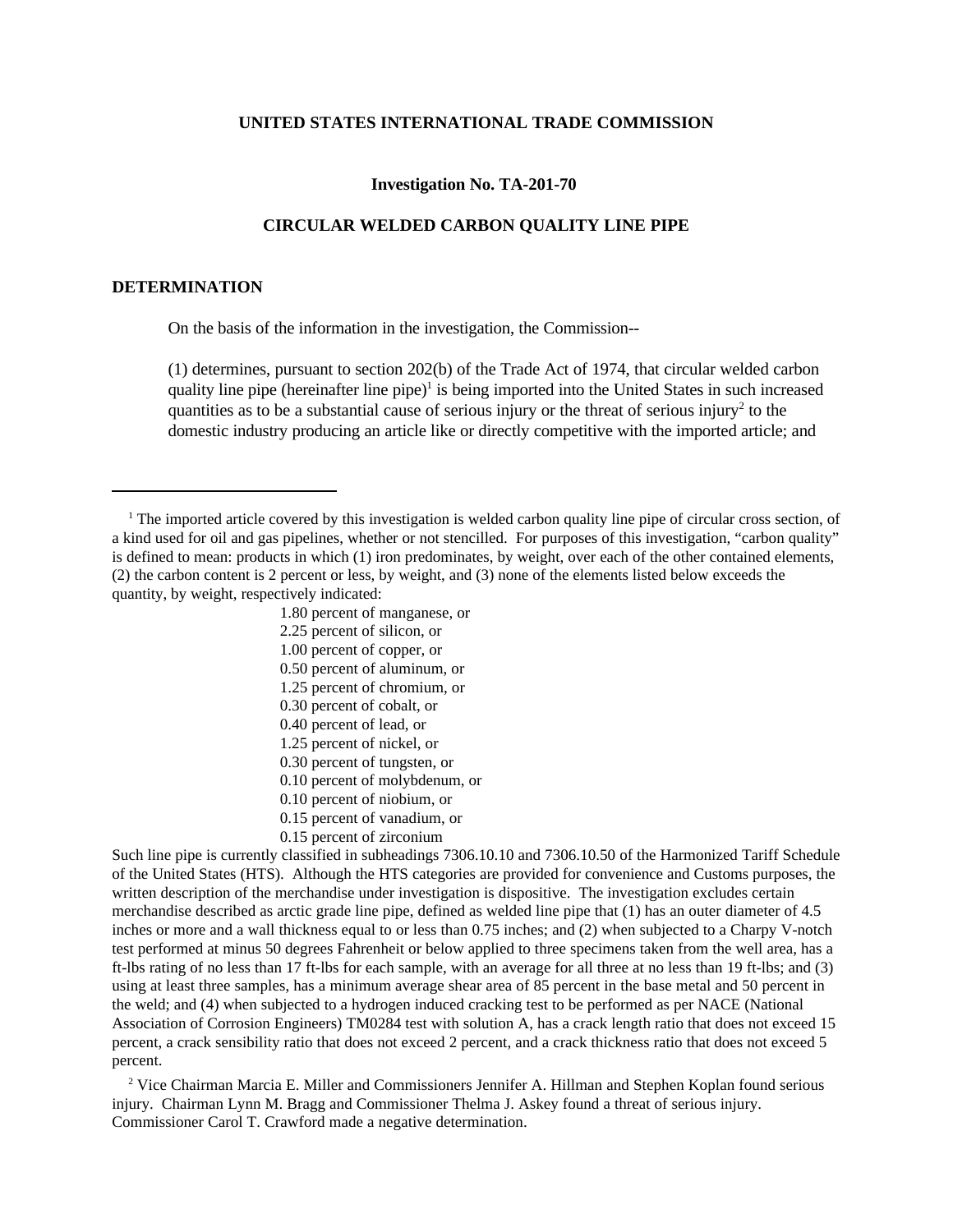**UNITED STATES INTERNATIONAL TRADE COMMISSION**

**Investigation No. TA-201-70**

**CIRCULAR WELDED CARBON QUALITY LINE PIPE**

## DETERMINATION

On the basis of the information in the investigation, the Commission--

(1) determines, pursuant to section 202(b) of the Trade Act of 1974, that circular welded carbon quality line pipe (hereinafter line pipe)[1] is being imported into the United States in such increased quantities as to be a substantial cause of serious injury or the threat of serious injury[2] to the domestic industry producing an article like or directly competitive with the imported article; and

---

[1] The imported article covered by this investigation is welded carbon quality line pipe of circular cross section, of a kind used for oil and gas pipelines, whether or not stencilled. For purposes of this investigation, "carbon quality" is defined to mean: products in which (1) iron predominates, by weight, over each of the other contained elements, (2) the carbon content is 2 percent or less, by weight, and (3) none of the elements listed below exceeds the quantity, by weight, respectively indicated:

1.80 percent of manganese, or
2.25 percent of silicon, or
1.00 percent of copper, or
0.50 percent of aluminum, or
1.25 percent of chromium, or
0.30 percent of cobalt, or
0.40 percent of lead, or
1.25 percent of nickel, or
0.30 percent of tungsten, or
0.10 percent of molybdenum, or
0.10 percent of niobium, or
0.15 percent of vanadium, or
0.15 percent of zirconium

Such line pipe is currently classified in subheadings 7306.10.10 and 7306.10.50 of the Harmonized Tariff Schedule of the United States (HTS). Although the HTS categories are provided for convenience and Customs purposes, the written description of the merchandise under investigation is dispositive. The investigation excludes certain merchandise described as arctic grade line pipe, defined as welded line pipe that (1) has an outer diameter of 4.5 inches or more and a wall thickness equal to or less than 0.75 inches; and (2) when subjected to a Charpy V-notch test performed at minus 50 degrees Fahrenheit or below applied to three specimens taken from the well area, has a ft-lbs rating of no less than 17 ft-lbs for each sample, with an average for all three at no less than 19 ft-lbs; and (3) using at least three samples, has a minimum average shear area of 85 percent in the base metal and 50 percent in the weld; and (4) when subjected to a hydrogen induced cracking test to be performed as per NACE (National Association of Corrosion Engineers) TM0284 test with solution A, has a crack length ratio that does not exceed 15 percent, a crack sensibility ratio that does not exceed 2 percent, and a crack thickness ratio that does not exceed 5 percent.

[2] Vice Chairman Marcia E. Miller and Commissioners Jennifer A. Hillman and Stephen Koplan found serious injury. Chairman Lynn M. Bragg and Commissioner Thelma J. Askey found a threat of serious injury. Commissioner Carol T. Crawford made a negative determination.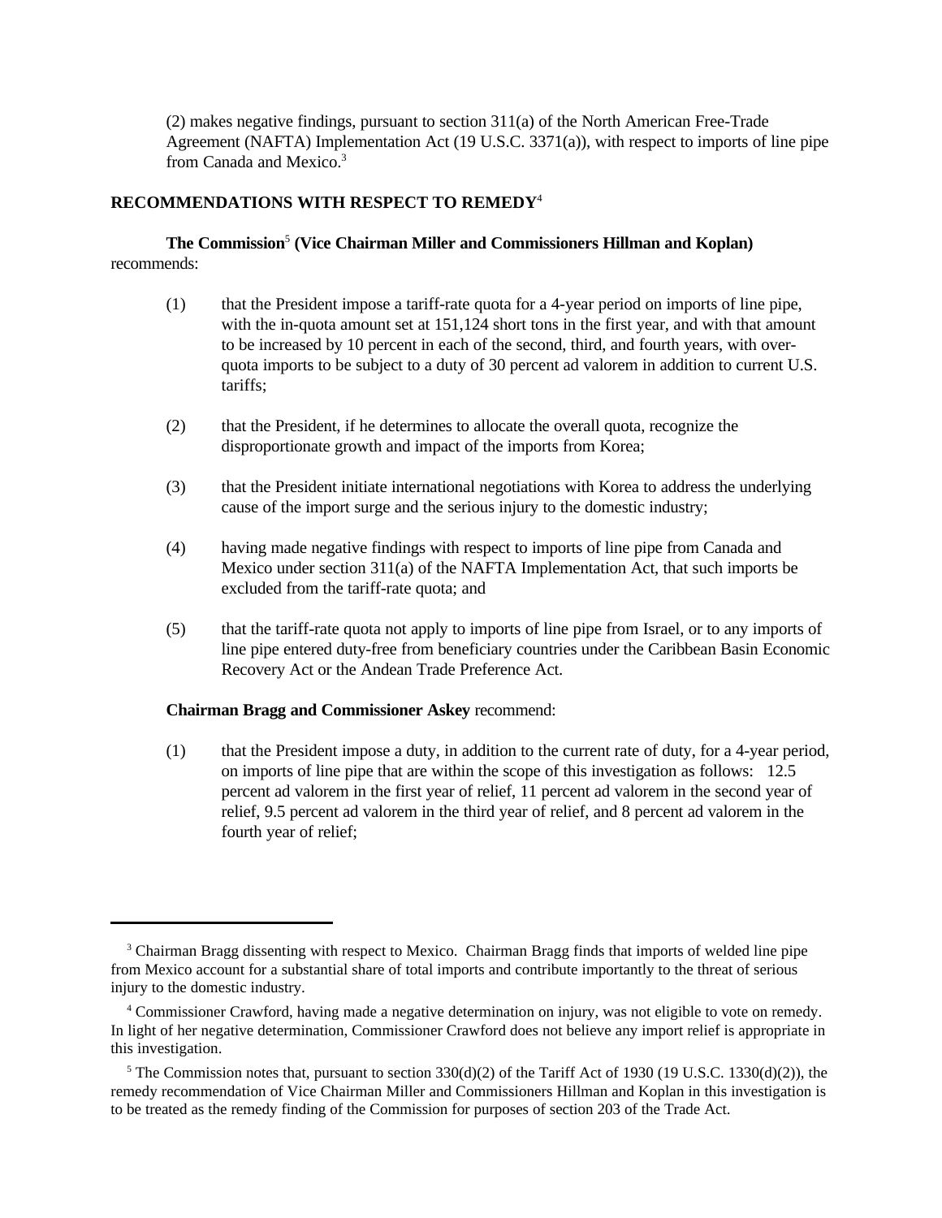(2) makes negative findings, pursuant to section 311(a) of the North American Free-Trade Agreement (NAFTA) Implementation Act (19 U.S.C. 3371(a)), with respect to imports of line pipe from Canada and Mexico.[3]

**RECOMMENDATIONS WITH RESPECT TO REMEDY**[4]

**The Commission**[5] **(Vice Chairman Miller and Commissioners Hillman and Koplan)** recommends:

(1) that the President impose a tariff-rate quota for a 4-year period on imports of line pipe, with the in-quota amount set at 151,124 short tons in the first year, and with that amount to be increased by 10 percent in each of the second, third, and fourth years, with over-quota imports to be subject to a duty of 30 percent ad valorem in addition to current U.S. tariffs;

(2) that the President, if he determines to allocate the overall quota, recognize the disproportionate growth and impact of the imports from Korea;

(3) that the President initiate international negotiations with Korea to address the underlying cause of the import surge and the serious injury to the domestic industry;

(4) having made negative findings with respect to imports of line pipe from Canada and Mexico under section 311(a) of the NAFTA Implementation Act, that such imports be excluded from the tariff-rate quota; and

(5) that the tariff-rate quota not apply to imports of line pipe from Israel, or to any imports of line pipe entered duty-free from beneficiary countries under the Caribbean Basin Economic Recovery Act or the Andean Trade Preference Act.

**Chairman Bragg and Commissioner Askey** recommend:

(1) that the President impose a duty, in addition to the current rate of duty, for a 4-year period, on imports of line pipe that are within the scope of this investigation as follows: 12.5 percent ad valorem in the first year of relief, 11 percent ad valorem in the second year of relief, 9.5 percent ad valorem in the third year of relief, and 8 percent ad valorem in the fourth year of relief;

---

[3] Chairman Bragg dissenting with respect to Mexico. Chairman Bragg finds that imports of welded line pipe from Mexico account for a substantial share of total imports and contribute importantly to the threat of serious injury to the domestic industry.

[4] Commissioner Crawford, having made a negative determination on injury, was not eligible to vote on remedy. In light of her negative determination, Commissioner Crawford does not believe any import relief is appropriate in this investigation.

[5] The Commission notes that, pursuant to section 330(d)(2) of the Tariff Act of 1930 (19 U.S.C. 1330(d)(2)), the remedy recommendation of Vice Chairman Miller and Commissioners Hillman and Koplan in this investigation is to be treated as the remedy finding of the Commission for purposes of section 203 of the Trade Act.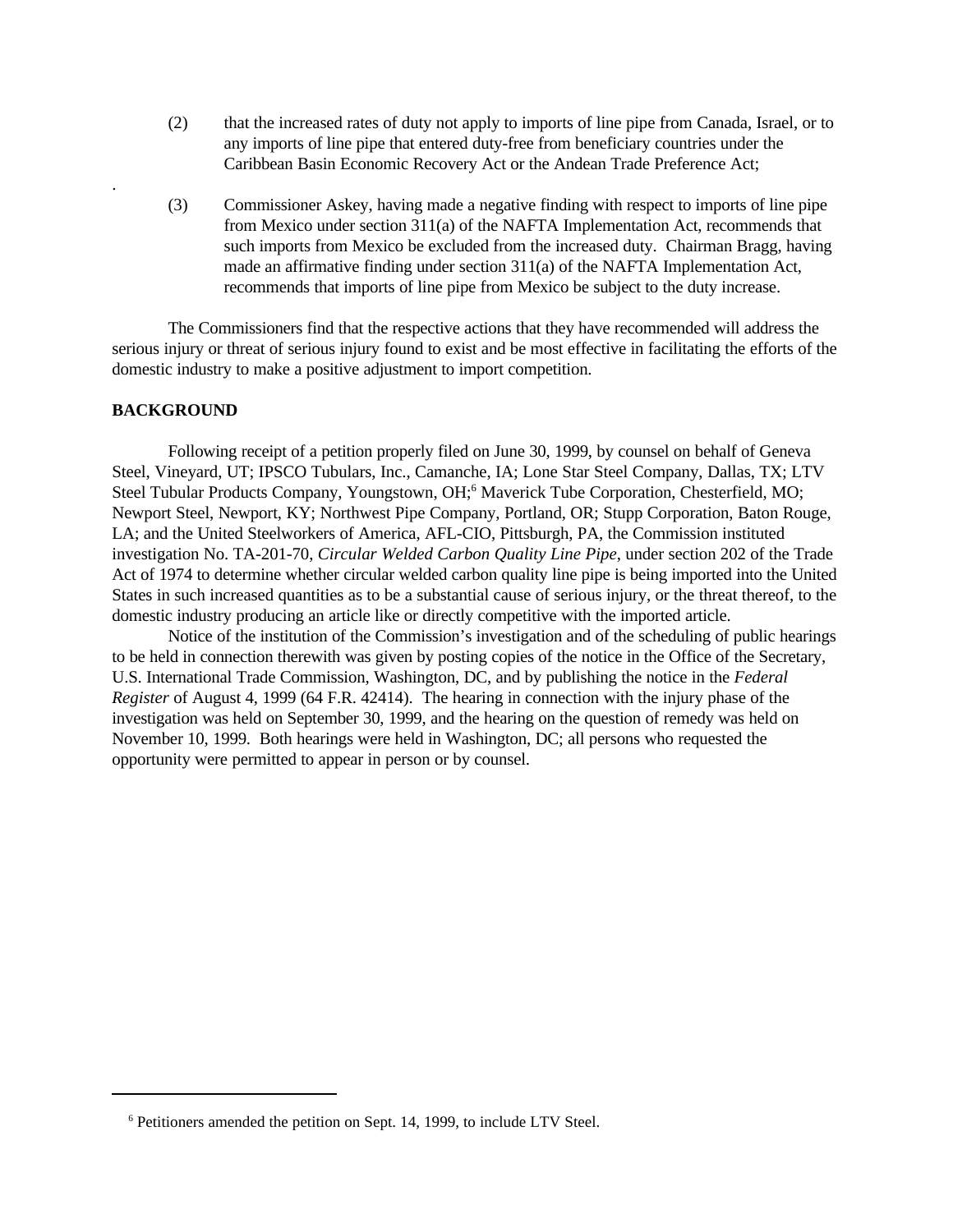(2) that the increased rates of duty not apply to imports of line pipe from Canada, Israel, or to any imports of line pipe that entered duty-free from beneficiary countries under the Caribbean Basin Economic Recovery Act or the Andean Trade Preference Act;

(3) Commissioner Askey, having made a negative finding with respect to imports of line pipe from Mexico under section 311(a) of the NAFTA Implementation Act, recommends that such imports from Mexico be excluded from the increased duty. Chairman Bragg, having made an affirmative finding under section 311(a) of the NAFTA Implementation Act, recommends that imports of line pipe from Mexico be subject to the duty increase.

The Commissioners find that the respective actions that they have recommended will address the serious injury or threat of serious injury found to exist and be most effective in facilitating the efforts of the domestic industry to make a positive adjustment to import competition.

**BACKGROUND**

Following receipt of a petition properly filed on June 30, 1999, by counsel on behalf of Geneva Steel, Vineyard, UT; IPSCO Tubulars, Inc., Camanche, IA; Lone Star Steel Company, Dallas, TX; LTV Steel Tubular Products Company, Youngstown, OH;[6] Maverick Tube Corporation, Chesterfield, MO; Newport Steel, Newport, KY; Northwest Pipe Company, Portland, OR; Stupp Corporation, Baton Rouge, LA; and the United Steelworkers of America, AFL-CIO, Pittsburgh, PA, the Commission instituted investigation No. TA-201-70, *Circular Welded Carbon Quality Line Pipe*, under section 202 of the Trade Act of 1974 to determine whether circular welded carbon quality line pipe is being imported into the United States in such increased quantities as to be a substantial cause of serious injury, or the threat thereof, to the domestic industry producing an article like or directly competitive with the imported article.

Notice of the institution of the Commission's investigation and of the scheduling of public hearings to be held in connection therewith was given by posting copies of the notice in the Office of the Secretary, U.S. International Trade Commission, Washington, DC, and by publishing the notice in the *Federal Register* of August 4, 1999 (64 F.R. 42414). The hearing in connection with the injury phase of the investigation was held on September 30, 1999, and the hearing on the question of remedy was held on November 10, 1999. Both hearings were held in Washington, DC; all persons who requested the opportunity were permitted to appear in person or by counsel.

[6] Petitioners amended the petition on Sept. 14, 1999, to include LTV Steel.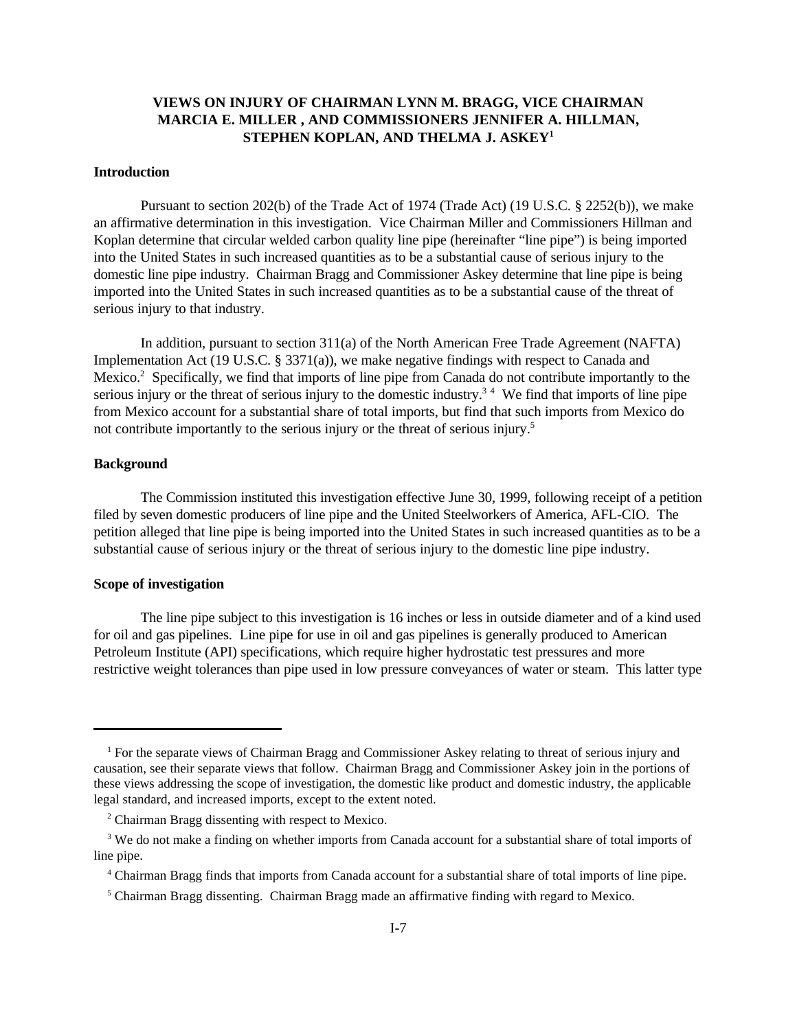## VIEWS ON INJURY OF CHAIRMAN LYNN M. BRAGG, VICE CHAIRMAN MARCIA E. MILLER , AND COMMISSIONERS JENNIFER A. HILLMAN, STEPHEN KOPLAN, AND THELMA J. ASKEY[1]

### Introduction

Pursuant to section 202(b) of the Trade Act of 1974 (Trade Act) (19 U.S.C. § 2252(b)), we make an affirmative determination in this investigation. Vice Chairman Miller and Commissioners Hillman and Koplan determine that circular welded carbon quality line pipe (hereinafter "line pipe") is being imported into the United States in such increased quantities as to be a substantial cause of serious injury to the domestic line pipe industry. Chairman Bragg and Commissioner Askey determine that line pipe is being imported into the United States in such increased quantities as to be a substantial cause of the threat of serious injury to that industry.

In addition, pursuant to section 311(a) of the North American Free Trade Agreement (NAFTA) Implementation Act (19 U.S.C. § 3371(a)), we make negative findings with respect to Canada and Mexico.[2] Specifically, we find that imports of line pipe from Canada do not contribute importantly to the serious injury or the threat of serious injury to the domestic industry.[3] [4] We find that imports of line pipe from Mexico account for a substantial share of total imports, but find that such imports from Mexico do not contribute importantly to the serious injury or the threat of serious injury.[5]

### Background

The Commission instituted this investigation effective June 30, 1999, following receipt of a petition filed by seven domestic producers of line pipe and the United Steelworkers of America, AFL-CIO. The petition alleged that line pipe is being imported into the United States in such increased quantities as to be a substantial cause of serious injury or the threat of serious injury to the domestic line pipe industry.

### Scope of investigation

The line pipe subject to this investigation is 16 inches or less in outside diameter and of a kind used for oil and gas pipelines. Line pipe for use in oil and gas pipelines is generally produced to American Petroleum Institute (API) specifications, which require higher hydrostatic test pressures and more restrictive weight tolerances than pipe used in low pressure conveyances of water or steam. This latter type

---

[1] For the separate views of Chairman Bragg and Commissioner Askey relating to threat of serious injury and causation, see their separate views that follow. Chairman Bragg and Commissioner Askey join in the portions of these views addressing the scope of investigation, the domestic like product and domestic industry, the applicable legal standard, and increased imports, except to the extent noted.

[2] Chairman Bragg dissenting with respect to Mexico.

[3] We do not make a finding on whether imports from Canada account for a substantial share of total imports of line pipe.

[4] Chairman Bragg finds that imports from Canada account for a substantial share of total imports of line pipe.

[5] Chairman Bragg dissenting. Chairman Bragg made an affirmative finding with regard to Mexico.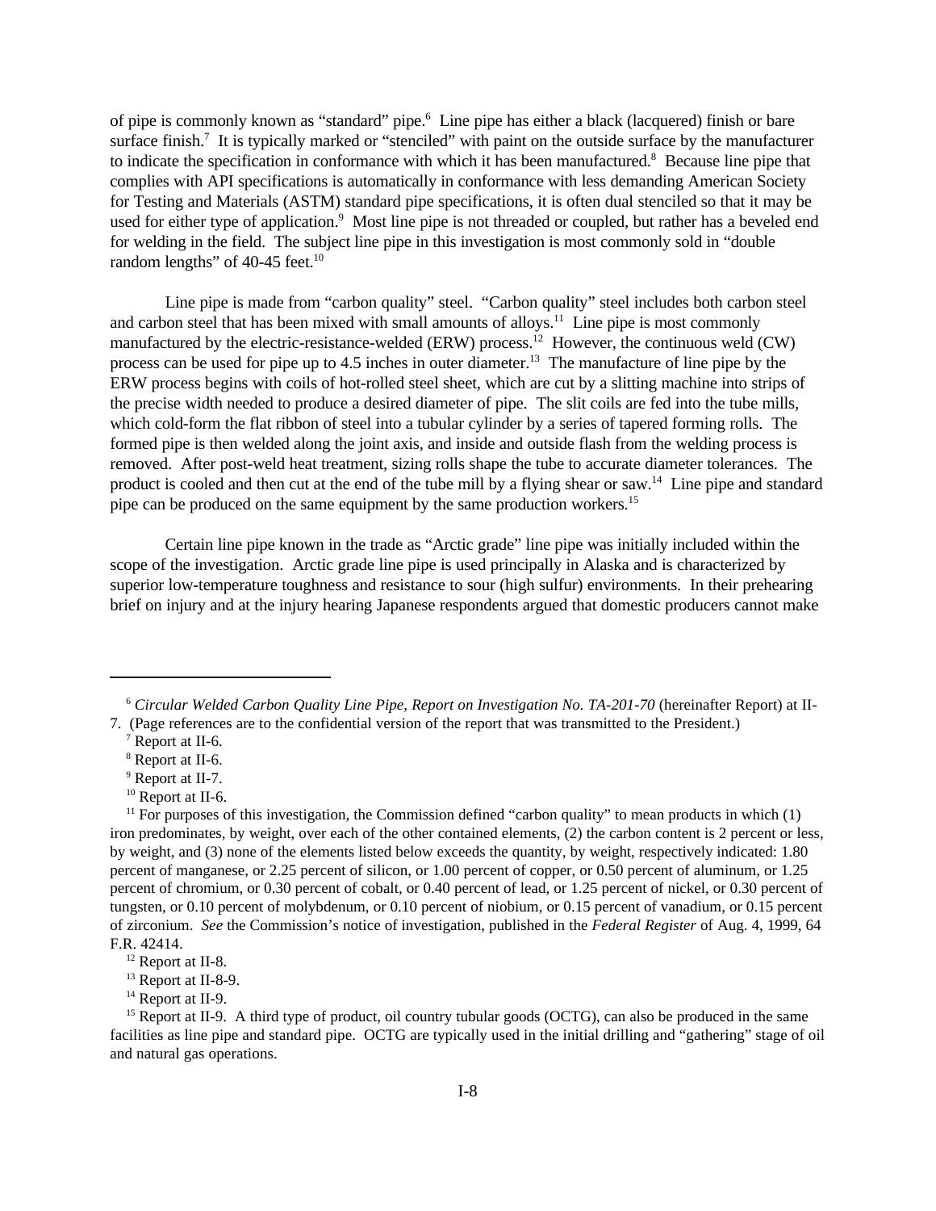of pipe is commonly known as "standard" pipe.[6] Line pipe has either a black (lacquered) finish or bare surface finish.[7] It is typically marked or "stenciled" with paint on the outside surface by the manufacturer to indicate the specification in conformance with which it has been manufactured.[8] Because line pipe that complies with API specifications is automatically in conformance with less demanding American Society for Testing and Materials (ASTM) standard pipe specifications, it is often dual stenciled so that it may be used for either type of application.[9] Most line pipe is not threaded or coupled, but rather has a beveled end for welding in the field. The subject line pipe in this investigation is most commonly sold in "double random lengths" of 40-45 feet.[10]

Line pipe is made from "carbon quality" steel. "Carbon quality" steel includes both carbon steel and carbon steel that has been mixed with small amounts of alloys.[11] Line pipe is most commonly manufactured by the electric-resistance-welded (ERW) process.[12] However, the continuous weld (CW) process can be used for pipe up to 4.5 inches in outer diameter.[13] The manufacture of line pipe by the ERW process begins with coils of hot-rolled steel sheet, which are cut by a slitting machine into strips of the precise width needed to produce a desired diameter of pipe. The slit coils are fed into the tube mills, which cold-form the flat ribbon of steel into a tubular cylinder by a series of tapered forming rolls. The formed pipe is then welded along the joint axis, and inside and outside flash from the welding process is removed. After post-weld heat treatment, sizing rolls shape the tube to accurate diameter tolerances. The product is cooled and then cut at the end of the tube mill by a flying shear or saw.[14] Line pipe and standard pipe can be produced on the same equipment by the same production workers.[15]

Certain line pipe known in the trade as "Arctic grade" line pipe was initially included within the scope of the investigation. Arctic grade line pipe is used principally in Alaska and is characterized by superior low-temperature toughness and resistance to sour (high sulfur) environments. In their prehearing brief on injury and at the injury hearing Japanese respondents argued that domestic producers cannot make

---

[6] *Circular Welded Carbon Quality Line Pipe, Report on Investigation No. TA-201-70* (hereinafter Report) at II-7. (Page references are to the confidential version of the report that was transmitted to the President.)

[7] Report at II-6.

[8] Report at II-6.

[9] Report at II-7.

[10] Report at II-6.

[11] For purposes of this investigation, the Commission defined "carbon quality" to mean products in which (1) iron predominates, by weight, over each of the other contained elements, (2) the carbon content is 2 percent or less, by weight, and (3) none of the elements listed below exceeds the quantity, by weight, respectively indicated: 1.80 percent of manganese, or 2.25 percent of silicon, or 1.00 percent of copper, or 0.50 percent of aluminum, or 1.25 percent of chromium, or 0.30 percent of cobalt, or 0.40 percent of lead, or 1.25 percent of nickel, or 0.30 percent of tungsten, or 0.10 percent of molybdenum, or 0.10 percent of niobium, or 0.15 percent of vanadium, or 0.15 percent of zirconium. *See* the Commission's notice of investigation, published in the *Federal Register* of Aug. 4, 1999, 64 F.R. 42414.

[12] Report at II-8.

[13] Report at II-8-9.

[14] Report at II-9.

[15] Report at II-9. A third type of product, oil country tubular goods (OCTG), can also be produced in the same facilities as line pipe and standard pipe. OCTG are typically used in the initial drilling and "gathering" stage of oil and natural gas operations.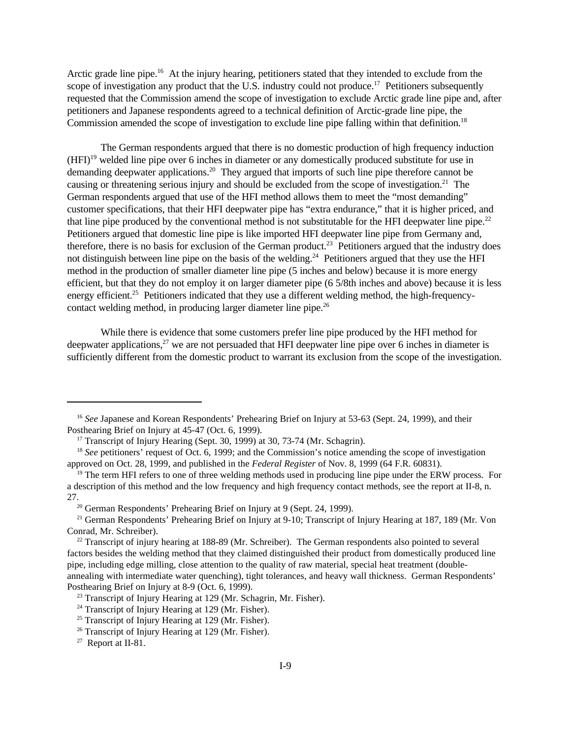Arctic grade line pipe.[16] At the injury hearing, petitioners stated that they intended to exclude from the scope of investigation any product that the U.S. industry could not produce.[17] Petitioners subsequently requested that the Commission amend the scope of investigation to exclude Arctic grade line pipe and, after petitioners and Japanese respondents agreed to a technical definition of Arctic-grade line pipe, the Commission amended the scope of investigation to exclude line pipe falling within that definition.[18]

The German respondents argued that there is no domestic production of high frequency induction (HFI)[19] welded line pipe over 6 inches in diameter or any domestically produced substitute for use in demanding deepwater applications.[20] They argued that imports of such line pipe therefore cannot be causing or threatening serious injury and should be excluded from the scope of investigation.[21] The German respondents argued that use of the HFI method allows them to meet the "most demanding" customer specifications, that their HFI deepwater pipe has "extra endurance," that it is higher priced, and that line pipe produced by the conventional method is not substitutable for the HFI deepwater line pipe.[22] Petitioners argued that domestic line pipe is like imported HFI deepwater line pipe from Germany and, therefore, there is no basis for exclusion of the German product.[23] Petitioners argued that the industry does not distinguish between line pipe on the basis of the welding.[24] Petitioners argued that they use the HFI method in the production of smaller diameter line pipe (5 inches and below) because it is more energy efficient, but that they do not employ it on larger diameter pipe (6 5/8th inches and above) because it is less energy efficient.[25] Petitioners indicated that they use a different welding method, the high-frequency-contact welding method, in producing larger diameter line pipe.[26]

While there is evidence that some customers prefer line pipe produced by the HFI method for deepwater applications,[27] we are not persuaded that HFI deepwater line pipe over 6 inches in diameter is sufficiently different from the domestic product to warrant its exclusion from the scope of the investigation.

---

[16] *See* Japanese and Korean Respondents' Prehearing Brief on Injury at 53-63 (Sept. 24, 1999), and their Posthearing Brief on Injury at 45-47 (Oct. 6, 1999).

[17] Transcript of Injury Hearing (Sept. 30, 1999) at 30, 73-74 (Mr. Schagrin).

[18] *See* petitioners' request of Oct. 6, 1999; and the Commission's notice amending the scope of investigation approved on Oct. 28, 1999, and published in the *Federal Register* of Nov. 8, 1999 (64 F.R. 60831).

[19] The term HFI refers to one of three welding methods used in producing line pipe under the ERW process. For a description of this method and the low frequency and high frequency contact methods, see the report at II-8, n. 27.

[20] German Respondents' Prehearing Brief on Injury at 9 (Sept. 24, 1999).

[21] German Respondents' Prehearing Brief on Injury at 9-10; Transcript of Injury Hearing at 187, 189 (Mr. Von Conrad, Mr. Schreiber).

[22] Transcript of injury hearing at 188-89 (Mr. Schreiber). The German respondents also pointed to several factors besides the welding method that they claimed distinguished their product from domestically produced line pipe, including edge milling, close attention to the quality of raw material, special heat treatment (double-annealing with intermediate water quenching), tight tolerances, and heavy wall thickness. German Respondents' Posthearing Brief on Injury at 8-9 (Oct. 6, 1999).

[23] Transcript of Injury Hearing at 129 (Mr. Schagrin, Mr. Fisher).

[24] Transcript of Injury Hearing at 129 (Mr. Fisher).

[25] Transcript of Injury Hearing at 129 (Mr. Fisher).

[26] Transcript of Injury Hearing at 129 (Mr. Fisher).

[27] Report at II-81.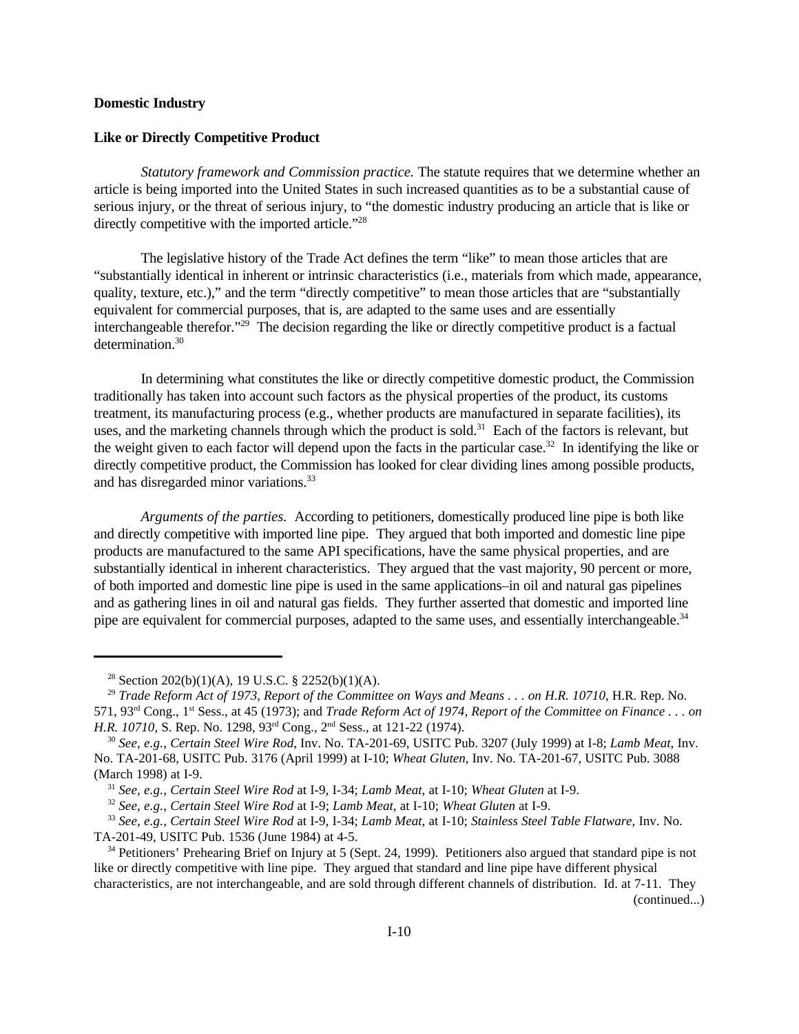**Domestic Industry**

**Like or Directly Competitive Product**

*Statutory framework and Commission practice.* The statute requires that we determine whether an article is being imported into the United States in such increased quantities as to be a substantial cause of serious injury, or the threat of serious injury, to "the domestic industry producing an article that is like or directly competitive with the imported article."[28]

The legislative history of the Trade Act defines the term "like" to mean those articles that are "substantially identical in inherent or intrinsic characteristics (i.e., materials from which made, appearance, quality, texture, etc.)," and the term "directly competitive" to mean those articles that are "substantially equivalent for commercial purposes, that is, are adapted to the same uses and are essentially interchangeable therefor."[29] The decision regarding the like or directly competitive product is a factual determination.[30]

In determining what constitutes the like or directly competitive domestic product, the Commission traditionally has taken into account such factors as the physical properties of the product, its customs treatment, its manufacturing process (e.g., whether products are manufactured in separate facilities), its uses, and the marketing channels through which the product is sold.[31] Each of the factors is relevant, but the weight given to each factor will depend upon the facts in the particular case.[32] In identifying the like or directly competitive product, the Commission has looked for clear dividing lines among possible products, and has disregarded minor variations.[33]

*Arguments of the parties.* According to petitioners, domestically produced line pipe is both like and directly competitive with imported line pipe. They argued that both imported and domestic line pipe products are manufactured to the same API specifications, have the same physical properties, and are substantially identical in inherent characteristics. They argued that the vast majority, 90 percent or more, of both imported and domestic line pipe is used in the same applications–in oil and natural gas pipelines and as gathering lines in oil and natural gas fields. They further asserted that domestic and imported line pipe are equivalent for commercial purposes, adapted to the same uses, and essentially interchangeable.[34]

---

[28] Section 202(b)(1)(A), 19 U.S.C. § 2252(b)(1)(A).

[29] *Trade Reform Act of 1973, Report of the Committee on Ways and Means . . . on H.R. 10710*, H.R. Rep. No. 571, 93rd Cong., 1st Sess., at 45 (1973); and *Trade Reform Act of 1974, Report of the Committee on Finance . . . on H.R. 10710*, S. Rep. No. 1298, 93rd Cong., 2nd Sess., at 121-22 (1974).

[30] *See, e.g., Certain Steel Wire Rod*, Inv. No. TA-201-69, USITC Pub. 3207 (July 1999) at I-8; *Lamb Meat*, Inv. No. TA-201-68, USITC Pub. 3176 (April 1999) at I-10; *Wheat Gluten*, Inv. No. TA-201-67, USITC Pub. 3088 (March 1998) at I-9.

[31] *See, e.g., Certain Steel Wire Rod* at I-9, I-34; *Lamb Meat*, at I-10; *Wheat Gluten* at I-9.

[32] *See, e.g., Certain Steel Wire Rod* at I-9; *Lamb Meat*, at I-10; *Wheat Gluten* at I-9.

[33] *See, e.g., Certain Steel Wire Rod* at I-9, I-34; *Lamb Meat*, at I-10; *Stainless Steel Table Flatware*, Inv. No. TA-201-49, USITC Pub. 1536 (June 1984) at 4-5.

[34] Petitioners' Prehearing Brief on Injury at 5 (Sept. 24, 1999). Petitioners also argued that standard pipe is not like or directly competitive with line pipe. They argued that standard and line pipe have different physical characteristics, are not interchangeable, and are sold through different channels of distribution. Id. at 7-11. They (continued...)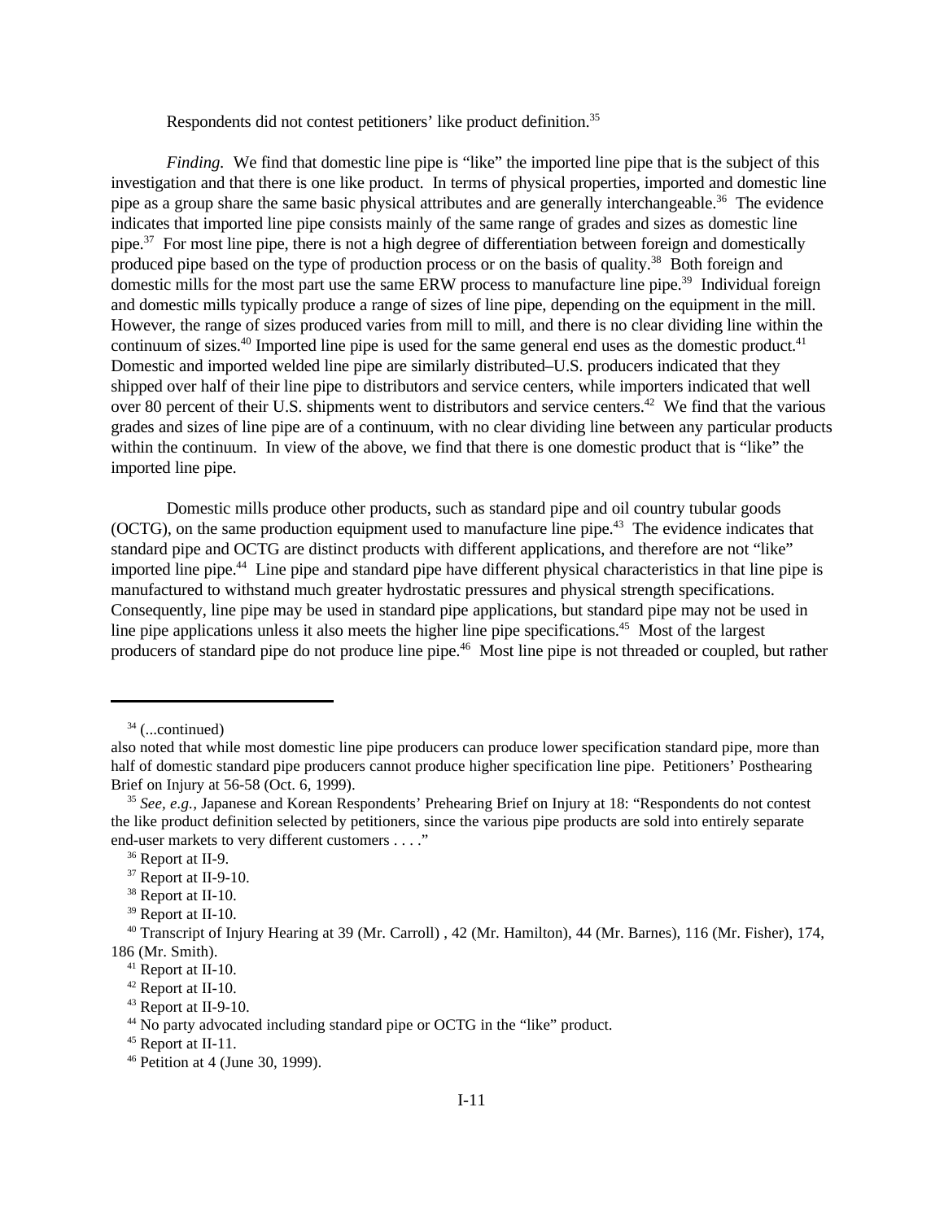Respondents did not contest petitioners' like product definition.[35]

*Finding.* We find that domestic line pipe is "like" the imported line pipe that is the subject of this investigation and that there is one like product. In terms of physical properties, imported and domestic line pipe as a group share the same basic physical attributes and are generally interchangeable.[36] The evidence indicates that imported line pipe consists mainly of the same range of grades and sizes as domestic line pipe.[37] For most line pipe, there is not a high degree of differentiation between foreign and domestically produced pipe based on the type of production process or on the basis of quality.[38] Both foreign and domestic mills for the most part use the same ERW process to manufacture line pipe.[39] Individual foreign and domestic mills typically produce a range of sizes of line pipe, depending on the equipment in the mill. However, the range of sizes produced varies from mill to mill, and there is no clear dividing line within the continuum of sizes.[40] Imported line pipe is used for the same general end uses as the domestic product.[41] Domestic and imported welded line pipe are similarly distributed–U.S. producers indicated that they shipped over half of their line pipe to distributors and service centers, while importers indicated that well over 80 percent of their U.S. shipments went to distributors and service centers.[42] We find that the various grades and sizes of line pipe are of a continuum, with no clear dividing line between any particular products within the continuum. In view of the above, we find that there is one domestic product that is "like" the imported line pipe.

Domestic mills produce other products, such as standard pipe and oil country tubular goods (OCTG), on the same production equipment used to manufacture line pipe.[43] The evidence indicates that standard pipe and OCTG are distinct products with different applications, and therefore are not "like" imported line pipe.[44] Line pipe and standard pipe have different physical characteristics in that line pipe is manufactured to withstand much greater hydrostatic pressures and physical strength specifications. Consequently, line pipe may be used in standard pipe applications, but standard pipe may not be used in line pipe applications unless it also meets the higher line pipe specifications.[45] Most of the largest producers of standard pipe do not produce line pipe.[46] Most line pipe is not threaded or coupled, but rather

---

[34] (...continued)
also noted that while most domestic line pipe producers can produce lower specification standard pipe, more than half of domestic standard pipe producers cannot produce higher specification line pipe. Petitioners' Posthearing Brief on Injury at 56-58 (Oct. 6, 1999).

[35] *See, e.g.,* Japanese and Korean Respondents' Prehearing Brief on Injury at 18: "Respondents do not contest the like product definition selected by petitioners, since the various pipe products are sold into entirely separate end-user markets to very different customers . . . ."

[36] Report at II-9.

[37] Report at II-9-10.

[38] Report at II-10.

[39] Report at II-10.

[40] Transcript of Injury Hearing at 39 (Mr. Carroll) , 42 (Mr. Hamilton), 44 (Mr. Barnes), 116 (Mr. Fisher), 174, 186 (Mr. Smith).

[41] Report at II-10.

[42] Report at II-10.

[43] Report at II-9-10.

[44] No party advocated including standard pipe or OCTG in the "like" product.

[45] Report at II-11.

[46] Petition at 4 (June 30, 1999).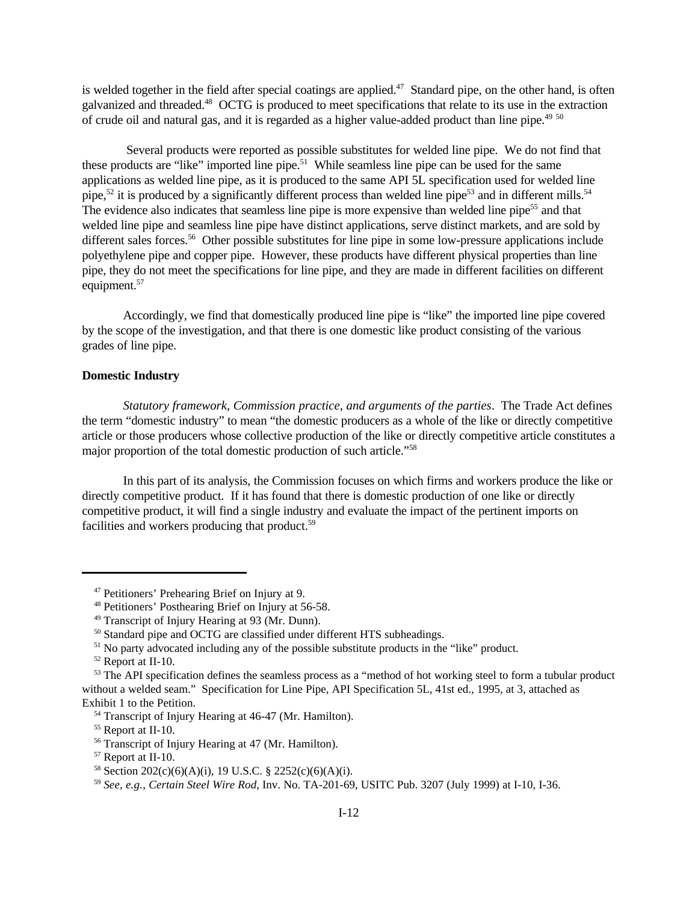is welded together in the field after special coatings are applied.[47] Standard pipe, on the other hand, is often galvanized and threaded.[48] OCTG is produced to meet specifications that relate to its use in the extraction of crude oil and natural gas, and it is regarded as a higher value-added product than line pipe.[49] [50]

Several products were reported as possible substitutes for welded line pipe. We do not find that these products are "like" imported line pipe.[51] While seamless line pipe can be used for the same applications as welded line pipe, as it is produced to the same API 5L specification used for welded line pipe,[52] it is produced by a significantly different process than welded line pipe[53] and in different mills.[54] The evidence also indicates that seamless line pipe is more expensive than welded line pipe[55] and that welded line pipe and seamless line pipe have distinct applications, serve distinct markets, and are sold by different sales forces.[56] Other possible substitutes for line pipe in some low-pressure applications include polyethylene pipe and copper pipe. However, these products have different physical properties than line pipe, they do not meet the specifications for line pipe, and they are made in different facilities on different equipment.[57]

Accordingly, we find that domestically produced line pipe is "like" the imported line pipe covered by the scope of the investigation, and that there is one domestic like product consisting of the various grades of line pipe.

**Domestic Industry**

*Statutory framework, Commission practice, and arguments of the parties*. The Trade Act defines the term "domestic industry" to mean "the domestic producers as a whole of the like or directly competitive article or those producers whose collective production of the like or directly competitive article constitutes a major proportion of the total domestic production of such article."[58]

In this part of its analysis, the Commission focuses on which firms and workers produce the like or directly competitive product. If it has found that there is domestic production of one like or directly competitive product, it will find a single industry and evaluate the impact of the pertinent imports on facilities and workers producing that product.[59]

---

[47] Petitioners' Prehearing Brief on Injury at 9.

[48] Petitioners' Posthearing Brief on Injury at 56-58.

[49] Transcript of Injury Hearing at 93 (Mr. Dunn).

[50] Standard pipe and OCTG are classified under different HTS subheadings.

[51] No party advocated including any of the possible substitute products in the "like" product.

[52] Report at II-10.

[53] The API specification defines the seamless process as a "method of hot working steel to form a tubular product without a welded seam." Specification for Line Pipe, API Specification 5L, 41st ed., 1995, at 3, attached as Exhibit 1 to the Petition.

[54] Transcript of Injury Hearing at 46-47 (Mr. Hamilton).

[55] Report at II-10.

[56] Transcript of Injury Hearing at 47 (Mr. Hamilton).

[57] Report at II-10.

[58] Section 202(c)(6)(A)(i), 19 U.S.C. § 2252(c)(6)(A)(i).

[59] *See, e.g.*, *Certain Steel Wire Rod*, Inv. No. TA-201-69, USITC Pub. 3207 (July 1999) at I-10, I-36.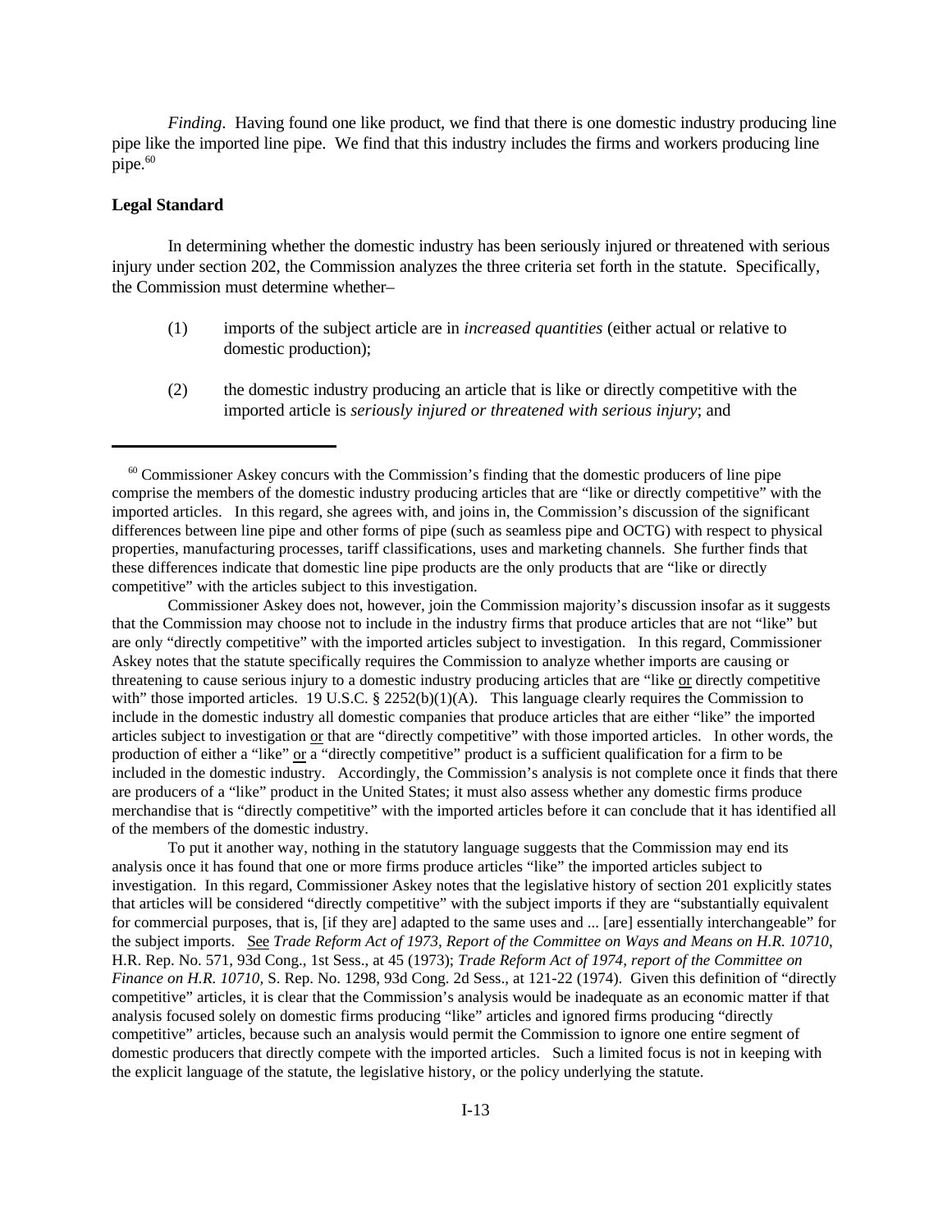*Finding*. Having found one like product, we find that there is one domestic industry producing line pipe like the imported line pipe. We find that this industry includes the firms and workers producing line pipe.[60]

**Legal Standard**

In determining whether the domestic industry has been seriously injured or threatened with serious injury under section 202, the Commission analyzes the three criteria set forth in the statute. Specifically, the Commission must determine whether–

(1) imports of the subject article are in *increased quantities* (either actual or relative to domestic production);

(2) the domestic industry producing an article that is like or directly competitive with the imported article is *seriously injured or threatened with serious injury*; and

---

[60] Commissioner Askey concurs with the Commission's finding that the domestic producers of line pipe comprise the members of the domestic industry producing articles that are "like or directly competitive" with the imported articles. In this regard, she agrees with, and joins in, the Commission's discussion of the significant differences between line pipe and other forms of pipe (such as seamless pipe and OCTG) with respect to physical properties, manufacturing processes, tariff classifications, uses and marketing channels. She further finds that these differences indicate that domestic line pipe products are the only products that are "like or directly competitive" with the articles subject to this investigation.

Commissioner Askey does not, however, join the Commission majority's discussion insofar as it suggests that the Commission may choose not to include in the industry firms that produce articles that are not "like" but are only "directly competitive" with the imported articles subject to investigation. In this regard, Commissioner Askey notes that the statute specifically requires the Commission to analyze whether imports are causing or threatening to cause serious injury to a domestic industry producing articles that are "like or directly competitive with" those imported articles. 19 U.S.C. § 2252(b)(1)(A). This language clearly requires the Commission to include in the domestic industry all domestic companies that produce articles that are either "like" the imported articles subject to investigation or that are "directly competitive" with those imported articles. In other words, the production of either a "like" or a "directly competitive" product is a sufficient qualification for a firm to be included in the domestic industry. Accordingly, the Commission's analysis is not complete once it finds that there are producers of a "like" product in the United States; it must also assess whether any domestic firms produce merchandise that is "directly competitive" with the imported articles before it can conclude that it has identified all of the members of the domestic industry.

To put it another way, nothing in the statutory language suggests that the Commission may end its analysis once it has found that one or more firms produce articles "like" the imported articles subject to investigation. In this regard, Commissioner Askey notes that the legislative history of section 201 explicitly states that articles will be considered "directly competitive" with the subject imports if they are "substantially equivalent for commercial purposes, that is, [if they are] adapted to the same uses and ... [are] essentially interchangeable" for the subject imports. See *Trade Reform Act of 1973, Report of the Committee on Ways and Means on H.R. 10710*, H.R. Rep. No. 571, 93d Cong., 1st Sess., at 45 (1973); *Trade Reform Act of 1974, report of the Committee on Finance on H.R. 10710,* S. Rep. No. 1298, 93d Cong. 2d Sess., at 121-22 (1974). Given this definition of "directly competitive" articles, it is clear that the Commission's analysis would be inadequate as an economic matter if that analysis focused solely on domestic firms producing "like" articles and ignored firms producing "directly competitive" articles, because such an analysis would permit the Commission to ignore one entire segment of domestic producers that directly compete with the imported articles. Such a limited focus is not in keeping with the explicit language of the statute, the legislative history, or the policy underlying the statute.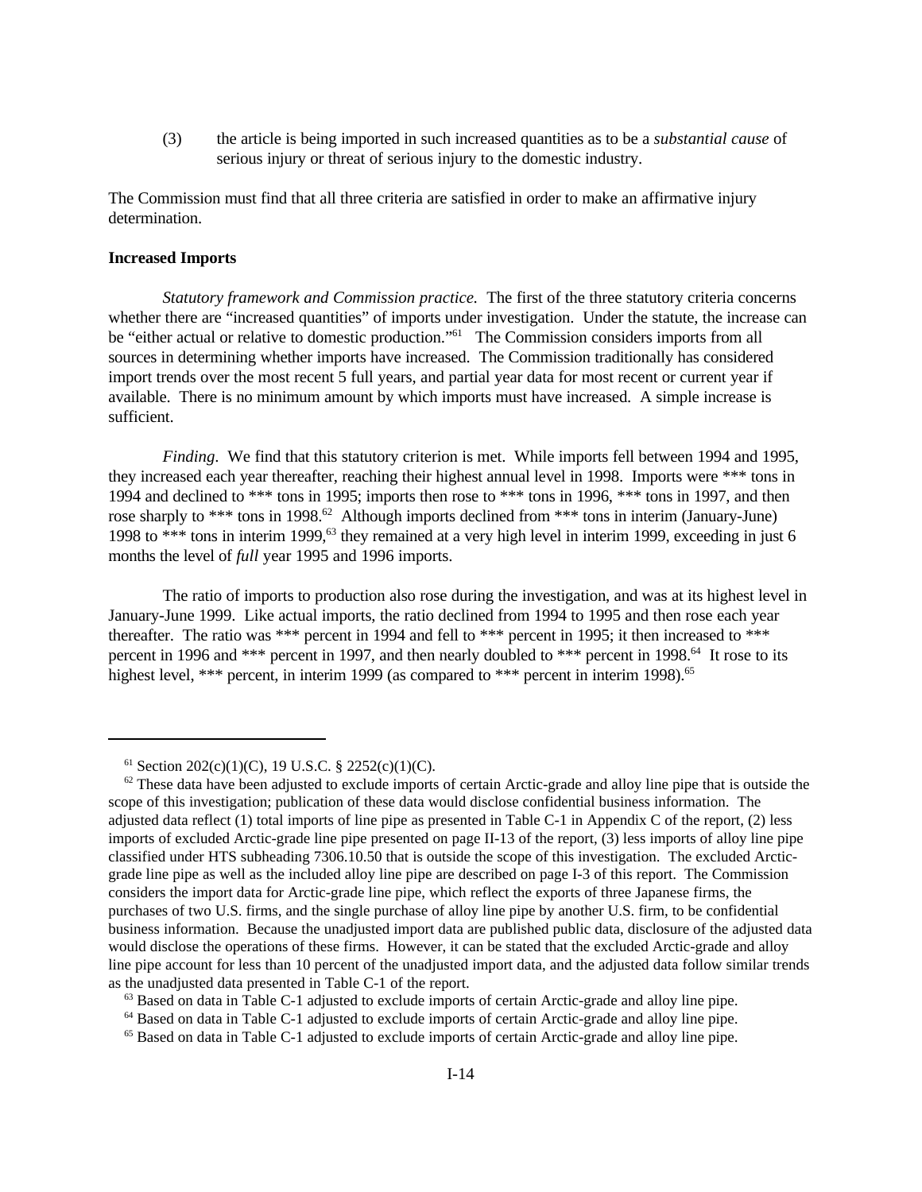(3) the article is being imported in such increased quantities as to be a *substantial cause* of serious injury or threat of serious injury to the domestic industry.

The Commission must find that all three criteria are satisfied in order to make an affirmative injury determination.

**Increased Imports**

*Statutory framework and Commission practice.* The first of the three statutory criteria concerns whether there are "increased quantities" of imports under investigation. Under the statute, the increase can be "either actual or relative to domestic production."[61] The Commission considers imports from all sources in determining whether imports have increased. The Commission traditionally has considered import trends over the most recent 5 full years, and partial year data for most recent or current year if available. There is no minimum amount by which imports must have increased. A simple increase is sufficient.

*Finding*. We find that this statutory criterion is met. While imports fell between 1994 and 1995, they increased each year thereafter, reaching their highest annual level in 1998. Imports were *** tons in 1994 and declined to *** tons in 1995; imports then rose to *** tons in 1996, *** tons in 1997, and then rose sharply to *** tons in 1998.[62] Although imports declined from *** tons in interim (January-June) 1998 to *** tons in interim 1999,[63] they remained at a very high level in interim 1999, exceeding in just 6 months the level of *full* year 1995 and 1996 imports.

The ratio of imports to production also rose during the investigation, and was at its highest level in January-June 1999. Like actual imports, the ratio declined from 1994 to 1995 and then rose each year thereafter. The ratio was *** percent in 1994 and fell to *** percent in 1995; it then increased to *** percent in 1996 and *** percent in 1997, and then nearly doubled to *** percent in 1998.[64] It rose to its highest level, *** percent, in interim 1999 (as compared to *** percent in interim 1998).[65]

---

[61] Section 202(c)(1)(C), 19 U.S.C. § 2252(c)(1)(C).

[62] These data have been adjusted to exclude imports of certain Arctic-grade and alloy line pipe that is outside the scope of this investigation; publication of these data would disclose confidential business information. The adjusted data reflect (1) total imports of line pipe as presented in Table C-1 in Appendix C of the report, (2) less imports of excluded Arctic-grade line pipe presented on page II-13 of the report, (3) less imports of alloy line pipe classified under HTS subheading 7306.10.50 that is outside the scope of this investigation. The excluded Arctic-grade line pipe as well as the included alloy line pipe are described on page I-3 of this report. The Commission considers the import data for Arctic-grade line pipe, which reflect the exports of three Japanese firms, the purchases of two U.S. firms, and the single purchase of alloy line pipe by another U.S. firm, to be confidential business information. Because the unadjusted import data are published public data, disclosure of the adjusted data would disclose the operations of these firms. However, it can be stated that the excluded Arctic-grade and alloy line pipe account for less than 10 percent of the unadjusted import data, and the adjusted data follow similar trends as the unadjusted data presented in Table C-1 of the report.

[63] Based on data in Table C-1 adjusted to exclude imports of certain Arctic-grade and alloy line pipe.

[64] Based on data in Table C-1 adjusted to exclude imports of certain Arctic-grade and alloy line pipe.

[65] Based on data in Table C-1 adjusted to exclude imports of certain Arctic-grade and alloy line pipe.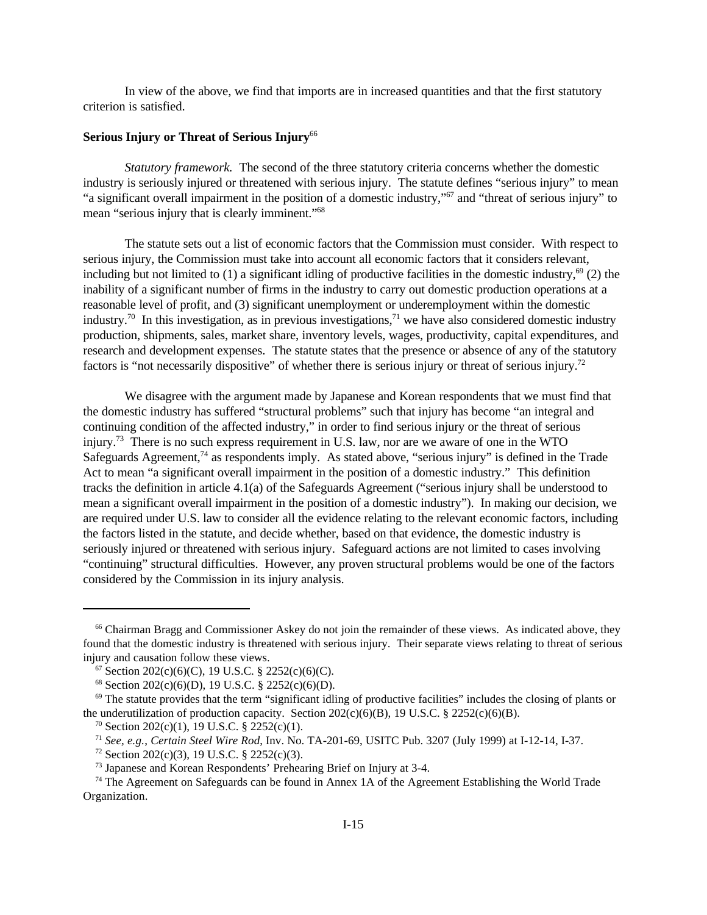In view of the above, we find that imports are in increased quantities and that the first statutory criterion is satisfied.

**Serious Injury or Threat of Serious Injury**[66]

*Statutory framework.* The second of the three statutory criteria concerns whether the domestic industry is seriously injured or threatened with serious injury. The statute defines "serious injury" to mean "a significant overall impairment in the position of a domestic industry,"[67] and "threat of serious injury" to mean "serious injury that is clearly imminent."[68]

The statute sets out a list of economic factors that the Commission must consider. With respect to serious injury, the Commission must take into account all economic factors that it considers relevant, including but not limited to (1) a significant idling of productive facilities in the domestic industry,[69] (2) the inability of a significant number of firms in the industry to carry out domestic production operations at a reasonable level of profit, and (3) significant unemployment or underemployment within the domestic industry.[70] In this investigation, as in previous investigations,[71] we have also considered domestic industry production, shipments, sales, market share, inventory levels, wages, productivity, capital expenditures, and research and development expenses. The statute states that the presence or absence of any of the statutory factors is "not necessarily dispositive" of whether there is serious injury or threat of serious injury.[72]

We disagree with the argument made by Japanese and Korean respondents that we must find that the domestic industry has suffered "structural problems" such that injury has become "an integral and continuing condition of the affected industry," in order to find serious injury or the threat of serious injury.[73] There is no such express requirement in U.S. law, nor are we aware of one in the WTO Safeguards Agreement,[74] as respondents imply. As stated above, "serious injury" is defined in the Trade Act to mean "a significant overall impairment in the position of a domestic industry." This definition tracks the definition in article 4.1(a) of the Safeguards Agreement ("serious injury shall be understood to mean a significant overall impairment in the position of a domestic industry"). In making our decision, we are required under U.S. law to consider all the evidence relating to the relevant economic factors, including the factors listed in the statute, and decide whether, based on that evidence, the domestic industry is seriously injured or threatened with serious injury. Safeguard actions are not limited to cases involving "continuing" structural difficulties. However, any proven structural problems would be one of the factors considered by the Commission in its injury analysis.

---

[66] Chairman Bragg and Commissioner Askey do not join the remainder of these views. As indicated above, they found that the domestic industry is threatened with serious injury. Their separate views relating to threat of serious injury and causation follow these views.

[67] Section 202(c)(6)(C), 19 U.S.C. § 2252(c)(6)(C).

[68] Section 202(c)(6)(D), 19 U.S.C. § 2252(c)(6)(D).

[69] The statute provides that the term "significant idling of productive facilities" includes the closing of plants or the underutilization of production capacity. Section 202(c)(6)(B), 19 U.S.C. § 2252(c)(6)(B).

[70] Section 202(c)(1), 19 U.S.C. § 2252(c)(1).

[71] *See, e.g., Certain Steel Wire Rod*, Inv. No. TA-201-69, USITC Pub. 3207 (July 1999) at I-12-14, I-37.

[72] Section 202(c)(3), 19 U.S.C. § 2252(c)(3).

[73] Japanese and Korean Respondents' Prehearing Brief on Injury at 3-4.

[74] The Agreement on Safeguards can be found in Annex 1A of the Agreement Establishing the World Trade Organization.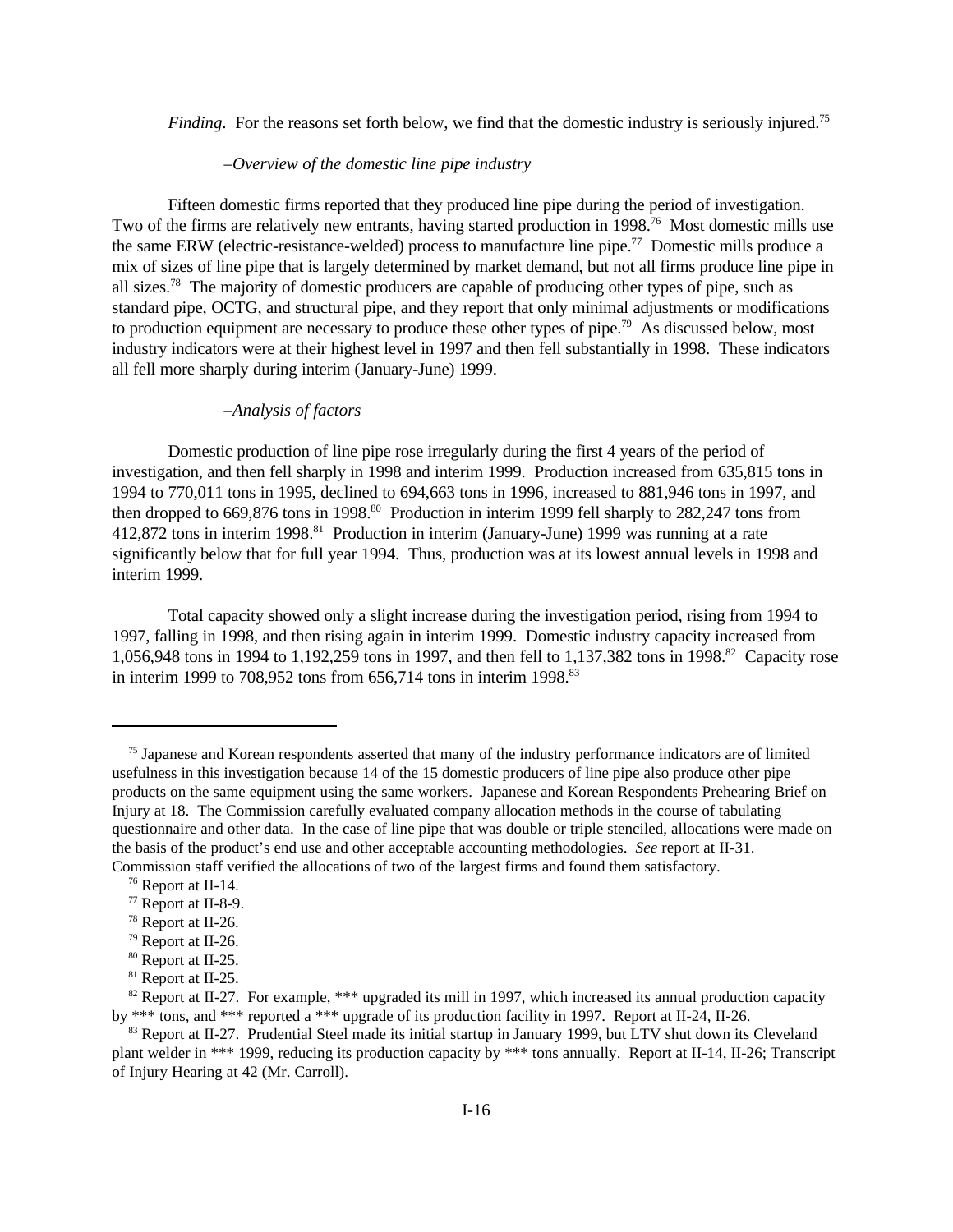*Finding*. For the reasons set forth below, we find that the domestic industry is seriously injured.[75]

*–Overview of the domestic line pipe industry*

Fifteen domestic firms reported that they produced line pipe during the period of investigation. Two of the firms are relatively new entrants, having started production in 1998.[76] Most domestic mills use the same ERW (electric-resistance-welded) process to manufacture line pipe.[77] Domestic mills produce a mix of sizes of line pipe that is largely determined by market demand, but not all firms produce line pipe in all sizes.[78] The majority of domestic producers are capable of producing other types of pipe, such as standard pipe, OCTG, and structural pipe, and they report that only minimal adjustments or modifications to production equipment are necessary to produce these other types of pipe.[79] As discussed below, most industry indicators were at their highest level in 1997 and then fell substantially in 1998. These indicators all fell more sharply during interim (January-June) 1999.

*–Analysis of factors*

Domestic production of line pipe rose irregularly during the first 4 years of the period of investigation, and then fell sharply in 1998 and interim 1999. Production increased from 635,815 tons in 1994 to 770,011 tons in 1995, declined to 694,663 tons in 1996, increased to 881,946 tons in 1997, and then dropped to 669,876 tons in 1998.[80] Production in interim 1999 fell sharply to 282,247 tons from 412,872 tons in interim 1998.[81] Production in interim (January-June) 1999 was running at a rate significantly below that for full year 1994. Thus, production was at its lowest annual levels in 1998 and interim 1999.

Total capacity showed only a slight increase during the investigation period, rising from 1994 to 1997, falling in 1998, and then rising again in interim 1999. Domestic industry capacity increased from 1,056,948 tons in 1994 to 1,192,259 tons in 1997, and then fell to 1,137,382 tons in 1998.[82] Capacity rose in interim 1999 to 708,952 tons from 656,714 tons in interim 1998.[83]

---

[75] Japanese and Korean respondents asserted that many of the industry performance indicators are of limited usefulness in this investigation because 14 of the 15 domestic producers of line pipe also produce other pipe products on the same equipment using the same workers. Japanese and Korean Respondents Prehearing Brief on Injury at 18. The Commission carefully evaluated company allocation methods in the course of tabulating questionnaire and other data. In the case of line pipe that was double or triple stenciled, allocations were made on the basis of the product's end use and other acceptable accounting methodologies. *See* report at II-31. Commission staff verified the allocations of two of the largest firms and found them satisfactory.

[76] Report at II-14.

[77] Report at II-8-9.

[78] Report at II-26.

[79] Report at II-26.

[80] Report at II-25.

[81] Report at II-25.

[82] Report at II-27. For example, *** upgraded its mill in 1997, which increased its annual production capacity by *** tons, and *** reported a *** upgrade of its production facility in 1997. Report at II-24, II-26.

[83] Report at II-27. Prudential Steel made its initial startup in January 1999, but LTV shut down its Cleveland plant welder in *** 1999, reducing its production capacity by *** tons annually. Report at II-14, II-26; Transcript of Injury Hearing at 42 (Mr. Carroll).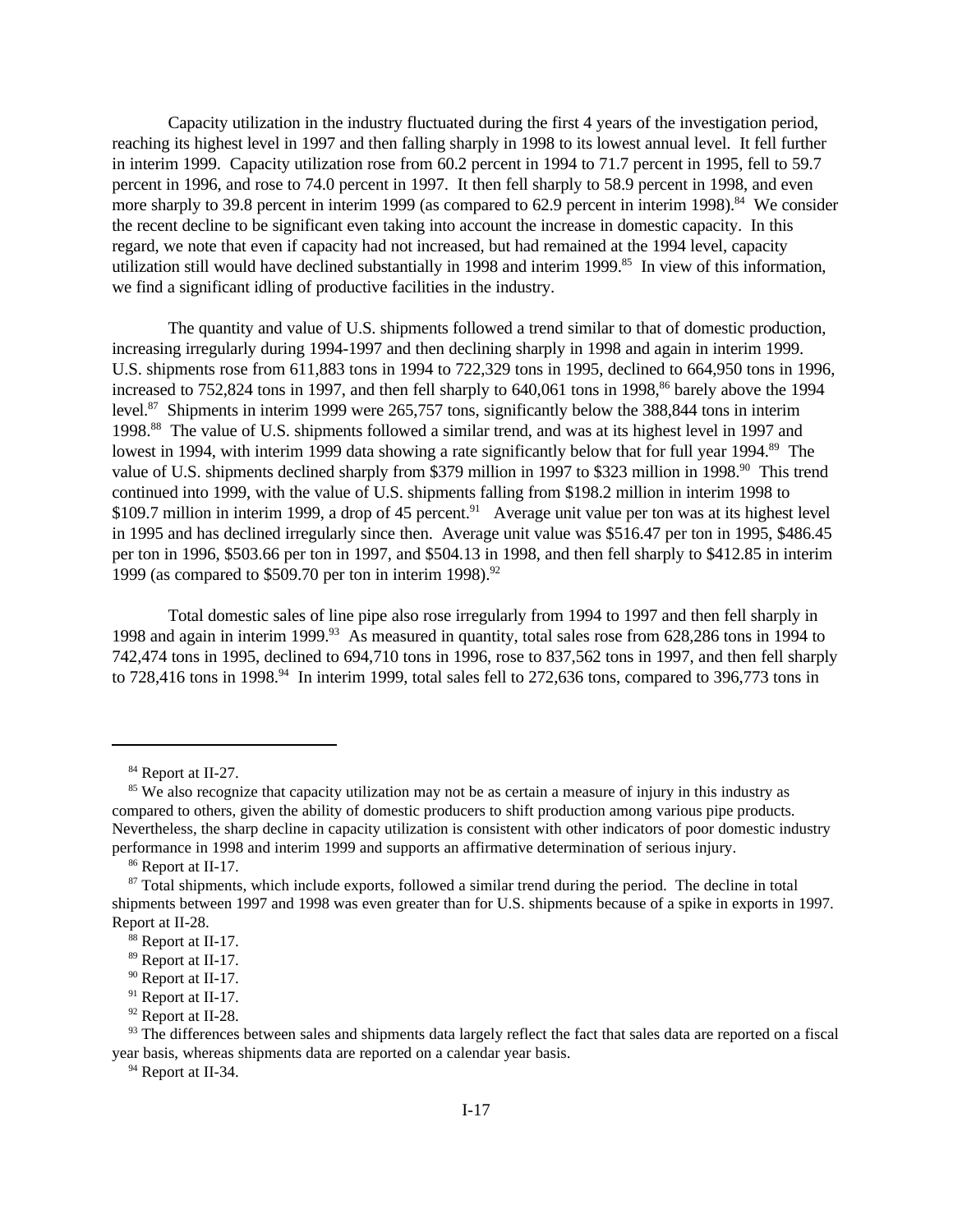Capacity utilization in the industry fluctuated during the first 4 years of the investigation period, reaching its highest level in 1997 and then falling sharply in 1998 to its lowest annual level. It fell further in interim 1999. Capacity utilization rose from 60.2 percent in 1994 to 71.7 percent in 1995, fell to 59.7 percent in 1996, and rose to 74.0 percent in 1997. It then fell sharply to 58.9 percent in 1998, and even more sharply to 39.8 percent in interim 1999 (as compared to 62.9 percent in interim 1998).[84] We consider the recent decline to be significant even taking into account the increase in domestic capacity. In this regard, we note that even if capacity had not increased, but had remained at the 1994 level, capacity utilization still would have declined substantially in 1998 and interim 1999.[85] In view of this information, we find a significant idling of productive facilities in the industry.

The quantity and value of U.S. shipments followed a trend similar to that of domestic production, increasing irregularly during 1994-1997 and then declining sharply in 1998 and again in interim 1999. U.S. shipments rose from 611,883 tons in 1994 to 722,329 tons in 1995, declined to 664,950 tons in 1996, increased to 752,824 tons in 1997, and then fell sharply to 640,061 tons in 1998,[86] barely above the 1994 level.[87] Shipments in interim 1999 were 265,757 tons, significantly below the 388,844 tons in interim 1998.[88] The value of U.S. shipments followed a similar trend, and was at its highest level in 1997 and lowest in 1994, with interim 1999 data showing a rate significantly below that for full year 1994.[89] The value of U.S. shipments declined sharply from $379 million in 1997 to $323 million in 1998.[90] This trend continued into 1999, with the value of U.S. shipments falling from $198.2 million in interim 1998 to $109.7 million in interim 1999, a drop of 45 percent.[91] Average unit value per ton was at its highest level in 1995 and has declined irregularly since then. Average unit value was $516.47 per ton in 1995, $486.45 per ton in 1996, $503.66 per ton in 1997, and $504.13 in 1998, and then fell sharply to $412.85 in interim 1999 (as compared to $509.70 per ton in interim 1998).[92]

Total domestic sales of line pipe also rose irregularly from 1994 to 1997 and then fell sharply in 1998 and again in interim 1999.[93] As measured in quantity, total sales rose from 628,286 tons in 1994 to 742,474 tons in 1995, declined to 694,710 tons in 1996, rose to 837,562 tons in 1997, and then fell sharply to 728,416 tons in 1998.[94] In interim 1999, total sales fell to 272,636 tons, compared to 396,773 tons in

---

[84] Report at II-27.

[85] We also recognize that capacity utilization may not be as certain a measure of injury in this industry as compared to others, given the ability of domestic producers to shift production among various pipe products. Nevertheless, the sharp decline in capacity utilization is consistent with other indicators of poor domestic industry performance in 1998 and interim 1999 and supports an affirmative determination of serious injury.

[86] Report at II-17.

[87] Total shipments, which include exports, followed a similar trend during the period. The decline in total shipments between 1997 and 1998 was even greater than for U.S. shipments because of a spike in exports in 1997. Report at II-28.

[88] Report at II-17.

[89] Report at II-17.

[90] Report at II-17.

[91] Report at II-17.

[92] Report at II-28.

[93] The differences between sales and shipments data largely reflect the fact that sales data are reported on a fiscal year basis, whereas shipments data are reported on a calendar year basis.

[94] Report at II-34.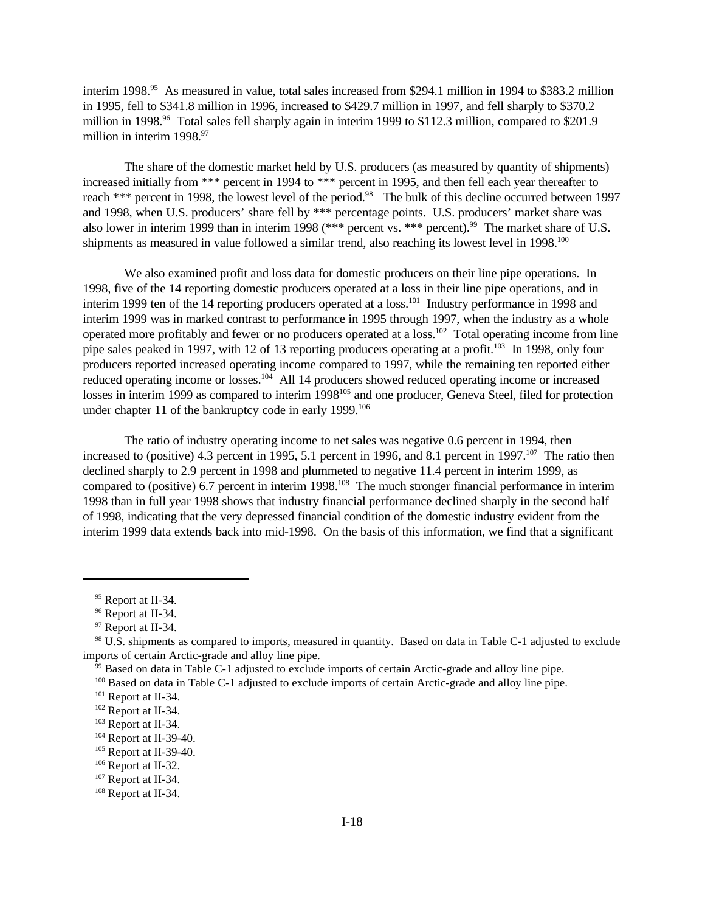interim 1998.[95] As measured in value, total sales increased from $294.1 million in 1994 to $383.2 million in 1995, fell to $341.8 million in 1996, increased to $429.7 million in 1997, and fell sharply to $370.2 million in 1998.[96] Total sales fell sharply again in interim 1999 to $112.3 million, compared to $201.9 million in interim 1998.[97]

The share of the domestic market held by U.S. producers (as measured by quantity of shipments) increased initially from *** percent in 1994 to *** percent in 1995, and then fell each year thereafter to reach *** percent in 1998, the lowest level of the period.[98] The bulk of this decline occurred between 1997 and 1998, when U.S. producers' share fell by *** percentage points. U.S. producers' market share was also lower in interim 1999 than in interim 1998 (*** percent vs. *** percent).[99] The market share of U.S. shipments as measured in value followed a similar trend, also reaching its lowest level in 1998.[100]

We also examined profit and loss data for domestic producers on their line pipe operations. In 1998, five of the 14 reporting domestic producers operated at a loss in their line pipe operations, and in interim 1999 ten of the 14 reporting producers operated at a loss.[101] Industry performance in 1998 and interim 1999 was in marked contrast to performance in 1995 through 1997, when the industry as a whole operated more profitably and fewer or no producers operated at a loss.[102] Total operating income from line pipe sales peaked in 1997, with 12 of 13 reporting producers operating at a profit.[103] In 1998, only four producers reported increased operating income compared to 1997, while the remaining ten reported either reduced operating income or losses.[104] All 14 producers showed reduced operating income or increased losses in interim 1999 as compared to interim 1998[105] and one producer, Geneva Steel, filed for protection under chapter 11 of the bankruptcy code in early 1999.[106]

The ratio of industry operating income to net sales was negative 0.6 percent in 1994, then increased to (positive) 4.3 percent in 1995, 5.1 percent in 1996, and 8.1 percent in 1997.[107] The ratio then declined sharply to 2.9 percent in 1998 and plummeted to negative 11.4 percent in interim 1999, as compared to (positive) 6.7 percent in interim 1998.[108] The much stronger financial performance in interim 1998 than in full year 1998 shows that industry financial performance declined sharply in the second half of 1998, indicating that the very depressed financial condition of the domestic industry evident from the interim 1999 data extends back into mid-1998. On the basis of this information, we find that a significant

---

[95] Report at II-34.

[96] Report at II-34.

[97] Report at II-34.

[98] U.S. shipments as compared to imports, measured in quantity. Based on data in Table C-1 adjusted to exclude imports of certain Arctic-grade and alloy line pipe.

[99] Based on data in Table C-1 adjusted to exclude imports of certain Arctic-grade and alloy line pipe.

[100] Based on data in Table C-1 adjusted to exclude imports of certain Arctic-grade and alloy line pipe.

[101] Report at II-34.

[102] Report at II-34.

[103] Report at II-34.

[104] Report at II-39-40.

[105] Report at II-39-40.

[106] Report at II-32.

[107] Report at II-34.

[108] Report at II-34.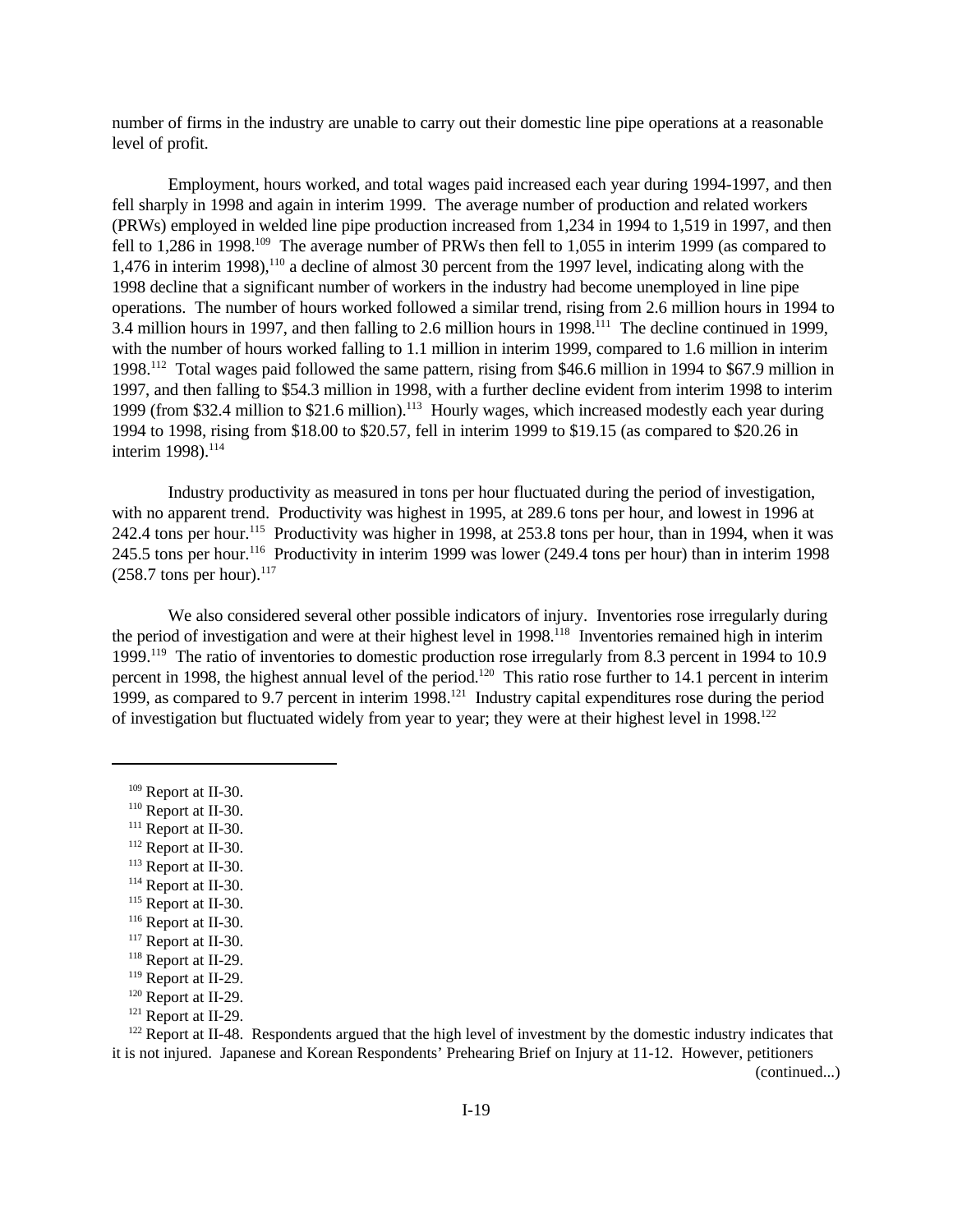number of firms in the industry are unable to carry out their domestic line pipe operations at a reasonable level of profit.

Employment, hours worked, and total wages paid increased each year during 1994-1997, and then fell sharply in 1998 and again in interim 1999. The average number of production and related workers (PRWs) employed in welded line pipe production increased from 1,234 in 1994 to 1,519 in 1997, and then fell to 1,286 in 1998.[109] The average number of PRWs then fell to 1,055 in interim 1999 (as compared to 1,476 in interim 1998),[110] a decline of almost 30 percent from the 1997 level, indicating along with the 1998 decline that a significant number of workers in the industry had become unemployed in line pipe operations. The number of hours worked followed a similar trend, rising from 2.6 million hours in 1994 to 3.4 million hours in 1997, and then falling to 2.6 million hours in 1998.[111] The decline continued in 1999, with the number of hours worked falling to 1.1 million in interim 1999, compared to 1.6 million in interim 1998.[112] Total wages paid followed the same pattern, rising from $46.6 million in 1994 to $67.9 million in 1997, and then falling to $54.3 million in 1998, with a further decline evident from interim 1998 to interim 1999 (from $32.4 million to $21.6 million).[113] Hourly wages, which increased modestly each year during 1994 to 1998, rising from $18.00 to $20.57, fell in interim 1999 to $19.15 (as compared to $20.26 in interim 1998).[114]

Industry productivity as measured in tons per hour fluctuated during the period of investigation, with no apparent trend. Productivity was highest in 1995, at 289.6 tons per hour, and lowest in 1996 at 242.4 tons per hour.[115] Productivity was higher in 1998, at 253.8 tons per hour, than in 1994, when it was 245.5 tons per hour.[116] Productivity in interim 1999 was lower (249.4 tons per hour) than in interim 1998 (258.7 tons per hour).[117]

We also considered several other possible indicators of injury. Inventories rose irregularly during the period of investigation and were at their highest level in 1998.[118] Inventories remained high in interim 1999.[119] The ratio of inventories to domestic production rose irregularly from 8.3 percent in 1994 to 10.9 percent in 1998, the highest annual level of the period.[120] This ratio rose further to 14.1 percent in interim 1999, as compared to 9.7 percent in interim 1998.[121] Industry capital expenditures rose during the period of investigation but fluctuated widely from year to year; they were at their highest level in 1998.[122]

---

[109] Report at II-30.

[110] Report at II-30.

[111] Report at II-30.

[112] Report at II-30.

[113] Report at II-30.

[114] Report at II-30.

[115] Report at II-30.

[116] Report at II-30.

[117] Report at II-30.

[118] Report at II-29.

[119] Report at II-29.

[120] Report at II-29.

[121] Report at II-29.

[122] Report at II-48. Respondents argued that the high level of investment by the domestic industry indicates that it is not injured. Japanese and Korean Respondents' Prehearing Brief on Injury at 11-12. However, petitioners (continued...)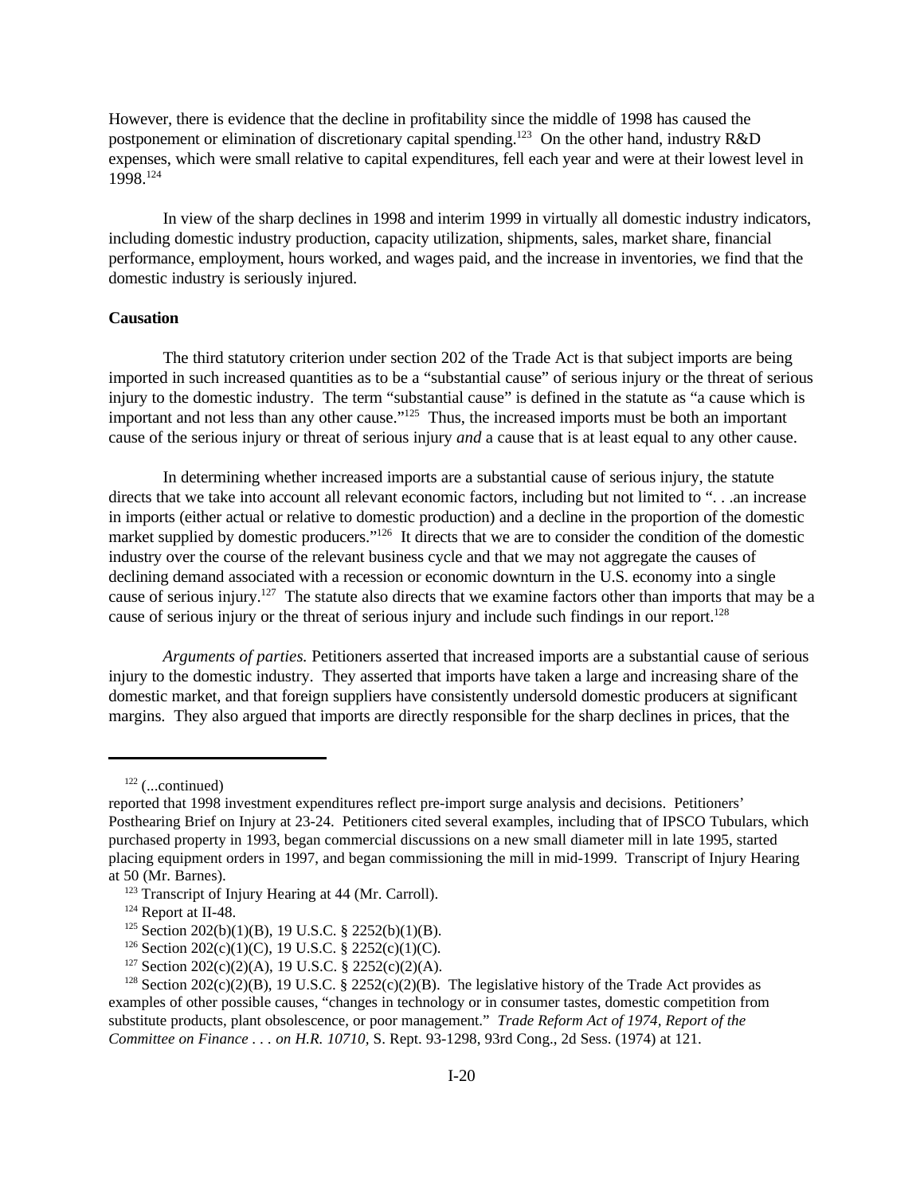However, there is evidence that the decline in profitability since the middle of 1998 has caused the postponement or elimination of discretionary capital spending.[123] On the other hand, industry R&D expenses, which were small relative to capital expenditures, fell each year and were at their lowest level in 1998.[124]

In view of the sharp declines in 1998 and interim 1999 in virtually all domestic industry indicators, including domestic industry production, capacity utilization, shipments, sales, market share, financial performance, employment, hours worked, and wages paid, and the increase in inventories, we find that the domestic industry is seriously injured.

**Causation**

The third statutory criterion under section 202 of the Trade Act is that subject imports are being imported in such increased quantities as to be a "substantial cause" of serious injury or the threat of serious injury to the domestic industry. The term "substantial cause" is defined in the statute as "a cause which is important and not less than any other cause."[125] Thus, the increased imports must be both an important cause of the serious injury or threat of serious injury *and* a cause that is at least equal to any other cause.

In determining whether increased imports are a substantial cause of serious injury, the statute directs that we take into account all relevant economic factors, including but not limited to ". . .an increase in imports (either actual or relative to domestic production) and a decline in the proportion of the domestic market supplied by domestic producers."[126] It directs that we are to consider the condition of the domestic industry over the course of the relevant business cycle and that we may not aggregate the causes of declining demand associated with a recession or economic downturn in the U.S. economy into a single cause of serious injury.[127] The statute also directs that we examine factors other than imports that may be a cause of serious injury or the threat of serious injury and include such findings in our report.[128]

*Arguments of parties.* Petitioners asserted that increased imports are a substantial cause of serious injury to the domestic industry. They asserted that imports have taken a large and increasing share of the domestic market, and that foreign suppliers have consistently undersold domestic producers at significant margins. They also argued that imports are directly responsible for the sharp declines in prices, that the

---

[122] (...continued)
reported that 1998 investment expenditures reflect pre-import surge analysis and decisions. Petitioners' Posthearing Brief on Injury at 23-24. Petitioners cited several examples, including that of IPSCO Tubulars, which purchased property in 1993, began commercial discussions on a new small diameter mill in late 1995, started placing equipment orders in 1997, and began commissioning the mill in mid-1999. Transcript of Injury Hearing at 50 (Mr. Barnes).

[123] Transcript of Injury Hearing at 44 (Mr. Carroll).

[124] Report at II-48.

[125] Section 202(b)(1)(B), 19 U.S.C. § 2252(b)(1)(B).

[126] Section 202(c)(1)(C), 19 U.S.C. § 2252(c)(1)(C).

[127] Section 202(c)(2)(A), 19 U.S.C. § 2252(c)(2)(A).

[128] Section 202(c)(2)(B), 19 U.S.C. § 2252(c)(2)(B). The legislative history of the Trade Act provides as examples of other possible causes, "changes in technology or in consumer tastes, domestic competition from substitute products, plant obsolescence, or poor management." *Trade Reform Act of 1974, Report of the Committee on Finance . . . on H.R. 10710*, S. Rept. 93-1298, 93rd Cong., 2d Sess. (1974) at 121.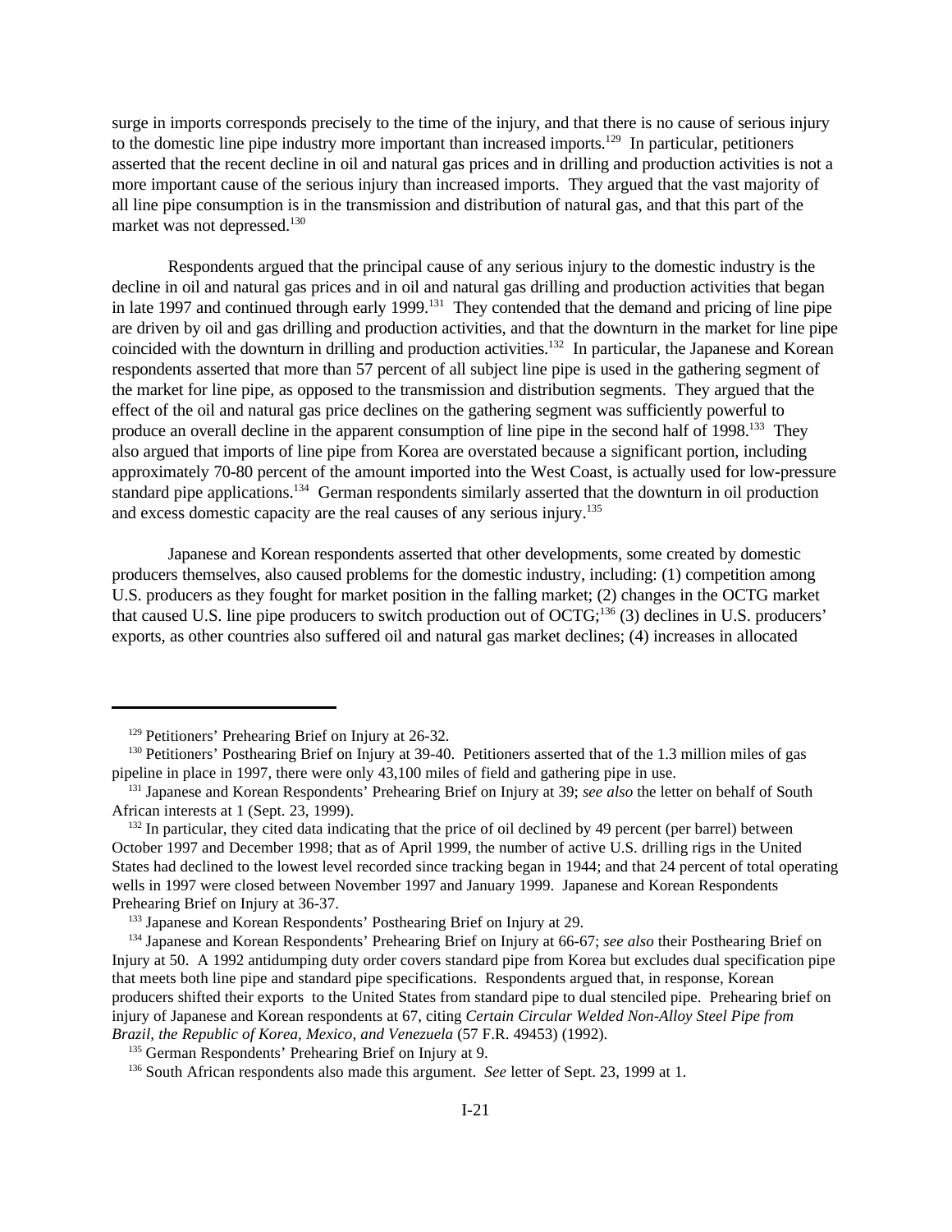surge in imports corresponds precisely to the time of the injury, and that there is no cause of serious injury to the domestic line pipe industry more important than increased imports.[129] In particular, petitioners asserted that the recent decline in oil and natural gas prices and in drilling and production activities is not a more important cause of the serious injury than increased imports. They argued that the vast majority of all line pipe consumption is in the transmission and distribution of natural gas, and that this part of the market was not depressed.[130]

Respondents argued that the principal cause of any serious injury to the domestic industry is the decline in oil and natural gas prices and in oil and natural gas drilling and production activities that began in late 1997 and continued through early 1999.[131] They contended that the demand and pricing of line pipe are driven by oil and gas drilling and production activities, and that the downturn in the market for line pipe coincided with the downturn in drilling and production activities.[132] In particular, the Japanese and Korean respondents asserted that more than 57 percent of all subject line pipe is used in the gathering segment of the market for line pipe, as opposed to the transmission and distribution segments. They argued that the effect of the oil and natural gas price declines on the gathering segment was sufficiently powerful to produce an overall decline in the apparent consumption of line pipe in the second half of 1998.[133] They also argued that imports of line pipe from Korea are overstated because a significant portion, including approximately 70-80 percent of the amount imported into the West Coast, is actually used for low-pressure standard pipe applications.[134] German respondents similarly asserted that the downturn in oil production and excess domestic capacity are the real causes of any serious injury.[135]

Japanese and Korean respondents asserted that other developments, some created by domestic producers themselves, also caused problems for the domestic industry, including: (1) competition among U.S. producers as they fought for market position in the falling market; (2) changes in the OCTG market that caused U.S. line pipe producers to switch production out of OCTG;[136] (3) declines in U.S. producers' exports, as other countries also suffered oil and natural gas market declines; (4) increases in allocated

---

[129] Petitioners' Prehearing Brief on Injury at 26-32.

[130] Petitioners' Posthearing Brief on Injury at 39-40. Petitioners asserted that of the 1.3 million miles of gas pipeline in place in 1997, there were only 43,100 miles of field and gathering pipe in use.

[131] Japanese and Korean Respondents' Prehearing Brief on Injury at 39; *see also* the letter on behalf of South African interests at 1 (Sept. 23, 1999).

[132] In particular, they cited data indicating that the price of oil declined by 49 percent (per barrel) between October 1997 and December 1998; that as of April 1999, the number of active U.S. drilling rigs in the United States had declined to the lowest level recorded since tracking began in 1944; and that 24 percent of total operating wells in 1997 were closed between November 1997 and January 1999. Japanese and Korean Respondents Prehearing Brief on Injury at 36-37.

[133] Japanese and Korean Respondents' Posthearing Brief on Injury at 29.

[134] Japanese and Korean Respondents' Prehearing Brief on Injury at 66-67; *see also* their Posthearing Brief on Injury at 50. A 1992 antidumping duty order covers standard pipe from Korea but excludes dual specification pipe that meets both line pipe and standard pipe specifications. Respondents argued that, in response, Korean producers shifted their exports to the United States from standard pipe to dual stenciled pipe. Prehearing brief on injury of Japanese and Korean respondents at 67, citing *Certain Circular Welded Non-Alloy Steel Pipe from Brazil, the Republic of Korea, Mexico, and Venezuela* (57 F.R. 49453) (1992).

[135] German Respondents' Prehearing Brief on Injury at 9.

[136] South African respondents also made this argument. *See* letter of Sept. 23, 1999 at 1.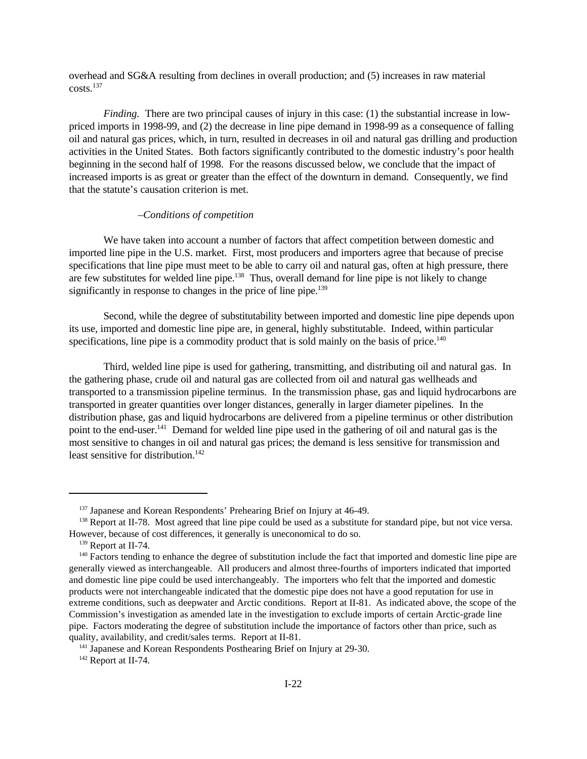overhead and SG&A resulting from declines in overall production; and (5) increases in raw material costs.[137]

*Finding.* There are two principal causes of injury in this case: (1) the substantial increase in low-priced imports in 1998-99, and (2) the decrease in line pipe demand in 1998-99 as a consequence of falling oil and natural gas prices, which, in turn, resulted in decreases in oil and natural gas drilling and production activities in the United States. Both factors significantly contributed to the domestic industry's poor health beginning in the second half of 1998. For the reasons discussed below, we conclude that the impact of increased imports is as great or greater than the effect of the downturn in demand. Consequently, we find that the statute's causation criterion is met.

*–Conditions of competition*

We have taken into account a number of factors that affect competition between domestic and imported line pipe in the U.S. market. First, most producers and importers agree that because of precise specifications that line pipe must meet to be able to carry oil and natural gas, often at high pressure, there are few substitutes for welded line pipe.[138] Thus, overall demand for line pipe is not likely to change significantly in response to changes in the price of line pipe.[139]

Second, while the degree of substitutability between imported and domestic line pipe depends upon its use, imported and domestic line pipe are, in general, highly substitutable. Indeed, within particular specifications, line pipe is a commodity product that is sold mainly on the basis of price.[140]

Third, welded line pipe is used for gathering, transmitting, and distributing oil and natural gas. In the gathering phase, crude oil and natural gas are collected from oil and natural gas wellheads and transported to a transmission pipeline terminus. In the transmission phase, gas and liquid hydrocarbons are transported in greater quantities over longer distances, generally in larger diameter pipelines. In the distribution phase, gas and liquid hydrocarbons are delivered from a pipeline terminus or other distribution point to the end-user.[141] Demand for welded line pipe used in the gathering of oil and natural gas is the most sensitive to changes in oil and natural gas prices; the demand is less sensitive for transmission and least sensitive for distribution.[142]

---

[137] Japanese and Korean Respondents' Prehearing Brief on Injury at 46-49.

[138] Report at II-78. Most agreed that line pipe could be used as a substitute for standard pipe, but not vice versa. However, because of cost differences, it generally is uneconomical to do so.

[139] Report at II-74.

[140] Factors tending to enhance the degree of substitution include the fact that imported and domestic line pipe are generally viewed as interchangeable. All producers and almost three-fourths of importers indicated that imported and domestic line pipe could be used interchangeably. The importers who felt that the imported and domestic products were not interchangeable indicated that the domestic pipe does not have a good reputation for use in extreme conditions, such as deepwater and Arctic conditions. Report at II-81. As indicated above, the scope of the Commission's investigation as amended late in the investigation to exclude imports of certain Arctic-grade line pipe. Factors moderating the degree of substitution include the importance of factors other than price, such as quality, availability, and credit/sales terms. Report at II-81.

[141] Japanese and Korean Respondents Posthearing Brief on Injury at 29-30.

[142] Report at II-74.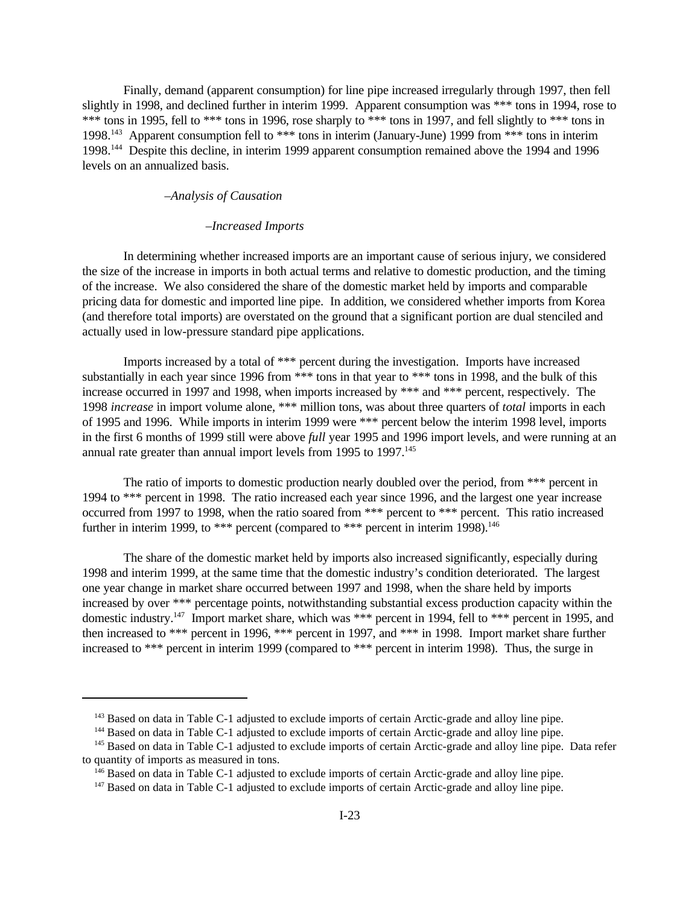Finally, demand (apparent consumption) for line pipe increased irregularly through 1997, then fell slightly in 1998, and declined further in interim 1999. Apparent consumption was *** tons in 1994, rose to *** tons in 1995, fell to *** tons in 1996, rose sharply to *** tons in 1997, and fell slightly to *** tons in 1998.[143] Apparent consumption fell to *** tons in interim (January-June) 1999 from *** tons in interim 1998.[144] Despite this decline, in interim 1999 apparent consumption remained above the 1994 and 1996 levels on an annualized basis.

*–Analysis of Causation*

*–Increased Imports*

In determining whether increased imports are an important cause of serious injury, we considered the size of the increase in imports in both actual terms and relative to domestic production, and the timing of the increase. We also considered the share of the domestic market held by imports and comparable pricing data for domestic and imported line pipe. In addition, we considered whether imports from Korea (and therefore total imports) are overstated on the ground that a significant portion are dual stenciled and actually used in low-pressure standard pipe applications.

Imports increased by a total of *** percent during the investigation. Imports have increased substantially in each year since 1996 from *** tons in that year to *** tons in 1998, and the bulk of this increase occurred in 1997 and 1998, when imports increased by *** and *** percent, respectively. The 1998 *increase* in import volume alone, *** million tons, was about three quarters of *total* imports in each of 1995 and 1996. While imports in interim 1999 were *** percent below the interim 1998 level, imports in the first 6 months of 1999 still were above *full* year 1995 and 1996 import levels, and were running at an annual rate greater than annual import levels from 1995 to 1997.[145]

The ratio of imports to domestic production nearly doubled over the period, from *** percent in 1994 to *** percent in 1998. The ratio increased each year since 1996, and the largest one year increase occurred from 1997 to 1998, when the ratio soared from *** percent to *** percent. This ratio increased further in interim 1999, to *** percent (compared to *** percent in interim 1998).[146]

The share of the domestic market held by imports also increased significantly, especially during 1998 and interim 1999, at the same time that the domestic industry's condition deteriorated. The largest one year change in market share occurred between 1997 and 1998, when the share held by imports increased by over *** percentage points, notwithstanding substantial excess production capacity within the domestic industry.[147] Import market share, which was *** percent in 1994, fell to *** percent in 1995, and then increased to *** percent in 1996, *** percent in 1997, and *** in 1998. Import market share further increased to *** percent in interim 1999 (compared to *** percent in interim 1998). Thus, the surge in

---

[143] Based on data in Table C-1 adjusted to exclude imports of certain Arctic-grade and alloy line pipe.

[144] Based on data in Table C-1 adjusted to exclude imports of certain Arctic-grade and alloy line pipe.

[145] Based on data in Table C-1 adjusted to exclude imports of certain Arctic-grade and alloy line pipe. Data refer to quantity of imports as measured in tons.

[146] Based on data in Table C-1 adjusted to exclude imports of certain Arctic-grade and alloy line pipe.

[147] Based on data in Table C-1 adjusted to exclude imports of certain Arctic-grade and alloy line pipe.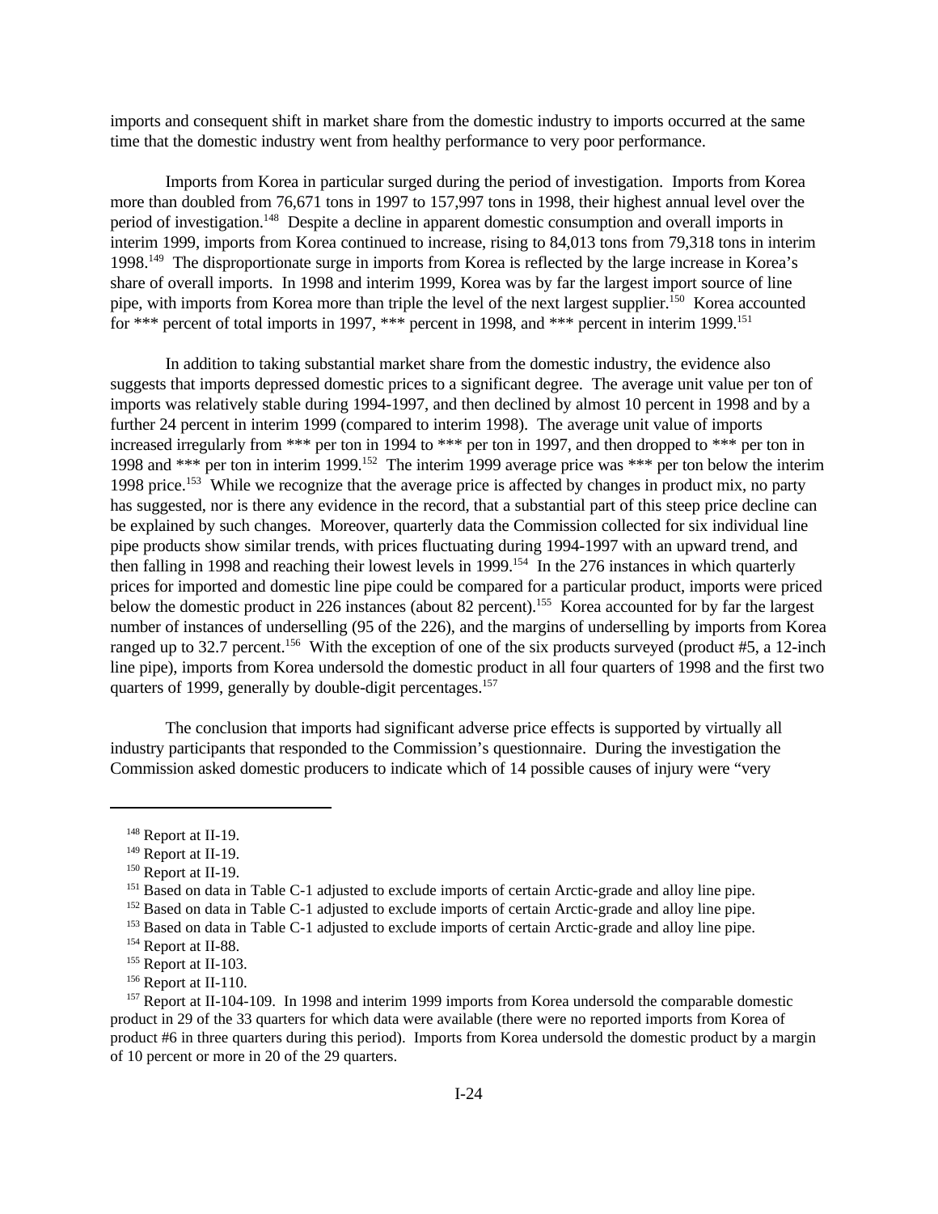imports and consequent shift in market share from the domestic industry to imports occurred at the same time that the domestic industry went from healthy performance to very poor performance.

Imports from Korea in particular surged during the period of investigation. Imports from Korea more than doubled from 76,671 tons in 1997 to 157,997 tons in 1998, their highest annual level over the period of investigation.[148] Despite a decline in apparent domestic consumption and overall imports in interim 1999, imports from Korea continued to increase, rising to 84,013 tons from 79,318 tons in interim 1998.[149] The disproportionate surge in imports from Korea is reflected by the large increase in Korea's share of overall imports. In 1998 and interim 1999, Korea was by far the largest import source of line pipe, with imports from Korea more than triple the level of the next largest supplier.[150] Korea accounted for *** percent of total imports in 1997, *** percent in 1998, and *** percent in interim 1999.[151]

In addition to taking substantial market share from the domestic industry, the evidence also suggests that imports depressed domestic prices to a significant degree. The average unit value per ton of imports was relatively stable during 1994-1997, and then declined by almost 10 percent in 1998 and by a further 24 percent in interim 1999 (compared to interim 1998). The average unit value of imports increased irregularly from *** per ton in 1994 to *** per ton in 1997, and then dropped to *** per ton in 1998 and *** per ton in interim 1999.[152] The interim 1999 average price was *** per ton below the interim 1998 price.[153] While we recognize that the average price is affected by changes in product mix, no party has suggested, nor is there any evidence in the record, that a substantial part of this steep price decline can be explained by such changes. Moreover, quarterly data the Commission collected for six individual line pipe products show similar trends, with prices fluctuating during 1994-1997 with an upward trend, and then falling in 1998 and reaching their lowest levels in 1999.[154] In the 276 instances in which quarterly prices for imported and domestic line pipe could be compared for a particular product, imports were priced below the domestic product in 226 instances (about 82 percent).[155] Korea accounted for by far the largest number of instances of underselling (95 of the 226), and the margins of underselling by imports from Korea ranged up to 32.7 percent.[156] With the exception of one of the six products surveyed (product #5, a 12-inch line pipe), imports from Korea undersold the domestic product in all four quarters of 1998 and the first two quarters of 1999, generally by double-digit percentages.[157]

The conclusion that imports had significant adverse price effects is supported by virtually all industry participants that responded to the Commission's questionnaire. During the investigation the Commission asked domestic producers to indicate which of 14 possible causes of injury were "very

---

[148] Report at II-19.

[149] Report at II-19.

[150] Report at II-19.

[151] Based on data in Table C-1 adjusted to exclude imports of certain Arctic-grade and alloy line pipe.

[152] Based on data in Table C-1 adjusted to exclude imports of certain Arctic-grade and alloy line pipe.

[153] Based on data in Table C-1 adjusted to exclude imports of certain Arctic-grade and alloy line pipe.

[154] Report at II-88.

[155] Report at II-103.

[156] Report at II-110.

[157] Report at II-104-109. In 1998 and interim 1999 imports from Korea undersold the comparable domestic product in 29 of the 33 quarters for which data were available (there were no reported imports from Korea of product #6 in three quarters during this period). Imports from Korea undersold the domestic product by a margin of 10 percent or more in 20 of the 29 quarters.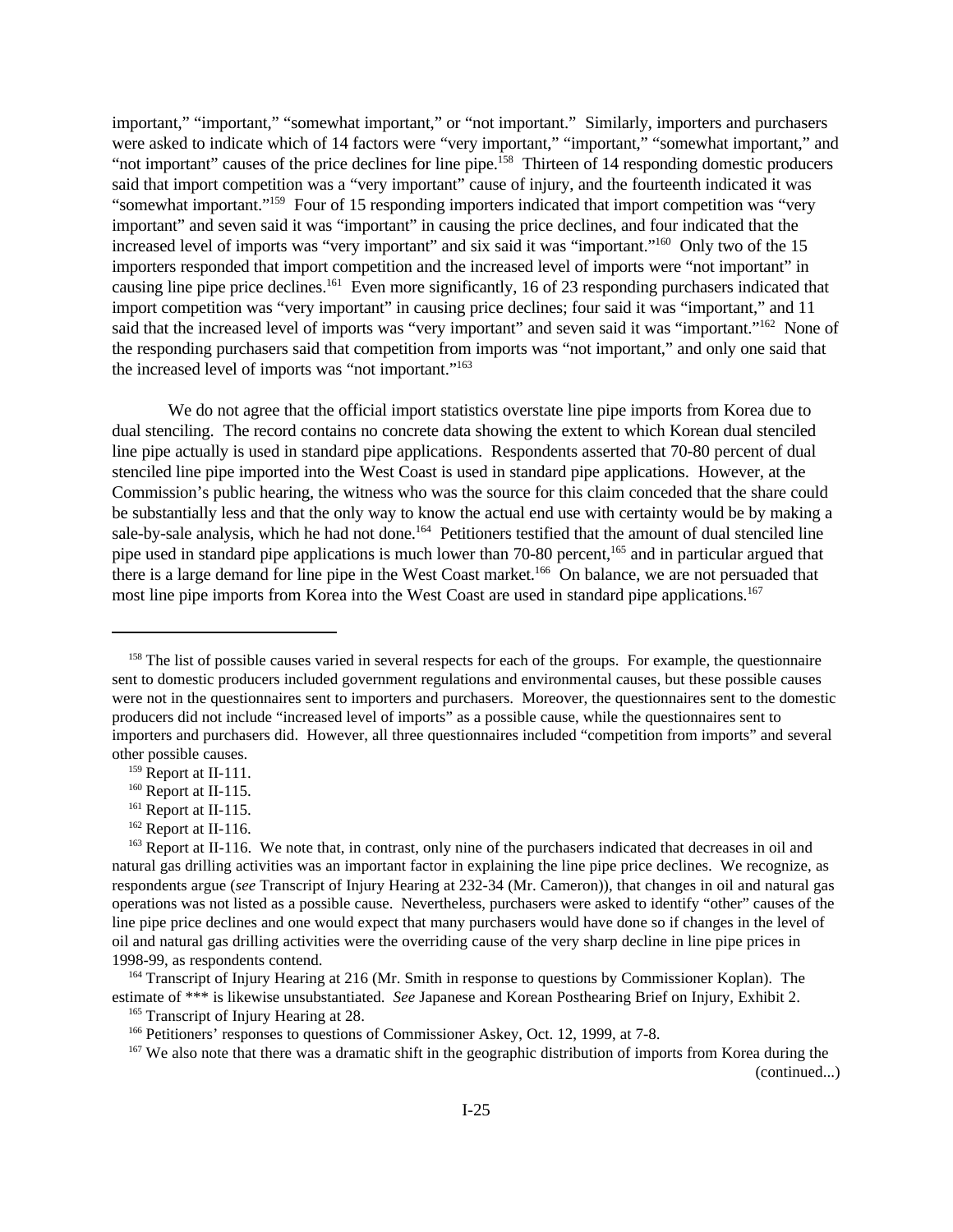important," "important," "somewhat important," or "not important." Similarly, importers and purchasers were asked to indicate which of 14 factors were "very important," "important," "somewhat important," and "not important" causes of the price declines for line pipe.[158] Thirteen of 14 responding domestic producers said that import competition was a "very important" cause of injury, and the fourteenth indicated it was "somewhat important."[159] Four of 15 responding importers indicated that import competition was "very important" and seven said it was "important" in causing the price declines, and four indicated that the increased level of imports was "very important" and six said it was "important."[160] Only two of the 15 importers responded that import competition and the increased level of imports were "not important" in causing line pipe price declines.[161] Even more significantly, 16 of 23 responding purchasers indicated that import competition was "very important" in causing price declines; four said it was "important," and 11 said that the increased level of imports was "very important" and seven said it was "important."[162] None of the responding purchasers said that competition from imports was "not important," and only one said that the increased level of imports was "not important."[163]

We do not agree that the official import statistics overstate line pipe imports from Korea due to dual stenciling. The record contains no concrete data showing the extent to which Korean dual stenciled line pipe actually is used in standard pipe applications. Respondents asserted that 70-80 percent of dual stenciled line pipe imported into the West Coast is used in standard pipe applications. However, at the Commission's public hearing, the witness who was the source for this claim conceded that the share could be substantially less and that the only way to know the actual end use with certainty would be by making a sale-by-sale analysis, which he had not done.[164] Petitioners testified that the amount of dual stenciled line pipe used in standard pipe applications is much lower than 70-80 percent,[165] and in particular argued that there is a large demand for line pipe in the West Coast market.[166] On balance, we are not persuaded that most line pipe imports from Korea into the West Coast are used in standard pipe applications.[167]

---

[158] The list of possible causes varied in several respects for each of the groups. For example, the questionnaire sent to domestic producers included government regulations and environmental causes, but these possible causes were not in the questionnaires sent to importers and purchasers. Moreover, the questionnaires sent to the domestic producers did not include "increased level of imports" as a possible cause, while the questionnaires sent to importers and purchasers did. However, all three questionnaires included "competition from imports" and several other possible causes.

[159] Report at II-111.

[160] Report at II-115.

[161] Report at II-115.

[162] Report at II-116.

[163] Report at II-116. We note that, in contrast, only nine of the purchasers indicated that decreases in oil and natural gas drilling activities was an important factor in explaining the line pipe price declines. We recognize, as respondents argue (*see* Transcript of Injury Hearing at 232-34 (Mr. Cameron)), that changes in oil and natural gas operations was not listed as a possible cause. Nevertheless, purchasers were asked to identify "other" causes of the line pipe price declines and one would expect that many purchasers would have done so if changes in the level of oil and natural gas drilling activities were the overriding cause of the very sharp decline in line pipe prices in 1998-99, as respondents contend.

[164] Transcript of Injury Hearing at 216 (Mr. Smith in response to questions by Commissioner Koplan). The estimate of *** is likewise unsubstantiated. *See* Japanese and Korean Posthearing Brief on Injury, Exhibit 2.

[165] Transcript of Injury Hearing at 28.

[166] Petitioners' responses to questions of Commissioner Askey, Oct. 12, 1999, at 7-8.

[167] We also note that there was a dramatic shift in the geographic distribution of imports from Korea during the (continued...)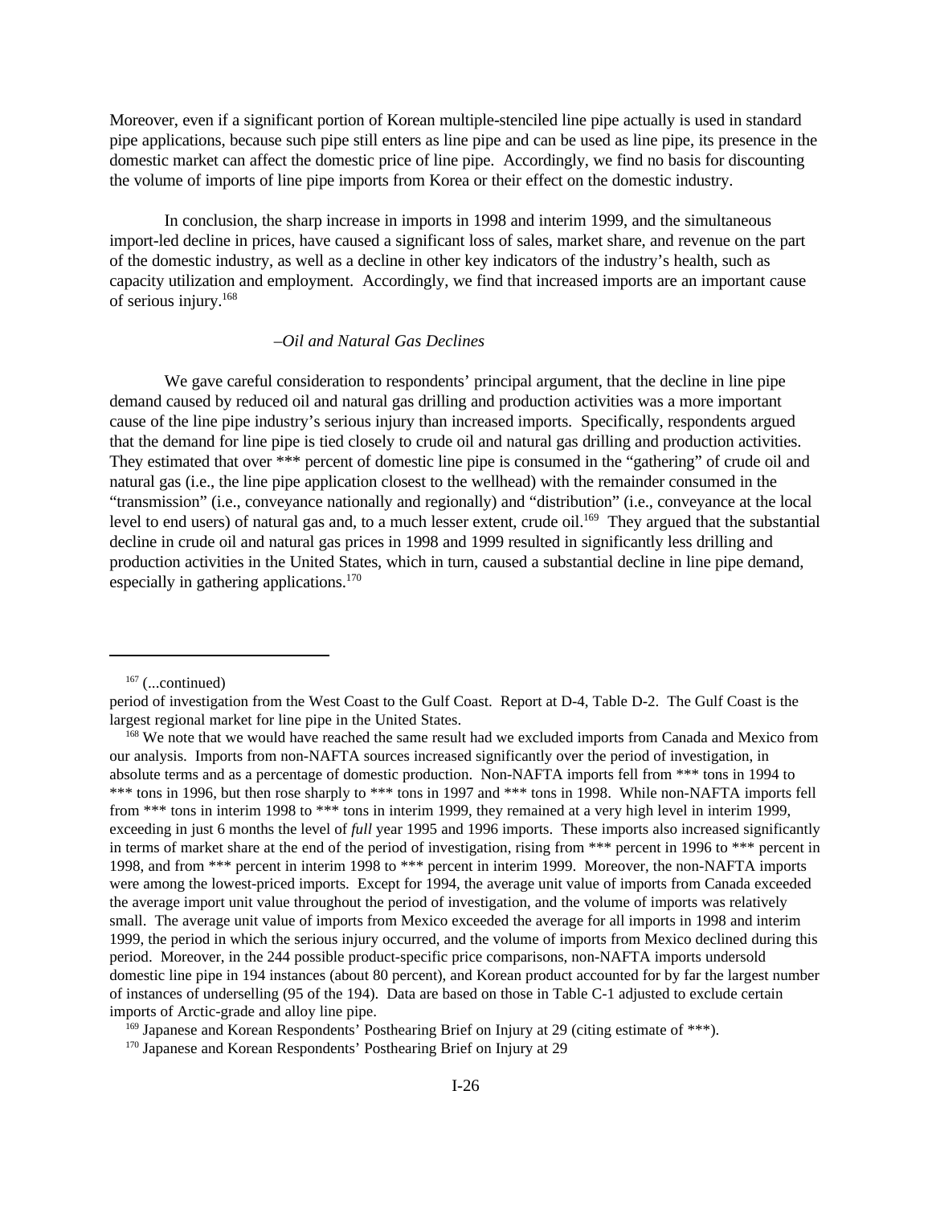Moreover, even if a significant portion of Korean multiple-stenciled line pipe actually is used in standard pipe applications, because such pipe still enters as line pipe and can be used as line pipe, its presence in the domestic market can affect the domestic price of line pipe. Accordingly, we find no basis for discounting the volume of imports of line pipe imports from Korea or their effect on the domestic industry.

In conclusion, the sharp increase in imports in 1998 and interim 1999, and the simultaneous import-led decline in prices, have caused a significant loss of sales, market share, and revenue on the part of the domestic industry, as well as a decline in other key indicators of the industry's health, such as capacity utilization and employment. Accordingly, we find that increased imports are an important cause of serious injury.[168]

*–Oil and Natural Gas Declines*

We gave careful consideration to respondents' principal argument, that the decline in line pipe demand caused by reduced oil and natural gas drilling and production activities was a more important cause of the line pipe industry's serious injury than increased imports. Specifically, respondents argued that the demand for line pipe is tied closely to crude oil and natural gas drilling and production activities. They estimated that over *** percent of domestic line pipe is consumed in the "gathering" of crude oil and natural gas (i.e., the line pipe application closest to the wellhead) with the remainder consumed in the "transmission" (i.e., conveyance nationally and regionally) and "distribution" (i.e., conveyance at the local level to end users) of natural gas and, to a much lesser extent, crude oil.[169] They argued that the substantial decline in crude oil and natural gas prices in 1998 and 1999 resulted in significantly less drilling and production activities in the United States, which in turn, caused a substantial decline in line pipe demand, especially in gathering applications.[170]

---

[167] (...continued)
period of investigation from the West Coast to the Gulf Coast. Report at D-4, Table D-2. The Gulf Coast is the largest regional market for line pipe in the United States.

[168] We note that we would have reached the same result had we excluded imports from Canada and Mexico from our analysis. Imports from non-NAFTA sources increased significantly over the period of investigation, in absolute terms and as a percentage of domestic production. Non-NAFTA imports fell from *** tons in 1994 to *** tons in 1996, but then rose sharply to *** tons in 1997 and *** tons in 1998. While non-NAFTA imports fell from *** tons in interim 1998 to *** tons in interim 1999, they remained at a very high level in interim 1999, exceeding in just 6 months the level of *full* year 1995 and 1996 imports. These imports also increased significantly in terms of market share at the end of the period of investigation, rising from *** percent in 1996 to *** percent in 1998, and from *** percent in interim 1998 to *** percent in interim 1999. Moreover, the non-NAFTA imports were among the lowest-priced imports. Except for 1994, the average unit value of imports from Canada exceeded the average import unit value throughout the period of investigation, and the volume of imports was relatively small. The average unit value of imports from Mexico exceeded the average for all imports in 1998 and interim 1999, the period in which the serious injury occurred, and the volume of imports from Mexico declined during this period. Moreover, in the 244 possible product-specific price comparisons, non-NAFTA imports undersold domestic line pipe in 194 instances (about 80 percent), and Korean product accounted for by far the largest number of instances of underselling (95 of the 194). Data are based on those in Table C-1 adjusted to exclude certain imports of Arctic-grade and alloy line pipe.

[169] Japanese and Korean Respondents' Posthearing Brief on Injury at 29 (citing estimate of ***).

[170] Japanese and Korean Respondents' Posthearing Brief on Injury at 29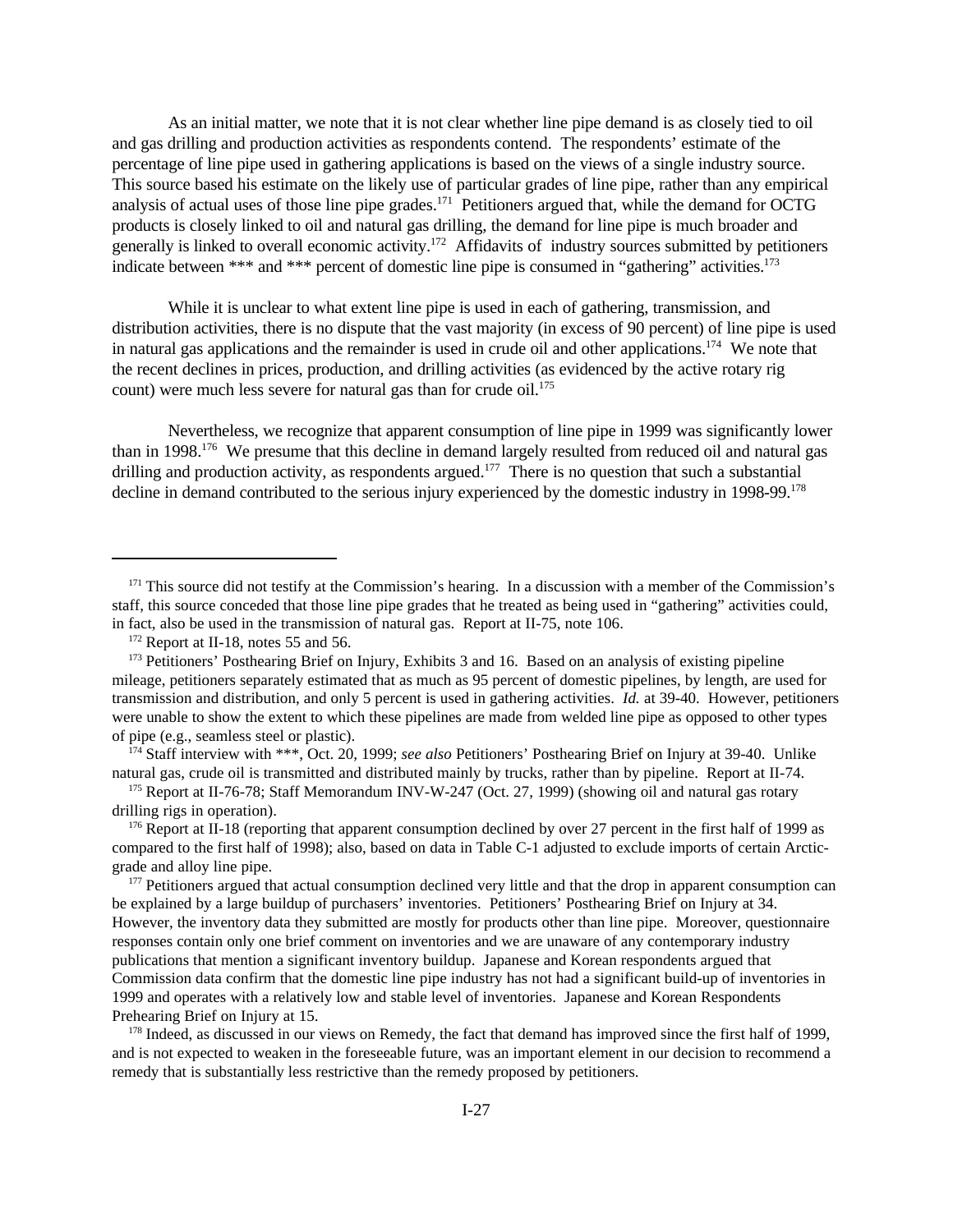As an initial matter, we note that it is not clear whether line pipe demand is as closely tied to oil and gas drilling and production activities as respondents contend. The respondents' estimate of the percentage of line pipe used in gathering applications is based on the views of a single industry source. This source based his estimate on the likely use of particular grades of line pipe, rather than any empirical analysis of actual uses of those line pipe grades.[171] Petitioners argued that, while the demand for OCTG products is closely linked to oil and natural gas drilling, the demand for line pipe is much broader and generally is linked to overall economic activity.[172] Affidavits of industry sources submitted by petitioners indicate between *** and *** percent of domestic line pipe is consumed in "gathering" activities.[173]

While it is unclear to what extent line pipe is used in each of gathering, transmission, and distribution activities, there is no dispute that the vast majority (in excess of 90 percent) of line pipe is used in natural gas applications and the remainder is used in crude oil and other applications.[174] We note that the recent declines in prices, production, and drilling activities (as evidenced by the active rotary rig count) were much less severe for natural gas than for crude oil.[175]

Nevertheless, we recognize that apparent consumption of line pipe in 1999 was significantly lower than in 1998.[176] We presume that this decline in demand largely resulted from reduced oil and natural gas drilling and production activity, as respondents argued.[177] There is no question that such a substantial decline in demand contributed to the serious injury experienced by the domestic industry in 1998-99.[178]

---

[171] This source did not testify at the Commission's hearing. In a discussion with a member of the Commission's staff, this source conceded that those line pipe grades that he treated as being used in "gathering" activities could, in fact, also be used in the transmission of natural gas. Report at II-75, note 106.

[172] Report at II-18, notes 55 and 56.

[173] Petitioners' Posthearing Brief on Injury, Exhibits 3 and 16. Based on an analysis of existing pipeline mileage, petitioners separately estimated that as much as 95 percent of domestic pipelines, by length, are used for transmission and distribution, and only 5 percent is used in gathering activities. *Id.* at 39-40. However, petitioners were unable to show the extent to which these pipelines are made from welded line pipe as opposed to other types of pipe (e.g., seamless steel or plastic).

[174] Staff interview with ***, Oct. 20, 1999; *see also* Petitioners' Posthearing Brief on Injury at 39-40. Unlike natural gas, crude oil is transmitted and distributed mainly by trucks, rather than by pipeline. Report at II-74.

[175] Report at II-76-78; Staff Memorandum INV-W-247 (Oct. 27, 1999) (showing oil and natural gas rotary drilling rigs in operation).

[176] Report at II-18 (reporting that apparent consumption declined by over 27 percent in the first half of 1999 as compared to the first half of 1998); also, based on data in Table C-1 adjusted to exclude imports of certain Arctic-grade and alloy line pipe.

[177] Petitioners argued that actual consumption declined very little and that the drop in apparent consumption can be explained by a large buildup of purchasers' inventories. Petitioners' Posthearing Brief on Injury at 34. However, the inventory data they submitted are mostly for products other than line pipe. Moreover, questionnaire responses contain only one brief comment on inventories and we are unaware of any contemporary industry publications that mention a significant inventory buildup. Japanese and Korean respondents argued that Commission data confirm that the domestic line pipe industry has not had a significant build-up of inventories in 1999 and operates with a relatively low and stable level of inventories. Japanese and Korean Respondents Prehearing Brief on Injury at 15.

[178] Indeed, as discussed in our views on Remedy, the fact that demand has improved since the first half of 1999, and is not expected to weaken in the foreseeable future, was an important element in our decision to recommend a remedy that is substantially less restrictive than the remedy proposed by petitioners.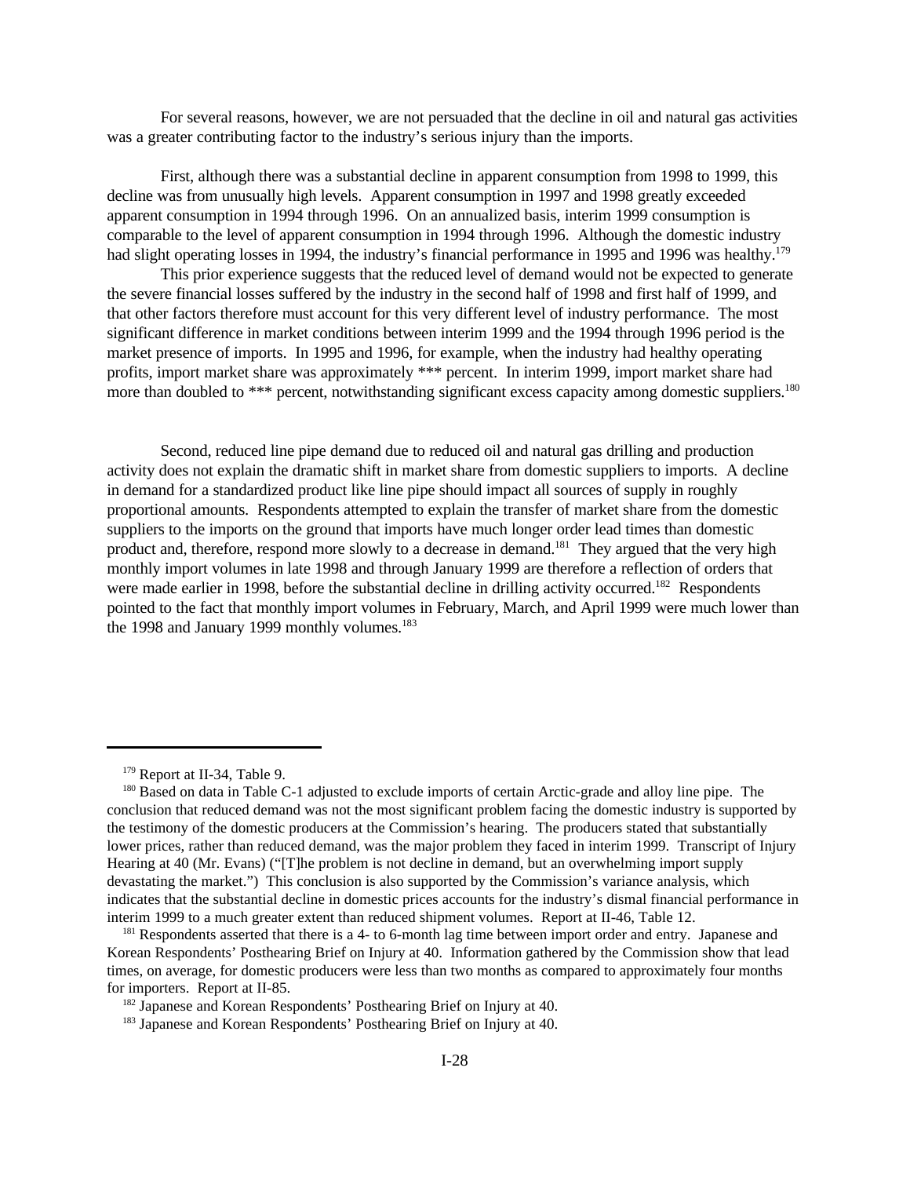For several reasons, however, we are not persuaded that the decline in oil and natural gas activities was a greater contributing factor to the industry's serious injury than the imports.

First, although there was a substantial decline in apparent consumption from 1998 to 1999, this decline was from unusually high levels. Apparent consumption in 1997 and 1998 greatly exceeded apparent consumption in 1994 through 1996. On an annualized basis, interim 1999 consumption is comparable to the level of apparent consumption in 1994 through 1996. Although the domestic industry had slight operating losses in 1994, the industry's financial performance in 1995 and 1996 was healthy.[179]

This prior experience suggests that the reduced level of demand would not be expected to generate the severe financial losses suffered by the industry in the second half of 1998 and first half of 1999, and that other factors therefore must account for this very different level of industry performance. The most significant difference in market conditions between interim 1999 and the 1994 through 1996 period is the market presence of imports. In 1995 and 1996, for example, when the industry had healthy operating profits, import market share was approximately *** percent. In interim 1999, import market share had more than doubled to *** percent, notwithstanding significant excess capacity among domestic suppliers.[180]

Second, reduced line pipe demand due to reduced oil and natural gas drilling and production activity does not explain the dramatic shift in market share from domestic suppliers to imports. A decline in demand for a standardized product like line pipe should impact all sources of supply in roughly proportional amounts. Respondents attempted to explain the transfer of market share from the domestic suppliers to the imports on the ground that imports have much longer order lead times than domestic product and, therefore, respond more slowly to a decrease in demand.[181] They argued that the very high monthly import volumes in late 1998 and through January 1999 are therefore a reflection of orders that were made earlier in 1998, before the substantial decline in drilling activity occurred.[182] Respondents pointed to the fact that monthly import volumes in February, March, and April 1999 were much lower than the 1998 and January 1999 monthly volumes.[183]

---

[179] Report at II-34, Table 9.

[180] Based on data in Table C-1 adjusted to exclude imports of certain Arctic-grade and alloy line pipe. The conclusion that reduced demand was not the most significant problem facing the domestic industry is supported by the testimony of the domestic producers at the Commission's hearing. The producers stated that substantially lower prices, rather than reduced demand, was the major problem they faced in interim 1999. Transcript of Injury Hearing at 40 (Mr. Evans) ("[T]he problem is not decline in demand, but an overwhelming import supply devastating the market.") This conclusion is also supported by the Commission's variance analysis, which indicates that the substantial decline in domestic prices accounts for the industry's dismal financial performance in interim 1999 to a much greater extent than reduced shipment volumes. Report at II-46, Table 12.

[181] Respondents asserted that there is a 4- to 6-month lag time between import order and entry. Japanese and Korean Respondents' Posthearing Brief on Injury at 40. Information gathered by the Commission show that lead times, on average, for domestic producers were less than two months as compared to approximately four months for importers. Report at II-85.

[182] Japanese and Korean Respondents' Posthearing Brief on Injury at 40.

[183] Japanese and Korean Respondents' Posthearing Brief on Injury at 40.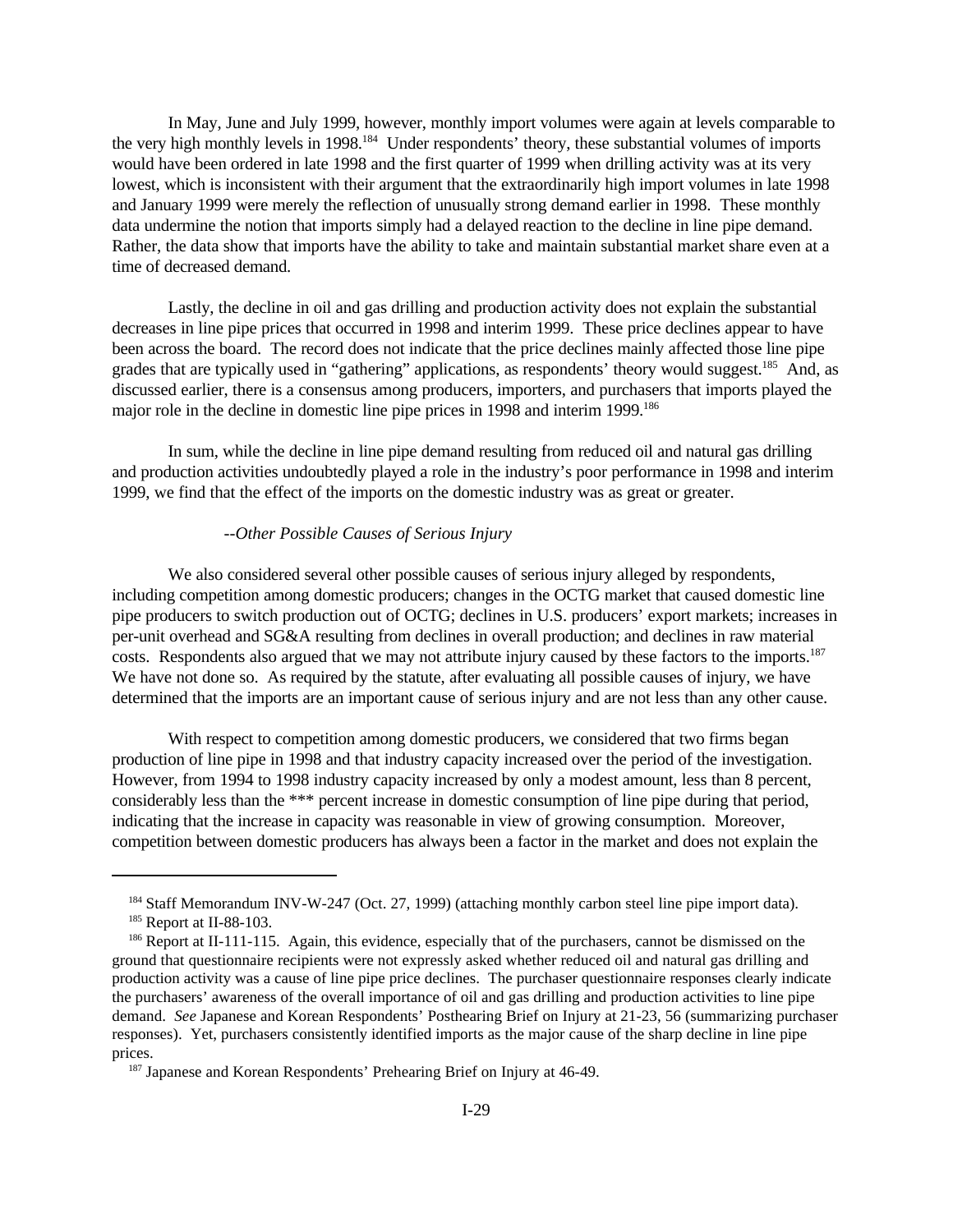In May, June and July 1999, however, monthly import volumes were again at levels comparable to the very high monthly levels in 1998.[184] Under respondents' theory, these substantial volumes of imports would have been ordered in late 1998 and the first quarter of 1999 when drilling activity was at its very lowest, which is inconsistent with their argument that the extraordinarily high import volumes in late 1998 and January 1999 were merely the reflection of unusually strong demand earlier in 1998. These monthly data undermine the notion that imports simply had a delayed reaction to the decline in line pipe demand. Rather, the data show that imports have the ability to take and maintain substantial market share even at a time of decreased demand.

Lastly, the decline in oil and gas drilling and production activity does not explain the substantial decreases in line pipe prices that occurred in 1998 and interim 1999. These price declines appear to have been across the board. The record does not indicate that the price declines mainly affected those line pipe grades that are typically used in "gathering" applications, as respondents' theory would suggest.[185] And, as discussed earlier, there is a consensus among producers, importers, and purchasers that imports played the major role in the decline in domestic line pipe prices in 1998 and interim 1999.[186]

In sum, while the decline in line pipe demand resulting from reduced oil and natural gas drilling and production activities undoubtedly played a role in the industry's poor performance in 1998 and interim 1999, we find that the effect of the imports on the domestic industry was as great or greater.

*--Other Possible Causes of Serious Injury*

We also considered several other possible causes of serious injury alleged by respondents, including competition among domestic producers; changes in the OCTG market that caused domestic line pipe producers to switch production out of OCTG; declines in U.S. producers' export markets; increases in per-unit overhead and SG&A resulting from declines in overall production; and declines in raw material costs. Respondents also argued that we may not attribute injury caused by these factors to the imports.[187] We have not done so. As required by the statute, after evaluating all possible causes of injury, we have determined that the imports are an important cause of serious injury and are not less than any other cause.

With respect to competition among domestic producers, we considered that two firms began production of line pipe in 1998 and that industry capacity increased over the period of the investigation. However, from 1994 to 1998 industry capacity increased by only a modest amount, less than 8 percent, considerably less than the *** percent increase in domestic consumption of line pipe during that period, indicating that the increase in capacity was reasonable in view of growing consumption. Moreover, competition between domestic producers has always been a factor in the market and does not explain the

---

[184] Staff Memorandum INV-W-247 (Oct. 27, 1999) (attaching monthly carbon steel line pipe import data).

[185] Report at II-88-103.

[186] Report at II-111-115. Again, this evidence, especially that of the purchasers, cannot be dismissed on the ground that questionnaire recipients were not expressly asked whether reduced oil and natural gas drilling and production activity was a cause of line pipe price declines. The purchaser questionnaire responses clearly indicate the purchasers' awareness of the overall importance of oil and gas drilling and production activities to line pipe demand. *See* Japanese and Korean Respondents' Posthearing Brief on Injury at 21-23, 56 (summarizing purchaser responses). Yet, purchasers consistently identified imports as the major cause of the sharp decline in line pipe prices.

[187] Japanese and Korean Respondents' Prehearing Brief on Injury at 46-49.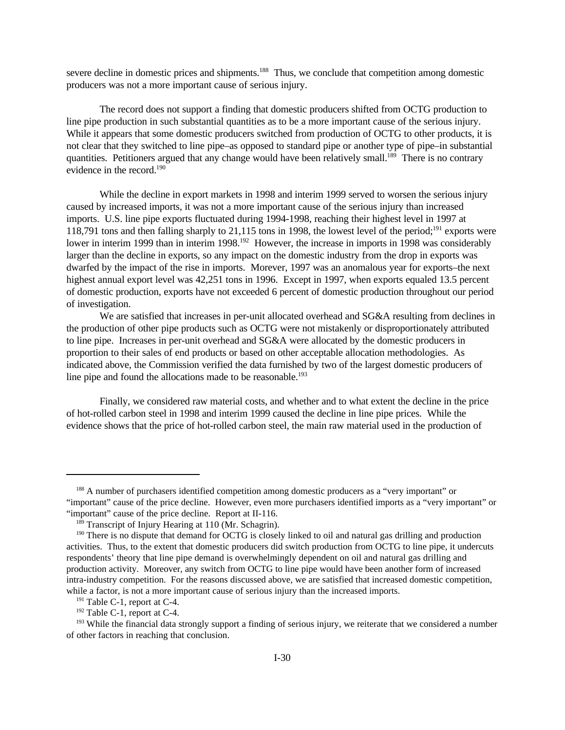severe decline in domestic prices and shipments.[188] Thus, we conclude that competition among domestic producers was not a more important cause of serious injury.

The record does not support a finding that domestic producers shifted from OCTG production to line pipe production in such substantial quantities as to be a more important cause of the serious injury. While it appears that some domestic producers switched from production of OCTG to other products, it is not clear that they switched to line pipe–as opposed to standard pipe or another type of pipe–in substantial quantities. Petitioners argued that any change would have been relatively small.[189] There is no contrary evidence in the record.[190]

While the decline in export markets in 1998 and interim 1999 served to worsen the serious injury caused by increased imports, it was not a more important cause of the serious injury than increased imports. U.S. line pipe exports fluctuated during 1994-1998, reaching their highest level in 1997 at 118,791 tons and then falling sharply to 21,115 tons in 1998, the lowest level of the period;[191] exports were lower in interim 1999 than in interim 1998.[192] However, the increase in imports in 1998 was considerably larger than the decline in exports, so any impact on the domestic industry from the drop in exports was dwarfed by the impact of the rise in imports. Morever, 1997 was an anomalous year for exports–the next highest annual export level was 42,251 tons in 1996. Except in 1997, when exports equaled 13.5 percent of domestic production, exports have not exceeded 6 percent of domestic production throughout our period of investigation.

We are satisfied that increases in per-unit allocated overhead and SG&A resulting from declines in the production of other pipe products such as OCTG were not mistakenly or disproportionately attributed to line pipe. Increases in per-unit overhead and SG&A were allocated by the domestic producers in proportion to their sales of end products or based on other acceptable allocation methodologies. As indicated above, the Commission verified the data furnished by two of the largest domestic producers of line pipe and found the allocations made to be reasonable.[193]

Finally, we considered raw material costs, and whether and to what extent the decline in the price of hot-rolled carbon steel in 1998 and interim 1999 caused the decline in line pipe prices. While the evidence shows that the price of hot-rolled carbon steel, the main raw material used in the production of

---

[188] A number of purchasers identified competition among domestic producers as a "very important" or "important" cause of the price decline. However, even more purchasers identified imports as a "very important" or "important" cause of the price decline. Report at II-116.

[189] Transcript of Injury Hearing at 110 (Mr. Schagrin).

[190] There is no dispute that demand for OCTG is closely linked to oil and natural gas drilling and production activities. Thus, to the extent that domestic producers did switch production from OCTG to line pipe, it undercuts respondents' theory that line pipe demand is overwhelmingly dependent on oil and natural gas drilling and production activity. Moreover, any switch from OCTG to line pipe would have been another form of increased intra-industry competition. For the reasons discussed above, we are satisfied that increased domestic competition, while a factor, is not a more important cause of serious injury than the increased imports.

[191] Table C-1, report at C-4.

[192] Table C-1, report at C-4.

[193] While the financial data strongly support a finding of serious injury, we reiterate that we considered a number of other factors in reaching that conclusion.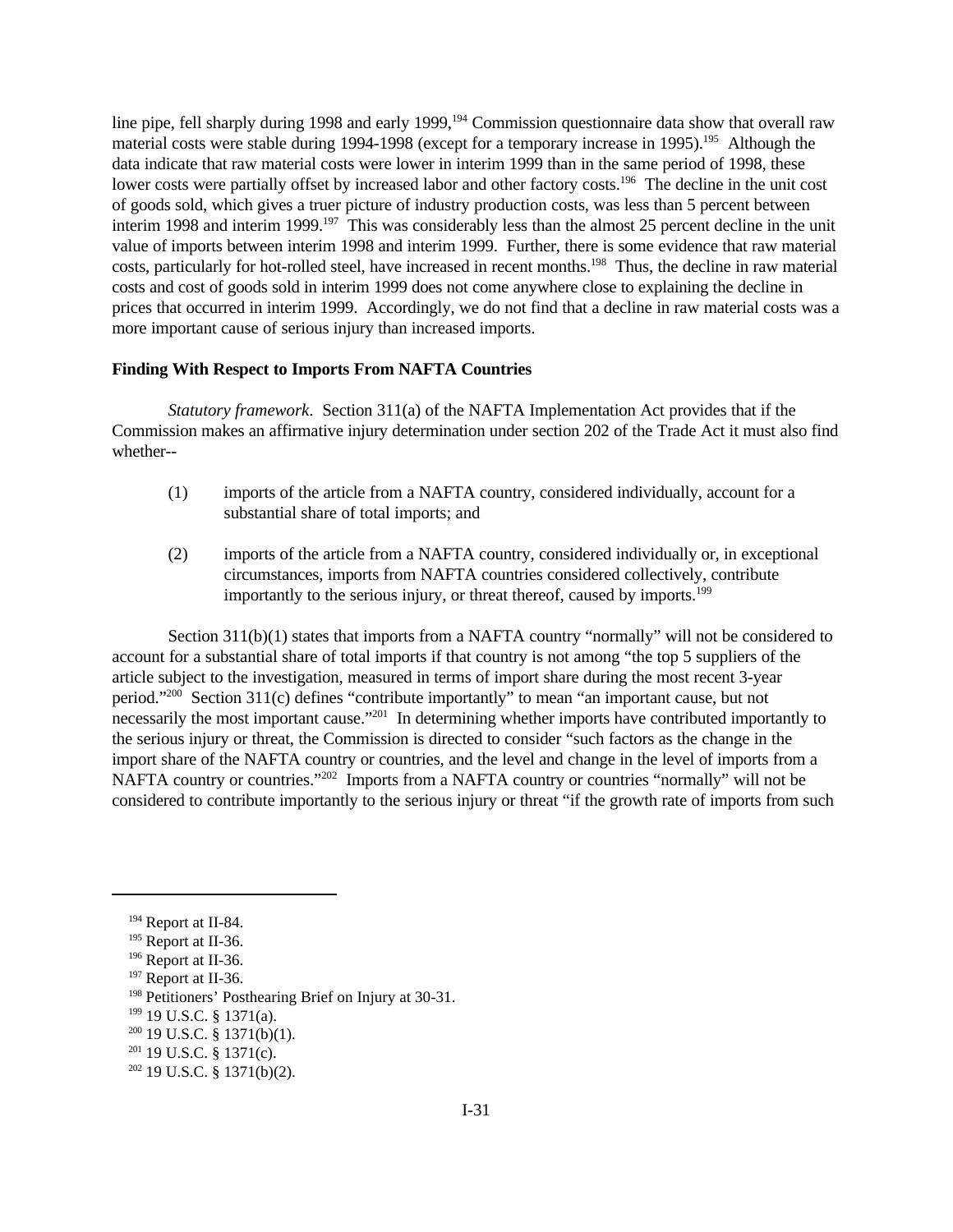line pipe, fell sharply during 1998 and early 1999,[194] Commission questionnaire data show that overall raw material costs were stable during 1994-1998 (except for a temporary increase in 1995).[195] Although the data indicate that raw material costs were lower in interim 1999 than in the same period of 1998, these lower costs were partially offset by increased labor and other factory costs.[196] The decline in the unit cost of goods sold, which gives a truer picture of industry production costs, was less than 5 percent between interim 1998 and interim 1999.[197] This was considerably less than the almost 25 percent decline in the unit value of imports between interim 1998 and interim 1999. Further, there is some evidence that raw material costs, particularly for hot-rolled steel, have increased in recent months.[198] Thus, the decline in raw material costs and cost of goods sold in interim 1999 does not come anywhere close to explaining the decline in prices that occurred in interim 1999. Accordingly, we do not find that a decline in raw material costs was a more important cause of serious injury than increased imports.

**Finding With Respect to Imports From NAFTA Countries**

*Statutory framework*. Section 311(a) of the NAFTA Implementation Act provides that if the Commission makes an affirmative injury determination under section 202 of the Trade Act it must also find whether--

(1) imports of the article from a NAFTA country, considered individually, account for a substantial share of total imports; and

(2) imports of the article from a NAFTA country, considered individually or, in exceptional circumstances, imports from NAFTA countries considered collectively, contribute importantly to the serious injury, or threat thereof, caused by imports.[199]

Section 311(b)(1) states that imports from a NAFTA country "normally" will not be considered to account for a substantial share of total imports if that country is not among "the top 5 suppliers of the article subject to the investigation, measured in terms of import share during the most recent 3-year period."[200] Section 311(c) defines "contribute importantly" to mean "an important cause, but not necessarily the most important cause."[201] In determining whether imports have contributed importantly to the serious injury or threat, the Commission is directed to consider "such factors as the change in the import share of the NAFTA country or countries, and the level and change in the level of imports from a NAFTA country or countries."[202] Imports from a NAFTA country or countries "normally" will not be considered to contribute importantly to the serious injury or threat "if the growth rate of imports from such

---

[194] Report at II-84.
[195] Report at II-36.
[196] Report at II-36.
[197] Report at II-36.
[198] Petitioners' Posthearing Brief on Injury at 30-31.
[199] 19 U.S.C. § 1371(a).
[200] 19 U.S.C. § 1371(b)(1).
[201] 19 U.S.C. § 1371(c).
[202] 19 U.S.C. § 1371(b)(2).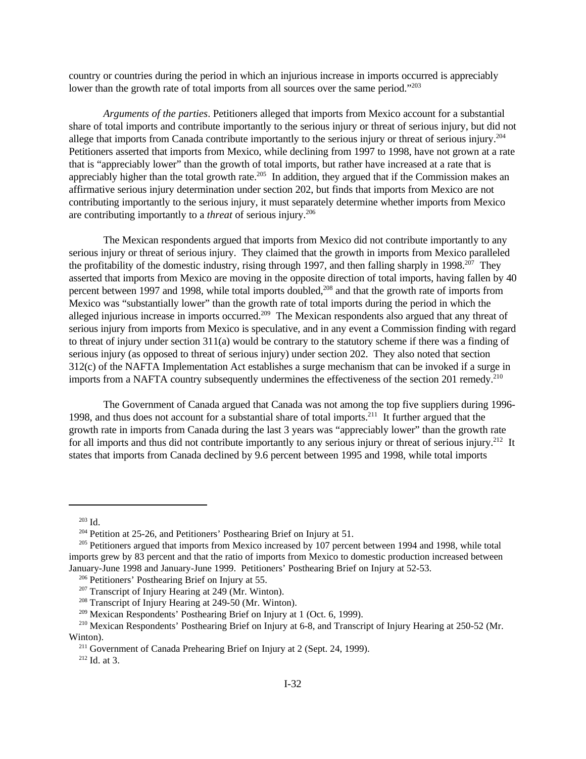country or countries during the period in which an injurious increase in imports occurred is appreciably lower than the growth rate of total imports from all sources over the same period."[203]

*Arguments of the parties*. Petitioners alleged that imports from Mexico account for a substantial share of total imports and contribute importantly to the serious injury or threat of serious injury, but did not allege that imports from Canada contribute importantly to the serious injury or threat of serious injury.[204] Petitioners asserted that imports from Mexico, while declining from 1997 to 1998, have not grown at a rate that is "appreciably lower" than the growth of total imports, but rather have increased at a rate that is appreciably higher than the total growth rate.[205] In addition, they argued that if the Commission makes an affirmative serious injury determination under section 202, but finds that imports from Mexico are not contributing importantly to the serious injury, it must separately determine whether imports from Mexico are contributing importantly to a *threat* of serious injury.[206]

The Mexican respondents argued that imports from Mexico did not contribute importantly to any serious injury or threat of serious injury. They claimed that the growth in imports from Mexico paralleled the profitability of the domestic industry, rising through 1997, and then falling sharply in 1998.[207] They asserted that imports from Mexico are moving in the opposite direction of total imports, having fallen by 40 percent between 1997 and 1998, while total imports doubled,[208] and that the growth rate of imports from Mexico was "substantially lower" than the growth rate of total imports during the period in which the alleged injurious increase in imports occurred.[209] The Mexican respondents also argued that any threat of serious injury from imports from Mexico is speculative, and in any event a Commission finding with regard to threat of injury under section 311(a) would be contrary to the statutory scheme if there was a finding of serious injury (as opposed to threat of serious injury) under section 202. They also noted that section 312(c) of the NAFTA Implementation Act establishes a surge mechanism that can be invoked if a surge in imports from a NAFTA country subsequently undermines the effectiveness of the section 201 remedy.[210]

The Government of Canada argued that Canada was not among the top five suppliers during 1996-1998, and thus does not account for a substantial share of total imports.[211] It further argued that the growth rate in imports from Canada during the last 3 years was "appreciably lower" than the growth rate for all imports and thus did not contribute importantly to any serious injury or threat of serious injury.[212] It states that imports from Canada declined by 9.6 percent between 1995 and 1998, while total imports

---

[203] Id.

[204] Petition at 25-26, and Petitioners' Posthearing Brief on Injury at 51.

[205] Petitioners argued that imports from Mexico increased by 107 percent between 1994 and 1998, while total imports grew by 83 percent and that the ratio of imports from Mexico to domestic production increased between January-June 1998 and January-June 1999. Petitioners' Posthearing Brief on Injury at 52-53.

[206] Petitioners' Posthearing Brief on Injury at 55.

[207] Transcript of Injury Hearing at 249 (Mr. Winton).

[208] Transcript of Injury Hearing at 249-50 (Mr. Winton).

[209] Mexican Respondents' Posthearing Brief on Injury at 1 (Oct. 6, 1999).

[210] Mexican Respondents' Posthearing Brief on Injury at 6-8, and Transcript of Injury Hearing at 250-52 (Mr. Winton).

[211] Government of Canada Prehearing Brief on Injury at 2 (Sept. 24, 1999).

[212] Id. at 3.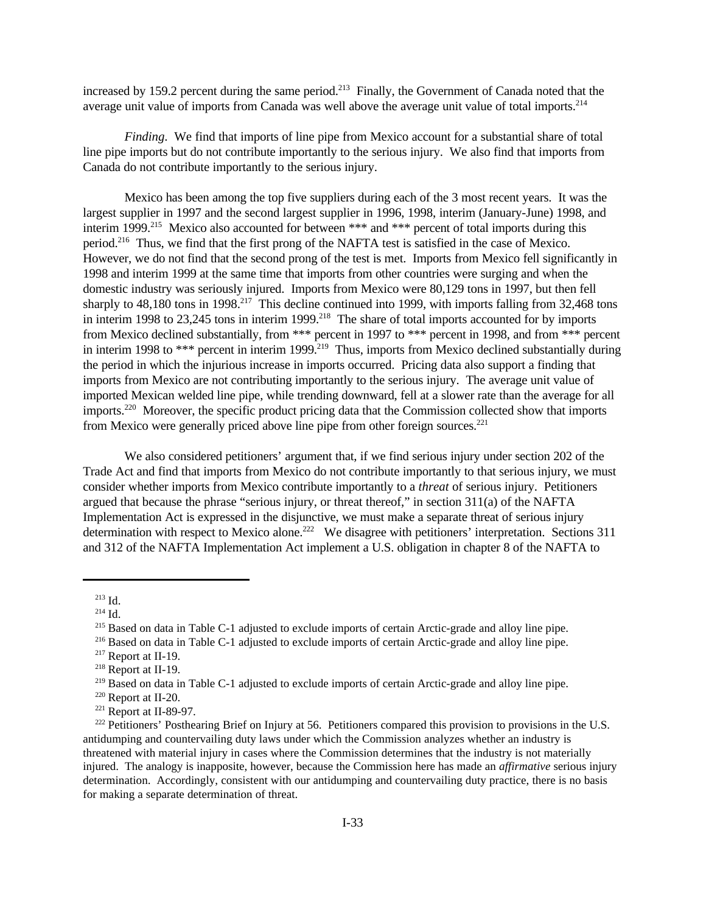increased by 159.2 percent during the same period.[213] Finally, the Government of Canada noted that the average unit value of imports from Canada was well above the average unit value of total imports.[214]

*Finding*. We find that imports of line pipe from Mexico account for a substantial share of total line pipe imports but do not contribute importantly to the serious injury. We also find that imports from Canada do not contribute importantly to the serious injury.

Mexico has been among the top five suppliers during each of the 3 most recent years. It was the largest supplier in 1997 and the second largest supplier in 1996, 1998, interim (January-June) 1998, and interim 1999.[215] Mexico also accounted for between *** and *** percent of total imports during this period.[216] Thus, we find that the first prong of the NAFTA test is satisfied in the case of Mexico. However, we do not find that the second prong of the test is met. Imports from Mexico fell significantly in 1998 and interim 1999 at the same time that imports from other countries were surging and when the domestic industry was seriously injured. Imports from Mexico were 80,129 tons in 1997, but then fell sharply to 48,180 tons in 1998.[217] This decline continued into 1999, with imports falling from 32,468 tons in interim 1998 to 23,245 tons in interim 1999.[218] The share of total imports accounted for by imports from Mexico declined substantially, from *** percent in 1997 to *** percent in 1998, and from *** percent in interim 1998 to *** percent in interim 1999.[219] Thus, imports from Mexico declined substantially during the period in which the injurious increase in imports occurred. Pricing data also support a finding that imports from Mexico are not contributing importantly to the serious injury. The average unit value of imported Mexican welded line pipe, while trending downward, fell at a slower rate than the average for all imports.[220] Moreover, the specific product pricing data that the Commission collected show that imports from Mexico were generally priced above line pipe from other foreign sources.[221]

We also considered petitioners' argument that, if we find serious injury under section 202 of the Trade Act and find that imports from Mexico do not contribute importantly to that serious injury, we must consider whether imports from Mexico contribute importantly to a *threat* of serious injury. Petitioners argued that because the phrase "serious injury, or threat thereof," in section 311(a) of the NAFTA Implementation Act is expressed in the disjunctive, we must make a separate threat of serious injury determination with respect to Mexico alone.[222] We disagree with petitioners' interpretation. Sections 311 and 312 of the NAFTA Implementation Act implement a U.S. obligation in chapter 8 of the NAFTA to

---

[213] Id.

[214] Id.

[215] Based on data in Table C-1 adjusted to exclude imports of certain Arctic-grade and alloy line pipe.

[216] Based on data in Table C-1 adjusted to exclude imports of certain Arctic-grade and alloy line pipe.

[217] Report at II-19.

[218] Report at II-19.

[219] Based on data in Table C-1 adjusted to exclude imports of certain Arctic-grade and alloy line pipe.

[220] Report at II-20.

[221] Report at II-89-97.

[222] Petitioners' Posthearing Brief on Injury at 56. Petitioners compared this provision to provisions in the U.S. antidumping and countervailing duty laws under which the Commission analyzes whether an industry is threatened with material injury in cases where the Commission determines that the industry is not materially injured. The analogy is inapposite, however, because the Commission here has made an *affirmative* serious injury determination. Accordingly, consistent with our antidumping and countervailing duty practice, there is no basis for making a separate determination of threat.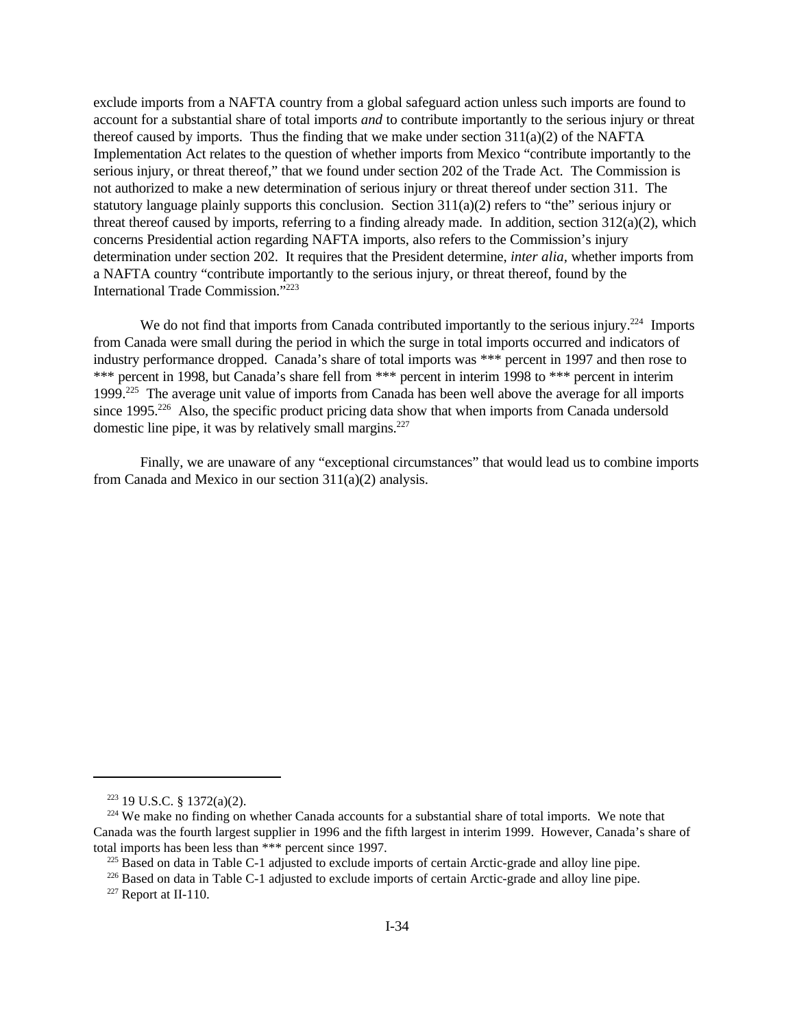exclude imports from a NAFTA country from a global safeguard action unless such imports are found to account for a substantial share of total imports *and* to contribute importantly to the serious injury or threat thereof caused by imports. Thus the finding that we make under section 311(a)(2) of the NAFTA Implementation Act relates to the question of whether imports from Mexico "contribute importantly to the serious injury, or threat thereof," that we found under section 202 of the Trade Act. The Commission is not authorized to make a new determination of serious injury or threat thereof under section 311. The statutory language plainly supports this conclusion. Section 311(a)(2) refers to "the" serious injury or threat thereof caused by imports, referring to a finding already made. In addition, section 312(a)(2), which concerns Presidential action regarding NAFTA imports, also refers to the Commission's injury determination under section 202. It requires that the President determine, *inter alia*, whether imports from a NAFTA country "contribute importantly to the serious injury, or threat thereof, found by the International Trade Commission."[223]

We do not find that imports from Canada contributed importantly to the serious injury.[224] Imports from Canada were small during the period in which the surge in total imports occurred and indicators of industry performance dropped. Canada's share of total imports was *** percent in 1997 and then rose to *** percent in 1998, but Canada's share fell from *** percent in interim 1998 to *** percent in interim 1999.[225] The average unit value of imports from Canada has been well above the average for all imports since 1995.[226] Also, the specific product pricing data show that when imports from Canada undersold domestic line pipe, it was by relatively small margins.[227]

Finally, we are unaware of any "exceptional circumstances" that would lead us to combine imports from Canada and Mexico in our section 311(a)(2) analysis.

---

[223] 19 U.S.C. § 1372(a)(2).

[224] We make no finding on whether Canada accounts for a substantial share of total imports. We note that Canada was the fourth largest supplier in 1996 and the fifth largest in interim 1999. However, Canada's share of total imports has been less than *** percent since 1997.

[225] Based on data in Table C-1 adjusted to exclude imports of certain Arctic-grade and alloy line pipe.

[226] Based on data in Table C-1 adjusted to exclude imports of certain Arctic-grade and alloy line pipe.

[227] Report at II-110.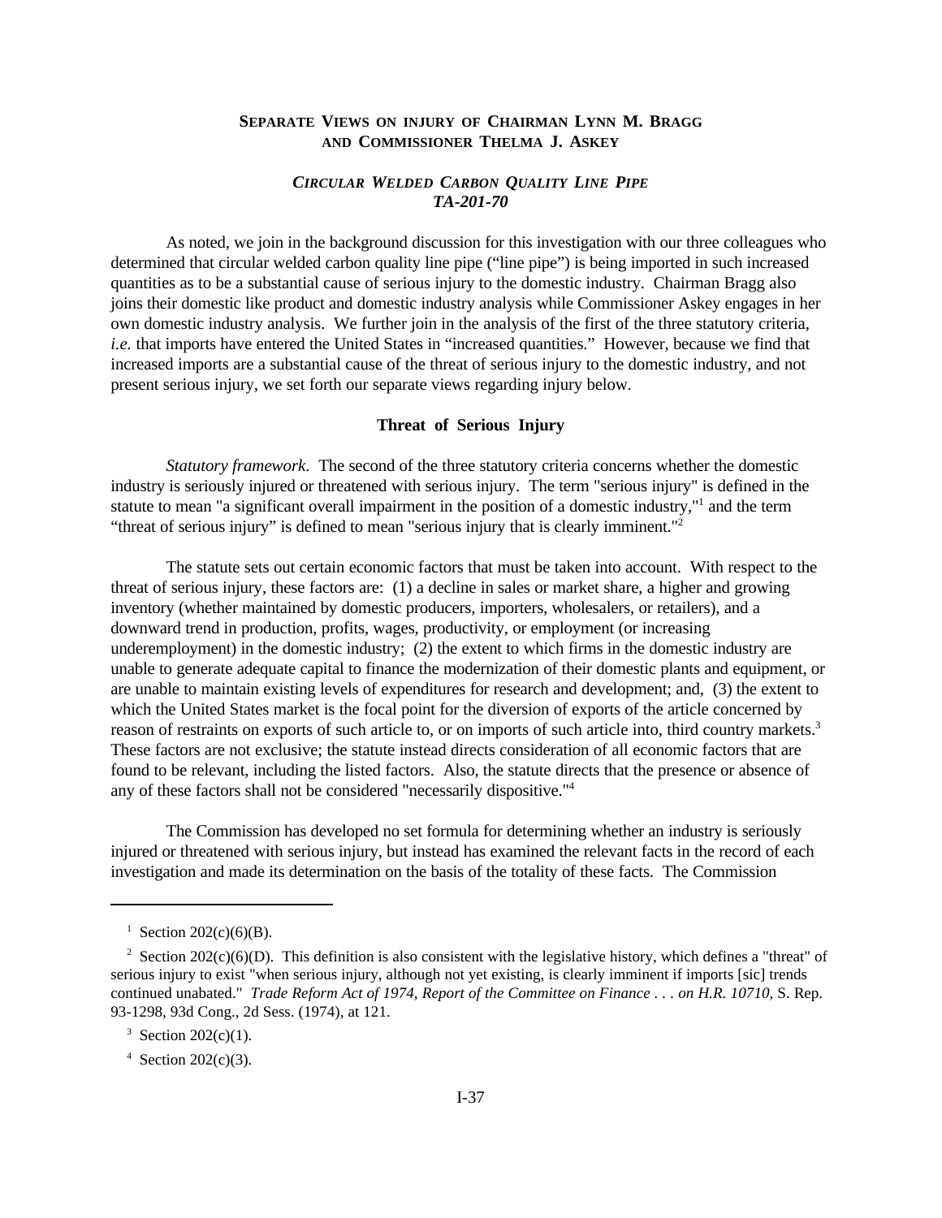## Separate Views on Injury of Chairman Lynn M. Bragg and Commissioner Thelma J. Askey

### *Circular Welded Carbon Quality Line Pipe* *TA-201-70*

As noted, we join in the background discussion for this investigation with our three colleagues who determined that circular welded carbon quality line pipe ("line pipe") is being imported in such increased quantities as to be a substantial cause of serious injury to the domestic industry. Chairman Bragg also joins their domestic like product and domestic industry analysis while Commissioner Askey engages in her own domestic industry analysis. We further join in the analysis of the first of the three statutory criteria, *i.e.* that imports have entered the United States in "increased quantities." However, because we find that increased imports are a substantial cause of the threat of serious injury to the domestic industry, and not present serious injury, we set forth our separate views regarding injury below.

#### Threat of Serious Injury

*Statutory framework*. The second of the three statutory criteria concerns whether the domestic industry is seriously injured or threatened with serious injury. The term "serious injury" is defined in the statute to mean "a significant overall impairment in the position of a domestic industry,"[1] and the term "threat of serious injury" is defined to mean "serious injury that is clearly imminent."[2]

The statute sets out certain economic factors that must be taken into account. With respect to the threat of serious injury, these factors are: (1) a decline in sales or market share, a higher and growing inventory (whether maintained by domestic producers, importers, wholesalers, or retailers), and a downward trend in production, profits, wages, productivity, or employment (or increasing underemployment) in the domestic industry; (2) the extent to which firms in the domestic industry are unable to generate adequate capital to finance the modernization of their domestic plants and equipment, or are unable to maintain existing levels of expenditures for research and development; and, (3) the extent to which the United States market is the focal point for the diversion of exports of the article concerned by reason of restraints on exports of such article to, or on imports of such article into, third country markets.[3] These factors are not exclusive; the statute instead directs consideration of all economic factors that are found to be relevant, including the listed factors. Also, the statute directs that the presence or absence of any of these factors shall not be considered "necessarily dispositive."[4]

The Commission has developed no set formula for determining whether an industry is seriously injured or threatened with serious injury, but instead has examined the relevant facts in the record of each investigation and made its determination on the basis of the totality of these facts. The Commission

---

[1] Section 202(c)(6)(B).

[2] Section 202(c)(6)(D). This definition is also consistent with the legislative history, which defines a "threat" of serious injury to exist "when serious injury, although not yet existing, is clearly imminent if imports [sic] trends continued unabated." *Trade Reform Act of 1974, Report of the Committee on Finance . . . on H.R. 10710*, S. Rep. 93-1298, 93d Cong., 2d Sess. (1974), at 121.

[3] Section 202(c)(1).

[4] Section 202(c)(3).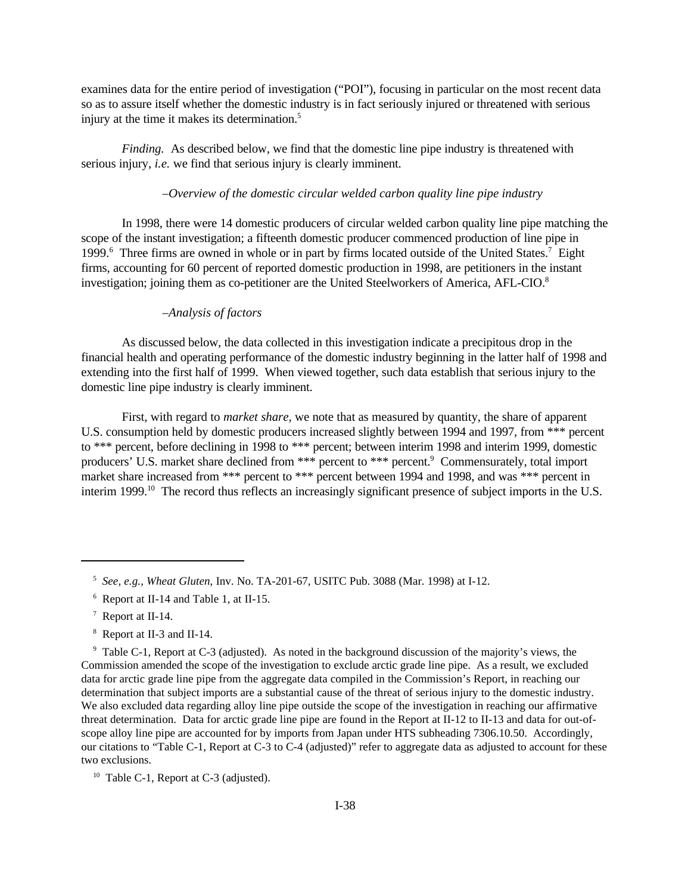examines data for the entire period of investigation ("POI"), focusing in particular on the most recent data so as to assure itself whether the domestic industry is in fact seriously injured or threatened with serious injury at the time it makes its determination.[5]

*Finding.* As described below, we find that the domestic line pipe industry is threatened with serious injury, *i.e.* we find that serious injury is clearly imminent.

*–Overview of the domestic circular welded carbon quality line pipe industry*

In 1998, there were 14 domestic producers of circular welded carbon quality line pipe matching the scope of the instant investigation; a fifteenth domestic producer commenced production of line pipe in 1999.[6] Three firms are owned in whole or in part by firms located outside of the United States.[7] Eight firms, accounting for 60 percent of reported domestic production in 1998, are petitioners in the instant investigation; joining them as co-petitioner are the United Steelworkers of America, AFL-CIO.[8]

*–Analysis of factors*

As discussed below, the data collected in this investigation indicate a precipitous drop in the financial health and operating performance of the domestic industry beginning in the latter half of 1998 and extending into the first half of 1999. When viewed together, such data establish that serious injury to the domestic line pipe industry is clearly imminent.

First, with regard to *market share*, we note that as measured by quantity, the share of apparent U.S. consumption held by domestic producers increased slightly between 1994 and 1997, from *** percent to *** percent, before declining in 1998 to *** percent; between interim 1998 and interim 1999, domestic producers' U.S. market share declined from *** percent to *** percent.[9] Commensurately, total import market share increased from *** percent to *** percent between 1994 and 1998, and was *** percent in interim 1999.[10] The record thus reflects an increasingly significant presence of subject imports in the U.S.

---

[5] *See, e.g.*, *Wheat Gluten*, Inv. No. TA-201-67, USITC Pub. 3088 (Mar. 1998) at I-12.

[6] Report at II-14 and Table 1, at II-15.

[7] Report at II-14.

[8] Report at II-3 and II-14.

[9] Table C-1, Report at C-3 (adjusted). As noted in the background discussion of the majority's views, the Commission amended the scope of the investigation to exclude arctic grade line pipe. As a result, we excluded data for arctic grade line pipe from the aggregate data compiled in the Commission's Report, in reaching our determination that subject imports are a substantial cause of the threat of serious injury to the domestic industry. We also excluded data regarding alloy line pipe outside the scope of the investigation in reaching our affirmative threat determination. Data for arctic grade line pipe are found in the Report at II-12 to II-13 and data for out-of-scope alloy line pipe are accounted for by imports from Japan under HTS subheading 7306.10.50. Accordingly, our citations to "Table C-1, Report at C-3 to C-4 (adjusted)" refer to aggregate data as adjusted to account for these two exclusions.

[10] Table C-1, Report at C-3 (adjusted).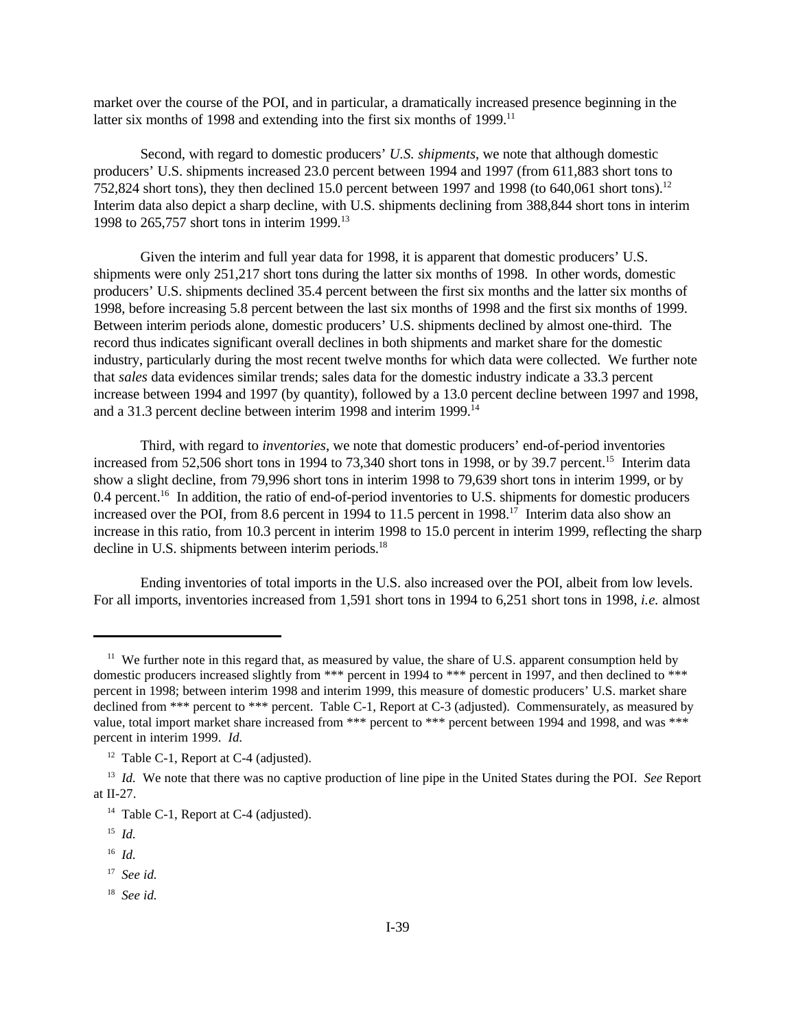market over the course of the POI, and in particular, a dramatically increased presence beginning in the latter six months of 1998 and extending into the first six months of 1999.[11]

Second, with regard to domestic producers' *U.S. shipments*, we note that although domestic producers' U.S. shipments increased 23.0 percent between 1994 and 1997 (from 611,883 short tons to 752,824 short tons), they then declined 15.0 percent between 1997 and 1998 (to 640,061 short tons).[12] Interim data also depict a sharp decline, with U.S. shipments declining from 388,844 short tons in interim 1998 to 265,757 short tons in interim 1999.[13]

Given the interim and full year data for 1998, it is apparent that domestic producers' U.S. shipments were only 251,217 short tons during the latter six months of 1998. In other words, domestic producers' U.S. shipments declined 35.4 percent between the first six months and the latter six months of 1998, before increasing 5.8 percent between the last six months of 1998 and the first six months of 1999. Between interim periods alone, domestic producers' U.S. shipments declined by almost one-third. The record thus indicates significant overall declines in both shipments and market share for the domestic industry, particularly during the most recent twelve months for which data were collected. We further note that *sales* data evidences similar trends; sales data for the domestic industry indicate a 33.3 percent increase between 1994 and 1997 (by quantity), followed by a 13.0 percent decline between 1997 and 1998, and a 31.3 percent decline between interim 1998 and interim 1999.[14]

Third, with regard to *inventories*, we note that domestic producers' end-of-period inventories increased from 52,506 short tons in 1994 to 73,340 short tons in 1998, or by 39.7 percent.[15] Interim data show a slight decline, from 79,996 short tons in interim 1998 to 79,639 short tons in interim 1999, or by 0.4 percent.[16] In addition, the ratio of end-of-period inventories to U.S. shipments for domestic producers increased over the POI, from 8.6 percent in 1994 to 11.5 percent in 1998.[17] Interim data also show an increase in this ratio, from 10.3 percent in interim 1998 to 15.0 percent in interim 1999, reflecting the sharp decline in U.S. shipments between interim periods.[18]

Ending inventories of total imports in the U.S. also increased over the POI, albeit from low levels. For all imports, inventories increased from 1,591 short tons in 1994 to 6,251 short tons in 1998, *i.e.* almost

---

[11] We further note in this regard that, as measured by value, the share of U.S. apparent consumption held by domestic producers increased slightly from *** percent in 1994 to *** percent in 1997, and then declined to *** percent in 1998; between interim 1998 and interim 1999, this measure of domestic producers' U.S. market share declined from *** percent to *** percent. Table C-1, Report at C-3 (adjusted). Commensurately, as measured by value, total import market share increased from *** percent to *** percent between 1994 and 1998, and was *** percent in interim 1999. *Id.*

[12] Table C-1, Report at C-4 (adjusted).

[13] *Id.* We note that there was no captive production of line pipe in the United States during the POI. *See* Report at II-27.

[14] Table C-1, Report at C-4 (adjusted).

[15] *Id.*

[16] *Id.*

[17] *See id.*

[18] *See id.*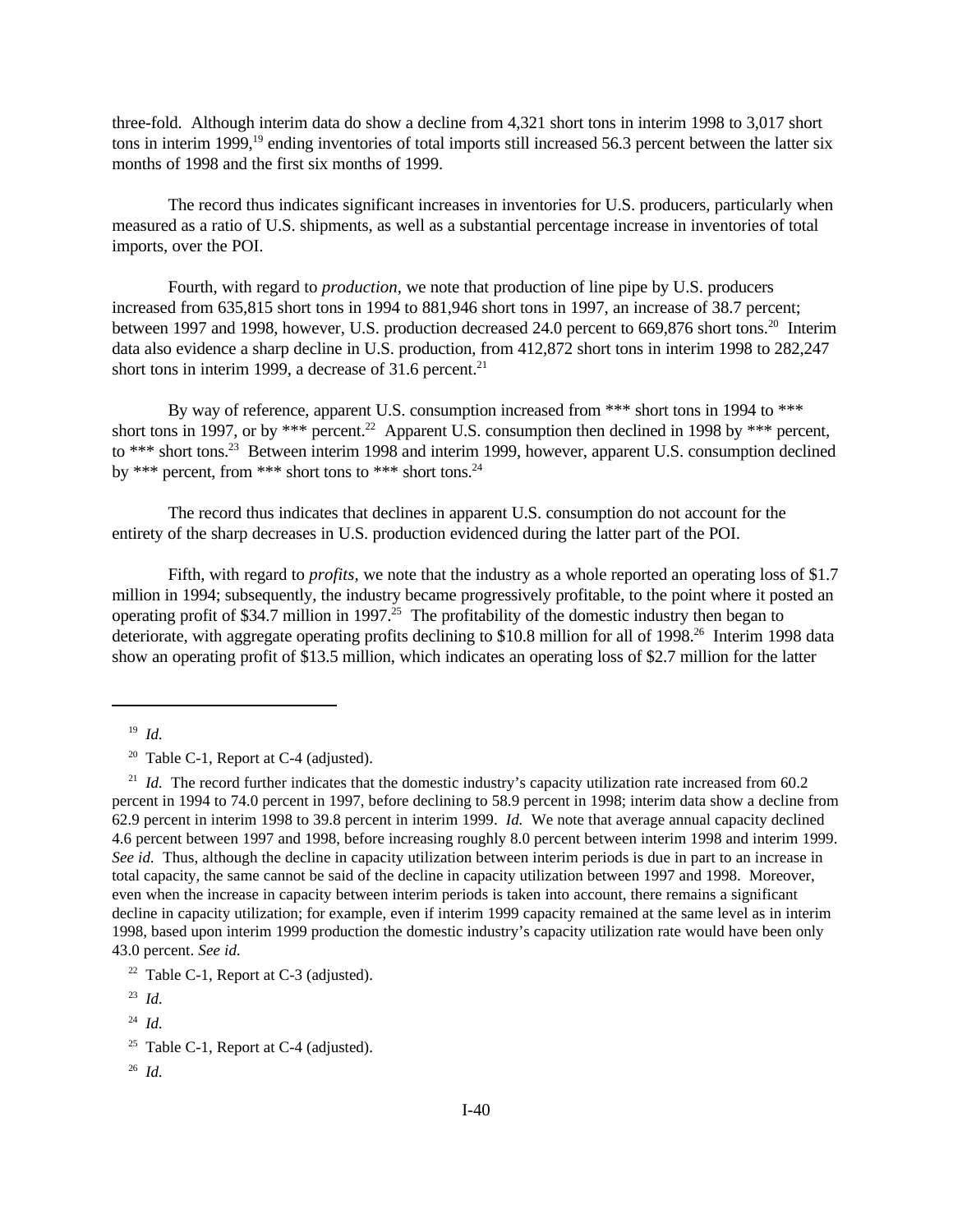three-fold. Although interim data do show a decline from 4,321 short tons in interim 1998 to 3,017 short tons in interim 1999,[19] ending inventories of total imports still increased 56.3 percent between the latter six months of 1998 and the first six months of 1999.

The record thus indicates significant increases in inventories for U.S. producers, particularly when measured as a ratio of U.S. shipments, as well as a substantial percentage increase in inventories of total imports, over the POI.

Fourth, with regard to *production*, we note that production of line pipe by U.S. producers increased from 635,815 short tons in 1994 to 881,946 short tons in 1997, an increase of 38.7 percent; between 1997 and 1998, however, U.S. production decreased 24.0 percent to 669,876 short tons.[20] Interim data also evidence a sharp decline in U.S. production, from 412,872 short tons in interim 1998 to 282,247 short tons in interim 1999, a decrease of 31.6 percent.[21]

By way of reference, apparent U.S. consumption increased from *** short tons in 1994 to *** short tons in 1997, or by *** percent.[22] Apparent U.S. consumption then declined in 1998 by *** percent, to *** short tons.[23] Between interim 1998 and interim 1999, however, apparent U.S. consumption declined by *** percent, from *** short tons to *** short tons.[24]

The record thus indicates that declines in apparent U.S. consumption do not account for the entirety of the sharp decreases in U.S. production evidenced during the latter part of the POI.

Fifth, with regard to *profits*, we note that the industry as a whole reported an operating loss of $1.7 million in 1994; subsequently, the industry became progressively profitable, to the point where it posted an operating profit of $34.7 million in 1997.[25] The profitability of the domestic industry then began to deteriorate, with aggregate operating profits declining to $10.8 million for all of 1998.[26] Interim 1998 data show an operating profit of $13.5 million, which indicates an operating loss of $2.7 million for the latter

---

[19] *Id.*

[20] Table C-1, Report at C-4 (adjusted).

[21] *Id.* The record further indicates that the domestic industry's capacity utilization rate increased from 60.2 percent in 1994 to 74.0 percent in 1997, before declining to 58.9 percent in 1998; interim data show a decline from 62.9 percent in interim 1998 to 39.8 percent in interim 1999. *Id.* We note that average annual capacity declined 4.6 percent between 1997 and 1998, before increasing roughly 8.0 percent between interim 1998 and interim 1999. *See id.* Thus, although the decline in capacity utilization between interim periods is due in part to an increase in total capacity, the same cannot be said of the decline in capacity utilization between 1997 and 1998. Moreover, even when the increase in capacity between interim periods is taken into account, there remains a significant decline in capacity utilization; for example, even if interim 1999 capacity remained at the same level as in interim 1998, based upon interim 1999 production the domestic industry's capacity utilization rate would have been only 43.0 percent. *See id.*

[22] Table C-1, Report at C-3 (adjusted).

[23] *Id.*

[24] *Id.*

[25] Table C-1, Report at C-4 (adjusted).

[26] *Id.*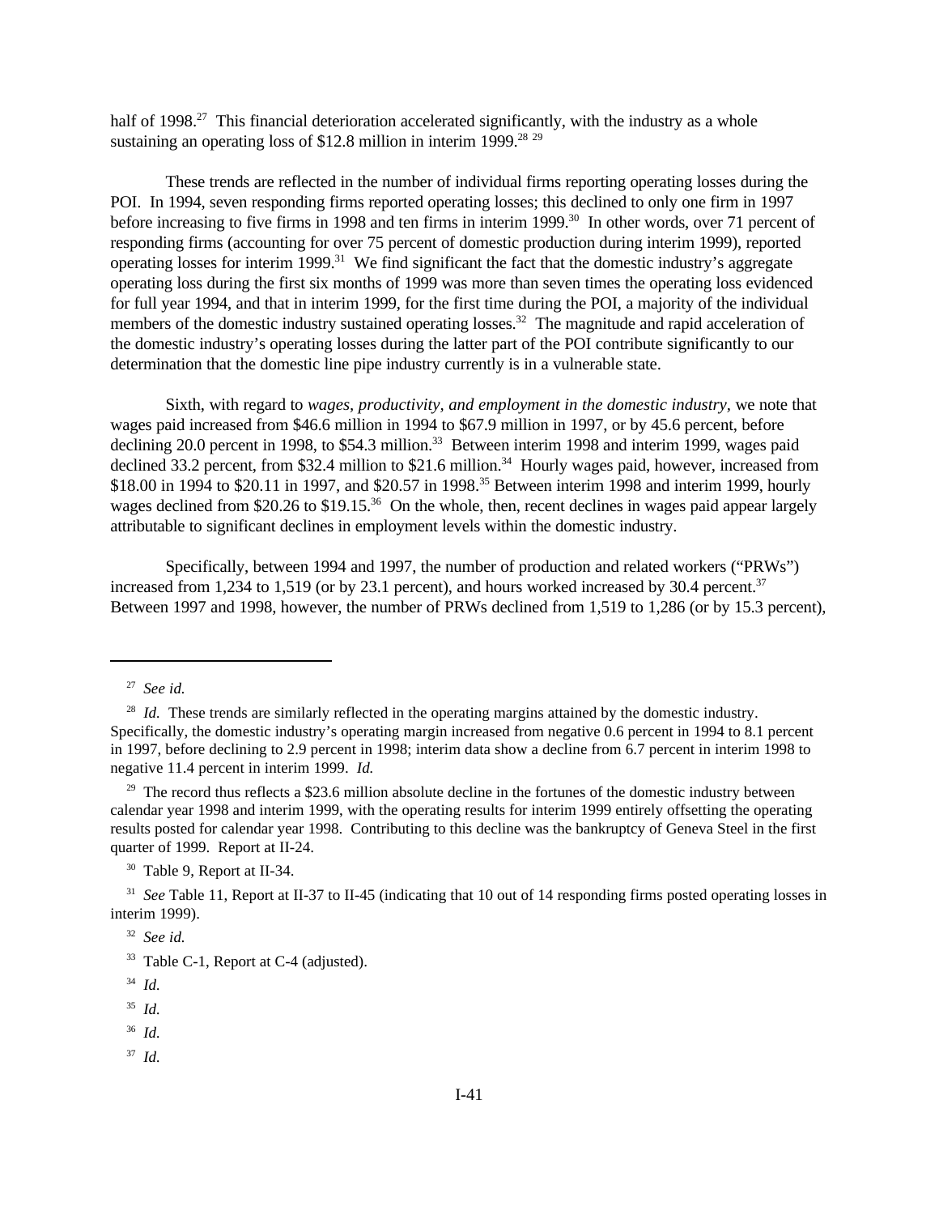half of 1998.[27] This financial deterioration accelerated significantly, with the industry as a whole sustaining an operating loss of $12.8 million in interim 1999.[28] [29]

These trends are reflected in the number of individual firms reporting operating losses during the POI. In 1994, seven responding firms reported operating losses; this declined to only one firm in 1997 before increasing to five firms in 1998 and ten firms in interim 1999.[30] In other words, over 71 percent of responding firms (accounting for over 75 percent of domestic production during interim 1999), reported operating losses for interim 1999.[31] We find significant the fact that the domestic industry's aggregate operating loss during the first six months of 1999 was more than seven times the operating loss evidenced for full year 1994, and that in interim 1999, for the first time during the POI, a majority of the individual members of the domestic industry sustained operating losses.[32] The magnitude and rapid acceleration of the domestic industry's operating losses during the latter part of the POI contribute significantly to our determination that the domestic line pipe industry currently is in a vulnerable state.

Sixth, with regard to *wages, productivity, and employment in the domestic industry*, we note that wages paid increased from $46.6 million in 1994 to $67.9 million in 1997, or by 45.6 percent, before declining 20.0 percent in 1998, to $54.3 million.[33] Between interim 1998 and interim 1999, wages paid declined 33.2 percent, from $32.4 million to $21.6 million.[34] Hourly wages paid, however, increased from $18.00 in 1994 to $20.11 in 1997, and $20.57 in 1998.[35] Between interim 1998 and interim 1999, hourly wages declined from $20.26 to $19.15.[36] On the whole, then, recent declines in wages paid appear largely attributable to significant declines in employment levels within the domestic industry.

Specifically, between 1994 and 1997, the number of production and related workers ("PRWs") increased from 1,234 to 1,519 (or by 23.1 percent), and hours worked increased by 30.4 percent.[37] Between 1997 and 1998, however, the number of PRWs declined from 1,519 to 1,286 (or by 15.3 percent),

---

[27] *See id.*

[28] *Id.* These trends are similarly reflected in the operating margins attained by the domestic industry. Specifically, the domestic industry's operating margin increased from negative 0.6 percent in 1994 to 8.1 percent in 1997, before declining to 2.9 percent in 1998; interim data show a decline from 6.7 percent in interim 1998 to negative 11.4 percent in interim 1999. *Id.*

[29] The record thus reflects a $23.6 million absolute decline in the fortunes of the domestic industry between calendar year 1998 and interim 1999, with the operating results for interim 1999 entirely offsetting the operating results posted for calendar year 1998. Contributing to this decline was the bankruptcy of Geneva Steel in the first quarter of 1999. Report at II-24.

[30] Table 9, Report at II-34.

[31] *See* Table 11, Report at II-37 to II-45 (indicating that 10 out of 14 responding firms posted operating losses in interim 1999).

[32] *See id.*

[33] Table C-1, Report at C-4 (adjusted).

[34] *Id.*

[35] *Id.*

[36] *Id.*

[37] *Id.*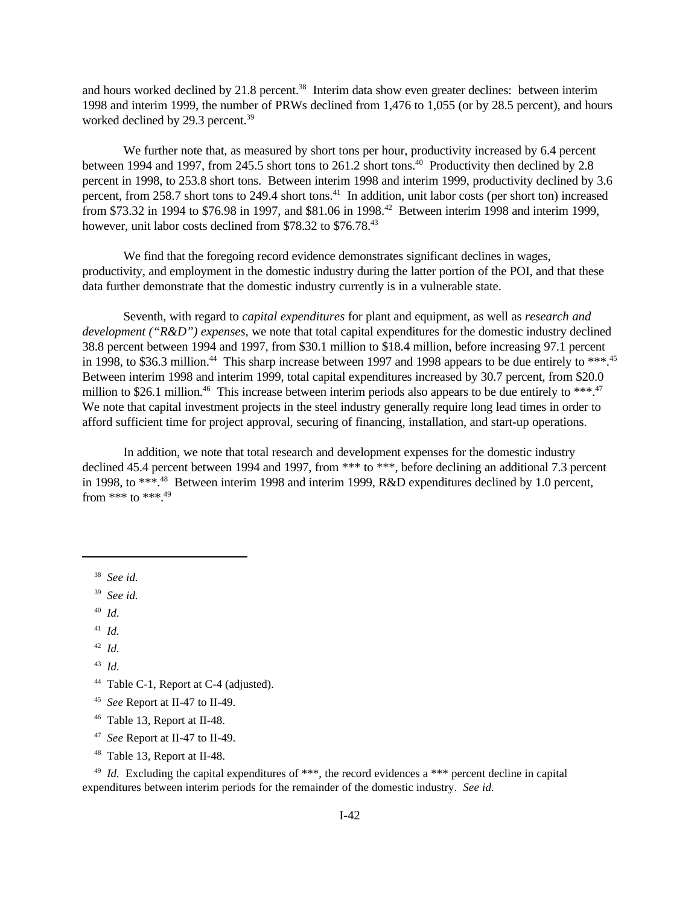and hours worked declined by 21.8 percent.[38] Interim data show even greater declines: between interim 1998 and interim 1999, the number of PRWs declined from 1,476 to 1,055 (or by 28.5 percent), and hours worked declined by 29.3 percent.[39]

We further note that, as measured by short tons per hour, productivity increased by 6.4 percent between 1994 and 1997, from 245.5 short tons to 261.2 short tons.[40] Productivity then declined by 2.8 percent in 1998, to 253.8 short tons. Between interim 1998 and interim 1999, productivity declined by 3.6 percent, from 258.7 short tons to 249.4 short tons.[41] In addition, unit labor costs (per short ton) increased from $73.32 in 1994 to $76.98 in 1997, and $81.06 in 1998.[42] Between interim 1998 and interim 1999, however, unit labor costs declined from $78.32 to $76.78.[43]

We find that the foregoing record evidence demonstrates significant declines in wages, productivity, and employment in the domestic industry during the latter portion of the POI, and that these data further demonstrate that the domestic industry currently is in a vulnerable state.

Seventh, with regard to *capital expenditures* for plant and equipment, as well as *research and development ("R&D") expenses,* we note that total capital expenditures for the domestic industry declined 38.8 percent between 1994 and 1997, from $30.1 million to $18.4 million, before increasing 97.1 percent in 1998, to $36.3 million.[44] This sharp increase between 1997 and 1998 appears to be due entirely to ***.[45] Between interim 1998 and interim 1999, total capital expenditures increased by 30.7 percent, from $20.0 million to $26.1 million.[46] This increase between interim periods also appears to be due entirely to ***.[47] We note that capital investment projects in the steel industry generally require long lead times in order to afford sufficient time for project approval, securing of financing, installation, and start-up operations.

In addition, we note that total research and development expenses for the domestic industry declined 45.4 percent between 1994 and 1997, from *** to ***, before declining an additional 7.3 percent in 1998, to ***.[48] Between interim 1998 and interim 1999, R&D expenditures declined by 1.0 percent, from *** to ***.[49]

---

[38] *See id.*

[39] *See id.*

[40] *Id.*

[41] *Id.*

[42] *Id.*

[43] *Id.*

[44] Table C-1, Report at C-4 (adjusted).

[45] *See* Report at II-47 to II-49.

[46] Table 13, Report at II-48.

[47] *See* Report at II-47 to II-49.

[48] Table 13, Report at II-48.

[49] *Id.* Excluding the capital expenditures of ***, the record evidences a *** percent decline in capital expenditures between interim periods for the remainder of the domestic industry. *See id.*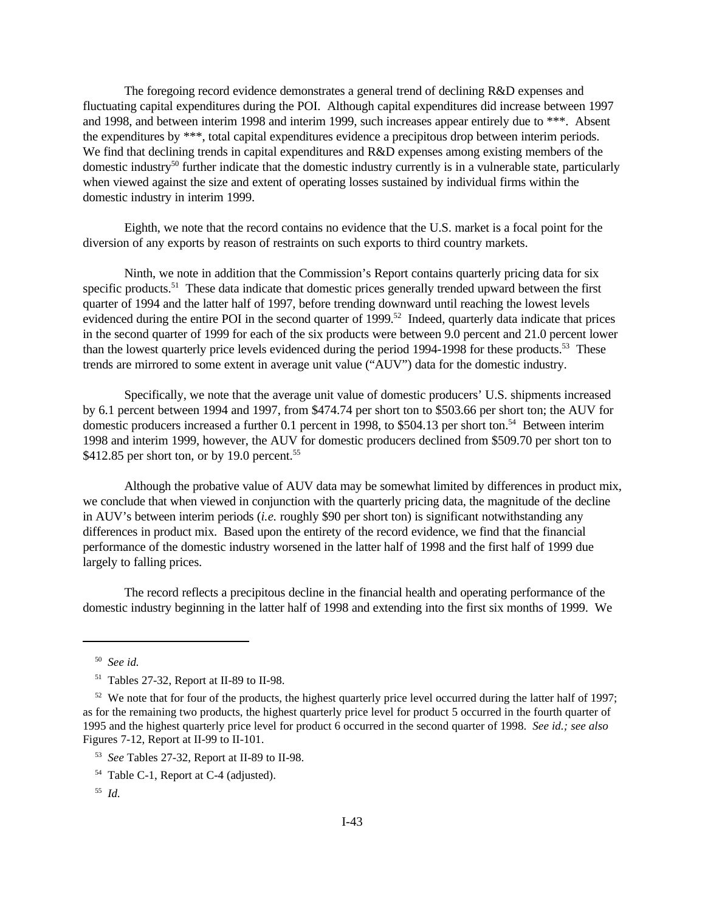The foregoing record evidence demonstrates a general trend of declining R&D expenses and fluctuating capital expenditures during the POI. Although capital expenditures did increase between 1997 and 1998, and between interim 1998 and interim 1999, such increases appear entirely due to ***. Absent the expenditures by ***, total capital expenditures evidence a precipitous drop between interim periods. We find that declining trends in capital expenditures and R&D expenses among existing members of the domestic industry[50] further indicate that the domestic industry currently is in a vulnerable state, particularly when viewed against the size and extent of operating losses sustained by individual firms within the domestic industry in interim 1999.

Eighth, we note that the record contains no evidence that the U.S. market is a focal point for the diversion of any exports by reason of restraints on such exports to third country markets.

Ninth, we note in addition that the Commission's Report contains quarterly pricing data for six specific products.[51] These data indicate that domestic prices generally trended upward between the first quarter of 1994 and the latter half of 1997, before trending downward until reaching the lowest levels evidenced during the entire POI in the second quarter of 1999.[52] Indeed, quarterly data indicate that prices in the second quarter of 1999 for each of the six products were between 9.0 percent and 21.0 percent lower than the lowest quarterly price levels evidenced during the period 1994-1998 for these products.[53] These trends are mirrored to some extent in average unit value ("AUV") data for the domestic industry.

Specifically, we note that the average unit value of domestic producers' U.S. shipments increased by 6.1 percent between 1994 and 1997, from $474.74 per short ton to $503.66 per short ton; the AUV for domestic producers increased a further 0.1 percent in 1998, to $504.13 per short ton.[54] Between interim 1998 and interim 1999, however, the AUV for domestic producers declined from $509.70 per short ton to $412.85 per short ton, or by 19.0 percent.[55]

Although the probative value of AUV data may be somewhat limited by differences in product mix, we conclude that when viewed in conjunction with the quarterly pricing data, the magnitude of the decline in AUV's between interim periods (*i.e.* roughly $90 per short ton) is significant notwithstanding any differences in product mix. Based upon the entirety of the record evidence, we find that the financial performance of the domestic industry worsened in the latter half of 1998 and the first half of 1999 due largely to falling prices.

The record reflects a precipitous decline in the financial health and operating performance of the domestic industry beginning in the latter half of 1998 and extending into the first six months of 1999. We

---

[50] *See id.*

[51] Tables 27-32, Report at II-89 to II-98.

[52] We note that for four of the products, the highest quarterly price level occurred during the latter half of 1997; as for the remaining two products, the highest quarterly price level for product 5 occurred in the fourth quarter of 1995 and the highest quarterly price level for product 6 occurred in the second quarter of 1998. *See id.; see also* Figures 7-12, Report at II-99 to II-101.

[53] *See* Tables 27-32, Report at II-89 to II-98.

[54] Table C-1, Report at C-4 (adjusted).

[55] *Id.*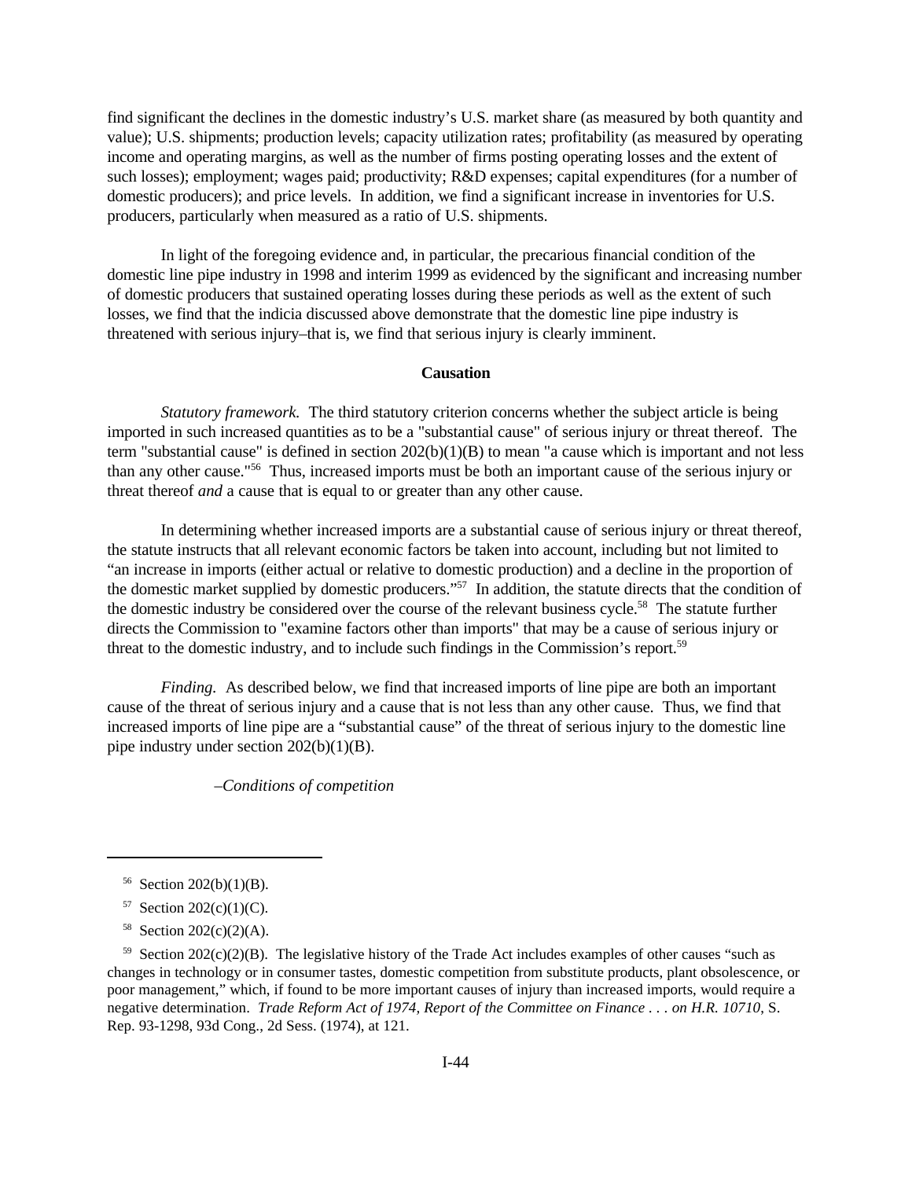find significant the declines in the domestic industry's U.S. market share (as measured by both quantity and value); U.S. shipments; production levels; capacity utilization rates; profitability (as measured by operating income and operating margins, as well as the number of firms posting operating losses and the extent of such losses); employment; wages paid; productivity; R&D expenses; capital expenditures (for a number of domestic producers); and price levels. In addition, we find a significant increase in inventories for U.S. producers, particularly when measured as a ratio of U.S. shipments.

In light of the foregoing evidence and, in particular, the precarious financial condition of the domestic line pipe industry in 1998 and interim 1999 as evidenced by the significant and increasing number of domestic producers that sustained operating losses during these periods as well as the extent of such losses, we find that the indicia discussed above demonstrate that the domestic line pipe industry is threatened with serious injury–that is, we find that serious injury is clearly imminent.

**Causation**

*Statutory framework.* The third statutory criterion concerns whether the subject article is being imported in such increased quantities as to be a "substantial cause" of serious injury or threat thereof. The term "substantial cause" is defined in section 202(b)(1)(B) to mean "a cause which is important and not less than any other cause."[56] Thus, increased imports must be both an important cause of the serious injury or threat thereof *and* a cause that is equal to or greater than any other cause.

In determining whether increased imports are a substantial cause of serious injury or threat thereof, the statute instructs that all relevant economic factors be taken into account, including but not limited to "an increase in imports (either actual or relative to domestic production) and a decline in the proportion of the domestic market supplied by domestic producers."[57] In addition, the statute directs that the condition of the domestic industry be considered over the course of the relevant business cycle.[58] The statute further directs the Commission to "examine factors other than imports" that may be a cause of serious injury or threat to the domestic industry, and to include such findings in the Commission's report.[59]

*Finding.* As described below, we find that increased imports of line pipe are both an important cause of the threat of serious injury and a cause that is not less than any other cause. Thus, we find that increased imports of line pipe are a "substantial cause" of the threat of serious injury to the domestic line pipe industry under section 202(b)(1)(B).

*–Conditions of competition*

---

[56] Section 202(b)(1)(B).

[57] Section 202(c)(1)(C).

[58] Section 202(c)(2)(A).

[59] Section 202(c)(2)(B). The legislative history of the Trade Act includes examples of other causes "such as changes in technology or in consumer tastes, domestic competition from substitute products, plant obsolescence, or poor management," which, if found to be more important causes of injury than increased imports, would require a negative determination. *Trade Reform Act of 1974, Report of the Committee on Finance . . . on H.R. 10710*, S. Rep. 93-1298, 93d Cong., 2d Sess. (1974), at 121.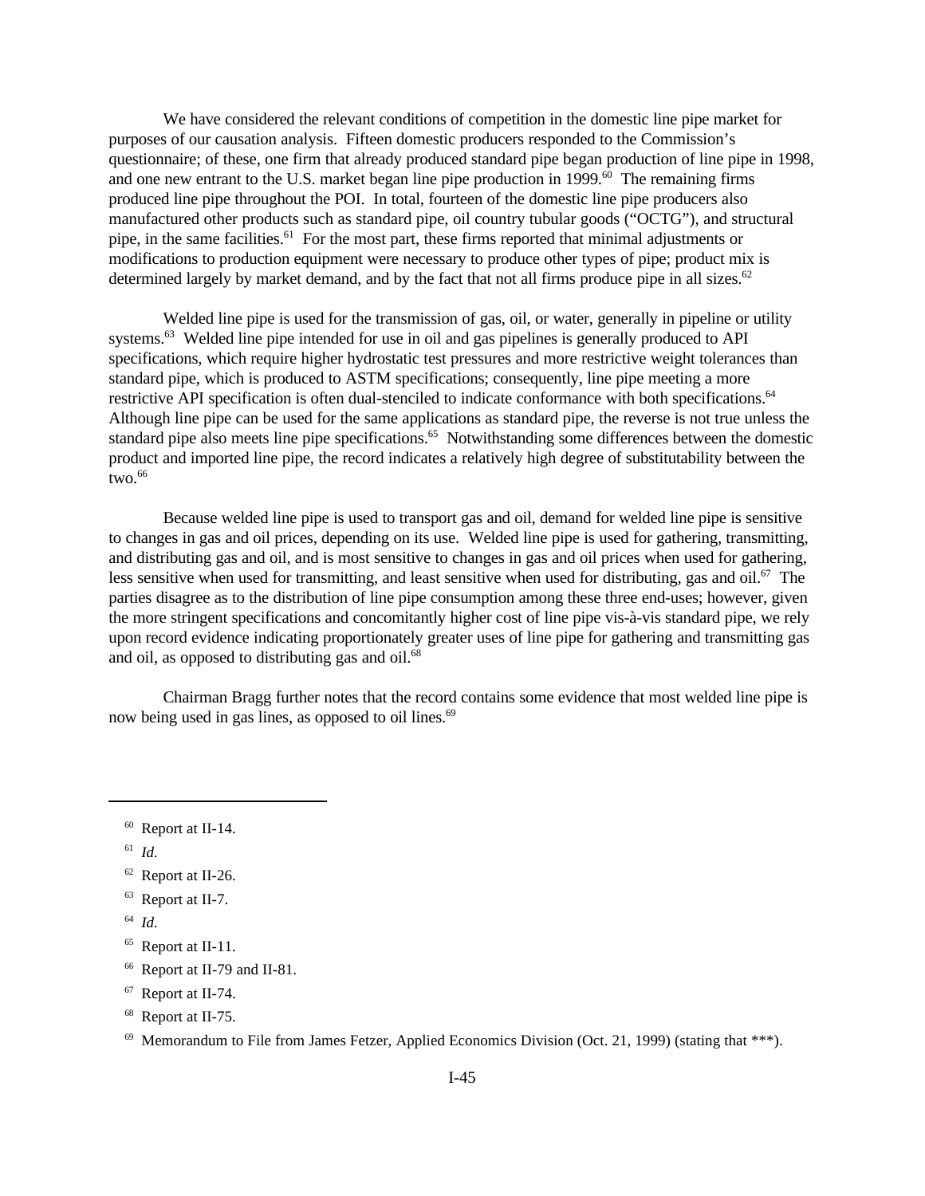We have considered the relevant conditions of competition in the domestic line pipe market for purposes of our causation analysis. Fifteen domestic producers responded to the Commission's questionnaire; of these, one firm that already produced standard pipe began production of line pipe in 1998, and one new entrant to the U.S. market began line pipe production in 1999.[60] The remaining firms produced line pipe throughout the POI. In total, fourteen of the domestic line pipe producers also manufactured other products such as standard pipe, oil country tubular goods ("OCTG"), and structural pipe, in the same facilities.[61] For the most part, these firms reported that minimal adjustments or modifications to production equipment were necessary to produce other types of pipe; product mix is determined largely by market demand, and by the fact that not all firms produce pipe in all sizes.[62]

Welded line pipe is used for the transmission of gas, oil, or water, generally in pipeline or utility systems.[63] Welded line pipe intended for use in oil and gas pipelines is generally produced to API specifications, which require higher hydrostatic test pressures and more restrictive weight tolerances than standard pipe, which is produced to ASTM specifications; consequently, line pipe meeting a more restrictive API specification is often dual-stenciled to indicate conformance with both specifications.[64] Although line pipe can be used for the same applications as standard pipe, the reverse is not true unless the standard pipe also meets line pipe specifications.[65] Notwithstanding some differences between the domestic product and imported line pipe, the record indicates a relatively high degree of substitutability between the two.[66]

Because welded line pipe is used to transport gas and oil, demand for welded line pipe is sensitive to changes in gas and oil prices, depending on its use. Welded line pipe is used for gathering, transmitting, and distributing gas and oil, and is most sensitive to changes in gas and oil prices when used for gathering, less sensitive when used for transmitting, and least sensitive when used for distributing, gas and oil.[67] The parties disagree as to the distribution of line pipe consumption among these three end-uses; however, given the more stringent specifications and concomitantly higher cost of line pipe vis-à-vis standard pipe, we rely upon record evidence indicating proportionately greater uses of line pipe for gathering and transmitting gas and oil, as opposed to distributing gas and oil.[68]

Chairman Bragg further notes that the record contains some evidence that most welded line pipe is now being used in gas lines, as opposed to oil lines.[69]

---

[60] Report at II-14.

[61] *Id.*

[62] Report at II-26.

[63] Report at II-7.

[64] *Id.*

[65] Report at II-11.

[66] Report at II-79 and II-81.

[67] Report at II-74.

[68] Report at II-75.

[69] Memorandum to File from James Fetzer, Applied Economics Division (Oct. 21, 1999) (stating that ***).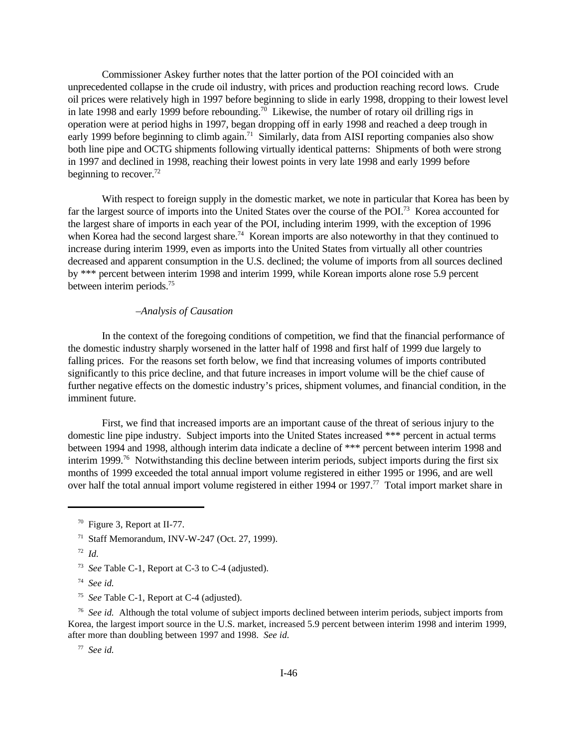Commissioner Askey further notes that the latter portion of the POI coincided with an unprecedented collapse in the crude oil industry, with prices and production reaching record lows. Crude oil prices were relatively high in 1997 before beginning to slide in early 1998, dropping to their lowest level in late 1998 and early 1999 before rebounding.[70] Likewise, the number of rotary oil drilling rigs in operation were at period highs in 1997, began dropping off in early 1998 and reached a deep trough in early 1999 before beginning to climb again.[71] Similarly, data from AISI reporting companies also show both line pipe and OCTG shipments following virtually identical patterns: Shipments of both were strong in 1997 and declined in 1998, reaching their lowest points in very late 1998 and early 1999 before beginning to recover.[72]

With respect to foreign supply in the domestic market, we note in particular that Korea has been by far the largest source of imports into the United States over the course of the POI.[73] Korea accounted for the largest share of imports in each year of the POI, including interim 1999, with the exception of 1996 when Korea had the second largest share.[74] Korean imports are also noteworthy in that they continued to increase during interim 1999, even as imports into the United States from virtually all other countries decreased and apparent consumption in the U.S. declined; the volume of imports from all sources declined by *** percent between interim 1998 and interim 1999, while Korean imports alone rose 5.9 percent between interim periods.[75]

*–Analysis of Causation*

In the context of the foregoing conditions of competition, we find that the financial performance of the domestic industry sharply worsened in the latter half of 1998 and first half of 1999 due largely to falling prices. For the reasons set forth below, we find that increasing volumes of imports contributed significantly to this price decline, and that future increases in import volume will be the chief cause of further negative effects on the domestic industry's prices, shipment volumes, and financial condition, in the imminent future.

First, we find that increased imports are an important cause of the threat of serious injury to the domestic line pipe industry. Subject imports into the United States increased *** percent in actual terms between 1994 and 1998, although interim data indicate a decline of *** percent between interim 1998 and interim 1999.[76] Notwithstanding this decline between interim periods, subject imports during the first six months of 1999 exceeded the total annual import volume registered in either 1995 or 1996, and are well over half the total annual import volume registered in either 1994 or 1997.[77] Total import market share in

---

[70] Figure 3, Report at II-77.

[71] Staff Memorandum, INV-W-247 (Oct. 27, 1999).

[72] *Id.*

[73] *See* Table C-1, Report at C-3 to C-4 (adjusted).

[74] *See id.*

[75] *See* Table C-1, Report at C-4 (adjusted).

[76] *See id.* Although the total volume of subject imports declined between interim periods, subject imports from Korea, the largest import source in the U.S. market, increased 5.9 percent between interim 1998 and interim 1999, after more than doubling between 1997 and 1998. *See id.*

[77] *See id.*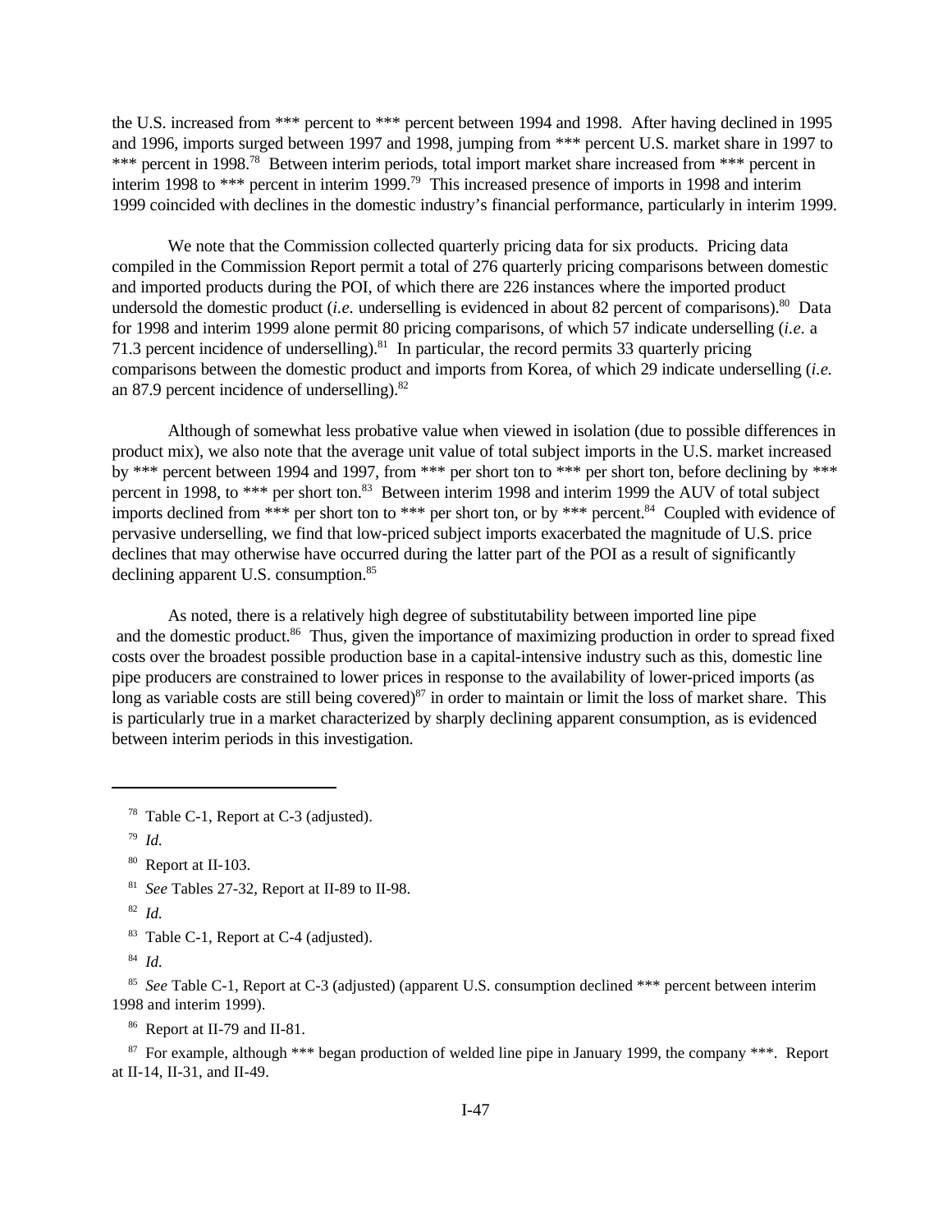the U.S. increased from *** percent to *** percent between 1994 and 1998. After having declined in 1995 and 1996, imports surged between 1997 and 1998, jumping from *** percent U.S. market share in 1997 to *** percent in 1998.[78] Between interim periods, total import market share increased from *** percent in interim 1998 to *** percent in interim 1999.[79] This increased presence of imports in 1998 and interim 1999 coincided with declines in the domestic industry's financial performance, particularly in interim 1999.

We note that the Commission collected quarterly pricing data for six products. Pricing data compiled in the Commission Report permit a total of 276 quarterly pricing comparisons between domestic and imported products during the POI, of which there are 226 instances where the imported product undersold the domestic product (*i.e.* underselling is evidenced in about 82 percent of comparisons).[80] Data for 1998 and interim 1999 alone permit 80 pricing comparisons, of which 57 indicate underselling (*i.e.* a 71.3 percent incidence of underselling).[81] In particular, the record permits 33 quarterly pricing comparisons between the domestic product and imports from Korea, of which 29 indicate underselling (*i.e.* an 87.9 percent incidence of underselling).[82]

Although of somewhat less probative value when viewed in isolation (due to possible differences in product mix), we also note that the average unit value of total subject imports in the U.S. market increased by *** percent between 1994 and 1997, from *** per short ton to *** per short ton, before declining by *** percent in 1998, to *** per short ton.[83] Between interim 1998 and interim 1999 the AUV of total subject imports declined from *** per short ton to *** per short ton, or by *** percent.[84] Coupled with evidence of pervasive underselling, we find that low-priced subject imports exacerbated the magnitude of U.S. price declines that may otherwise have occurred during the latter part of the POI as a result of significantly declining apparent U.S. consumption.[85]

As noted, there is a relatively high degree of substitutability between imported line pipe and the domestic product.[86] Thus, given the importance of maximizing production in order to spread fixed costs over the broadest possible production base in a capital-intensive industry such as this, domestic line pipe producers are constrained to lower prices in response to the availability of lower-priced imports (as long as variable costs are still being covered)[87] in order to maintain or limit the loss of market share. This is particularly true in a market characterized by sharply declining apparent consumption, as is evidenced between interim periods in this investigation.

---

[78] Table C-1, Report at C-3 (adjusted).

[79] *Id.*

[80] Report at II-103.

[81] *See* Tables 27-32, Report at II-89 to II-98.

[82] *Id.*

[83] Table C-1, Report at C-4 (adjusted).

[84] *Id.*

[85] *See* Table C-1, Report at C-3 (adjusted) (apparent U.S. consumption declined *** percent between interim 1998 and interim 1999).

[86] Report at II-79 and II-81.

[87] For example, although *** began production of welded line pipe in January 1999, the company ***. Report at II-14, II-31, and II-49.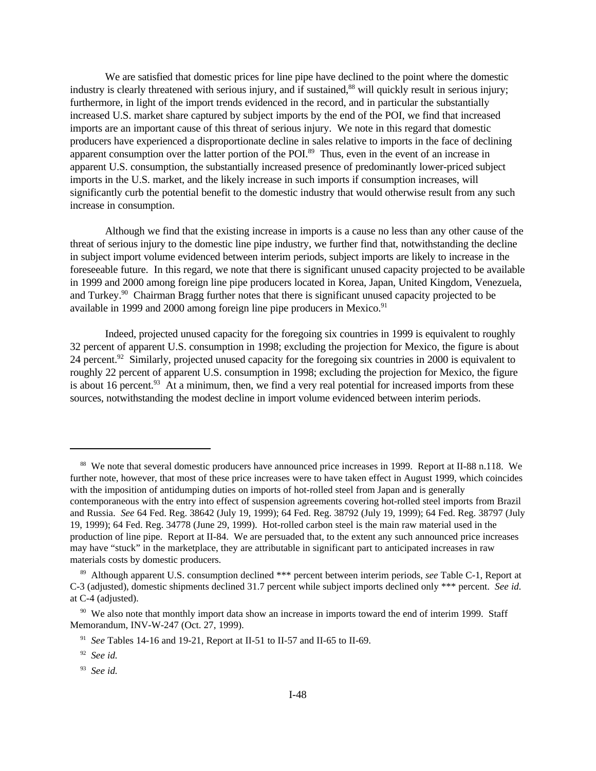We are satisfied that domestic prices for line pipe have declined to the point where the domestic industry is clearly threatened with serious injury, and if sustained,[88] will quickly result in serious injury; furthermore, in light of the import trends evidenced in the record, and in particular the substantially increased U.S. market share captured by subject imports by the end of the POI, we find that increased imports are an important cause of this threat of serious injury. We note in this regard that domestic producers have experienced a disproportionate decline in sales relative to imports in the face of declining apparent consumption over the latter portion of the POI.[89] Thus, even in the event of an increase in apparent U.S. consumption, the substantially increased presence of predominantly lower-priced subject imports in the U.S. market, and the likely increase in such imports if consumption increases, will significantly curb the potential benefit to the domestic industry that would otherwise result from any such increase in consumption.

Although we find that the existing increase in imports is a cause no less than any other cause of the threat of serious injury to the domestic line pipe industry, we further find that, notwithstanding the decline in subject import volume evidenced between interim periods, subject imports are likely to increase in the foreseeable future. In this regard, we note that there is significant unused capacity projected to be available in 1999 and 2000 among foreign line pipe producers located in Korea, Japan, United Kingdom, Venezuela, and Turkey.[90] Chairman Bragg further notes that there is significant unused capacity projected to be available in 1999 and 2000 among foreign line pipe producers in Mexico.[91]

Indeed, projected unused capacity for the foregoing six countries in 1999 is equivalent to roughly 32 percent of apparent U.S. consumption in 1998; excluding the projection for Mexico, the figure is about 24 percent.[92] Similarly, projected unused capacity for the foregoing six countries in 2000 is equivalent to roughly 22 percent of apparent U.S. consumption in 1998; excluding the projection for Mexico, the figure is about 16 percent.[93] At a minimum, then, we find a very real potential for increased imports from these sources, notwithstanding the modest decline in import volume evidenced between interim periods.

---

[88] We note that several domestic producers have announced price increases in 1999. Report at II-88 n.118. We further note, however, that most of these price increases were to have taken effect in August 1999, which coincides with the imposition of antidumping duties on imports of hot-rolled steel from Japan and is generally contemporaneous with the entry into effect of suspension agreements covering hot-rolled steel imports from Brazil and Russia. *See* 64 Fed. Reg. 38642 (July 19, 1999); 64 Fed. Reg. 38792 (July 19, 1999); 64 Fed. Reg. 38797 (July 19, 1999); 64 Fed. Reg. 34778 (June 29, 1999). Hot-rolled carbon steel is the main raw material used in the production of line pipe. Report at II-84. We are persuaded that, to the extent any such announced price increases may have "stuck" in the marketplace, they are attributable in significant part to anticipated increases in raw materials costs by domestic producers.

[89] Although apparent U.S. consumption declined *** percent between interim periods, *see* Table C-1, Report at C-3 (adjusted), domestic shipments declined 31.7 percent while subject imports declined only *** percent. *See id.* at C-4 (adjusted).

[90] We also note that monthly import data show an increase in imports toward the end of interim 1999. Staff Memorandum, INV-W-247 (Oct. 27, 1999).

[91] *See* Tables 14-16 and 19-21, Report at II-51 to II-57 and II-65 to II-69.

[92] *See id.*

[93] *See id.*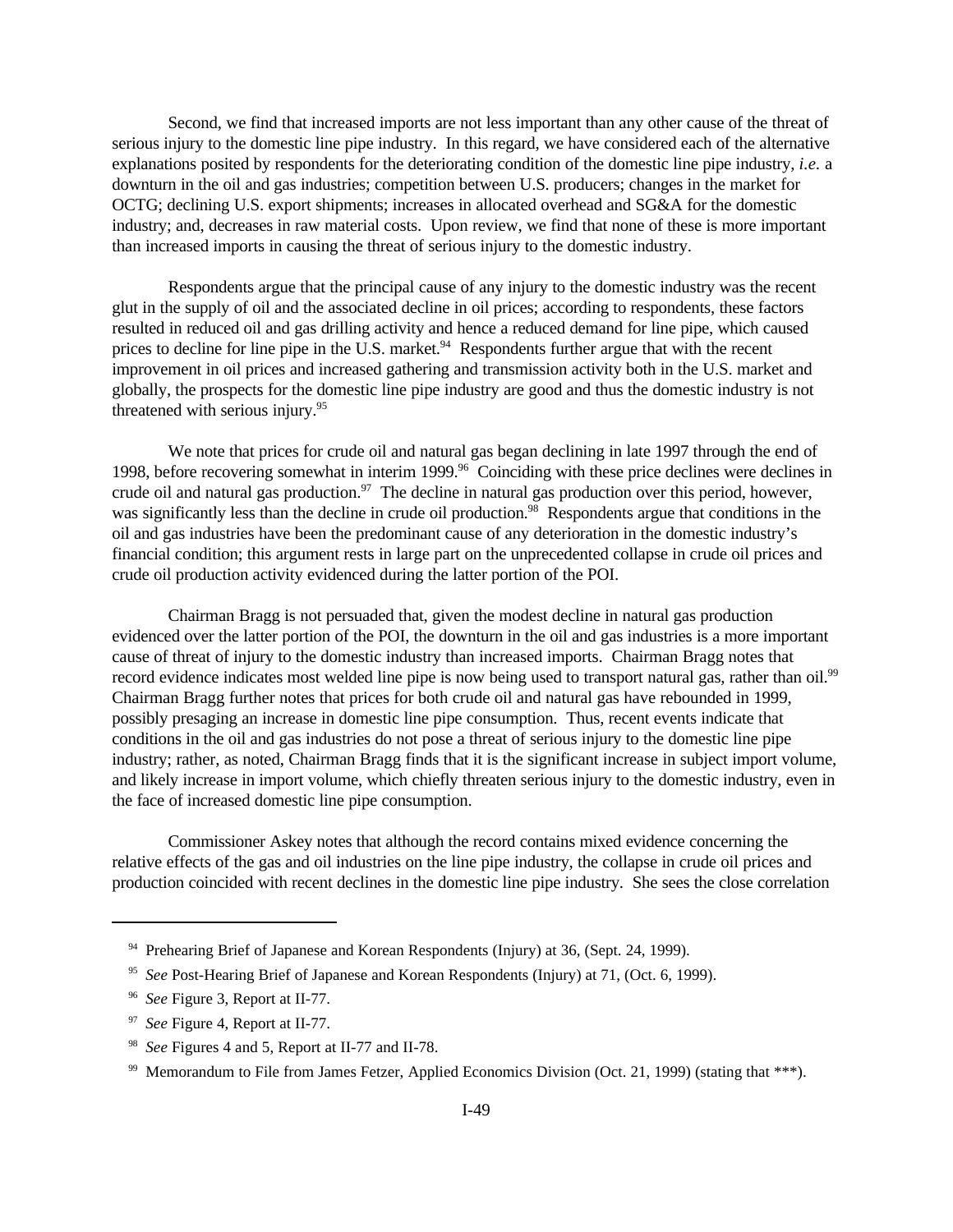Second, we find that increased imports are not less important than any other cause of the threat of serious injury to the domestic line pipe industry. In this regard, we have considered each of the alternative explanations posited by respondents for the deteriorating condition of the domestic line pipe industry, *i.e.* a downturn in the oil and gas industries; competition between U.S. producers; changes in the market for OCTG; declining U.S. export shipments; increases in allocated overhead and SG&A for the domestic industry; and, decreases in raw material costs. Upon review, we find that none of these is more important than increased imports in causing the threat of serious injury to the domestic industry.

Respondents argue that the principal cause of any injury to the domestic industry was the recent glut in the supply of oil and the associated decline in oil prices; according to respondents, these factors resulted in reduced oil and gas drilling activity and hence a reduced demand for line pipe, which caused prices to decline for line pipe in the U.S. market.[94] Respondents further argue that with the recent improvement in oil prices and increased gathering and transmission activity both in the U.S. market and globally, the prospects for the domestic line pipe industry are good and thus the domestic industry is not threatened with serious injury.[95]

We note that prices for crude oil and natural gas began declining in late 1997 through the end of 1998, before recovering somewhat in interim 1999.[96] Coinciding with these price declines were declines in crude oil and natural gas production.[97] The decline in natural gas production over this period, however, was significantly less than the decline in crude oil production.[98] Respondents argue that conditions in the oil and gas industries have been the predominant cause of any deterioration in the domestic industry's financial condition; this argument rests in large part on the unprecedented collapse in crude oil prices and crude oil production activity evidenced during the latter portion of the POI.

Chairman Bragg is not persuaded that, given the modest decline in natural gas production evidenced over the latter portion of the POI, the downturn in the oil and gas industries is a more important cause of threat of injury to the domestic industry than increased imports. Chairman Bragg notes that record evidence indicates most welded line pipe is now being used to transport natural gas, rather than oil.[99] Chairman Bragg further notes that prices for both crude oil and natural gas have rebounded in 1999, possibly presaging an increase in domestic line pipe consumption. Thus, recent events indicate that conditions in the oil and gas industries do not pose a threat of serious injury to the domestic line pipe industry; rather, as noted, Chairman Bragg finds that it is the significant increase in subject import volume, and likely increase in import volume, which chiefly threaten serious injury to the domestic industry, even in the face of increased domestic line pipe consumption.

Commissioner Askey notes that although the record contains mixed evidence concerning the relative effects of the gas and oil industries on the line pipe industry, the collapse in crude oil prices and production coincided with recent declines in the domestic line pipe industry. She sees the close correlation

---

[94] Prehearing Brief of Japanese and Korean Respondents (Injury) at 36, (Sept. 24, 1999).

[95] *See* Post-Hearing Brief of Japanese and Korean Respondents (Injury) at 71, (Oct. 6, 1999).

[96] *See* Figure 3, Report at II-77.

[97] *See* Figure 4, Report at II-77.

[98] *See* Figures 4 and 5, Report at II-77 and II-78.

[99] Memorandum to File from James Fetzer, Applied Economics Division (Oct. 21, 1999) (stating that ***).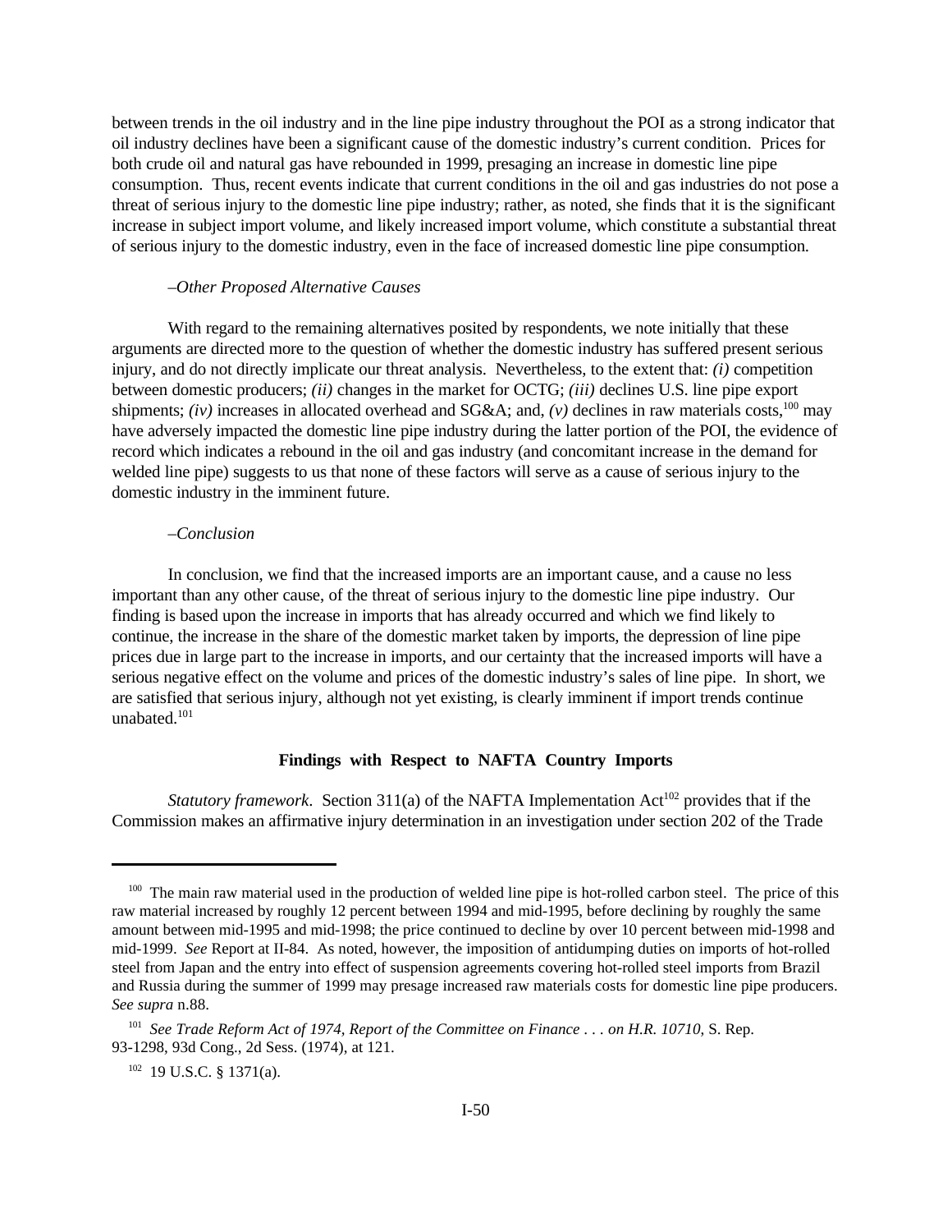between trends in the oil industry and in the line pipe industry throughout the POI as a strong indicator that oil industry declines have been a significant cause of the domestic industry's current condition. Prices for both crude oil and natural gas have rebounded in 1999, presaging an increase in domestic line pipe consumption. Thus, recent events indicate that current conditions in the oil and gas industries do not pose a threat of serious injury to the domestic line pipe industry; rather, as noted, she finds that it is the significant increase in subject import volume, and likely increased import volume, which constitute a substantial threat of serious injury to the domestic industry, even in the face of increased domestic line pipe consumption.

*–Other Proposed Alternative Causes*

With regard to the remaining alternatives posited by respondents, we note initially that these arguments are directed more to the question of whether the domestic industry has suffered present serious injury, and do not directly implicate our threat analysis. Nevertheless, to the extent that: *(i)* competition between domestic producers; *(ii)* changes in the market for OCTG; *(iii)* declines U.S. line pipe export shipments; *(iv)* increases in allocated overhead and SG&A; and, *(v)* declines in raw materials costs,[100] may have adversely impacted the domestic line pipe industry during the latter portion of the POI, the evidence of record which indicates a rebound in the oil and gas industry (and concomitant increase in the demand for welded line pipe) suggests to us that none of these factors will serve as a cause of serious injury to the domestic industry in the imminent future.

*–Conclusion*

In conclusion, we find that the increased imports are an important cause, and a cause no less important than any other cause, of the threat of serious injury to the domestic line pipe industry. Our finding is based upon the increase in imports that has already occurred and which we find likely to continue, the increase in the share of the domestic market taken by imports, the depression of line pipe prices due in large part to the increase in imports, and our certainty that the increased imports will have a serious negative effect on the volume and prices of the domestic industry's sales of line pipe. In short, we are satisfied that serious injury, although not yet existing, is clearly imminent if import trends continue unabated.[101]

**Findings with Respect to NAFTA Country Imports**

*Statutory framework*. Section 311(a) of the NAFTA Implementation Act[102] provides that if the Commission makes an affirmative injury determination in an investigation under section 202 of the Trade

---

[100] The main raw material used in the production of welded line pipe is hot-rolled carbon steel. The price of this raw material increased by roughly 12 percent between 1994 and mid-1995, before declining by roughly the same amount between mid-1995 and mid-1998; the price continued to decline by over 10 percent between mid-1998 and mid-1999. *See* Report at II-84. As noted, however, the imposition of antidumping duties on imports of hot-rolled steel from Japan and the entry into effect of suspension agreements covering hot-rolled steel imports from Brazil and Russia during the summer of 1999 may presage increased raw materials costs for domestic line pipe producers. *See supra* n.88.

[101] *See Trade Reform Act of 1974, Report of the Committee on Finance . . . on H.R. 10710*, S. Rep. 93-1298, 93d Cong., 2d Sess. (1974), at 121.

[102] 19 U.S.C. § 1371(a).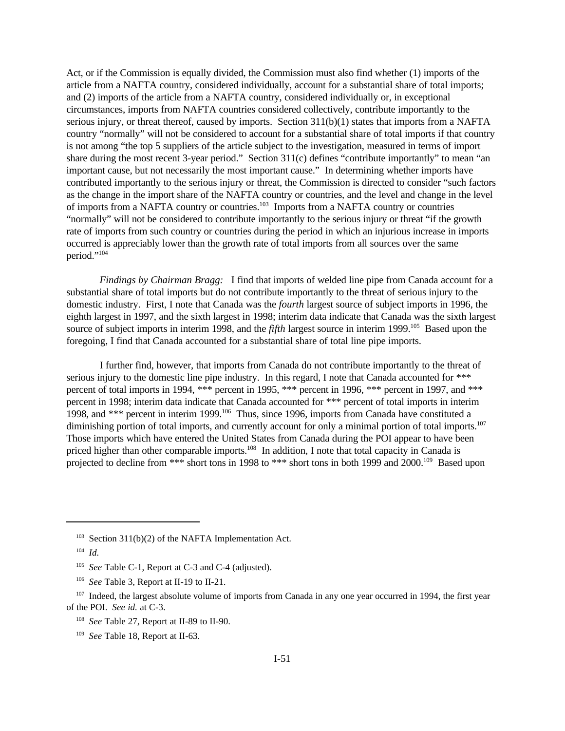Act, or if the Commission is equally divided, the Commission must also find whether (1) imports of the article from a NAFTA country, considered individually, account for a substantial share of total imports; and (2) imports of the article from a NAFTA country, considered individually or, in exceptional circumstances, imports from NAFTA countries considered collectively, contribute importantly to the serious injury, or threat thereof, caused by imports. Section 311(b)(1) states that imports from a NAFTA country "normally" will not be considered to account for a substantial share of total imports if that country is not among "the top 5 suppliers of the article subject to the investigation, measured in terms of import share during the most recent 3-year period." Section 311(c) defines "contribute importantly" to mean "an important cause, but not necessarily the most important cause." In determining whether imports have contributed importantly to the serious injury or threat, the Commission is directed to consider "such factors as the change in the import share of the NAFTA country or countries, and the level and change in the level of imports from a NAFTA country or countries.[103] Imports from a NAFTA country or countries "normally" will not be considered to contribute importantly to the serious injury or threat "if the growth rate of imports from such country or countries during the period in which an injurious increase in imports occurred is appreciably lower than the growth rate of total imports from all sources over the same period."[104]

*Findings by Chairman Bragg:* I find that imports of welded line pipe from Canada account for a substantial share of total imports but do not contribute importantly to the threat of serious injury to the domestic industry. First, I note that Canada was the *fourth* largest source of subject imports in 1996, the eighth largest in 1997, and the sixth largest in 1998; interim data indicate that Canada was the sixth largest source of subject imports in interim 1998, and the *fifth* largest source in interim 1999.[105] Based upon the foregoing, I find that Canada accounted for a substantial share of total line pipe imports.

I further find, however, that imports from Canada do not contribute importantly to the threat of serious injury to the domestic line pipe industry. In this regard, I note that Canada accounted for *** percent of total imports in 1994, *** percent in 1995, *** percent in 1996, *** percent in 1997, and *** percent in 1998; interim data indicate that Canada accounted for *** percent of total imports in interim 1998, and *** percent in interim 1999.[106] Thus, since 1996, imports from Canada have constituted a diminishing portion of total imports, and currently account for only a minimal portion of total imports.[107] Those imports which have entered the United States from Canada during the POI appear to have been priced higher than other comparable imports.[108] In addition, I note that total capacity in Canada is projected to decline from *** short tons in 1998 to *** short tons in both 1999 and 2000.[109] Based upon

---

[103] Section 311(b)(2) of the NAFTA Implementation Act.

[104] *Id.*

[105] *See* Table C-1, Report at C-3 and C-4 (adjusted).

[106] *See* Table 3, Report at II-19 to II-21.

[107] Indeed, the largest absolute volume of imports from Canada in any one year occurred in 1994, the first year of the POI. *See id.* at C-3.

[108] *See* Table 27, Report at II-89 to II-90.

[109] *See* Table 18, Report at II-63.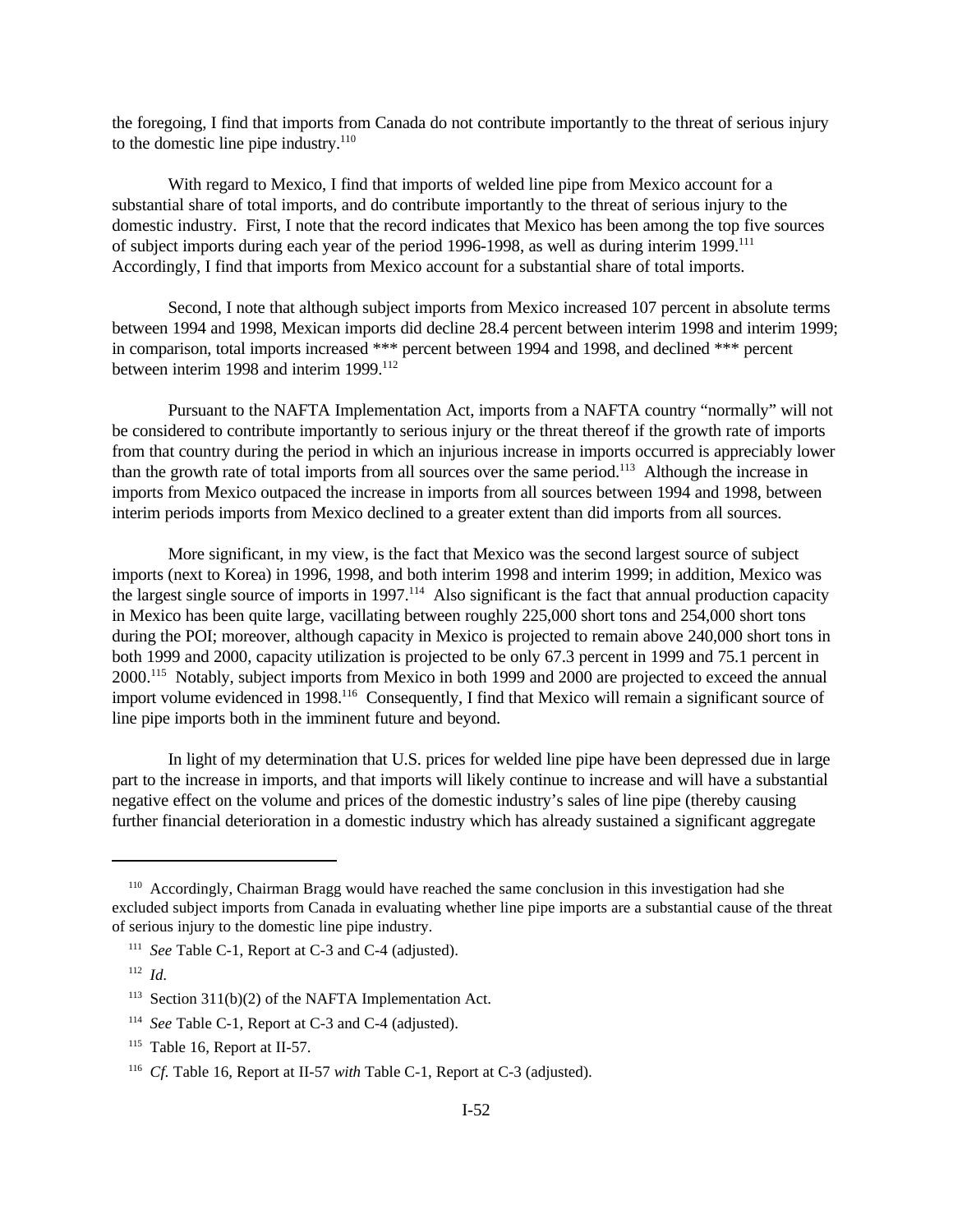the foregoing, I find that imports from Canada do not contribute importantly to the threat of serious injury to the domestic line pipe industry.[110]

With regard to Mexico, I find that imports of welded line pipe from Mexico account for a substantial share of total imports, and do contribute importantly to the threat of serious injury to the domestic industry. First, I note that the record indicates that Mexico has been among the top five sources of subject imports during each year of the period 1996-1998, as well as during interim 1999.[111] Accordingly, I find that imports from Mexico account for a substantial share of total imports.

Second, I note that although subject imports from Mexico increased 107 percent in absolute terms between 1994 and 1998, Mexican imports did decline 28.4 percent between interim 1998 and interim 1999; in comparison, total imports increased *** percent between 1994 and 1998, and declined *** percent between interim 1998 and interim 1999.[112]

Pursuant to the NAFTA Implementation Act, imports from a NAFTA country "normally" will not be considered to contribute importantly to serious injury or the threat thereof if the growth rate of imports from that country during the period in which an injurious increase in imports occurred is appreciably lower than the growth rate of total imports from all sources over the same period.[113] Although the increase in imports from Mexico outpaced the increase in imports from all sources between 1994 and 1998, between interim periods imports from Mexico declined to a greater extent than did imports from all sources.

More significant, in my view, is the fact that Mexico was the second largest source of subject imports (next to Korea) in 1996, 1998, and both interim 1998 and interim 1999; in addition, Mexico was the largest single source of imports in 1997.[114] Also significant is the fact that annual production capacity in Mexico has been quite large, vacillating between roughly 225,000 short tons and 254,000 short tons during the POI; moreover, although capacity in Mexico is projected to remain above 240,000 short tons in both 1999 and 2000, capacity utilization is projected to be only 67.3 percent in 1999 and 75.1 percent in 2000.[115] Notably, subject imports from Mexico in both 1999 and 2000 are projected to exceed the annual import volume evidenced in 1998.[116] Consequently, I find that Mexico will remain a significant source of line pipe imports both in the imminent future and beyond.

In light of my determination that U.S. prices for welded line pipe have been depressed due in large part to the increase in imports, and that imports will likely continue to increase and will have a substantial negative effect on the volume and prices of the domestic industry's sales of line pipe (thereby causing further financial deterioration in a domestic industry which has already sustained a significant aggregate

---

[110] Accordingly, Chairman Bragg would have reached the same conclusion in this investigation had she excluded subject imports from Canada in evaluating whether line pipe imports are a substantial cause of the threat of serious injury to the domestic line pipe industry.

[111] *See* Table C-1, Report at C-3 and C-4 (adjusted).

[112] *Id.*

[113] Section 311(b)(2) of the NAFTA Implementation Act.

[114] *See* Table C-1, Report at C-3 and C-4 (adjusted).

[115] Table 16, Report at II-57.

[116] *Cf.* Table 16, Report at II-57 *with* Table C-1, Report at C-3 (adjusted).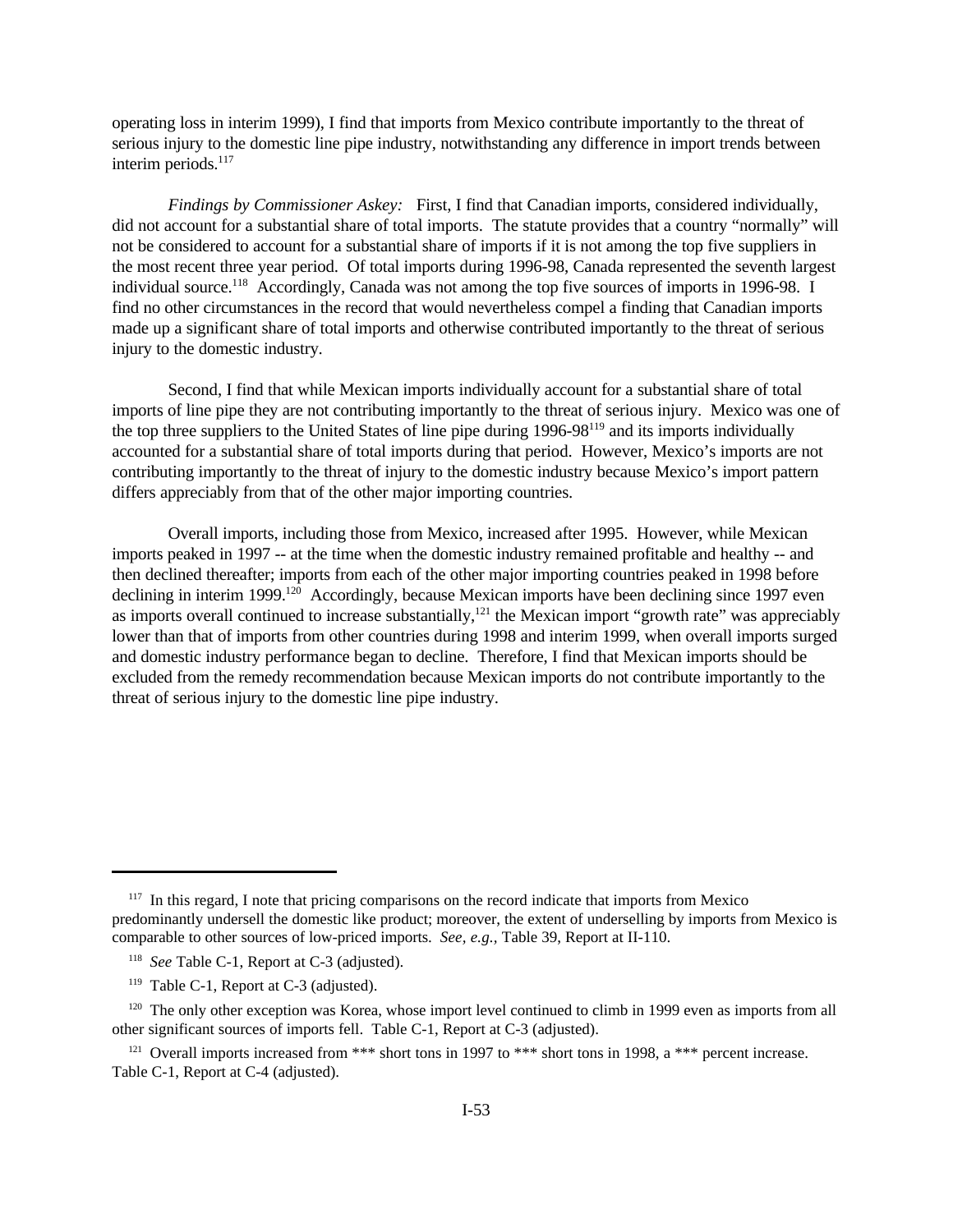operating loss in interim 1999), I find that imports from Mexico contribute importantly to the threat of serious injury to the domestic line pipe industry, notwithstanding any difference in import trends between interim periods.[117]

*Findings by Commissioner Askey:* First, I find that Canadian imports, considered individually, did not account for a substantial share of total imports. The statute provides that a country "normally" will not be considered to account for a substantial share of imports if it is not among the top five suppliers in the most recent three year period. Of total imports during 1996-98, Canada represented the seventh largest individual source.[118] Accordingly, Canada was not among the top five sources of imports in 1996-98. I find no other circumstances in the record that would nevertheless compel a finding that Canadian imports made up a significant share of total imports and otherwise contributed importantly to the threat of serious injury to the domestic industry.

Second, I find that while Mexican imports individually account for a substantial share of total imports of line pipe they are not contributing importantly to the threat of serious injury. Mexico was one of the top three suppliers to the United States of line pipe during 1996-98[119] and its imports individually accounted for a substantial share of total imports during that period. However, Mexico's imports are not contributing importantly to the threat of injury to the domestic industry because Mexico's import pattern differs appreciably from that of the other major importing countries.

Overall imports, including those from Mexico, increased after 1995. However, while Mexican imports peaked in 1997 -- at the time when the domestic industry remained profitable and healthy -- and then declined thereafter; imports from each of the other major importing countries peaked in 1998 before declining in interim 1999.[120] Accordingly, because Mexican imports have been declining since 1997 even as imports overall continued to increase substantially,[121] the Mexican import "growth rate" was appreciably lower than that of imports from other countries during 1998 and interim 1999, when overall imports surged and domestic industry performance began to decline. Therefore, I find that Mexican imports should be excluded from the remedy recommendation because Mexican imports do not contribute importantly to the threat of serious injury to the domestic line pipe industry.

---

[117] In this regard, I note that pricing comparisons on the record indicate that imports from Mexico predominantly undersell the domestic like product; moreover, the extent of underselling by imports from Mexico is comparable to other sources of low-priced imports. *See, e.g.*, Table 39, Report at II-110.

[118] *See* Table C-1, Report at C-3 (adjusted).

[119] Table C-1, Report at C-3 (adjusted).

[120] The only other exception was Korea, whose import level continued to climb in 1999 even as imports from all other significant sources of imports fell. Table C-1, Report at C-3 (adjusted).

[121] Overall imports increased from *** short tons in 1997 to *** short tons in 1998, a *** percent increase. Table C-1, Report at C-4 (adjusted).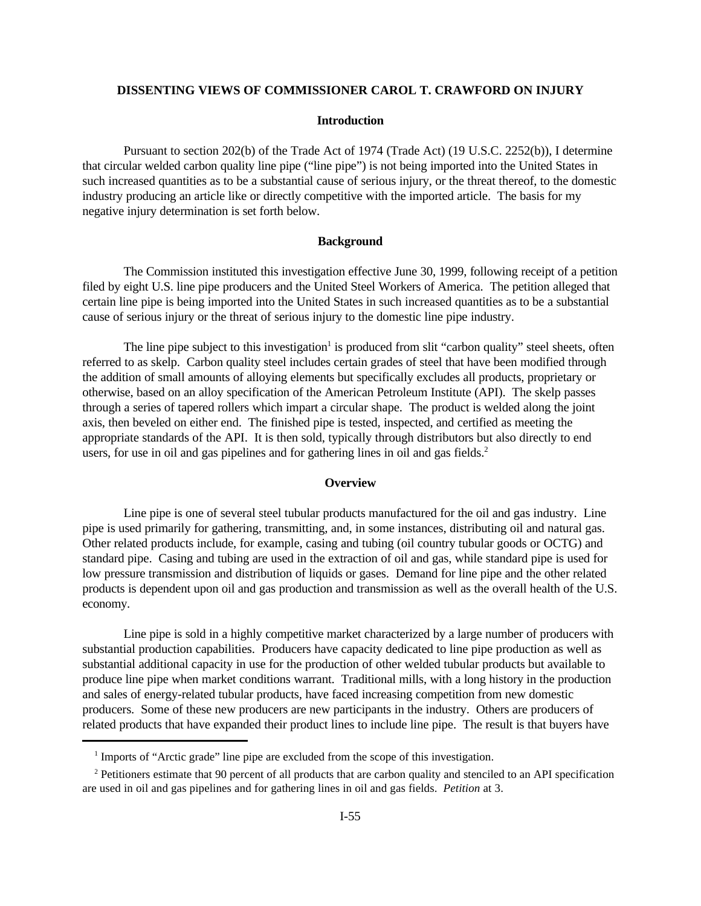## DISSENTING VIEWS OF COMMISSIONER CAROL T. CRAWFORD ON INJURY

### Introduction

Pursuant to section 202(b) of the Trade Act of 1974 (Trade Act) (19 U.S.C. 2252(b)), I determine that circular welded carbon quality line pipe ("line pipe") is not being imported into the United States in such increased quantities as to be a substantial cause of serious injury, or the threat thereof, to the domestic industry producing an article like or directly competitive with the imported article. The basis for my negative injury determination is set forth below.

### Background

The Commission instituted this investigation effective June 30, 1999, following receipt of a petition filed by eight U.S. line pipe producers and the United Steel Workers of America. The petition alleged that certain line pipe is being imported into the United States in such increased quantities as to be a substantial cause of serious injury or the threat of serious injury to the domestic line pipe industry.

The line pipe subject to this investigation[1] is produced from slit "carbon quality" steel sheets, often referred to as skelp. Carbon quality steel includes certain grades of steel that have been modified through the addition of small amounts of alloying elements but specifically excludes all products, proprietary or otherwise, based on an alloy specification of the American Petroleum Institute (API). The skelp passes through a series of tapered rollers which impart a circular shape. The product is welded along the joint axis, then beveled on either end. The finished pipe is tested, inspected, and certified as meeting the appropriate standards of the API. It is then sold, typically through distributors but also directly to end users, for use in oil and gas pipelines and for gathering lines in oil and gas fields.[2]

### Overview

Line pipe is one of several steel tubular products manufactured for the oil and gas industry. Line pipe is used primarily for gathering, transmitting, and, in some instances, distributing oil and natural gas. Other related products include, for example, casing and tubing (oil country tubular goods or OCTG) and standard pipe. Casing and tubing are used in the extraction of oil and gas, while standard pipe is used for low pressure transmission and distribution of liquids or gases. Demand for line pipe and the other related products is dependent upon oil and gas production and transmission as well as the overall health of the U.S. economy.

Line pipe is sold in a highly competitive market characterized by a large number of producers with substantial production capabilities. Producers have capacity dedicated to line pipe production as well as substantial additional capacity in use for the production of other welded tubular products but available to produce line pipe when market conditions warrant. Traditional mills, with a long history in the production and sales of energy-related tubular products, have faced increasing competition from new domestic producers. Some of these new producers are new participants in the industry. Others are producers of related products that have expanded their product lines to include line pipe. The result is that buyers have

---

[1] Imports of "Arctic grade" line pipe are excluded from the scope of this investigation.

[2] Petitioners estimate that 90 percent of all products that are carbon quality and stenciled to an API specification are used in oil and gas pipelines and for gathering lines in oil and gas fields. *Petition* at 3.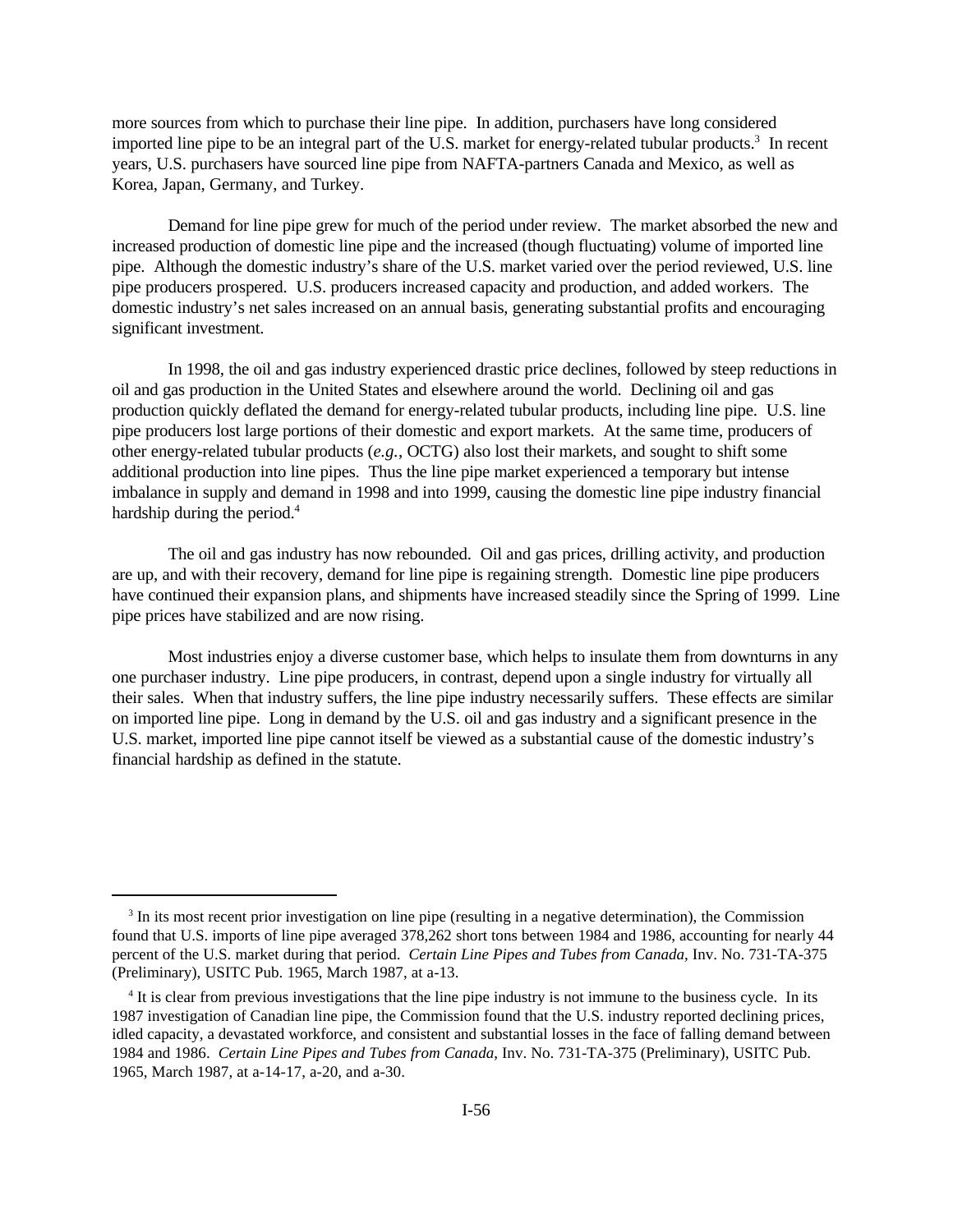more sources from which to purchase their line pipe. In addition, purchasers have long considered imported line pipe to be an integral part of the U.S. market for energy-related tubular products.[3] In recent years, U.S. purchasers have sourced line pipe from NAFTA-partners Canada and Mexico, as well as Korea, Japan, Germany, and Turkey.

Demand for line pipe grew for much of the period under review. The market absorbed the new and increased production of domestic line pipe and the increased (though fluctuating) volume of imported line pipe. Although the domestic industry's share of the U.S. market varied over the period reviewed, U.S. line pipe producers prospered. U.S. producers increased capacity and production, and added workers. The domestic industry's net sales increased on an annual basis, generating substantial profits and encouraging significant investment.

In 1998, the oil and gas industry experienced drastic price declines, followed by steep reductions in oil and gas production in the United States and elsewhere around the world. Declining oil and gas production quickly deflated the demand for energy-related tubular products, including line pipe. U.S. line pipe producers lost large portions of their domestic and export markets. At the same time, producers of other energy-related tubular products (*e.g.*, OCTG) also lost their markets, and sought to shift some additional production into line pipes. Thus the line pipe market experienced a temporary but intense imbalance in supply and demand in 1998 and into 1999, causing the domestic line pipe industry financial hardship during the period.[4]

The oil and gas industry has now rebounded. Oil and gas prices, drilling activity, and production are up, and with their recovery, demand for line pipe is regaining strength. Domestic line pipe producers have continued their expansion plans, and shipments have increased steadily since the Spring of 1999. Line pipe prices have stabilized and are now rising.

Most industries enjoy a diverse customer base, which helps to insulate them from downturns in any one purchaser industry. Line pipe producers, in contrast, depend upon a single industry for virtually all their sales. When that industry suffers, the line pipe industry necessarily suffers. These effects are similar on imported line pipe. Long in demand by the U.S. oil and gas industry and a significant presence in the U.S. market, imported line pipe cannot itself be viewed as a substantial cause of the domestic industry's financial hardship as defined in the statute.

---

[3] In its most recent prior investigation on line pipe (resulting in a negative determination), the Commission found that U.S. imports of line pipe averaged 378,262 short tons between 1984 and 1986, accounting for nearly 44 percent of the U.S. market during that period. *Certain Line Pipes and Tubes from Canada*, Inv. No. 731-TA-375 (Preliminary), USITC Pub. 1965, March 1987, at a-13.

[4] It is clear from previous investigations that the line pipe industry is not immune to the business cycle. In its 1987 investigation of Canadian line pipe, the Commission found that the U.S. industry reported declining prices, idled capacity, a devastated workforce, and consistent and substantial losses in the face of falling demand between 1984 and 1986. *Certain Line Pipes and Tubes from Canada*, Inv. No. 731-TA-375 (Preliminary), USITC Pub. 1965, March 1987, at a-14-17, a-20, and a-30.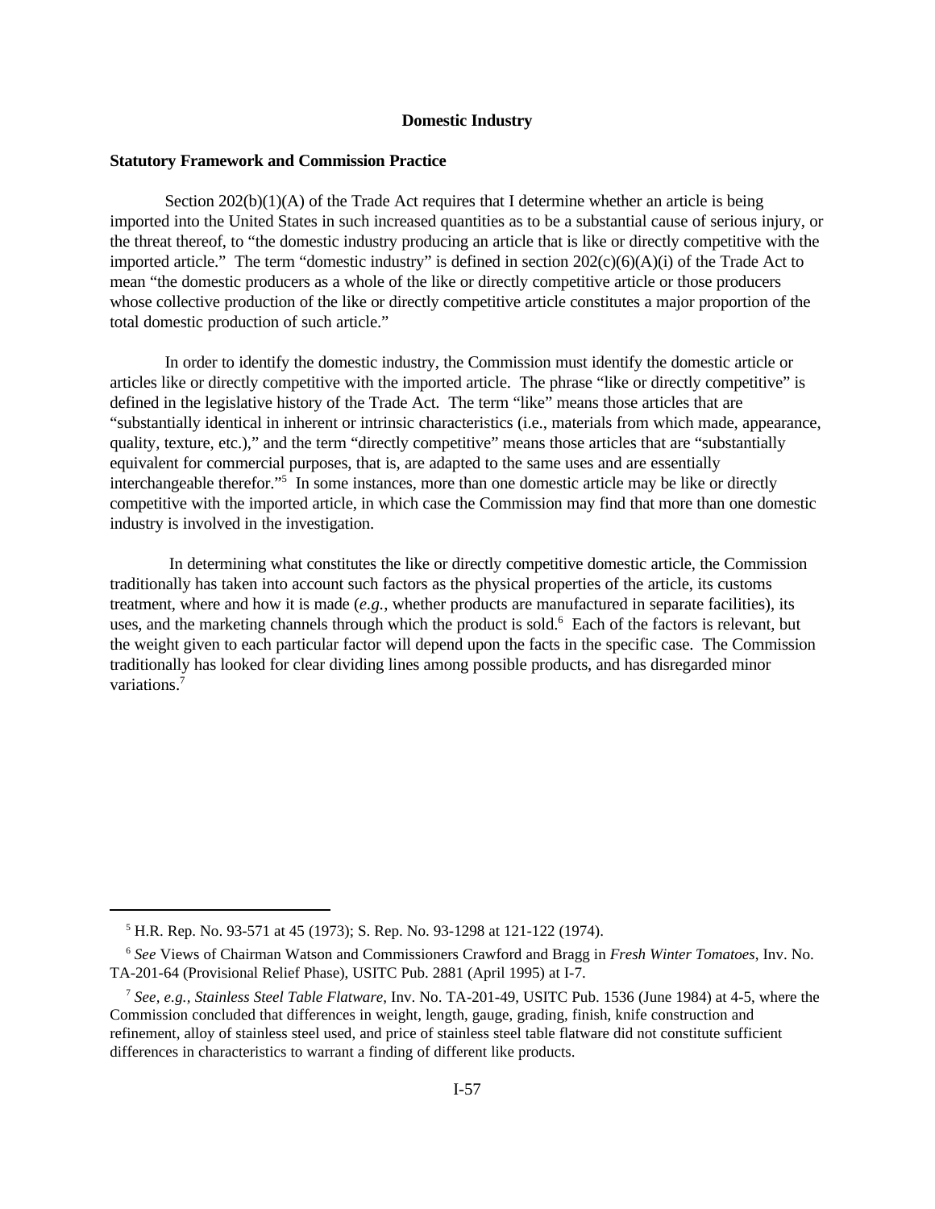## Domestic Industry

### Statutory Framework and Commission Practice

Section 202(b)(1)(A) of the Trade Act requires that I determine whether an article is being imported into the United States in such increased quantities as to be a substantial cause of serious injury, or the threat thereof, to "the domestic industry producing an article that is like or directly competitive with the imported article." The term "domestic industry" is defined in section 202(c)(6)(A)(i) of the Trade Act to mean "the domestic producers as a whole of the like or directly competitive article or those producers whose collective production of the like or directly competitive article constitutes a major proportion of the total domestic production of such article."

In order to identify the domestic industry, the Commission must identify the domestic article or articles like or directly competitive with the imported article. The phrase "like or directly competitive" is defined in the legislative history of the Trade Act. The term "like" means those articles that are "substantially identical in inherent or intrinsic characteristics (i.e., materials from which made, appearance, quality, texture, etc.)," and the term "directly competitive" means those articles that are "substantially equivalent for commercial purposes, that is, are adapted to the same uses and are essentially interchangeable therefor."[5] In some instances, more than one domestic article may be like or directly competitive with the imported article, in which case the Commission may find that more than one domestic industry is involved in the investigation.

In determining what constitutes the like or directly competitive domestic article, the Commission traditionally has taken into account such factors as the physical properties of the article, its customs treatment, where and how it is made (*e.g.*, whether products are manufactured in separate facilities), its uses, and the marketing channels through which the product is sold.[6] Each of the factors is relevant, but the weight given to each particular factor will depend upon the facts in the specific case. The Commission traditionally has looked for clear dividing lines among possible products, and has disregarded minor variations.[7]

---

[5] H.R. Rep. No. 93-571 at 45 (1973); S. Rep. No. 93-1298 at 121-122 (1974).

[6] *See* Views of Chairman Watson and Commissioners Crawford and Bragg in *Fresh Winter Tomatoes*, Inv. No. TA-201-64 (Provisional Relief Phase), USITC Pub. 2881 (April 1995) at I-7.

[7] *See, e.g., Stainless Steel Table Flatware*, Inv. No. TA-201-49, USITC Pub. 1536 (June 1984) at 4-5, where the Commission concluded that differences in weight, length, gauge, grading, finish, knife construction and refinement, alloy of stainless steel used, and price of stainless steel table flatware did not constitute sufficient differences in characteristics to warrant a finding of different like products.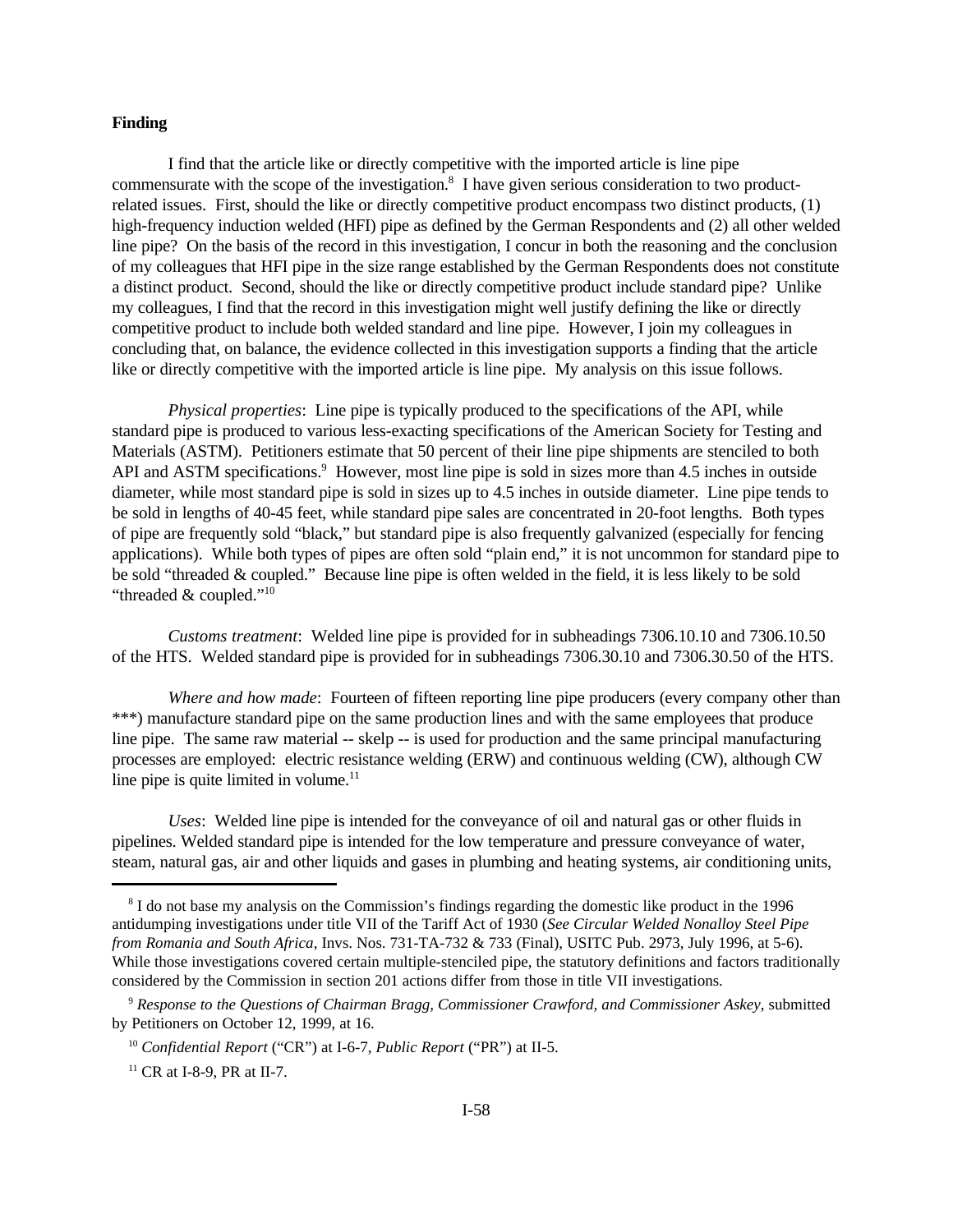**Finding**

I find that the article like or directly competitive with the imported article is line pipe commensurate with the scope of the investigation.[8] I have given serious consideration to two product-related issues. First, should the like or directly competitive product encompass two distinct products, (1) high-frequency induction welded (HFI) pipe as defined by the German Respondents and (2) all other welded line pipe? On the basis of the record in this investigation, I concur in both the reasoning and the conclusion of my colleagues that HFI pipe in the size range established by the German Respondents does not constitute a distinct product. Second, should the like or directly competitive product include standard pipe? Unlike my colleagues, I find that the record in this investigation might well justify defining the like or directly competitive product to include both welded standard and line pipe. However, I join my colleagues in concluding that, on balance, the evidence collected in this investigation supports a finding that the article like or directly competitive with the imported article is line pipe. My analysis on this issue follows.

*Physical properties*: Line pipe is typically produced to the specifications of the API, while standard pipe is produced to various less-exacting specifications of the American Society for Testing and Materials (ASTM). Petitioners estimate that 50 percent of their line pipe shipments are stenciled to both API and ASTM specifications.[9] However, most line pipe is sold in sizes more than 4.5 inches in outside diameter, while most standard pipe is sold in sizes up to 4.5 inches in outside diameter. Line pipe tends to be sold in lengths of 40-45 feet, while standard pipe sales are concentrated in 20-foot lengths. Both types of pipe are frequently sold "black," but standard pipe is also frequently galvanized (especially for fencing applications). While both types of pipes are often sold "plain end," it is not uncommon for standard pipe to be sold "threaded & coupled." Because line pipe is often welded in the field, it is less likely to be sold "threaded & coupled."[10]

*Customs treatment*: Welded line pipe is provided for in subheadings 7306.10.10 and 7306.10.50 of the HTS. Welded standard pipe is provided for in subheadings 7306.30.10 and 7306.30.50 of the HTS.

*Where and how made*: Fourteen of fifteen reporting line pipe producers (every company other than ***) manufacture standard pipe on the same production lines and with the same employees that produce line pipe. The same raw material -- skelp -- is used for production and the same principal manufacturing processes are employed: electric resistance welding (ERW) and continuous welding (CW), although CW line pipe is quite limited in volume.[11]

*Uses*: Welded line pipe is intended for the conveyance of oil and natural gas or other fluids in pipelines. Welded standard pipe is intended for the low temperature and pressure conveyance of water, steam, natural gas, air and other liquids and gases in plumbing and heating systems, air conditioning units,

---

[8] I do not base my analysis on the Commission's findings regarding the domestic like product in the 1996 antidumping investigations under title VII of the Tariff Act of 1930 (*See Circular Welded Nonalloy Steel Pipe from Romania and South Africa*, Invs. Nos. 731-TA-732 & 733 (Final), USITC Pub. 2973, July 1996, at 5-6). While those investigations covered certain multiple-stenciled pipe, the statutory definitions and factors traditionally considered by the Commission in section 201 actions differ from those in title VII investigations.

[9] *Response to the Questions of Chairman Bragg, Commissioner Crawford, and Commissioner Askey*, submitted by Petitioners on October 12, 1999, at 16.

[10] *Confidential Report* ("CR") at I-6-7, *Public Report* ("PR") at II-5.

[11] CR at I-8-9, PR at II-7.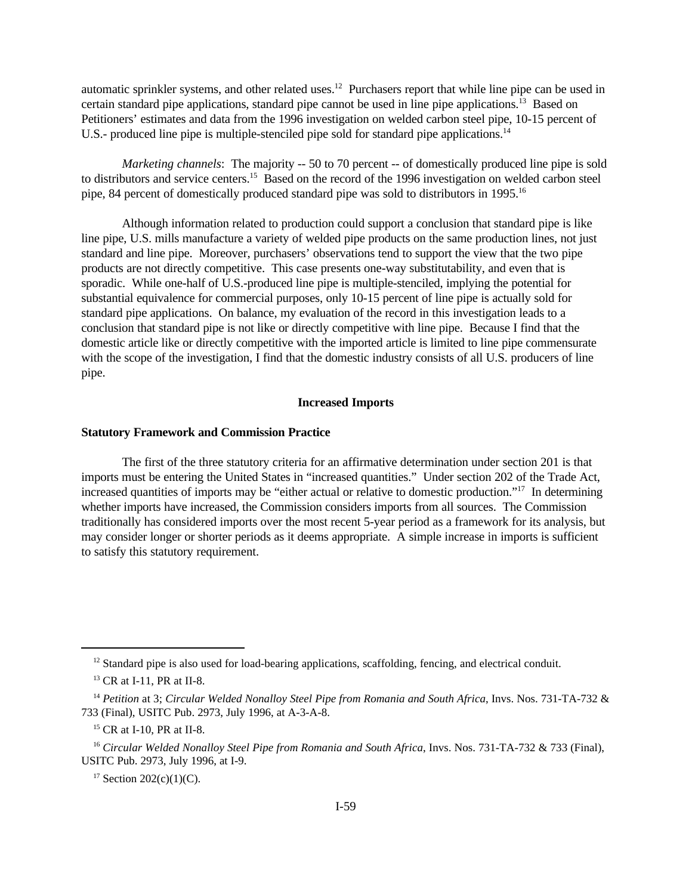automatic sprinkler systems, and other related uses.[12] Purchasers report that while line pipe can be used in certain standard pipe applications, standard pipe cannot be used in line pipe applications.[13] Based on Petitioners' estimates and data from the 1996 investigation on welded carbon steel pipe, 10-15 percent of U.S.- produced line pipe is multiple-stenciled pipe sold for standard pipe applications.[14]

*Marketing channels*: The majority -- 50 to 70 percent -- of domestically produced line pipe is sold to distributors and service centers.[15] Based on the record of the 1996 investigation on welded carbon steel pipe, 84 percent of domestically produced standard pipe was sold to distributors in 1995.[16]

Although information related to production could support a conclusion that standard pipe is like line pipe, U.S. mills manufacture a variety of welded pipe products on the same production lines, not just standard and line pipe. Moreover, purchasers' observations tend to support the view that the two pipe products are not directly competitive. This case presents one-way substitutability, and even that is sporadic. While one-half of U.S.-produced line pipe is multiple-stenciled, implying the potential for substantial equivalence for commercial purposes, only 10-15 percent of line pipe is actually sold for standard pipe applications. On balance, my evaluation of the record in this investigation leads to a conclusion that standard pipe is not like or directly competitive with line pipe. Because I find that the domestic article like or directly competitive with the imported article is limited to line pipe commensurate with the scope of the investigation, I find that the domestic industry consists of all U.S. producers of line pipe.

## Increased Imports

### Statutory Framework and Commission Practice

The first of the three statutory criteria for an affirmative determination under section 201 is that imports must be entering the United States in "increased quantities." Under section 202 of the Trade Act, increased quantities of imports may be "either actual or relative to domestic production."[17] In determining whether imports have increased, the Commission considers imports from all sources. The Commission traditionally has considered imports over the most recent 5-year period as a framework for its analysis, but may consider longer or shorter periods as it deems appropriate. A simple increase in imports is sufficient to satisfy this statutory requirement.

---

[12] Standard pipe is also used for load-bearing applications, scaffolding, fencing, and electrical conduit.

[13] CR at I-11, PR at II-8.

[14] *Petition* at 3; *Circular Welded Nonalloy Steel Pipe from Romania and South Africa*, Invs. Nos. 731-TA-732 & 733 (Final), USITC Pub. 2973, July 1996, at A-3-A-8.

[15] CR at I-10, PR at II-8.

[16] *Circular Welded Nonalloy Steel Pipe from Romania and South Africa*, Invs. Nos. 731-TA-732 & 733 (Final), USITC Pub. 2973, July 1996, at I-9.

[17] Section 202(c)(1)(C).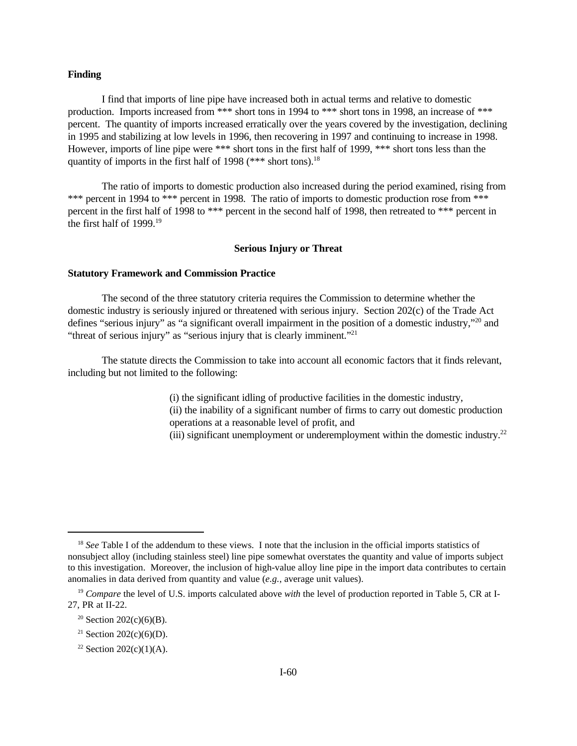**Finding**

I find that imports of line pipe have increased both in actual terms and relative to domestic production. Imports increased from *** short tons in 1994 to *** short tons in 1998, an increase of *** percent. The quantity of imports increased erratically over the years covered by the investigation, declining in 1995 and stabilizing at low levels in 1996, then recovering in 1997 and continuing to increase in 1998. However, imports of line pipe were *** short tons in the first half of 1999, *** short tons less than the quantity of imports in the first half of 1998 (*** short tons).[18]

The ratio of imports to domestic production also increased during the period examined, rising from *** percent in 1994 to *** percent in 1998. The ratio of imports to domestic production rose from *** percent in the first half of 1998 to *** percent in the second half of 1998, then retreated to *** percent in the first half of 1999.[19]

## Serious Injury or Threat

**Statutory Framework and Commission Practice**

The second of the three statutory criteria requires the Commission to determine whether the domestic industry is seriously injured or threatened with serious injury. Section 202(c) of the Trade Act defines "serious injury" as "a significant overall impairment in the position of a domestic industry,"[20] and "threat of serious injury" as "serious injury that is clearly imminent."[21]

The statute directs the Commission to take into account all economic factors that it finds relevant, including but not limited to the following:

> (i) the significant idling of productive facilities in the domestic industry,
> (ii) the inability of a significant number of firms to carry out domestic production operations at a reasonable level of profit, and
> (iii) significant unemployment or underemployment within the domestic industry.[22]

---

[18] *See* Table I of the addendum to these views. I note that the inclusion in the official imports statistics of nonsubject alloy (including stainless steel) line pipe somewhat overstates the quantity and value of imports subject to this investigation. Moreover, the inclusion of high-value alloy line pipe in the import data contributes to certain anomalies in data derived from quantity and value (*e.g.*, average unit values).

[19] *Compare* the level of U.S. imports calculated above *with* the level of production reported in Table 5, CR at I-27, PR at II-22.

[20] Section 202(c)(6)(B).

[21] Section 202(c)(6)(D).

[22] Section 202(c)(1)(A).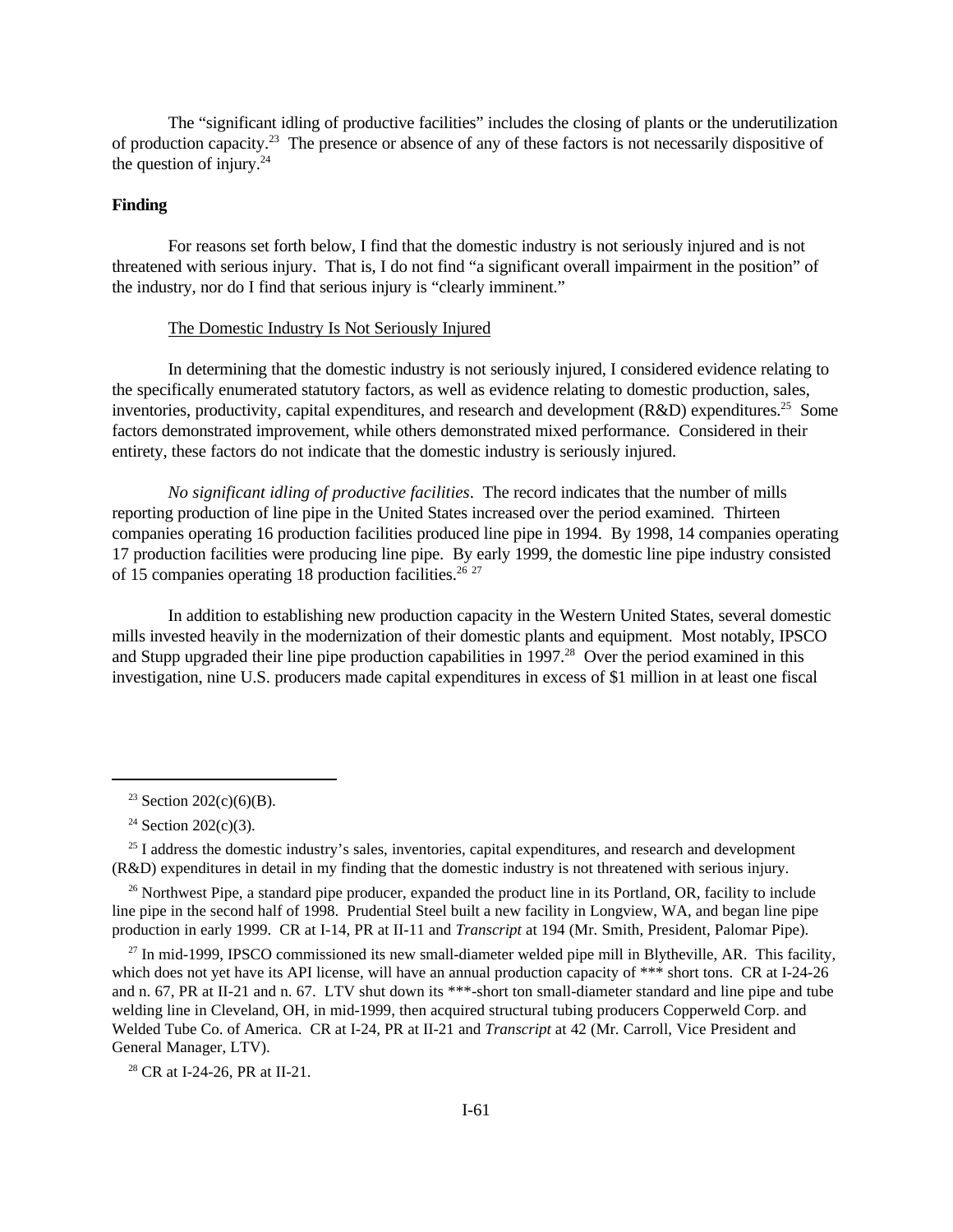The "significant idling of productive facilities" includes the closing of plants or the underutilization of production capacity.[23] The presence or absence of any of these factors is not necessarily dispositive of the question of injury.[24]

**Finding**

For reasons set forth below, I find that the domestic industry is not seriously injured and is not threatened with serious injury. That is, I do not find "a significant overall impairment in the position" of the industry, nor do I find that serious injury is "clearly imminent."

The Domestic Industry Is Not Seriously Injured

In determining that the domestic industry is not seriously injured, I considered evidence relating to the specifically enumerated statutory factors, as well as evidence relating to domestic production, sales, inventories, productivity, capital expenditures, and research and development (R&D) expenditures.[25] Some factors demonstrated improvement, while others demonstrated mixed performance. Considered in their entirety, these factors do not indicate that the domestic industry is seriously injured.

*No significant idling of productive facilities*. The record indicates that the number of mills reporting production of line pipe in the United States increased over the period examined. Thirteen companies operating 16 production facilities produced line pipe in 1994. By 1998, 14 companies operating 17 production facilities were producing line pipe. By early 1999, the domestic line pipe industry consisted of 15 companies operating 18 production facilities.[26] [27]

In addition to establishing new production capacity in the Western United States, several domestic mills invested heavily in the modernization of their domestic plants and equipment. Most notably, IPSCO and Stupp upgraded their line pipe production capabilities in 1997.[28] Over the period examined in this investigation, nine U.S. producers made capital expenditures in excess of $1 million in at least one fiscal

[23] Section 202(c)(6)(B).

[24] Section 202(c)(3).

[25] I address the domestic industry's sales, inventories, capital expenditures, and research and development (R&D) expenditures in detail in my finding that the domestic industry is not threatened with serious injury.

[26] Northwest Pipe, a standard pipe producer, expanded the product line in its Portland, OR, facility to include line pipe in the second half of 1998. Prudential Steel built a new facility in Longview, WA, and began line pipe production in early 1999. CR at I-14, PR at II-11 and *Transcript* at 194 (Mr. Smith, President, Palomar Pipe).

[27] In mid-1999, IPSCO commissioned its new small-diameter welded pipe mill in Blytheville, AR. This facility, which does not yet have its API license, will have an annual production capacity of *** short tons. CR at I-24-26 and n. 67, PR at II-21 and n. 67. LTV shut down its ***-short ton small-diameter standard and line pipe and tube welding line in Cleveland, OH, in mid-1999, then acquired structural tubing producers Copperweld Corp. and Welded Tube Co. of America. CR at I-24, PR at II-21 and *Transcript* at 42 (Mr. Carroll, Vice President and General Manager, LTV).

[28] CR at I-24-26, PR at II-21.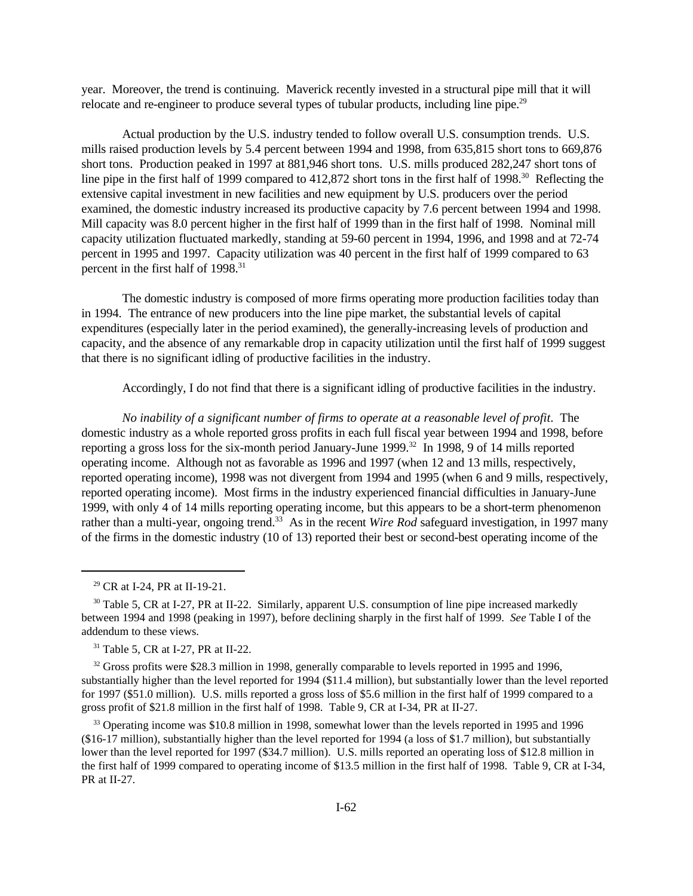year. Moreover, the trend is continuing. Maverick recently invested in a structural pipe mill that it will relocate and re-engineer to produce several types of tubular products, including line pipe.[29]

Actual production by the U.S. industry tended to follow overall U.S. consumption trends. U.S. mills raised production levels by 5.4 percent between 1994 and 1998, from 635,815 short tons to 669,876 short tons. Production peaked in 1997 at 881,946 short tons. U.S. mills produced 282,247 short tons of line pipe in the first half of 1999 compared to 412,872 short tons in the first half of 1998.[30] Reflecting the extensive capital investment in new facilities and new equipment by U.S. producers over the period examined, the domestic industry increased its productive capacity by 7.6 percent between 1994 and 1998. Mill capacity was 8.0 percent higher in the first half of 1999 than in the first half of 1998. Nominal mill capacity utilization fluctuated markedly, standing at 59-60 percent in 1994, 1996, and 1998 and at 72-74 percent in 1995 and 1997. Capacity utilization was 40 percent in the first half of 1999 compared to 63 percent in the first half of 1998.[31]

The domestic industry is composed of more firms operating more production facilities today than in 1994. The entrance of new producers into the line pipe market, the substantial levels of capital expenditures (especially later in the period examined), the generally-increasing levels of production and capacity, and the absence of any remarkable drop in capacity utilization until the first half of 1999 suggest that there is no significant idling of productive facilities in the industry.

Accordingly, I do not find that there is a significant idling of productive facilities in the industry.

*No inability of a significant number of firms to operate at a reasonable level of profit*. The domestic industry as a whole reported gross profits in each full fiscal year between 1994 and 1998, before reporting a gross loss for the six-month period January-June 1999.[32] In 1998, 9 of 14 mills reported operating income. Although not as favorable as 1996 and 1997 (when 12 and 13 mills, respectively, reported operating income), 1998 was not divergent from 1994 and 1995 (when 6 and 9 mills, respectively, reported operating income). Most firms in the industry experienced financial difficulties in January-June 1999, with only 4 of 14 mills reporting operating income, but this appears to be a short-term phenomenon rather than a multi-year, ongoing trend.[33] As in the recent *Wire Rod* safeguard investigation, in 1997 many of the firms in the domestic industry (10 of 13) reported their best or second-best operating income of the

---

[29] CR at I-24, PR at II-19-21.

[30] Table 5, CR at I-27, PR at II-22. Similarly, apparent U.S. consumption of line pipe increased markedly between 1994 and 1998 (peaking in 1997), before declining sharply in the first half of 1999. *See* Table I of the addendum to these views.

[31] Table 5, CR at I-27, PR at II-22.

[32] Gross profits were $28.3 million in 1998, generally comparable to levels reported in 1995 and 1996, substantially higher than the level reported for 1994 ($11.4 million), but substantially lower than the level reported for 1997 ($51.0 million). U.S. mills reported a gross loss of $5.6 million in the first half of 1999 compared to a gross profit of $21.8 million in the first half of 1998. Table 9, CR at I-34, PR at II-27.

[33] Operating income was $10.8 million in 1998, somewhat lower than the levels reported in 1995 and 1996 ($16-17 million), substantially higher than the level reported for 1994 (a loss of $1.7 million), but substantially lower than the level reported for 1997 ($34.7 million). U.S. mills reported an operating loss of $12.8 million in the first half of 1999 compared to operating income of $13.5 million in the first half of 1998. Table 9, CR at I-34, PR at II-27.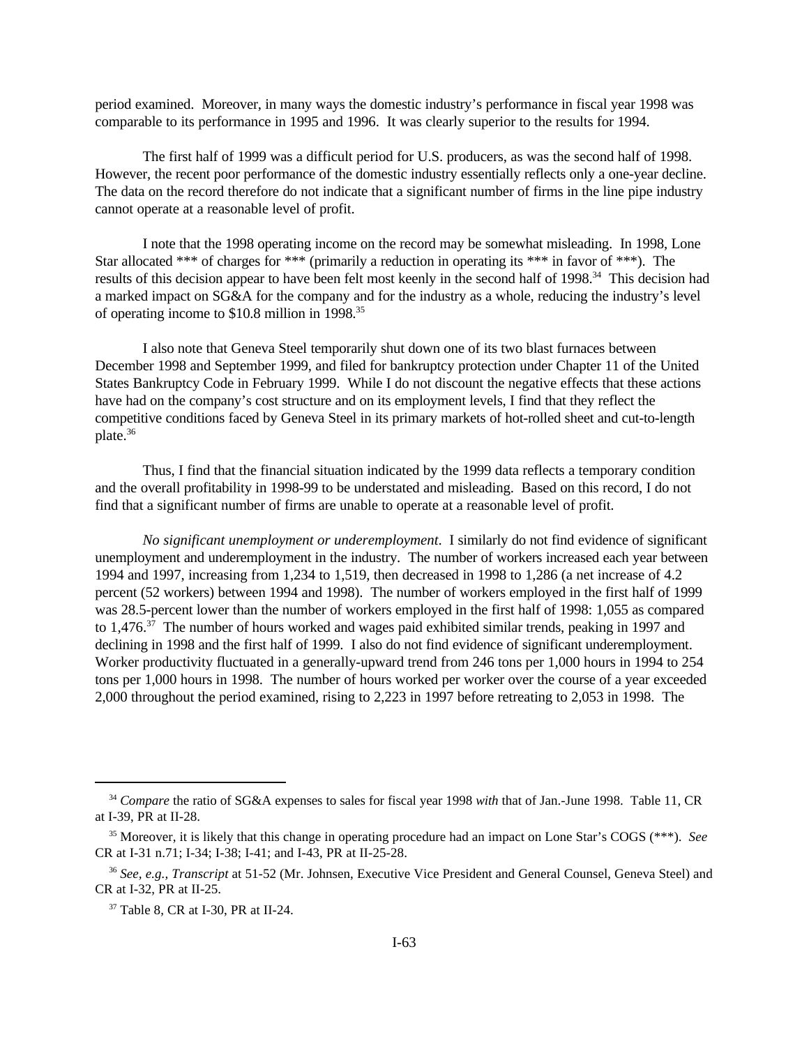period examined. Moreover, in many ways the domestic industry's performance in fiscal year 1998 was comparable to its performance in 1995 and 1996. It was clearly superior to the results for 1994.

The first half of 1999 was a difficult period for U.S. producers, as was the second half of 1998. However, the recent poor performance of the domestic industry essentially reflects only a one-year decline. The data on the record therefore do not indicate that a significant number of firms in the line pipe industry cannot operate at a reasonable level of profit.

I note that the 1998 operating income on the record may be somewhat misleading. In 1998, Lone Star allocated *** of charges for *** (primarily a reduction in operating its *** in favor of ***). The results of this decision appear to have been felt most keenly in the second half of 1998.[34] This decision had a marked impact on SG&A for the company and for the industry as a whole, reducing the industry's level of operating income to $10.8 million in 1998.[35]

I also note that Geneva Steel temporarily shut down one of its two blast furnaces between December 1998 and September 1999, and filed for bankruptcy protection under Chapter 11 of the United States Bankruptcy Code in February 1999. While I do not discount the negative effects that these actions have had on the company's cost structure and on its employment levels, I find that they reflect the competitive conditions faced by Geneva Steel in its primary markets of hot-rolled sheet and cut-to-length plate.[36]

Thus, I find that the financial situation indicated by the 1999 data reflects a temporary condition and the overall profitability in 1998-99 to be understated and misleading. Based on this record, I do not find that a significant number of firms are unable to operate at a reasonable level of profit.

*No significant unemployment or underemployment*. I similarly do not find evidence of significant unemployment and underemployment in the industry. The number of workers increased each year between 1994 and 1997, increasing from 1,234 to 1,519, then decreased in 1998 to 1,286 (a net increase of 4.2 percent (52 workers) between 1994 and 1998). The number of workers employed in the first half of 1999 was 28.5-percent lower than the number of workers employed in the first half of 1998: 1,055 as compared to 1,476.[37] The number of hours worked and wages paid exhibited similar trends, peaking in 1997 and declining in 1998 and the first half of 1999. I also do not find evidence of significant underemployment. Worker productivity fluctuated in a generally-upward trend from 246 tons per 1,000 hours in 1994 to 254 tons per 1,000 hours in 1998. The number of hours worked per worker over the course of a year exceeded 2,000 throughout the period examined, rising to 2,223 in 1997 before retreating to 2,053 in 1998. The

---

[34] *Compare* the ratio of SG&A expenses to sales for fiscal year 1998 *with* that of Jan.-June 1998. Table 11, CR at I-39, PR at II-28.

[35] Moreover, it is likely that this change in operating procedure had an impact on Lone Star's COGS (***). *See* CR at I-31 n.71; I-34; I-38; I-41; and I-43, PR at II-25-28.

[36] *See, e.g., Transcript* at 51-52 (Mr. Johnsen, Executive Vice President and General Counsel, Geneva Steel) and CR at I-32, PR at II-25.

[37] Table 8, CR at I-30, PR at II-24.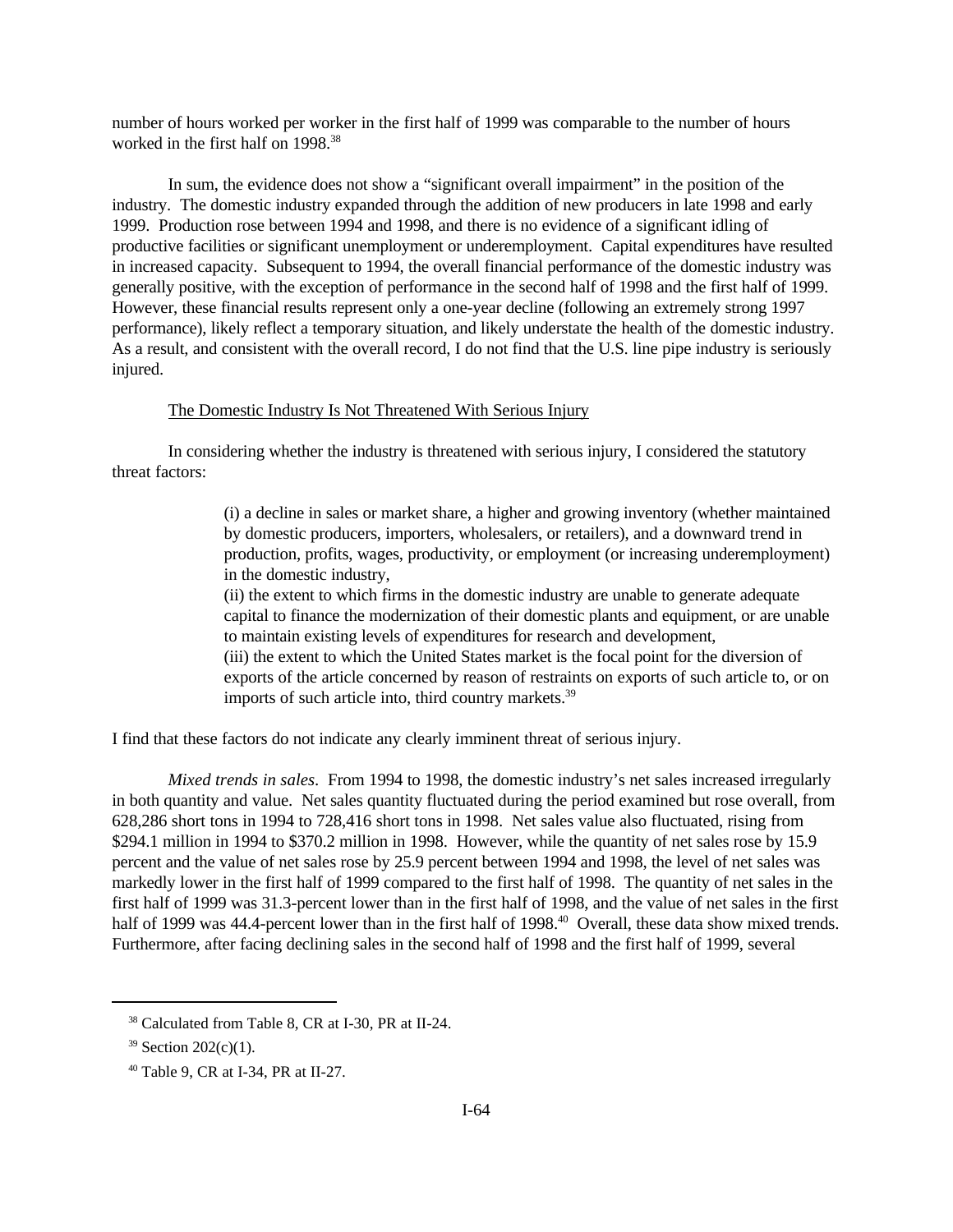number of hours worked per worker in the first half of 1999 was comparable to the number of hours worked in the first half on 1998.[38]

In sum, the evidence does not show a "significant overall impairment" in the position of the industry. The domestic industry expanded through the addition of new producers in late 1998 and early 1999. Production rose between 1994 and 1998, and there is no evidence of a significant idling of productive facilities or significant unemployment or underemployment. Capital expenditures have resulted in increased capacity. Subsequent to 1994, the overall financial performance of the domestic industry was generally positive, with the exception of performance in the second half of 1998 and the first half of 1999. However, these financial results represent only a one-year decline (following an extremely strong 1997 performance), likely reflect a temporary situation, and likely understate the health of the domestic industry. As a result, and consistent with the overall record, I do not find that the U.S. line pipe industry is seriously injured.

The Domestic Industry Is Not Threatened With Serious Injury

In considering whether the industry is threatened with serious injury, I considered the statutory threat factors:

> (i) a decline in sales or market share, a higher and growing inventory (whether maintained by domestic producers, importers, wholesalers, or retailers), and a downward trend in production, profits, wages, productivity, or employment (or increasing underemployment) in the domestic industry,
> (ii) the extent to which firms in the domestic industry are unable to generate adequate capital to finance the modernization of their domestic plants and equipment, or are unable to maintain existing levels of expenditures for research and development,
> (iii) the extent to which the United States market is the focal point for the diversion of exports of the article concerned by reason of restraints on exports of such article to, or on imports of such article into, third country markets.[39]

I find that these factors do not indicate any clearly imminent threat of serious injury.

*Mixed trends in sales*. From 1994 to 1998, the domestic industry's net sales increased irregularly in both quantity and value. Net sales quantity fluctuated during the period examined but rose overall, from 628,286 short tons in 1994 to 728,416 short tons in 1998. Net sales value also fluctuated, rising from \$294.1 million in 1994 to \$370.2 million in 1998. However, while the quantity of net sales rose by 15.9 percent and the value of net sales rose by 25.9 percent between 1994 and 1998, the level of net sales was markedly lower in the first half of 1999 compared to the first half of 1998. The quantity of net sales in the first half of 1999 was 31.3-percent lower than in the first half of 1998, and the value of net sales in the first half of 1999 was 44.4-percent lower than in the first half of 1998.[40] Overall, these data show mixed trends. Furthermore, after facing declining sales in the second half of 1998 and the first half of 1999, several

[38] Calculated from Table 8, CR at I-30, PR at II-24.

[39] Section 202(c)(1).

[40] Table 9, CR at I-34, PR at II-27.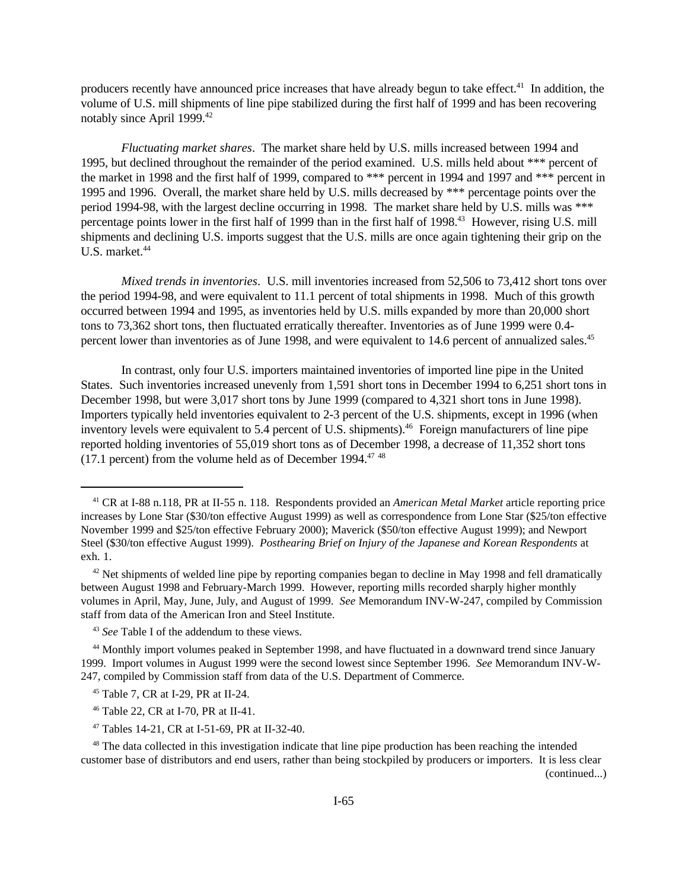producers recently have announced price increases that have already begun to take effect.[41] In addition, the volume of U.S. mill shipments of line pipe stabilized during the first half of 1999 and has been recovering notably since April 1999.[42]

*Fluctuating market shares*. The market share held by U.S. mills increased between 1994 and 1995, but declined throughout the remainder of the period examined. U.S. mills held about *** percent of the market in 1998 and the first half of 1999, compared to *** percent in 1994 and 1997 and *** percent in 1995 and 1996. Overall, the market share held by U.S. mills decreased by *** percentage points over the period 1994-98, with the largest decline occurring in 1998. The market share held by U.S. mills was *** percentage points lower in the first half of 1999 than in the first half of 1998.[43] However, rising U.S. mill shipments and declining U.S. imports suggest that the U.S. mills are once again tightening their grip on the U.S. market.[44]

*Mixed trends in inventories*. U.S. mill inventories increased from 52,506 to 73,412 short tons over the period 1994-98, and were equivalent to 11.1 percent of total shipments in 1998. Much of this growth occurred between 1994 and 1995, as inventories held by U.S. mills expanded by more than 20,000 short tons to 73,362 short tons, then fluctuated erratically thereafter. Inventories as of June 1999 were 0.4-percent lower than inventories as of June 1998, and were equivalent to 14.6 percent of annualized sales.[45]

In contrast, only four U.S. importers maintained inventories of imported line pipe in the United States. Such inventories increased unevenly from 1,591 short tons in December 1994 to 6,251 short tons in December 1998, but were 3,017 short tons by June 1999 (compared to 4,321 short tons in June 1998). Importers typically held inventories equivalent to 2-3 percent of the U.S. shipments, except in 1996 (when inventory levels were equivalent to 5.4 percent of U.S. shipments).[46] Foreign manufacturers of line pipe reported holding inventories of 55,019 short tons as of December 1998, a decrease of 11,352 short tons (17.1 percent) from the volume held as of December 1994.[47] [48]

---

[41] CR at I-88 n.118, PR at II-55 n. 118. Respondents provided an *American Metal Market* article reporting price increases by Lone Star ($30/ton effective August 1999) as well as correspondence from Lone Star ($25/ton effective November 1999 and $25/ton effective February 2000); Maverick ($50/ton effective August 1999); and Newport Steel ($30/ton effective August 1999). *Posthearing Brief on Injury of the Japanese and Korean Respondents* at exh. 1.

[42] Net shipments of welded line pipe by reporting companies began to decline in May 1998 and fell dramatically between August 1998 and February-March 1999. However, reporting mills recorded sharply higher monthly volumes in April, May, June, July, and August of 1999. *See* Memorandum INV-W-247, compiled by Commission staff from data of the American Iron and Steel Institute.

[43] *See* Table I of the addendum to these views.

[44] Monthly import volumes peaked in September 1998, and have fluctuated in a downward trend since January 1999. Import volumes in August 1999 were the second lowest since September 1996. *See* Memorandum INV-W-247, compiled by Commission staff from data of the U.S. Department of Commerce.

[45] Table 7, CR at I-29, PR at II-24.

[46] Table 22, CR at I-70, PR at II-41.

[47] Tables 14-21, CR at I-51-69, PR at II-32-40.

[48] The data collected in this investigation indicate that line pipe production has been reaching the intended customer base of distributors and end users, rather than being stockpiled by producers or importers. It is less clear

(continued...)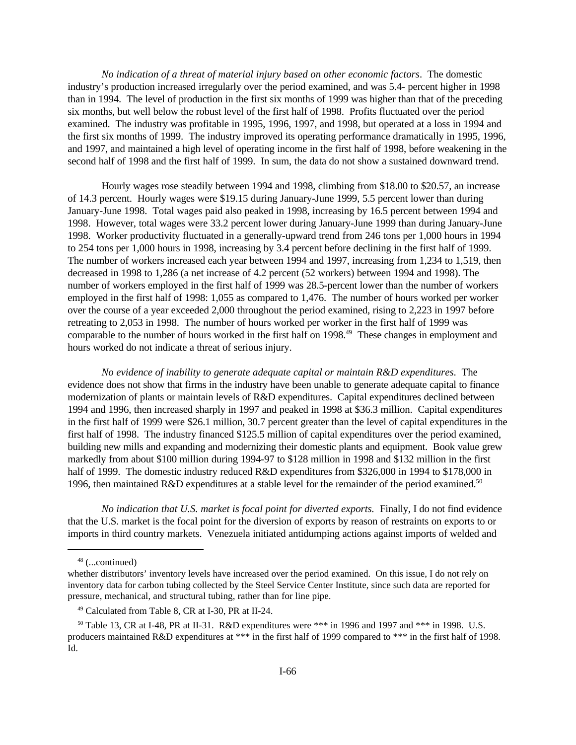*No indication of a threat of material injury based on other economic factors*. The domestic industry's production increased irregularly over the period examined, and was 5.4- percent higher in 1998 than in 1994. The level of production in the first six months of 1999 was higher than that of the preceding six months, but well below the robust level of the first half of 1998. Profits fluctuated over the period examined. The industry was profitable in 1995, 1996, 1997, and 1998, but operated at a loss in 1994 and the first six months of 1999. The industry improved its operating performance dramatically in 1995, 1996, and 1997, and maintained a high level of operating income in the first half of 1998, before weakening in the second half of 1998 and the first half of 1999. In sum, the data do not show a sustained downward trend.

Hourly wages rose steadily between 1994 and 1998, climbing from $18.00 to $20.57, an increase of 14.3 percent. Hourly wages were $19.15 during January-June 1999, 5.5 percent lower than during January-June 1998. Total wages paid also peaked in 1998, increasing by 16.5 percent between 1994 and 1998. However, total wages were 33.2 percent lower during January-June 1999 than during January-June 1998. Worker productivity fluctuated in a generally-upward trend from 246 tons per 1,000 hours in 1994 to 254 tons per 1,000 hours in 1998, increasing by 3.4 percent before declining in the first half of 1999. The number of workers increased each year between 1994 and 1997, increasing from 1,234 to 1,519, then decreased in 1998 to 1,286 (a net increase of 4.2 percent (52 workers) between 1994 and 1998). The number of workers employed in the first half of 1999 was 28.5-percent lower than the number of workers employed in the first half of 1998: 1,055 as compared to 1,476. The number of hours worked per worker over the course of a year exceeded 2,000 throughout the period examined, rising to 2,223 in 1997 before retreating to 2,053 in 1998. The number of hours worked per worker in the first half of 1999 was comparable to the number of hours worked in the first half on 1998.[49] These changes in employment and hours worked do not indicate a threat of serious injury.

*No evidence of inability to generate adequate capital or maintain R&D expenditures*. The evidence does not show that firms in the industry have been unable to generate adequate capital to finance modernization of plants or maintain levels of R&D expenditures. Capital expenditures declined between 1994 and 1996, then increased sharply in 1997 and peaked in 1998 at $36.3 million. Capital expenditures in the first half of 1999 were $26.1 million, 30.7 percent greater than the level of capital expenditures in the first half of 1998. The industry financed $125.5 million of capital expenditures over the period examined, building new mills and expanding and modernizing their domestic plants and equipment. Book value grew markedly from about $100 million during 1994-97 to $128 million in 1998 and $132 million in the first half of 1999. The domestic industry reduced R&D expenditures from $326,000 in 1994 to $178,000 in 1996, then maintained R&D expenditures at a stable level for the remainder of the period examined.[50]

*No indication that U.S. market is focal point for diverted exports.* Finally, I do not find evidence that the U.S. market is the focal point for the diversion of exports by reason of restraints on exports to or imports in third country markets. Venezuela initiated antidumping actions against imports of welded and

---

[48] (...continued)
whether distributors' inventory levels have increased over the period examined. On this issue, I do not rely on inventory data for carbon tubing collected by the Steel Service Center Institute, since such data are reported for pressure, mechanical, and structural tubing, rather than for line pipe.

[49] Calculated from Table 8, CR at I-30, PR at II-24.

[50] Table 13, CR at I-48, PR at II-31. R&D expenditures were *** in 1996 and 1997 and *** in 1998. U.S. producers maintained R&D expenditures at *** in the first half of 1999 compared to *** in the first half of 1998. Id.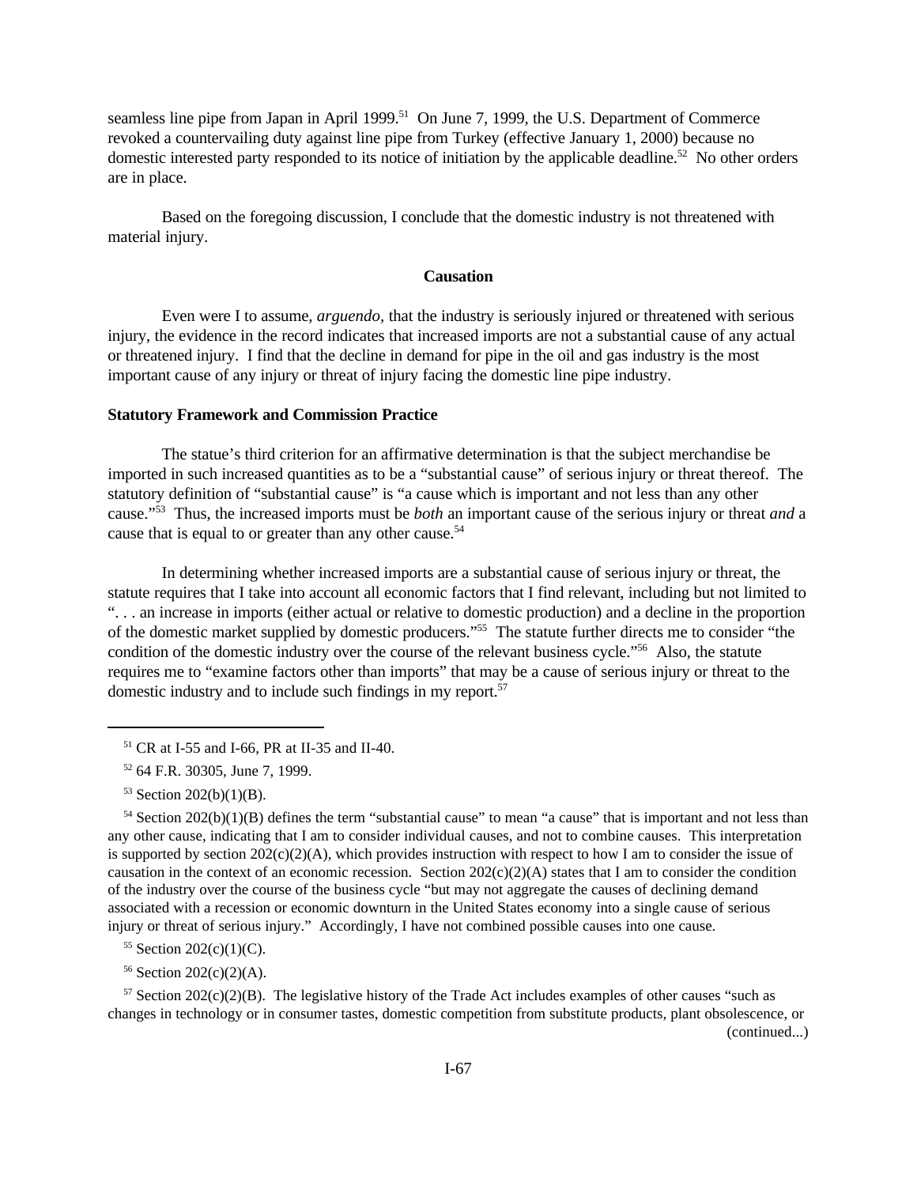seamless line pipe from Japan in April 1999.[51] On June 7, 1999, the U.S. Department of Commerce revoked a countervailing duty against line pipe from Turkey (effective January 1, 2000) because no domestic interested party responded to its notice of initiation by the applicable deadline.[52] No other orders are in place.

Based on the foregoing discussion, I conclude that the domestic industry is not threatened with material injury.

## Causation

Even were I to assume, *arguendo*, that the industry is seriously injured or threatened with serious injury, the evidence in the record indicates that increased imports are not a substantial cause of any actual or threatened injury. I find that the decline in demand for pipe in the oil and gas industry is the most important cause of any injury or threat of injury facing the domestic line pipe industry.

### Statutory Framework and Commission Practice

The statue's third criterion for an affirmative determination is that the subject merchandise be imported in such increased quantities as to be a "substantial cause" of serious injury or threat thereof. The statutory definition of "substantial cause" is "a cause which is important and not less than any other cause."[53] Thus, the increased imports must be *both* an important cause of the serious injury or threat *and* a cause that is equal to or greater than any other cause.[54]

In determining whether increased imports are a substantial cause of serious injury or threat, the statute requires that I take into account all economic factors that I find relevant, including but not limited to ". . . an increase in imports (either actual or relative to domestic production) and a decline in the proportion of the domestic market supplied by domestic producers."[55] The statute further directs me to consider "the condition of the domestic industry over the course of the relevant business cycle."[56] Also, the statute requires me to "examine factors other than imports" that may be a cause of serious injury or threat to the domestic industry and to include such findings in my report.[57]

---

[51] CR at I-55 and I-66, PR at II-35 and II-40.

[52] 64 F.R. 30305, June 7, 1999.

[53] Section 202(b)(1)(B).

[54] Section 202(b)(1)(B) defines the term "substantial cause" to mean "a cause" that is important and not less than any other cause, indicating that I am to consider individual causes, and not to combine causes. This interpretation is supported by section 202(c)(2)(A), which provides instruction with respect to how I am to consider the issue of causation in the context of an economic recession. Section 202(c)(2)(A) states that I am to consider the condition of the industry over the course of the business cycle "but may not aggregate the causes of declining demand associated with a recession or economic downturn in the United States economy into a single cause of serious injury or threat of serious injury." Accordingly, I have not combined possible causes into one cause.

[55] Section 202(c)(1)(C).

[56] Section 202(c)(2)(A).

[57] Section 202(c)(2)(B). The legislative history of the Trade Act includes examples of other causes "such as changes in technology or in consumer tastes, domestic competition from substitute products, plant obsolescence, or (continued...)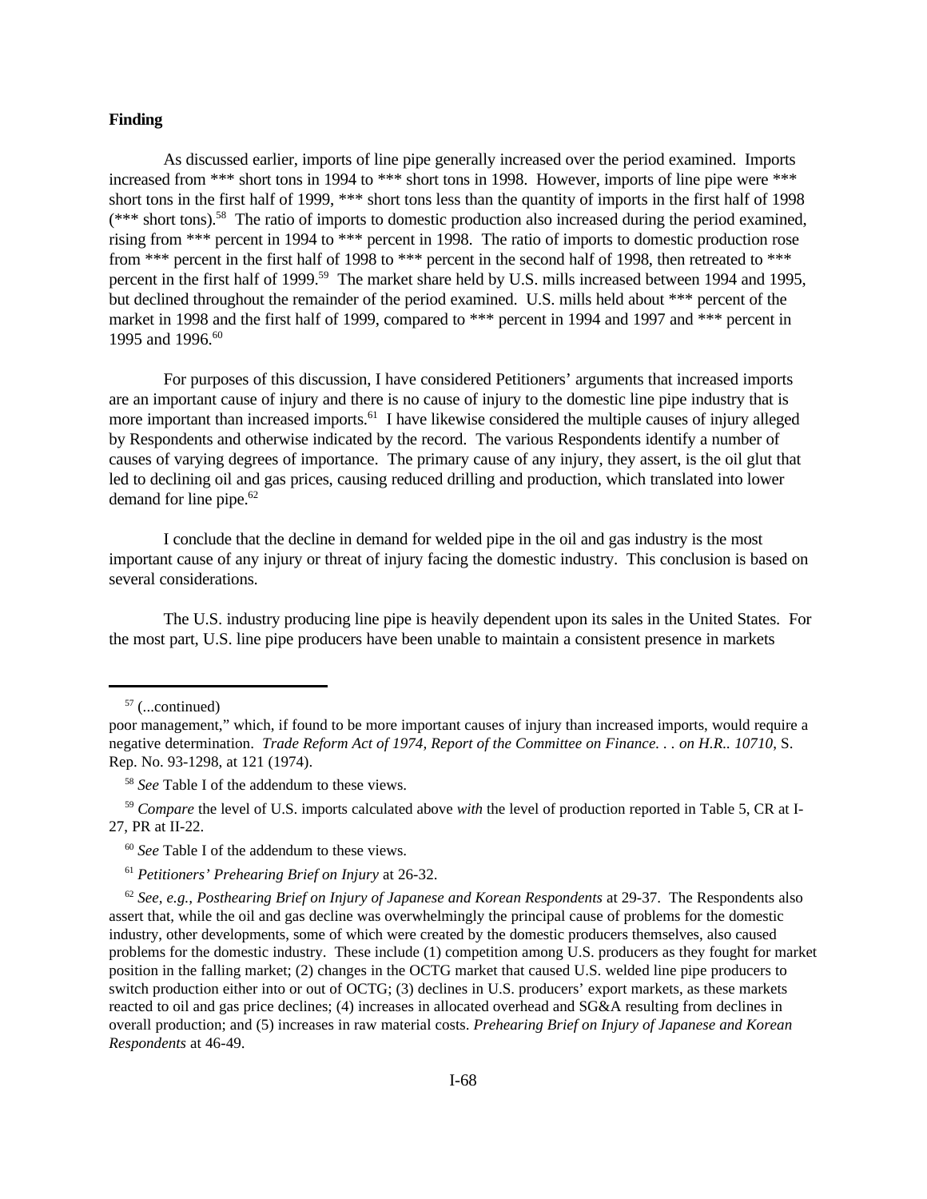**Finding**

As discussed earlier, imports of line pipe generally increased over the period examined. Imports increased from *** short tons in 1994 to *** short tons in 1998. However, imports of line pipe were *** short tons in the first half of 1999, *** short tons less than the quantity of imports in the first half of 1998 (*** short tons).[58] The ratio of imports to domestic production also increased during the period examined, rising from *** percent in 1994 to *** percent in 1998. The ratio of imports to domestic production rose from *** percent in the first half of 1998 to *** percent in the second half of 1998, then retreated to *** percent in the first half of 1999.[59] The market share held by U.S. mills increased between 1994 and 1995, but declined throughout the remainder of the period examined. U.S. mills held about *** percent of the market in 1998 and the first half of 1999, compared to *** percent in 1994 and 1997 and *** percent in 1995 and 1996.[60]

For purposes of this discussion, I have considered Petitioners' arguments that increased imports are an important cause of injury and there is no cause of injury to the domestic line pipe industry that is more important than increased imports.[61] I have likewise considered the multiple causes of injury alleged by Respondents and otherwise indicated by the record. The various Respondents identify a number of causes of varying degrees of importance. The primary cause of any injury, they assert, is the oil glut that led to declining oil and gas prices, causing reduced drilling and production, which translated into lower demand for line pipe.[62]

I conclude that the decline in demand for welded pipe in the oil and gas industry is the most important cause of any injury or threat of injury facing the domestic industry. This conclusion is based on several considerations.

The U.S. industry producing line pipe is heavily dependent upon its sales in the United States. For the most part, U.S. line pipe producers have been unable to maintain a consistent presence in markets

---

[57] (...continued)
poor management," which, if found to be more important causes of injury than increased imports, would require a negative determination. *Trade Reform Act of 1974, Report of the Committee on Finance. . . on H.R.. 10710*, S. Rep. No. 93-1298, at 121 (1974).

[58] *See* Table I of the addendum to these views.

[59] *Compare* the level of U.S. imports calculated above *with* the level of production reported in Table 5, CR at I-27, PR at II-22.

[60] *See* Table I of the addendum to these views.

[61] *Petitioners' Prehearing Brief on Injury* at 26-32.

[62] *See, e.g., Posthearing Brief on Injury of Japanese and Korean Respondents* at 29-37. The Respondents also assert that, while the oil and gas decline was overwhelmingly the principal cause of problems for the domestic industry, other developments, some of which were created by the domestic producers themselves, also caused problems for the domestic industry. These include (1) competition among U.S. producers as they fought for market position in the falling market; (2) changes in the OCTG market that caused U.S. welded line pipe producers to switch production either into or out of OCTG; (3) declines in U.S. producers' export markets, as these markets reacted to oil and gas price declines; (4) increases in allocated overhead and SG&A resulting from declines in overall production; and (5) increases in raw material costs. *Prehearing Brief on Injury of Japanese and Korean Respondents* at 46-49.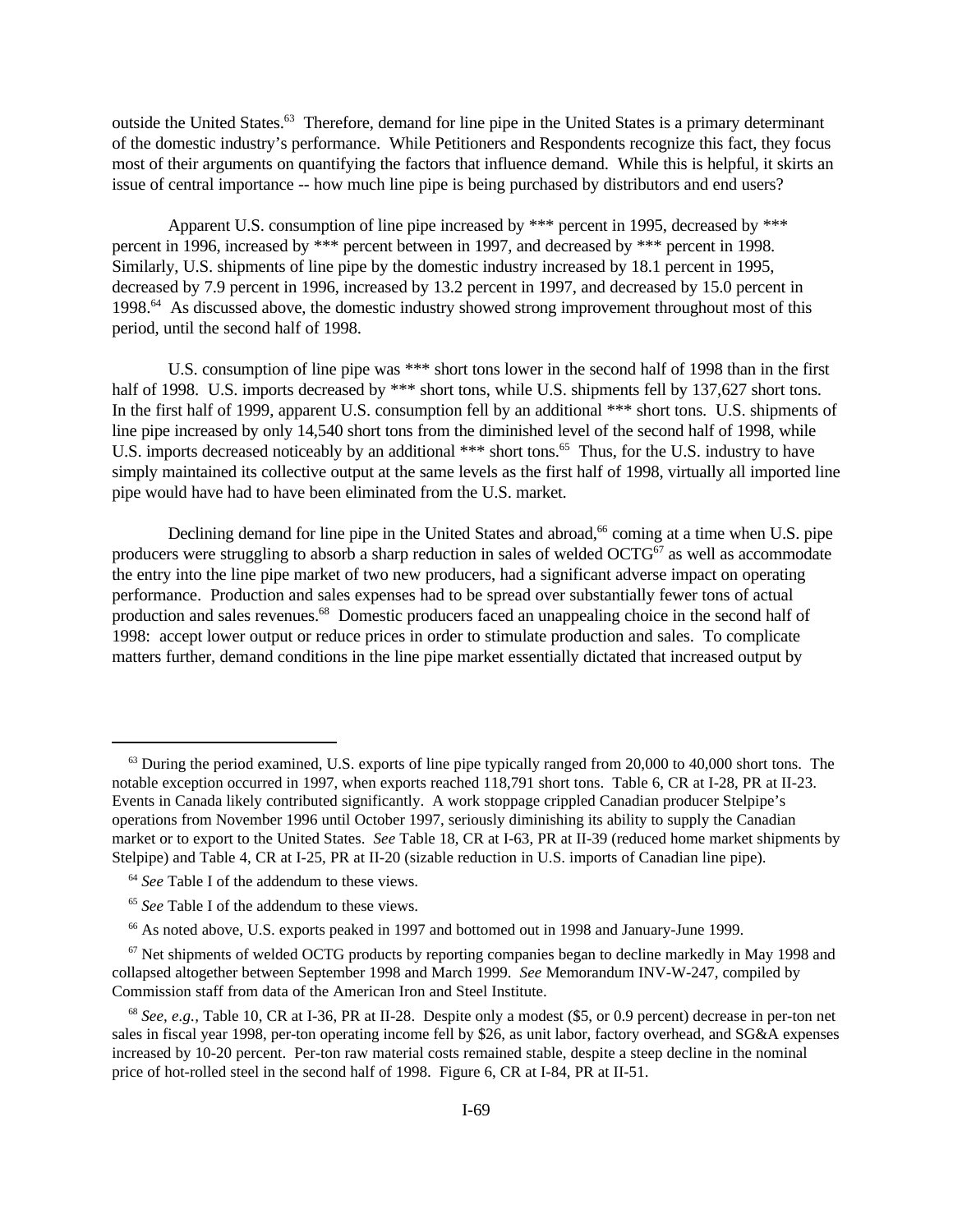outside the United States.[63] Therefore, demand for line pipe in the United States is a primary determinant of the domestic industry's performance. While Petitioners and Respondents recognize this fact, they focus most of their arguments on quantifying the factors that influence demand. While this is helpful, it skirts an issue of central importance -- how much line pipe is being purchased by distributors and end users?

Apparent U.S. consumption of line pipe increased by *** percent in 1995, decreased by *** percent in 1996, increased by *** percent between in 1997, and decreased by *** percent in 1998. Similarly, U.S. shipments of line pipe by the domestic industry increased by 18.1 percent in 1995, decreased by 7.9 percent in 1996, increased by 13.2 percent in 1997, and decreased by 15.0 percent in 1998.[64] As discussed above, the domestic industry showed strong improvement throughout most of this period, until the second half of 1998.

U.S. consumption of line pipe was *** short tons lower in the second half of 1998 than in the first half of 1998. U.S. imports decreased by *** short tons, while U.S. shipments fell by 137,627 short tons. In the first half of 1999, apparent U.S. consumption fell by an additional *** short tons. U.S. shipments of line pipe increased by only 14,540 short tons from the diminished level of the second half of 1998, while U.S. imports decreased noticeably by an additional *** short tons.[65] Thus, for the U.S. industry to have simply maintained its collective output at the same levels as the first half of 1998, virtually all imported line pipe would have had to have been eliminated from the U.S. market.

Declining demand for line pipe in the United States and abroad,[66] coming at a time when U.S. pipe producers were struggling to absorb a sharp reduction in sales of welded OCTG[67] as well as accommodate the entry into the line pipe market of two new producers, had a significant adverse impact on operating performance. Production and sales expenses had to be spread over substantially fewer tons of actual production and sales revenues.[68] Domestic producers faced an unappealing choice in the second half of 1998: accept lower output or reduce prices in order to stimulate production and sales. To complicate matters further, demand conditions in the line pipe market essentially dictated that increased output by

---

[63] During the period examined, U.S. exports of line pipe typically ranged from 20,000 to 40,000 short tons. The notable exception occurred in 1997, when exports reached 118,791 short tons. Table 6, CR at I-28, PR at II-23. Events in Canada likely contributed significantly. A work stoppage crippled Canadian producer Stelpipe's operations from November 1996 until October 1997, seriously diminishing its ability to supply the Canadian market or to export to the United States. *See* Table 18, CR at I-63, PR at II-39 (reduced home market shipments by Stelpipe) and Table 4, CR at I-25, PR at II-20 (sizable reduction in U.S. imports of Canadian line pipe).

[64] *See* Table I of the addendum to these views.

[65] *See* Table I of the addendum to these views.

[66] As noted above, U.S. exports peaked in 1997 and bottomed out in 1998 and January-June 1999.

[67] Net shipments of welded OCTG products by reporting companies began to decline markedly in May 1998 and collapsed altogether between September 1998 and March 1999. *See* Memorandum INV-W-247, compiled by Commission staff from data of the American Iron and Steel Institute.

[68] *See, e.g.,* Table 10, CR at I-36, PR at II-28. Despite only a modest ($5, or 0.9 percent) decrease in per-ton net sales in fiscal year 1998, per-ton operating income fell by $26, as unit labor, factory overhead, and SG&A expenses increased by 10-20 percent. Per-ton raw material costs remained stable, despite a steep decline in the nominal price of hot-rolled steel in the second half of 1998. Figure 6, CR at I-84, PR at II-51.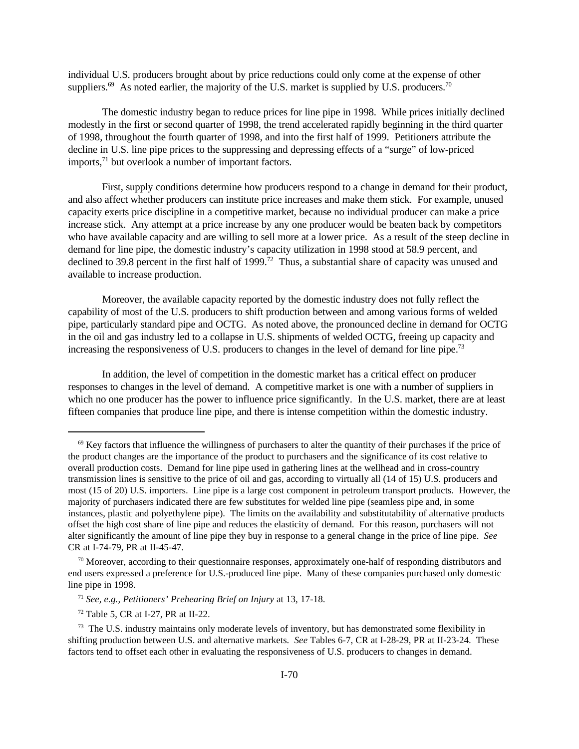individual U.S. producers brought about by price reductions could only come at the expense of other suppliers.[69] As noted earlier, the majority of the U.S. market is supplied by U.S. producers.[70]

The domestic industry began to reduce prices for line pipe in 1998. While prices initially declined modestly in the first or second quarter of 1998, the trend accelerated rapidly beginning in the third quarter of 1998, throughout the fourth quarter of 1998, and into the first half of 1999. Petitioners attribute the decline in U.S. line pipe prices to the suppressing and depressing effects of a "surge" of low-priced imports,[71] but overlook a number of important factors.

First, supply conditions determine how producers respond to a change in demand for their product, and also affect whether producers can institute price increases and make them stick. For example, unused capacity exerts price discipline in a competitive market, because no individual producer can make a price increase stick. Any attempt at a price increase by any one producer would be beaten back by competitors who have available capacity and are willing to sell more at a lower price. As a result of the steep decline in demand for line pipe, the domestic industry's capacity utilization in 1998 stood at 58.9 percent, and declined to 39.8 percent in the first half of 1999.[72] Thus, a substantial share of capacity was unused and available to increase production.

Moreover, the available capacity reported by the domestic industry does not fully reflect the capability of most of the U.S. producers to shift production between and among various forms of welded pipe, particularly standard pipe and OCTG. As noted above, the pronounced decline in demand for OCTG in the oil and gas industry led to a collapse in U.S. shipments of welded OCTG, freeing up capacity and increasing the responsiveness of U.S. producers to changes in the level of demand for line pipe.[73]

In addition, the level of competition in the domestic market has a critical effect on producer responses to changes in the level of demand. A competitive market is one with a number of suppliers in which no one producer has the power to influence price significantly. In the U.S. market, there are at least fifteen companies that produce line pipe, and there is intense competition within the domestic industry.

---

[69] Key factors that influence the willingness of purchasers to alter the quantity of their purchases if the price of the product changes are the importance of the product to purchasers and the significance of its cost relative to overall production costs. Demand for line pipe used in gathering lines at the wellhead and in cross-country transmission lines is sensitive to the price of oil and gas, according to virtually all (14 of 15) U.S. producers and most (15 of 20) U.S. importers. Line pipe is a large cost component in petroleum transport products. However, the majority of purchasers indicated there are few substitutes for welded line pipe (seamless pipe and, in some instances, plastic and polyethylene pipe). The limits on the availability and substitutability of alternative products offset the high cost share of line pipe and reduces the elasticity of demand. For this reason, purchasers will not alter significantly the amount of line pipe they buy in response to a general change in the price of line pipe. *See* CR at I-74-79, PR at II-45-47.

[70] Moreover, according to their questionnaire responses, approximately one-half of responding distributors and end users expressed a preference for U.S.-produced line pipe. Many of these companies purchased only domestic line pipe in 1998.

[71] *See, e.g., Petitioners' Prehearing Brief on Injury* at 13, 17-18.

[72] Table 5, CR at I-27, PR at II-22.

[73] The U.S. industry maintains only moderate levels of inventory, but has demonstrated some flexibility in shifting production between U.S. and alternative markets. *See* Tables 6-7, CR at I-28-29, PR at II-23-24. These factors tend to offset each other in evaluating the responsiveness of U.S. producers to changes in demand.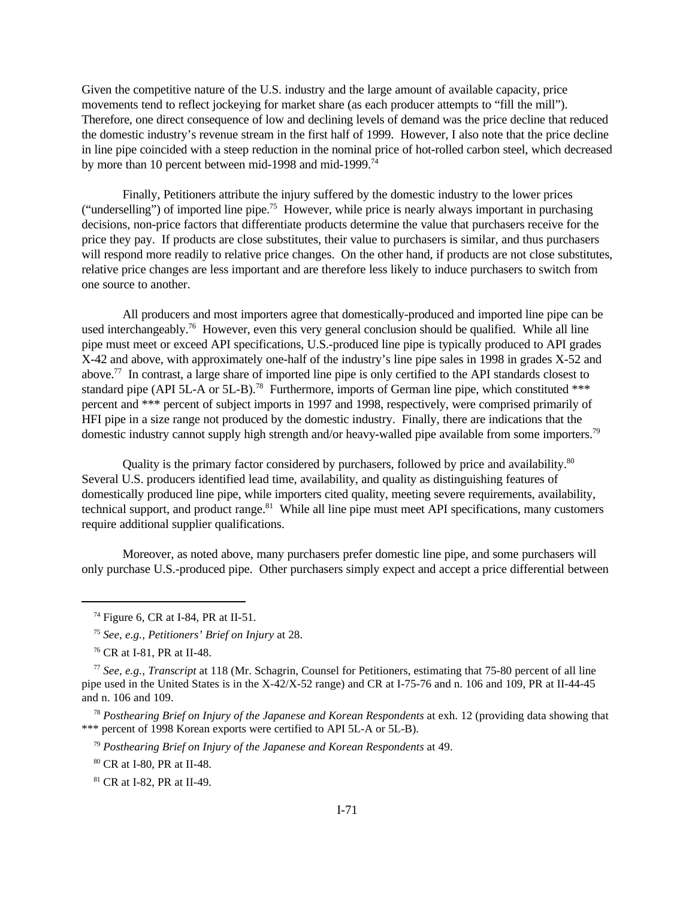Given the competitive nature of the U.S. industry and the large amount of available capacity, price movements tend to reflect jockeying for market share (as each producer attempts to "fill the mill"). Therefore, one direct consequence of low and declining levels of demand was the price decline that reduced the domestic industry's revenue stream in the first half of 1999. However, I also note that the price decline in line pipe coincided with a steep reduction in the nominal price of hot-rolled carbon steel, which decreased by more than 10 percent between mid-1998 and mid-1999.[74]

Finally, Petitioners attribute the injury suffered by the domestic industry to the lower prices ("underselling") of imported line pipe.[75] However, while price is nearly always important in purchasing decisions, non-price factors that differentiate products determine the value that purchasers receive for the price they pay. If products are close substitutes, their value to purchasers is similar, and thus purchasers will respond more readily to relative price changes. On the other hand, if products are not close substitutes, relative price changes are less important and are therefore less likely to induce purchasers to switch from one source to another.

All producers and most importers agree that domestically-produced and imported line pipe can be used interchangeably.[76] However, even this very general conclusion should be qualified. While all line pipe must meet or exceed API specifications, U.S.-produced line pipe is typically produced to API grades X-42 and above, with approximately one-half of the industry's line pipe sales in 1998 in grades X-52 and above.[77] In contrast, a large share of imported line pipe is only certified to the API standards closest to standard pipe (API 5L-A or 5L-B).[78] Furthermore, imports of German line pipe, which constituted *** percent and *** percent of subject imports in 1997 and 1998, respectively, were comprised primarily of HFI pipe in a size range not produced by the domestic industry. Finally, there are indications that the domestic industry cannot supply high strength and/or heavy-walled pipe available from some importers.[79]

Quality is the primary factor considered by purchasers, followed by price and availability.[80] Several U.S. producers identified lead time, availability, and quality as distinguishing features of domestically produced line pipe, while importers cited quality, meeting severe requirements, availability, technical support, and product range.[81] While all line pipe must meet API specifications, many customers require additional supplier qualifications.

Moreover, as noted above, many purchasers prefer domestic line pipe, and some purchasers will only purchase U.S.-produced pipe. Other purchasers simply expect and accept a price differential between

---

[74] Figure 6, CR at I-84, PR at II-51.

[75] *See, e.g., Petitioners' Brief on Injury* at 28.

[76] CR at I-81, PR at II-48.

[77] *See, e.g., Transcript* at 118 (Mr. Schagrin, Counsel for Petitioners, estimating that 75-80 percent of all line pipe used in the United States is in the X-42/X-52 range) and CR at I-75-76 and n. 106 and 109, PR at II-44-45 and n. 106 and 109.

[78] *Posthearing Brief on Injury of the Japanese and Korean Respondents* at exh. 12 (providing data showing that *** percent of 1998 Korean exports were certified to API 5L-A or 5L-B).

[79] *Posthearing Brief on Injury of the Japanese and Korean Respondents* at 49.

[80] CR at I-80, PR at II-48.

[81] CR at I-82, PR at II-49.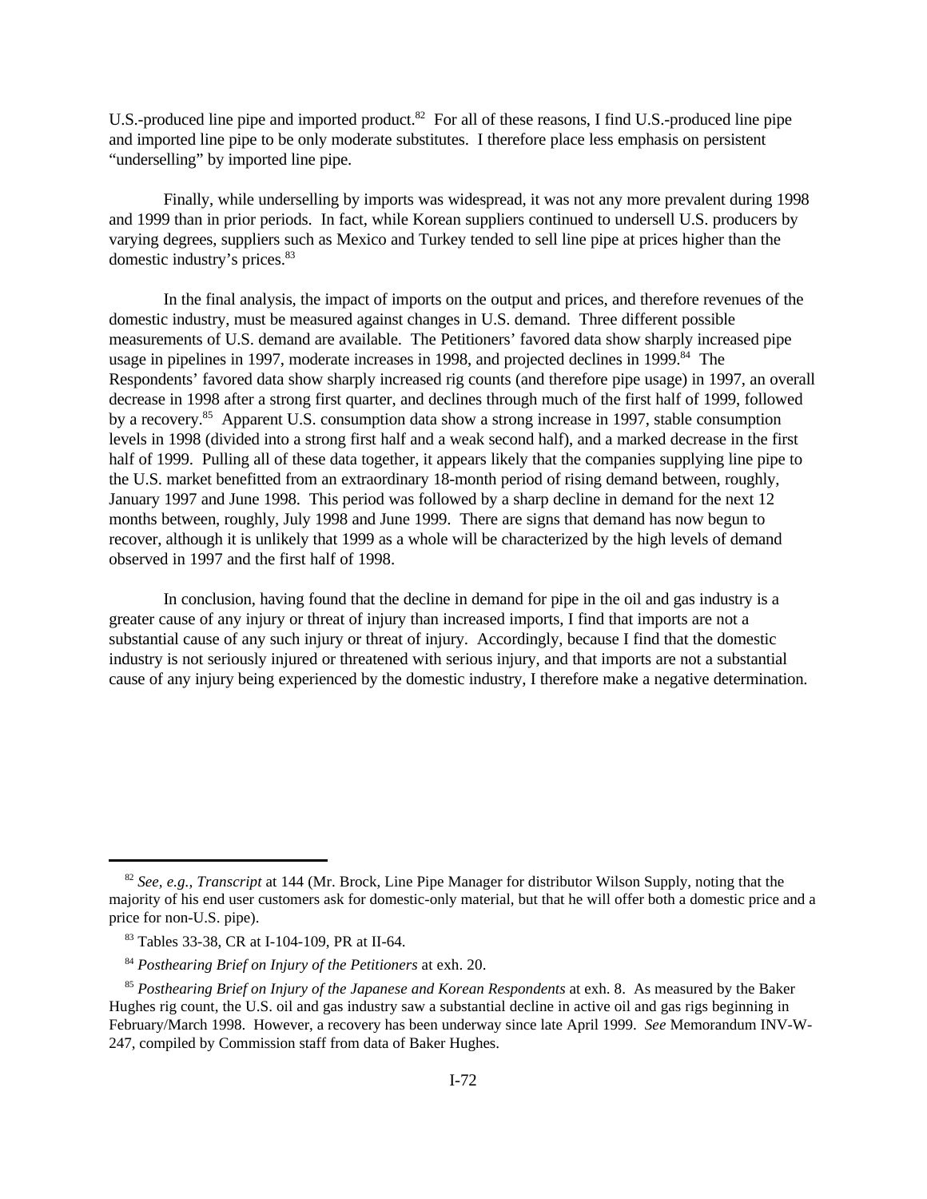U.S.-produced line pipe and imported product.[82] For all of these reasons, I find U.S.-produced line pipe and imported line pipe to be only moderate substitutes. I therefore place less emphasis on persistent "underselling" by imported line pipe.

Finally, while underselling by imports was widespread, it was not any more prevalent during 1998 and 1999 than in prior periods. In fact, while Korean suppliers continued to undersell U.S. producers by varying degrees, suppliers such as Mexico and Turkey tended to sell line pipe at prices higher than the domestic industry's prices.[83]

In the final analysis, the impact of imports on the output and prices, and therefore revenues of the domestic industry, must be measured against changes in U.S. demand. Three different possible measurements of U.S. demand are available. The Petitioners' favored data show sharply increased pipe usage in pipelines in 1997, moderate increases in 1998, and projected declines in 1999.[84] The Respondents' favored data show sharply increased rig counts (and therefore pipe usage) in 1997, an overall decrease in 1998 after a strong first quarter, and declines through much of the first half of 1999, followed by a recovery.[85] Apparent U.S. consumption data show a strong increase in 1997, stable consumption levels in 1998 (divided into a strong first half and a weak second half), and a marked decrease in the first half of 1999. Pulling all of these data together, it appears likely that the companies supplying line pipe to the U.S. market benefitted from an extraordinary 18-month period of rising demand between, roughly, January 1997 and June 1998. This period was followed by a sharp decline in demand for the next 12 months between, roughly, July 1998 and June 1999. There are signs that demand has now begun to recover, although it is unlikely that 1999 as a whole will be characterized by the high levels of demand observed in 1997 and the first half of 1998.

In conclusion, having found that the decline in demand for pipe in the oil and gas industry is a greater cause of any injury or threat of injury than increased imports, I find that imports are not a substantial cause of any such injury or threat of injury. Accordingly, because I find that the domestic industry is not seriously injured or threatened with serious injury, and that imports are not a substantial cause of any injury being experienced by the domestic industry, I therefore make a negative determination.

---

[82] *See, e.g.*, *Transcript* at 144 (Mr. Brock, Line Pipe Manager for distributor Wilson Supply, noting that the majority of his end user customers ask for domestic-only material, but that he will offer both a domestic price and a price for non-U.S. pipe).

[83] Tables 33-38, CR at I-104-109, PR at II-64.

[84] *Posthearing Brief on Injury of the Petitioners* at exh. 20.

[85] *Posthearing Brief on Injury of the Japanese and Korean Respondents* at exh. 8. As measured by the Baker Hughes rig count, the U.S. oil and gas industry saw a substantial decline in active oil and gas rigs beginning in February/March 1998. However, a recovery has been underway since late April 1999. *See* Memorandum INV-W-247, compiled by Commission staff from data of Baker Hughes.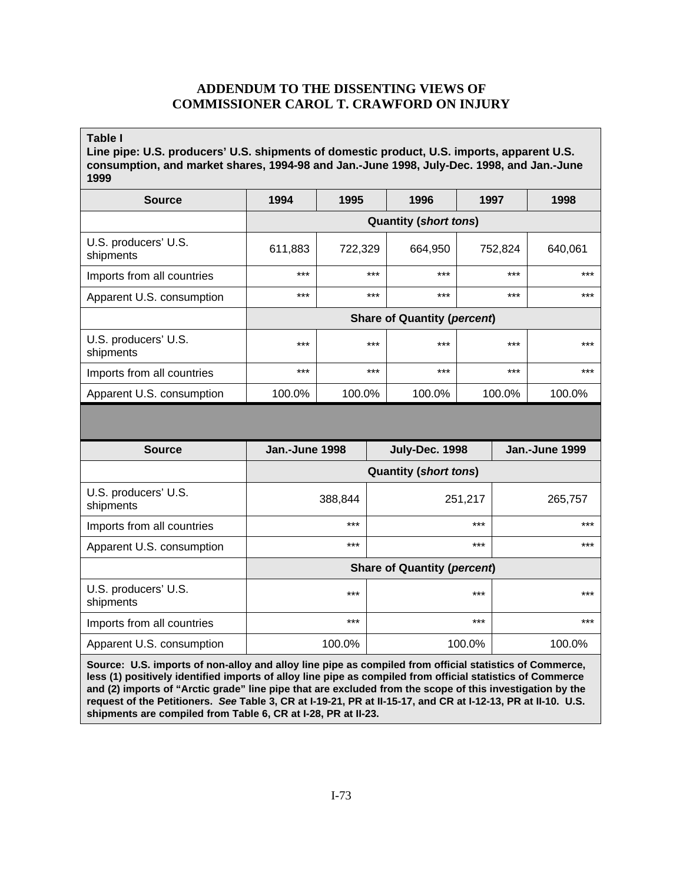# ADDENDUM TO THE DISSENTING VIEWS OF COMMISSIONER CAROL T. CRAWFORD ON INJURY

**Table I**
**Line pipe: U.S. producers' U.S. shipments of domestic product, U.S. imports, apparent U.S. consumption, and market shares, 1994-98 and Jan.-June 1998, July-Dec. 1998, and Jan.-June 1999**

| Source | 1994 | 1995 | 1996 | 1997 | 1998 |
|---|---|---|---|---|---|
| | **Quantity (*short tons*)** | | | | |
| U.S. producers' U.S. shipments | 611,883 | 722,329 | 664,950 | 752,824 | 640,061 |
| Imports from all countries | *** | *** | *** | *** | *** |
| Apparent U.S. consumption | *** | *** | *** | *** | *** |
| | **Share of Quantity (*percent*)** | | | | |
| U.S. producers' U.S. shipments | *** | *** | *** | *** | *** |
| Imports from all countries | *** | *** | *** | *** | *** |
| Apparent U.S. consumption | 100.0% | 100.0% | 100.0% | 100.0% | 100.0% |

| Source | Jan.-June 1998 | July-Dec. 1998 | Jan.-June 1999 |
|---|---|---|---|
| | **Quantity (*short tons*)** | | |
| U.S. producers' U.S. shipments | 388,844 | 251,217 | 265,757 |
| Imports from all countries | *** | *** | *** |
| Apparent U.S. consumption | *** | *** | *** |
| | **Share of Quantity (*percent*)** | | |
| U.S. producers' U.S. shipments | *** | *** | *** |
| Imports from all countries | *** | *** | *** |
| Apparent U.S. consumption | 100.0% | 100.0% | 100.0% |

**Source: U.S. imports of non-alloy and alloy line pipe as compiled from official statistics of Commerce, less (1) positively identified imports of alloy line pipe as compiled from official statistics of Commerce and (2) imports of "Arctic grade" line pipe that are excluded from the scope of this investigation by the request of the Petitioners. *See* Table 3, CR at I-19-21, PR at II-15-17, and CR at I-12-13, PR at II-10. U.S. shipments are compiled from Table 6, CR at I-28, PR at II-23.**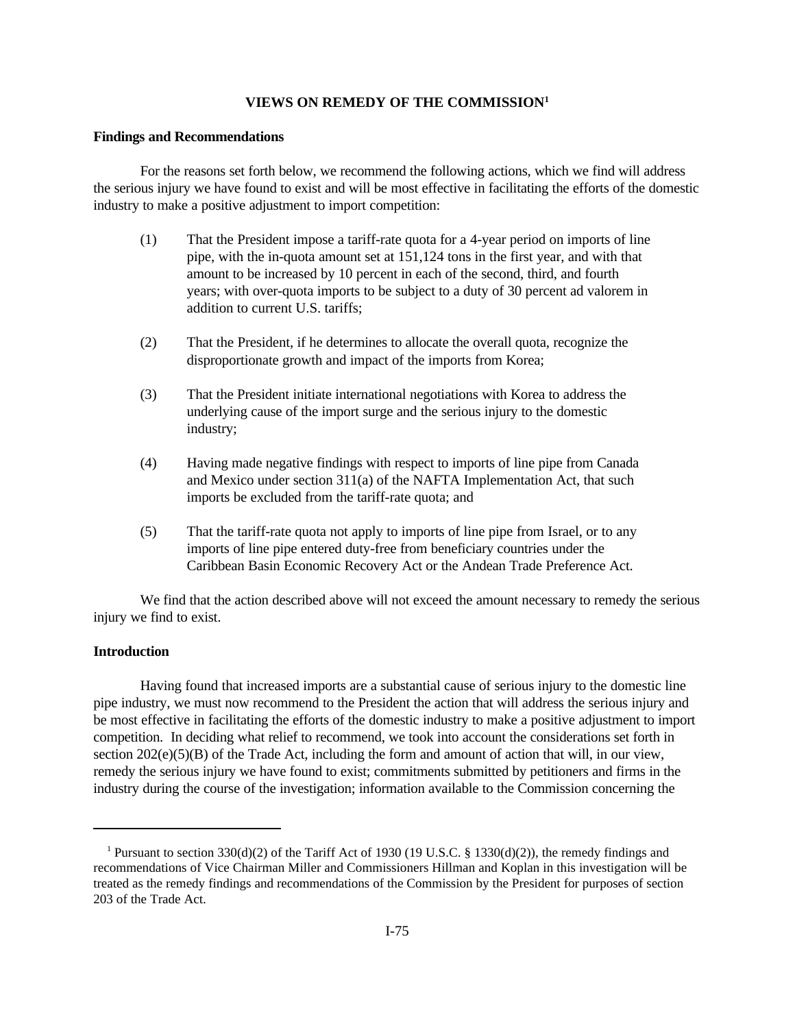## VIEWS ON REMEDY OF THE COMMISSION[1]

**Findings and Recommendations**

For the reasons set forth below, we recommend the following actions, which we find will address the serious injury we have found to exist and will be most effective in facilitating the efforts of the domestic industry to make a positive adjustment to import competition:

(1) That the President impose a tariff-rate quota for a 4-year period on imports of line pipe, with the in-quota amount set at 151,124 tons in the first year, and with that amount to be increased by 10 percent in each of the second, third, and fourth years; with over-quota imports to be subject to a duty of 30 percent ad valorem in addition to current U.S. tariffs;

(2) That the President, if he determines to allocate the overall quota, recognize the disproportionate growth and impact of the imports from Korea;

(3) That the President initiate international negotiations with Korea to address the underlying cause of the import surge and the serious injury to the domestic industry;

(4) Having made negative findings with respect to imports of line pipe from Canada and Mexico under section 311(a) of the NAFTA Implementation Act, that such imports be excluded from the tariff-rate quota; and

(5) That the tariff-rate quota not apply to imports of line pipe from Israel, or to any imports of line pipe entered duty-free from beneficiary countries under the Caribbean Basin Economic Recovery Act or the Andean Trade Preference Act.

We find that the action described above will not exceed the amount necessary to remedy the serious injury we find to exist.

**Introduction**

Having found that increased imports are a substantial cause of serious injury to the domestic line pipe industry, we must now recommend to the President the action that will address the serious injury and be most effective in facilitating the efforts of the domestic industry to make a positive adjustment to import competition. In deciding what relief to recommend, we took into account the considerations set forth in section 202(e)(5)(B) of the Trade Act, including the form and amount of action that will, in our view, remedy the serious injury we have found to exist; commitments submitted by petitioners and firms in the industry during the course of the investigation; information available to the Commission concerning the

---

[1] Pursuant to section 330(d)(2) of the Tariff Act of 1930 (19 U.S.C. § 1330(d)(2)), the remedy findings and recommendations of Vice Chairman Miller and Commissioners Hillman and Koplan in this investigation will be treated as the remedy findings and recommendations of the Commission by the President for purposes of section 203 of the Trade Act.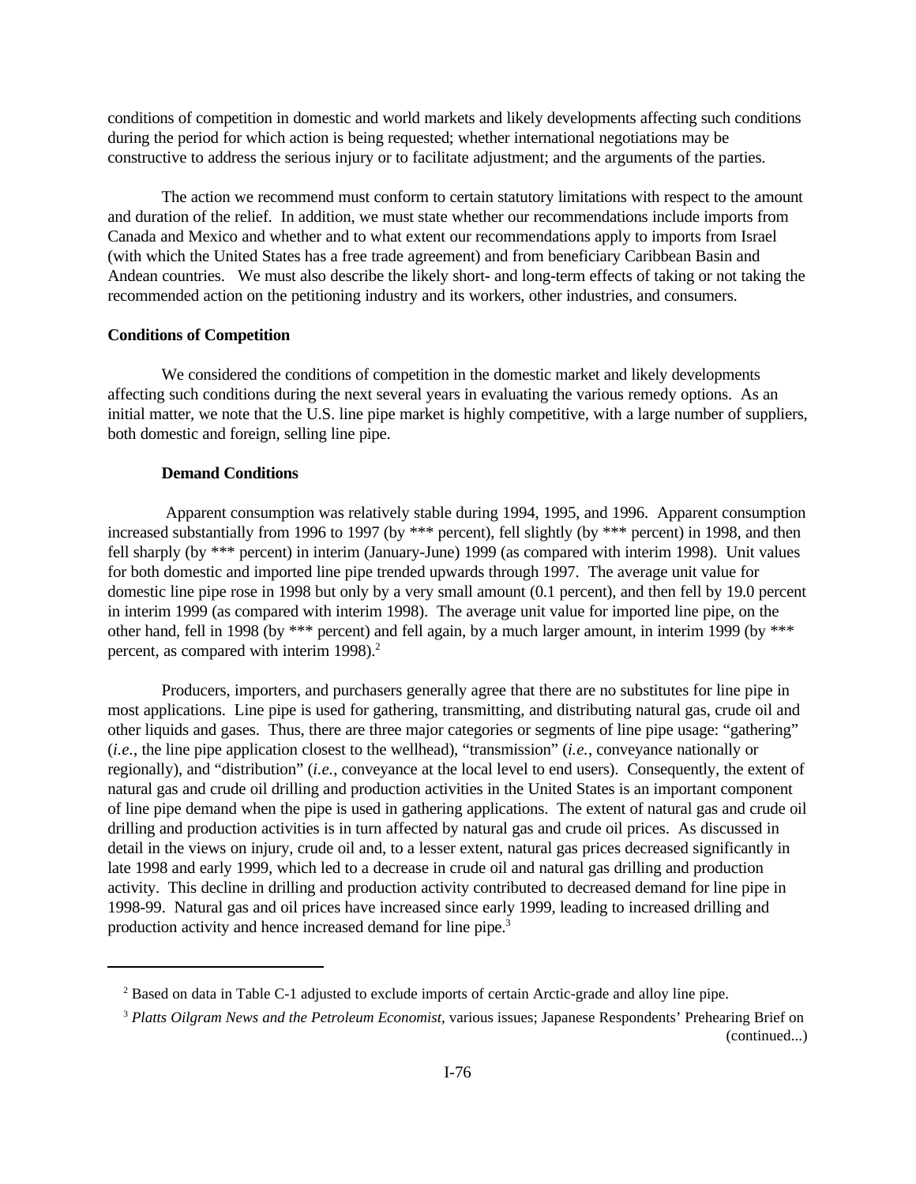conditions of competition in domestic and world markets and likely developments affecting such conditions during the period for which action is being requested; whether international negotiations may be constructive to address the serious injury or to facilitate adjustment; and the arguments of the parties.

The action we recommend must conform to certain statutory limitations with respect to the amount and duration of the relief. In addition, we must state whether our recommendations include imports from Canada and Mexico and whether and to what extent our recommendations apply to imports from Israel (with which the United States has a free trade agreement) and from beneficiary Caribbean Basin and Andean countries. We must also describe the likely short- and long-term effects of taking or not taking the recommended action on the petitioning industry and its workers, other industries, and consumers.

**Conditions of Competition**

We considered the conditions of competition in the domestic market and likely developments affecting such conditions during the next several years in evaluating the various remedy options. As an initial matter, we note that the U.S. line pipe market is highly competitive, with a large number of suppliers, both domestic and foreign, selling line pipe.

**Demand Conditions**

Apparent consumption was relatively stable during 1994, 1995, and 1996. Apparent consumption increased substantially from 1996 to 1997 (by *** percent), fell slightly (by *** percent) in 1998, and then fell sharply (by *** percent) in interim (January-June) 1999 (as compared with interim 1998). Unit values for both domestic and imported line pipe trended upwards through 1997. The average unit value for domestic line pipe rose in 1998 but only by a very small amount (0.1 percent), and then fell by 19.0 percent in interim 1999 (as compared with interim 1998). The average unit value for imported line pipe, on the other hand, fell in 1998 (by *** percent) and fell again, by a much larger amount, in interim 1999 (by *** percent, as compared with interim 1998).[2]

Producers, importers, and purchasers generally agree that there are no substitutes for line pipe in most applications. Line pipe is used for gathering, transmitting, and distributing natural gas, crude oil and other liquids and gases. Thus, there are three major categories or segments of line pipe usage: "gathering" (*i.e.*, the line pipe application closest to the wellhead), "transmission" (*i.e.*, conveyance nationally or regionally), and "distribution" (*i.e.*, conveyance at the local level to end users). Consequently, the extent of natural gas and crude oil drilling and production activities in the United States is an important component of line pipe demand when the pipe is used in gathering applications. The extent of natural gas and crude oil drilling and production activities is in turn affected by natural gas and crude oil prices. As discussed in detail in the views on injury, crude oil and, to a lesser extent, natural gas prices decreased significantly in late 1998 and early 1999, which led to a decrease in crude oil and natural gas drilling and production activity. This decline in drilling and production activity contributed to decreased demand for line pipe in 1998-99. Natural gas and oil prices have increased since early 1999, leading to increased drilling and production activity and hence increased demand for line pipe.[3]

---

[2] Based on data in Table C-1 adjusted to exclude imports of certain Arctic-grade and alloy line pipe.

[3] *Platts Oilgram News and the Petroleum Economist*, various issues; Japanese Respondents' Prehearing Brief on (continued...)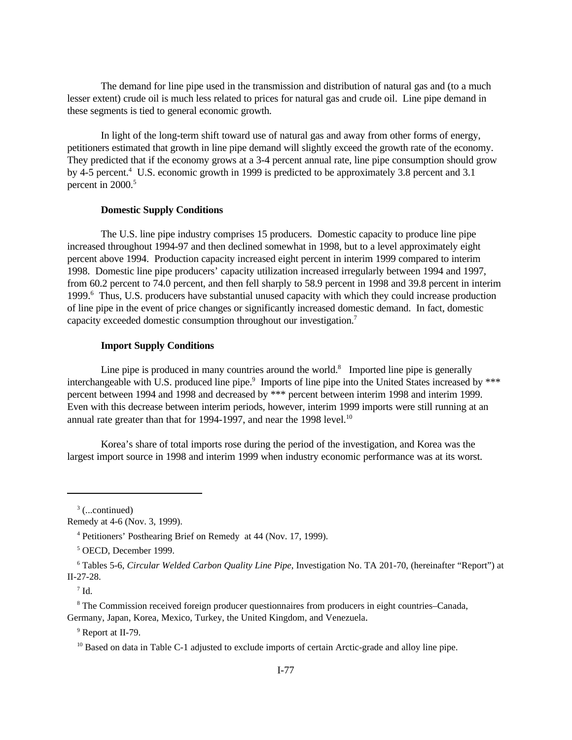The demand for line pipe used in the transmission and distribution of natural gas and (to a much lesser extent) crude oil is much less related to prices for natural gas and crude oil. Line pipe demand in these segments is tied to general economic growth.

In light of the long-term shift toward use of natural gas and away from other forms of energy, petitioners estimated that growth in line pipe demand will slightly exceed the growth rate of the economy. They predicted that if the economy grows at a 3-4 percent annual rate, line pipe consumption should grow by 4-5 percent.[4] U.S. economic growth in 1999 is predicted to be approximately 3.8 percent and 3.1 percent in 2000.[5]

**Domestic Supply Conditions**

The U.S. line pipe industry comprises 15 producers. Domestic capacity to produce line pipe increased throughout 1994-97 and then declined somewhat in 1998, but to a level approximately eight percent above 1994. Production capacity increased eight percent in interim 1999 compared to interim 1998. Domestic line pipe producers' capacity utilization increased irregularly between 1994 and 1997, from 60.2 percent to 74.0 percent, and then fell sharply to 58.9 percent in 1998 and 39.8 percent in interim 1999.[6] Thus, U.S. producers have substantial unused capacity with which they could increase production of line pipe in the event of price changes or significantly increased domestic demand. In fact, domestic capacity exceeded domestic consumption throughout our investigation.[7]

**Import Supply Conditions**

Line pipe is produced in many countries around the world.[8] Imported line pipe is generally interchangeable with U.S. produced line pipe.[9] Imports of line pipe into the United States increased by *** percent between 1994 and 1998 and decreased by *** percent between interim 1998 and interim 1999. Even with this decrease between interim periods, however, interim 1999 imports were still running at an annual rate greater than that for 1994-1997, and near the 1998 level.[10]

Korea's share of total imports rose during the period of the investigation, and Korea was the largest import source in 1998 and interim 1999 when industry economic performance was at its worst.

---

[3] (...continued)
Remedy at 4-6 (Nov. 3, 1999).

[4] Petitioners' Posthearing Brief on Remedy at 44 (Nov. 17, 1999).

[5] OECD, December 1999.

[6] Tables 5-6, *Circular Welded Carbon Quality Line Pipe*, Investigation No. TA 201-70, (hereinafter "Report") at II-27-28.

[7] Id.

[8] The Commission received foreign producer questionnaires from producers in eight countries–Canada, Germany, Japan, Korea, Mexico, Turkey, the United Kingdom, and Venezuela.

[9] Report at II-79.

[10] Based on data in Table C-1 adjusted to exclude imports of certain Arctic-grade and alloy line pipe.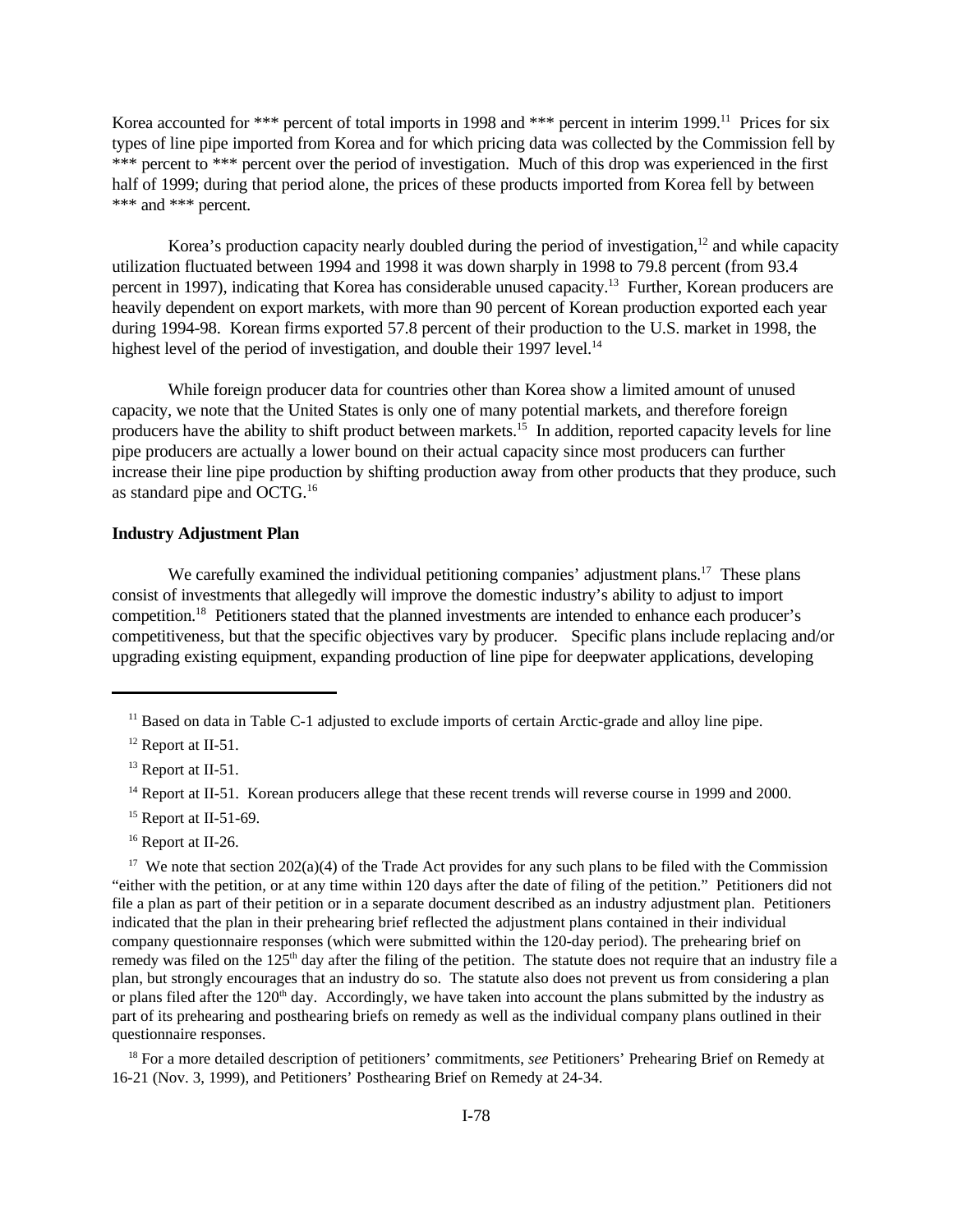Korea accounted for *** percent of total imports in 1998 and *** percent in interim 1999.[11] Prices for six types of line pipe imported from Korea and for which pricing data was collected by the Commission fell by *** percent to *** percent over the period of investigation. Much of this drop was experienced in the first half of 1999; during that period alone, the prices of these products imported from Korea fell by between *** and *** percent.

Korea's production capacity nearly doubled during the period of investigation,[12] and while capacity utilization fluctuated between 1994 and 1998 it was down sharply in 1998 to 79.8 percent (from 93.4 percent in 1997), indicating that Korea has considerable unused capacity.[13] Further, Korean producers are heavily dependent on export markets, with more than 90 percent of Korean production exported each year during 1994-98. Korean firms exported 57.8 percent of their production to the U.S. market in 1998, the highest level of the period of investigation, and double their 1997 level.[14]

While foreign producer data for countries other than Korea show a limited amount of unused capacity, we note that the United States is only one of many potential markets, and therefore foreign producers have the ability to shift product between markets.[15] In addition, reported capacity levels for line pipe producers are actually a lower bound on their actual capacity since most producers can further increase their line pipe production by shifting production away from other products that they produce, such as standard pipe and OCTG.[16]

**Industry Adjustment Plan**

We carefully examined the individual petitioning companies' adjustment plans.[17] These plans consist of investments that allegedly will improve the domestic industry's ability to adjust to import competition.[18] Petitioners stated that the planned investments are intended to enhance each producer's competitiveness, but that the specific objectives vary by producer. Specific plans include replacing and/or upgrading existing equipment, expanding production of line pipe for deepwater applications, developing

---

[11] Based on data in Table C-1 adjusted to exclude imports of certain Arctic-grade and alloy line pipe.

[12] Report at II-51.

[13] Report at II-51.

[14] Report at II-51. Korean producers allege that these recent trends will reverse course in 1999 and 2000.

[15] Report at II-51-69.

[16] Report at II-26.

[17] We note that section 202(a)(4) of the Trade Act provides for any such plans to be filed with the Commission "either with the petition, or at any time within 120 days after the date of filing of the petition." Petitioners did not file a plan as part of their petition or in a separate document described as an industry adjustment plan. Petitioners indicated that the plan in their prehearing brief reflected the adjustment plans contained in their individual company questionnaire responses (which were submitted within the 120-day period). The prehearing brief on remedy was filed on the 125th day after the filing of the petition. The statute does not require that an industry file a plan, but strongly encourages that an industry do so. The statute also does not prevent us from considering a plan or plans filed after the 120th day. Accordingly, we have taken into account the plans submitted by the industry as part of its prehearing and posthearing briefs on remedy as well as the individual company plans outlined in their questionnaire responses.

[18] For a more detailed description of petitioners' commitments, *see* Petitioners' Prehearing Brief on Remedy at 16-21 (Nov. 3, 1999), and Petitioners' Posthearing Brief on Remedy at 24-34.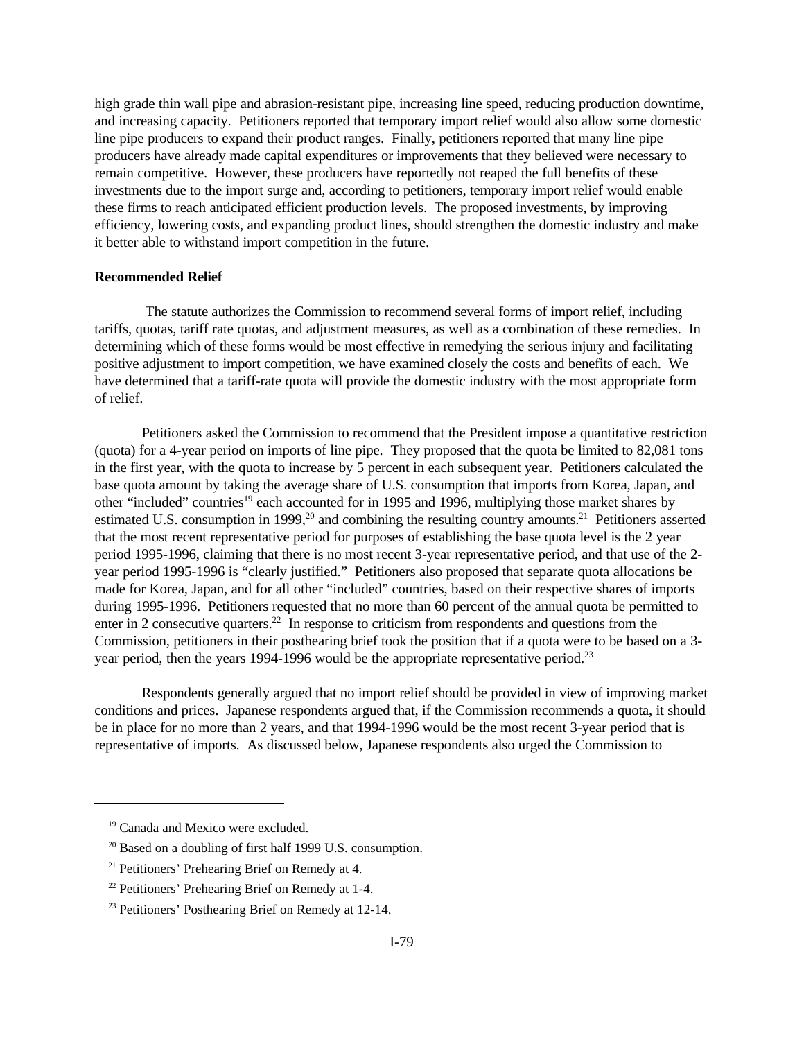high grade thin wall pipe and abrasion-resistant pipe, increasing line speed, reducing production downtime, and increasing capacity. Petitioners reported that temporary import relief would also allow some domestic line pipe producers to expand their product ranges. Finally, petitioners reported that many line pipe producers have already made capital expenditures or improvements that they believed were necessary to remain competitive. However, these producers have reportedly not reaped the full benefits of these investments due to the import surge and, according to petitioners, temporary import relief would enable these firms to reach anticipated efficient production levels. The proposed investments, by improving efficiency, lowering costs, and expanding product lines, should strengthen the domestic industry and make it better able to withstand import competition in the future.

**Recommended Relief**

The statute authorizes the Commission to recommend several forms of import relief, including tariffs, quotas, tariff rate quotas, and adjustment measures, as well as a combination of these remedies. In determining which of these forms would be most effective in remedying the serious injury and facilitating positive adjustment to import competition, we have examined closely the costs and benefits of each. We have determined that a tariff-rate quota will provide the domestic industry with the most appropriate form of relief.

Petitioners asked the Commission to recommend that the President impose a quantitative restriction (quota) for a 4-year period on imports of line pipe. They proposed that the quota be limited to 82,081 tons in the first year, with the quota to increase by 5 percent in each subsequent year. Petitioners calculated the base quota amount by taking the average share of U.S. consumption that imports from Korea, Japan, and other "included" countries[19] each accounted for in 1995 and 1996, multiplying those market shares by estimated U.S. consumption in 1999,[20] and combining the resulting country amounts.[21] Petitioners asserted that the most recent representative period for purposes of establishing the base quota level is the 2 year period 1995-1996, claiming that there is no most recent 3-year representative period, and that use of the 2-year period 1995-1996 is "clearly justified." Petitioners also proposed that separate quota allocations be made for Korea, Japan, and for all other "included" countries, based on their respective shares of imports during 1995-1996. Petitioners requested that no more than 60 percent of the annual quota be permitted to enter in 2 consecutive quarters.[22] In response to criticism from respondents and questions from the Commission, petitioners in their posthearing brief took the position that if a quota were to be based on a 3-year period, then the years 1994-1996 would be the appropriate representative period.[23]

Respondents generally argued that no import relief should be provided in view of improving market conditions and prices. Japanese respondents argued that, if the Commission recommends a quota, it should be in place for no more than 2 years, and that 1994-1996 would be the most recent 3-year period that is representative of imports. As discussed below, Japanese respondents also urged the Commission to

---

[19] Canada and Mexico were excluded.

[20] Based on a doubling of first half 1999 U.S. consumption.

[21] Petitioners' Prehearing Brief on Remedy at 4.

[22] Petitioners' Prehearing Brief on Remedy at 1-4.

[23] Petitioners' Posthearing Brief on Remedy at 12-14.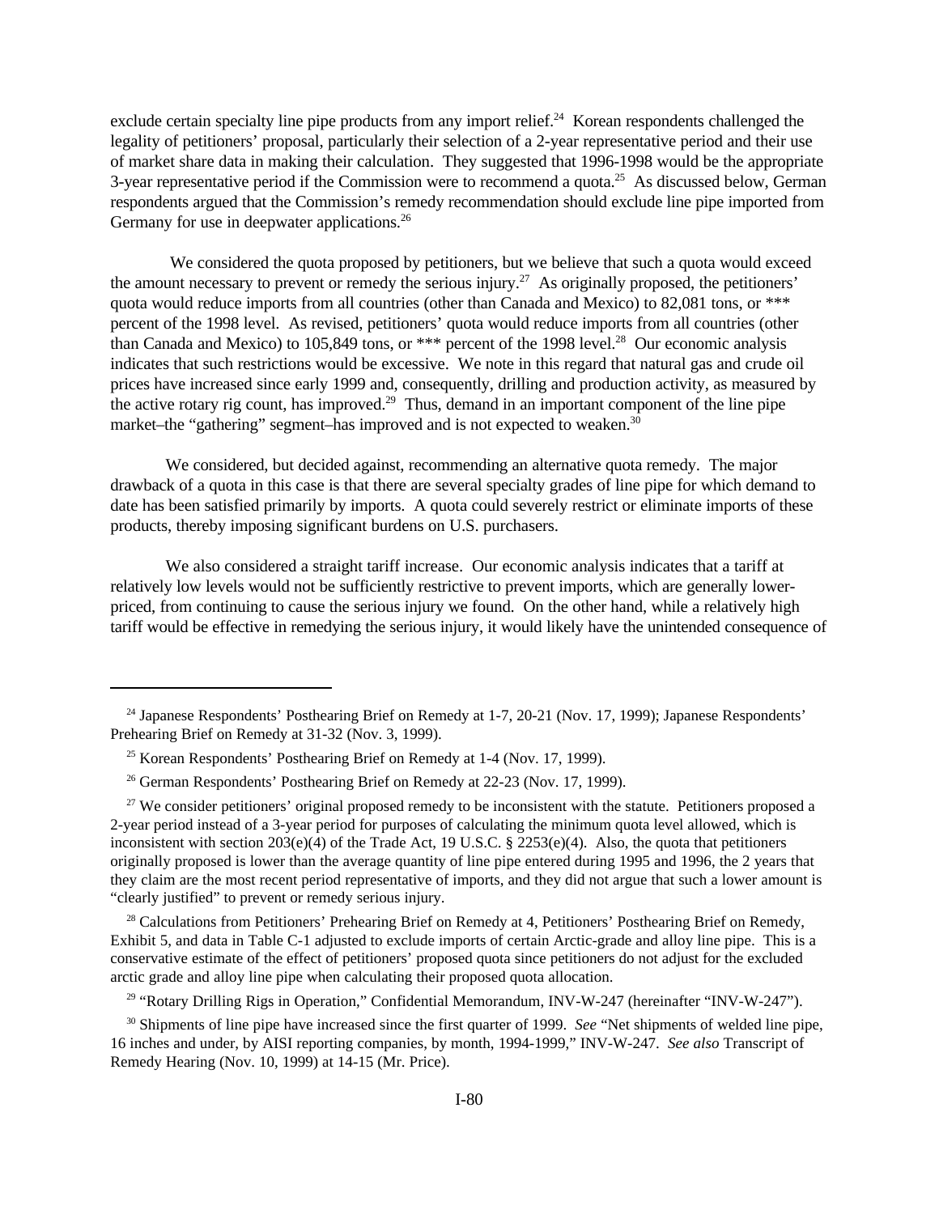exclude certain specialty line pipe products from any import relief.[24] Korean respondents challenged the legality of petitioners' proposal, particularly their selection of a 2-year representative period and their use of market share data in making their calculation. They suggested that 1996-1998 would be the appropriate 3-year representative period if the Commission were to recommend a quota.[25] As discussed below, German respondents argued that the Commission's remedy recommendation should exclude line pipe imported from Germany for use in deepwater applications.[26]

We considered the quota proposed by petitioners, but we believe that such a quota would exceed the amount necessary to prevent or remedy the serious injury.[27] As originally proposed, the petitioners' quota would reduce imports from all countries (other than Canada and Mexico) to 82,081 tons, or *** percent of the 1998 level. As revised, petitioners' quota would reduce imports from all countries (other than Canada and Mexico) to 105,849 tons, or *** percent of the 1998 level.[28] Our economic analysis indicates that such restrictions would be excessive. We note in this regard that natural gas and crude oil prices have increased since early 1999 and, consequently, drilling and production activity, as measured by the active rotary rig count, has improved.[29] Thus, demand in an important component of the line pipe market–the "gathering" segment–has improved and is not expected to weaken.[30]

We considered, but decided against, recommending an alternative quota remedy. The major drawback of a quota in this case is that there are several specialty grades of line pipe for which demand to date has been satisfied primarily by imports. A quota could severely restrict or eliminate imports of these products, thereby imposing significant burdens on U.S. purchasers.

We also considered a straight tariff increase. Our economic analysis indicates that a tariff at relatively low levels would not be sufficiently restrictive to prevent imports, which are generally lower-priced, from continuing to cause the serious injury we found. On the other hand, while a relatively high tariff would be effective in remedying the serious injury, it would likely have the unintended consequence of

---

[24] Japanese Respondents' Posthearing Brief on Remedy at 1-7, 20-21 (Nov. 17, 1999); Japanese Respondents' Prehearing Brief on Remedy at 31-32 (Nov. 3, 1999).

[25] Korean Respondents' Posthearing Brief on Remedy at 1-4 (Nov. 17, 1999).

[26] German Respondents' Posthearing Brief on Remedy at 22-23 (Nov. 17, 1999).

[27] We consider petitioners' original proposed remedy to be inconsistent with the statute. Petitioners proposed a 2-year period instead of a 3-year period for purposes of calculating the minimum quota level allowed, which is inconsistent with section 203(e)(4) of the Trade Act, 19 U.S.C. § 2253(e)(4). Also, the quota that petitioners originally proposed is lower than the average quantity of line pipe entered during 1995 and 1996, the 2 years that they claim are the most recent period representative of imports, and they did not argue that such a lower amount is "clearly justified" to prevent or remedy serious injury.

[28] Calculations from Petitioners' Prehearing Brief on Remedy at 4, Petitioners' Posthearing Brief on Remedy, Exhibit 5, and data in Table C-1 adjusted to exclude imports of certain Arctic-grade and alloy line pipe. This is a conservative estimate of the effect of petitioners' proposed quota since petitioners do not adjust for the excluded arctic grade and alloy line pipe when calculating their proposed quota allocation.

[29] "Rotary Drilling Rigs in Operation," Confidential Memorandum, INV-W-247 (hereinafter "INV-W-247").

[30] Shipments of line pipe have increased since the first quarter of 1999. *See* "Net shipments of welded line pipe, 16 inches and under, by AISI reporting companies, by month, 1994-1999," INV-W-247. *See also* Transcript of Remedy Hearing (Nov. 10, 1999) at 14-15 (Mr. Price).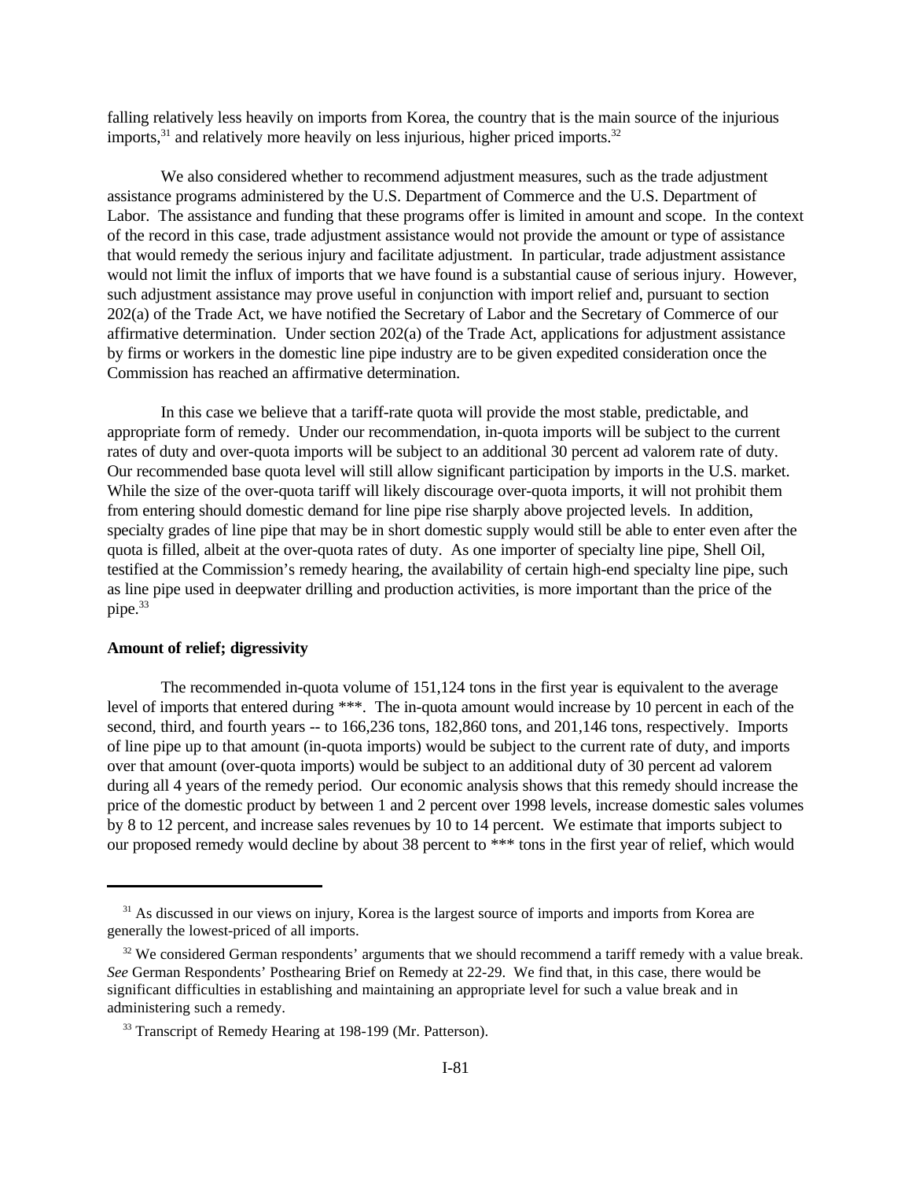falling relatively less heavily on imports from Korea, the country that is the main source of the injurious imports,[31] and relatively more heavily on less injurious, higher priced imports.[32]

We also considered whether to recommend adjustment measures, such as the trade adjustment assistance programs administered by the U.S. Department of Commerce and the U.S. Department of Labor. The assistance and funding that these programs offer is limited in amount and scope. In the context of the record in this case, trade adjustment assistance would not provide the amount or type of assistance that would remedy the serious injury and facilitate adjustment. In particular, trade adjustment assistance would not limit the influx of imports that we have found is a substantial cause of serious injury. However, such adjustment assistance may prove useful in conjunction with import relief and, pursuant to section 202(a) of the Trade Act, we have notified the Secretary of Labor and the Secretary of Commerce of our affirmative determination. Under section 202(a) of the Trade Act, applications for adjustment assistance by firms or workers in the domestic line pipe industry are to be given expedited consideration once the Commission has reached an affirmative determination.

In this case we believe that a tariff-rate quota will provide the most stable, predictable, and appropriate form of remedy. Under our recommendation, in-quota imports will be subject to the current rates of duty and over-quota imports will be subject to an additional 30 percent ad valorem rate of duty. Our recommended base quota level will still allow significant participation by imports in the U.S. market. While the size of the over-quota tariff will likely discourage over-quota imports, it will not prohibit them from entering should domestic demand for line pipe rise sharply above projected levels. In addition, specialty grades of line pipe that may be in short domestic supply would still be able to enter even after the quota is filled, albeit at the over-quota rates of duty. As one importer of specialty line pipe, Shell Oil, testified at the Commission's remedy hearing, the availability of certain high-end specialty line pipe, such as line pipe used in deepwater drilling and production activities, is more important than the price of the pipe.[33]

**Amount of relief; digressivity**

The recommended in-quota volume of 151,124 tons in the first year is equivalent to the average level of imports that entered during ***. The in-quota amount would increase by 10 percent in each of the second, third, and fourth years -- to 166,236 tons, 182,860 tons, and 201,146 tons, respectively. Imports of line pipe up to that amount (in-quota imports) would be subject to the current rate of duty, and imports over that amount (over-quota imports) would be subject to an additional duty of 30 percent ad valorem during all 4 years of the remedy period. Our economic analysis shows that this remedy should increase the price of the domestic product by between 1 and 2 percent over 1998 levels, increase domestic sales volumes by 8 to 12 percent, and increase sales revenues by 10 to 14 percent. We estimate that imports subject to our proposed remedy would decline by about 38 percent to *** tons in the first year of relief, which would

---

[31] As discussed in our views on injury, Korea is the largest source of imports and imports from Korea are generally the lowest-priced of all imports.

[32] We considered German respondents' arguments that we should recommend a tariff remedy with a value break. *See* German Respondents' Posthearing Brief on Remedy at 22-29. We find that, in this case, there would be significant difficulties in establishing and maintaining an appropriate level for such a value break and in administering such a remedy.

[33] Transcript of Remedy Hearing at 198-199 (Mr. Patterson).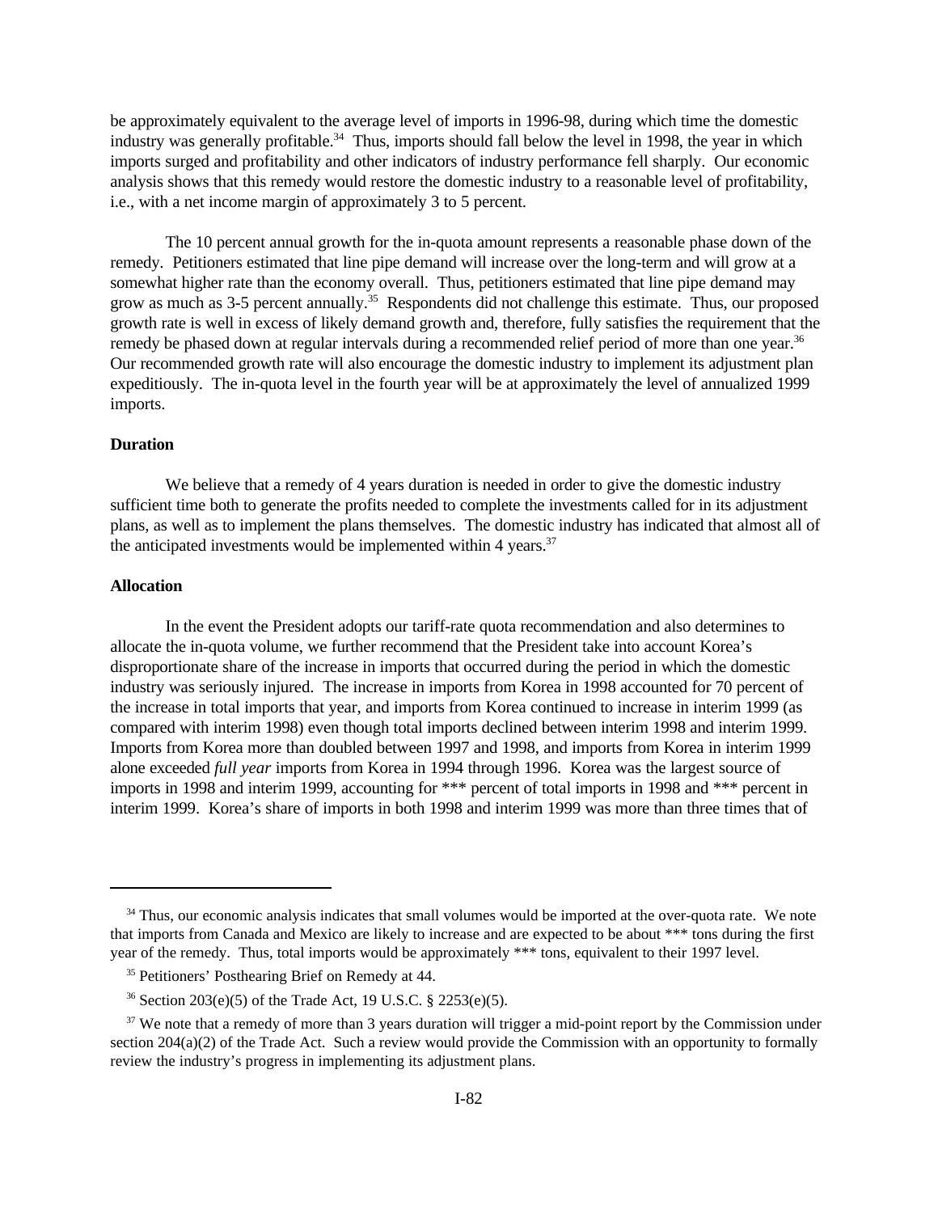be approximately equivalent to the average level of imports in 1996-98, during which time the domestic industry was generally profitable.[34] Thus, imports should fall below the level in 1998, the year in which imports surged and profitability and other indicators of industry performance fell sharply. Our economic analysis shows that this remedy would restore the domestic industry to a reasonable level of profitability, i.e., with a net income margin of approximately 3 to 5 percent.

The 10 percent annual growth for the in-quota amount represents a reasonable phase down of the remedy. Petitioners estimated that line pipe demand will increase over the long-term and will grow at a somewhat higher rate than the economy overall. Thus, petitioners estimated that line pipe demand may grow as much as 3-5 percent annually.[35] Respondents did not challenge this estimate. Thus, our proposed growth rate is well in excess of likely demand growth and, therefore, fully satisfies the requirement that the remedy be phased down at regular intervals during a recommended relief period of more than one year.[36] Our recommended growth rate will also encourage the domestic industry to implement its adjustment plan expeditiously. The in-quota level in the fourth year will be at approximately the level of annualized 1999 imports.

**Duration**

We believe that a remedy of 4 years duration is needed in order to give the domestic industry sufficient time both to generate the profits needed to complete the investments called for in its adjustment plans, as well as to implement the plans themselves. The domestic industry has indicated that almost all of the anticipated investments would be implemented within 4 years.[37]

**Allocation**

In the event the President adopts our tariff-rate quota recommendation and also determines to allocate the in-quota volume, we further recommend that the President take into account Korea's disproportionate share of the increase in imports that occurred during the period in which the domestic industry was seriously injured. The increase in imports from Korea in 1998 accounted for 70 percent of the increase in total imports that year, and imports from Korea continued to increase in interim 1999 (as compared with interim 1998) even though total imports declined between interim 1998 and interim 1999. Imports from Korea more than doubled between 1997 and 1998, and imports from Korea in interim 1999 alone exceeded *full year* imports from Korea in 1994 through 1996. Korea was the largest source of imports in 1998 and interim 1999, accounting for *** percent of total imports in 1998 and *** percent in interim 1999. Korea's share of imports in both 1998 and interim 1999 was more than three times that of

---

[34] Thus, our economic analysis indicates that small volumes would be imported at the over-quota rate. We note that imports from Canada and Mexico are likely to increase and are expected to be about *** tons during the first year of the remedy. Thus, total imports would be approximately *** tons, equivalent to their 1997 level.

[35] Petitioners' Posthearing Brief on Remedy at 44.

[36] Section 203(e)(5) of the Trade Act, 19 U.S.C. § 2253(e)(5).

[37] We note that a remedy of more than 3 years duration will trigger a mid-point report by the Commission under section 204(a)(2) of the Trade Act. Such a review would provide the Commission with an opportunity to formally review the industry's progress in implementing its adjustment plans.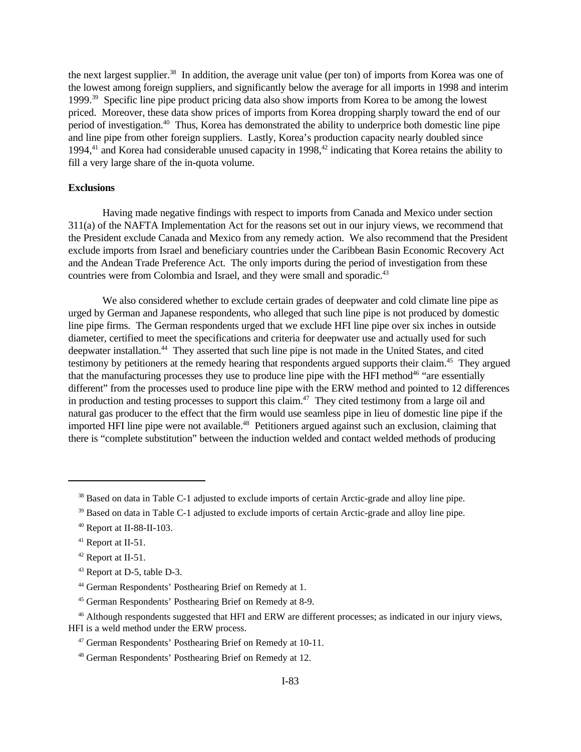the next largest supplier.[38] In addition, the average unit value (per ton) of imports from Korea was one of the lowest among foreign suppliers, and significantly below the average for all imports in 1998 and interim 1999.[39] Specific line pipe product pricing data also show imports from Korea to be among the lowest priced. Moreover, these data show prices of imports from Korea dropping sharply toward the end of our period of investigation.[40] Thus, Korea has demonstrated the ability to underprice both domestic line pipe and line pipe from other foreign suppliers. Lastly, Korea's production capacity nearly doubled since 1994,[41] and Korea had considerable unused capacity in 1998,[42] indicating that Korea retains the ability to fill a very large share of the in-quota volume.

**Exclusions**

Having made negative findings with respect to imports from Canada and Mexico under section 311(a) of the NAFTA Implementation Act for the reasons set out in our injury views, we recommend that the President exclude Canada and Mexico from any remedy action. We also recommend that the President exclude imports from Israel and beneficiary countries under the Caribbean Basin Economic Recovery Act and the Andean Trade Preference Act. The only imports during the period of investigation from these countries were from Colombia and Israel, and they were small and sporadic.[43]

We also considered whether to exclude certain grades of deepwater and cold climate line pipe as urged by German and Japanese respondents, who alleged that such line pipe is not produced by domestic line pipe firms. The German respondents urged that we exclude HFI line pipe over six inches in outside diameter, certified to meet the specifications and criteria for deepwater use and actually used for such deepwater installation.[44] They asserted that such line pipe is not made in the United States, and cited testimony by petitioners at the remedy hearing that respondents argued supports their claim.[45] They argued that the manufacturing processes they use to produce line pipe with the HFI method[46] "are essentially different" from the processes used to produce line pipe with the ERW method and pointed to 12 differences in production and testing processes to support this claim.[47] They cited testimony from a large oil and natural gas producer to the effect that the firm would use seamless pipe in lieu of domestic line pipe if the imported HFI line pipe were not available.[48] Petitioners argued against such an exclusion, claiming that there is "complete substitution" between the induction welded and contact welded methods of producing

---

[38] Based on data in Table C-1 adjusted to exclude imports of certain Arctic-grade and alloy line pipe.

[39] Based on data in Table C-1 adjusted to exclude imports of certain Arctic-grade and alloy line pipe.

[40] Report at II-88-II-103.

[41] Report at II-51.

[42] Report at II-51.

[43] Report at D-5, table D-3.

[44] German Respondents' Posthearing Brief on Remedy at 1.

[45] German Respondents' Posthearing Brief on Remedy at 8-9.

[46] Although respondents suggested that HFI and ERW are different processes; as indicated in our injury views, HFI is a weld method under the ERW process.

[47] German Respondents' Posthearing Brief on Remedy at 10-11.

[48] German Respondents' Posthearing Brief on Remedy at 12.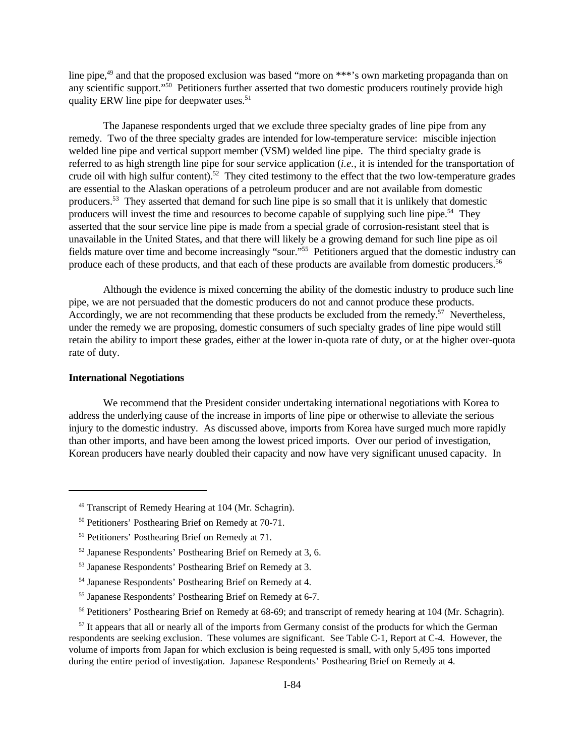line pipe,[49] and that the proposed exclusion was based "more on ***'s own marketing propaganda than on any scientific support."[50] Petitioners further asserted that two domestic producers routinely provide high quality ERW line pipe for deepwater uses.[51]

The Japanese respondents urged that we exclude three specialty grades of line pipe from any remedy. Two of the three specialty grades are intended for low-temperature service: miscible injection welded line pipe and vertical support member (VSM) welded line pipe. The third specialty grade is referred to as high strength line pipe for sour service application (*i.e.*, it is intended for the transportation of crude oil with high sulfur content).[52] They cited testimony to the effect that the two low-temperature grades are essential to the Alaskan operations of a petroleum producer and are not available from domestic producers.[53] They asserted that demand for such line pipe is so small that it is unlikely that domestic producers will invest the time and resources to become capable of supplying such line pipe.[54] They asserted that the sour service line pipe is made from a special grade of corrosion-resistant steel that is unavailable in the United States, and that there will likely be a growing demand for such line pipe as oil fields mature over time and become increasingly "sour."[55] Petitioners argued that the domestic industry can produce each of these products, and that each of these products are available from domestic producers.[56]

Although the evidence is mixed concerning the ability of the domestic industry to produce such line pipe, we are not persuaded that the domestic producers do not and cannot produce these products. Accordingly, we are not recommending that these products be excluded from the remedy.[57] Nevertheless, under the remedy we are proposing, domestic consumers of such specialty grades of line pipe would still retain the ability to import these grades, either at the lower in-quota rate of duty, or at the higher over-quota rate of duty.

**International Negotiations**

We recommend that the President consider undertaking international negotiations with Korea to address the underlying cause of the increase in imports of line pipe or otherwise to alleviate the serious injury to the domestic industry. As discussed above, imports from Korea have surged much more rapidly than other imports, and have been among the lowest priced imports. Over our period of investigation, Korean producers have nearly doubled their capacity and now have very significant unused capacity. In

---

[49] Transcript of Remedy Hearing at 104 (Mr. Schagrin).

[50] Petitioners' Posthearing Brief on Remedy at 70-71.

[51] Petitioners' Posthearing Brief on Remedy at 71.

[52] Japanese Respondents' Posthearing Brief on Remedy at 3, 6.

[53] Japanese Respondents' Posthearing Brief on Remedy at 3.

[54] Japanese Respondents' Posthearing Brief on Remedy at 4.

[55] Japanese Respondents' Posthearing Brief on Remedy at 6-7.

[56] Petitioners' Posthearing Brief on Remedy at 68-69; and transcript of remedy hearing at 104 (Mr. Schagrin).

[57] It appears that all or nearly all of the imports from Germany consist of the products for which the German respondents are seeking exclusion. These volumes are significant. See Table C-1, Report at C-4. However, the volume of imports from Japan for which exclusion is being requested is small, with only 5,495 tons imported during the entire period of investigation. Japanese Respondents' Posthearing Brief on Remedy at 4.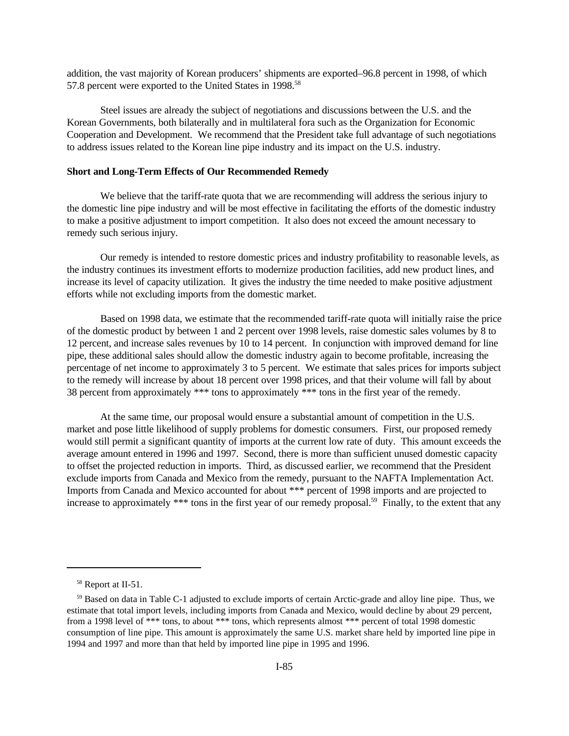addition, the vast majority of Korean producers' shipments are exported–96.8 percent in 1998, of which 57.8 percent were exported to the United States in 1998.[58]

Steel issues are already the subject of negotiations and discussions between the U.S. and the Korean Governments, both bilaterally and in multilateral fora such as the Organization for Economic Cooperation and Development. We recommend that the President take full advantage of such negotiations to address issues related to the Korean line pipe industry and its impact on the U.S. industry.

**Short and Long-Term Effects of Our Recommended Remedy**

We believe that the tariff-rate quota that we are recommending will address the serious injury to the domestic line pipe industry and will be most effective in facilitating the efforts of the domestic industry to make a positive adjustment to import competition. It also does not exceed the amount necessary to remedy such serious injury.

Our remedy is intended to restore domestic prices and industry profitability to reasonable levels, as the industry continues its investment efforts to modernize production facilities, add new product lines, and increase its level of capacity utilization. It gives the industry the time needed to make positive adjustment efforts while not excluding imports from the domestic market.

Based on 1998 data, we estimate that the recommended tariff-rate quota will initially raise the price of the domestic product by between 1 and 2 percent over 1998 levels, raise domestic sales volumes by 8 to 12 percent, and increase sales revenues by 10 to 14 percent. In conjunction with improved demand for line pipe, these additional sales should allow the domestic industry again to become profitable, increasing the percentage of net income to approximately 3 to 5 percent. We estimate that sales prices for imports subject to the remedy will increase by about 18 percent over 1998 prices, and that their volume will fall by about 38 percent from approximately *** tons to approximately *** tons in the first year of the remedy.

At the same time, our proposal would ensure a substantial amount of competition in the U.S. market and pose little likelihood of supply problems for domestic consumers. First, our proposed remedy would still permit a significant quantity of imports at the current low rate of duty. This amount exceeds the average amount entered in 1996 and 1997. Second, there is more than sufficient unused domestic capacity to offset the projected reduction in imports. Third, as discussed earlier, we recommend that the President exclude imports from Canada and Mexico from the remedy, pursuant to the NAFTA Implementation Act. Imports from Canada and Mexico accounted for about *** percent of 1998 imports and are projected to increase to approximately *** tons in the first year of our remedy proposal.[59] Finally, to the extent that any

---

[58] Report at II-51.

[59] Based on data in Table C-1 adjusted to exclude imports of certain Arctic-grade and alloy line pipe. Thus, we estimate that total import levels, including imports from Canada and Mexico, would decline by about 29 percent, from a 1998 level of *** tons, to about *** tons, which represents almost *** percent of total 1998 domestic consumption of line pipe. This amount is approximately the same U.S. market share held by imported line pipe in 1994 and 1997 and more than that held by imported line pipe in 1995 and 1996.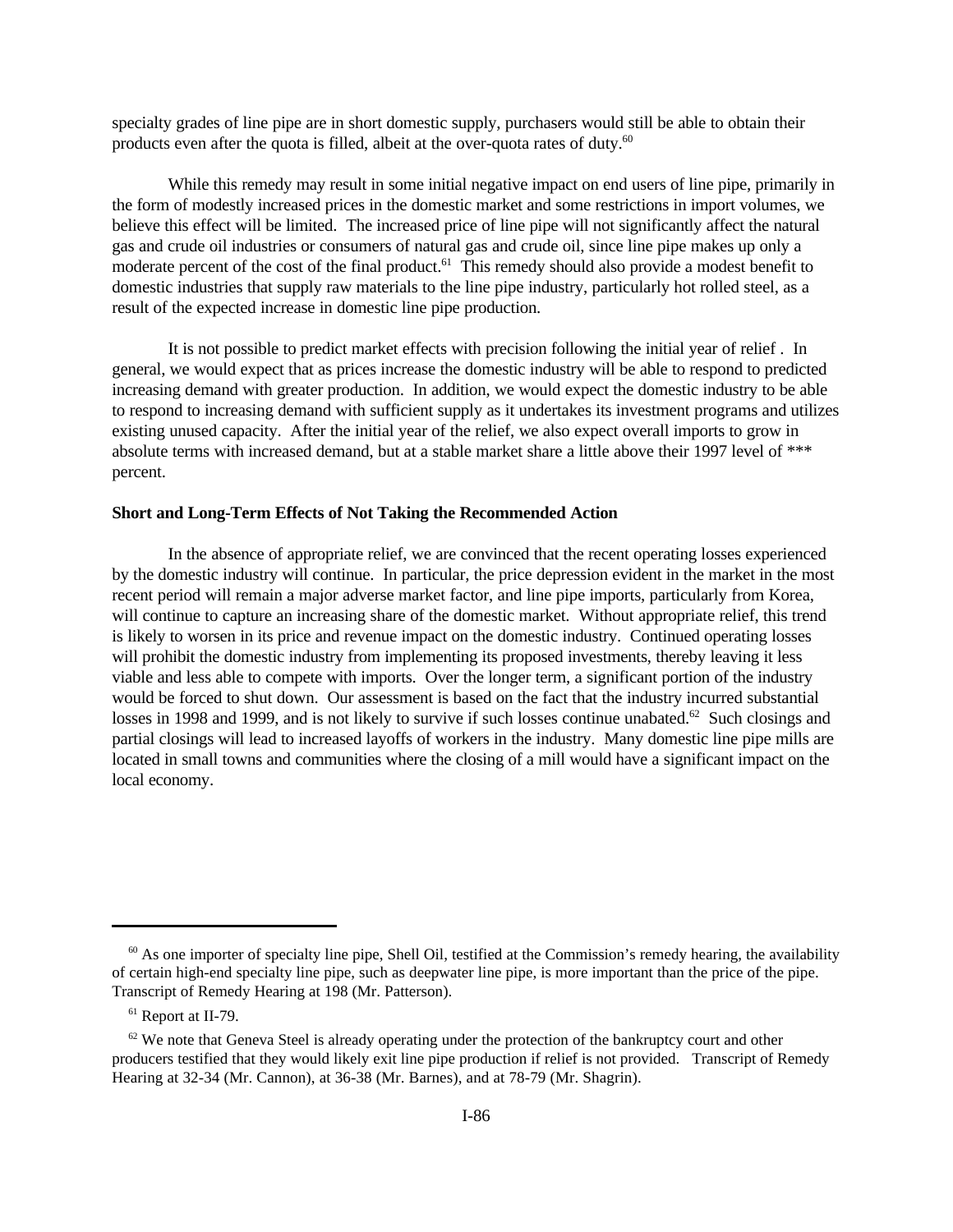specialty grades of line pipe are in short domestic supply, purchasers would still be able to obtain their products even after the quota is filled, albeit at the over-quota rates of duty.[60]

While this remedy may result in some initial negative impact on end users of line pipe, primarily in the form of modestly increased prices in the domestic market and some restrictions in import volumes, we believe this effect will be limited. The increased price of line pipe will not significantly affect the natural gas and crude oil industries or consumers of natural gas and crude oil, since line pipe makes up only a moderate percent of the cost of the final product.[61] This remedy should also provide a modest benefit to domestic industries that supply raw materials to the line pipe industry, particularly hot rolled steel, as a result of the expected increase in domestic line pipe production.

It is not possible to predict market effects with precision following the initial year of relief . In general, we would expect that as prices increase the domestic industry will be able to respond to predicted increasing demand with greater production. In addition, we would expect the domestic industry to be able to respond to increasing demand with sufficient supply as it undertakes its investment programs and utilizes existing unused capacity. After the initial year of the relief, we also expect overall imports to grow in absolute terms with increased demand, but at a stable market share a little above their 1997 level of *** percent.

**Short and Long-Term Effects of Not Taking the Recommended Action**

In the absence of appropriate relief, we are convinced that the recent operating losses experienced by the domestic industry will continue. In particular, the price depression evident in the market in the most recent period will remain a major adverse market factor, and line pipe imports, particularly from Korea, will continue to capture an increasing share of the domestic market. Without appropriate relief, this trend is likely to worsen in its price and revenue impact on the domestic industry. Continued operating losses will prohibit the domestic industry from implementing its proposed investments, thereby leaving it less viable and less able to compete with imports. Over the longer term, a significant portion of the industry would be forced to shut down. Our assessment is based on the fact that the industry incurred substantial losses in 1998 and 1999, and is not likely to survive if such losses continue unabated.[62] Such closings and partial closings will lead to increased layoffs of workers in the industry. Many domestic line pipe mills are located in small towns and communities where the closing of a mill would have a significant impact on the local economy.

---

[60] As one importer of specialty line pipe, Shell Oil, testified at the Commission's remedy hearing, the availability of certain high-end specialty line pipe, such as deepwater line pipe, is more important than the price of the pipe. Transcript of Remedy Hearing at 198 (Mr. Patterson).

[61] Report at II-79.

[62] We note that Geneva Steel is already operating under the protection of the bankruptcy court and other producers testified that they would likely exit line pipe production if relief is not provided. Transcript of Remedy Hearing at 32-34 (Mr. Cannon), at 36-38 (Mr. Barnes), and at 78-79 (Mr. Shagrin).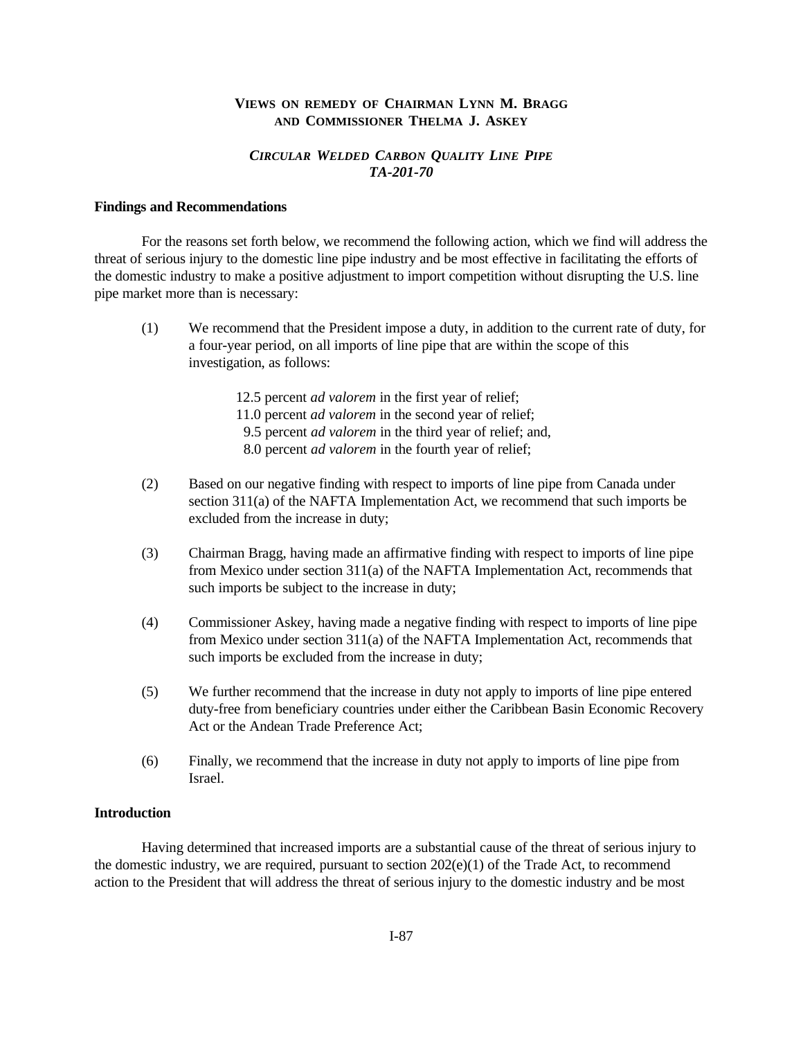## VIEWS ON REMEDY OF CHAIRMAN LYNN M. BRAGG AND COMMISSIONER THELMA J. ASKEY

### *CIRCULAR WELDED CARBON QUALITY LINE PIPE TA-201-70*

**Findings and Recommendations**

For the reasons set forth below, we recommend the following action, which we find will address the threat of serious injury to the domestic line pipe industry and be most effective in facilitating the efforts of the domestic industry to make a positive adjustment to import competition without disrupting the U.S. line pipe market more than is necessary:

(1) We recommend that the President impose a duty, in addition to the current rate of duty, for a four-year period, on all imports of line pipe that are within the scope of this investigation, as follows:

> 12.5 percent *ad valorem* in the first year of relief;
> 11.0 percent *ad valorem* in the second year of relief;
> 9.5 percent *ad valorem* in the third year of relief; and,
> 8.0 percent *ad valorem* in the fourth year of relief;

(2) Based on our negative finding with respect to imports of line pipe from Canada under section 311(a) of the NAFTA Implementation Act, we recommend that such imports be excluded from the increase in duty;

(3) Chairman Bragg, having made an affirmative finding with respect to imports of line pipe from Mexico under section 311(a) of the NAFTA Implementation Act, recommends that such imports be subject to the increase in duty;

(4) Commissioner Askey, having made a negative finding with respect to imports of line pipe from Mexico under section 311(a) of the NAFTA Implementation Act, recommends that such imports be excluded from the increase in duty;

(5) We further recommend that the increase in duty not apply to imports of line pipe entered duty-free from beneficiary countries under either the Caribbean Basin Economic Recovery Act or the Andean Trade Preference Act;

(6) Finally, we recommend that the increase in duty not apply to imports of line pipe from Israel.

**Introduction**

Having determined that increased imports are a substantial cause of the threat of serious injury to the domestic industry, we are required, pursuant to section 202(e)(1) of the Trade Act, to recommend action to the President that will address the threat of serious injury to the domestic industry and be most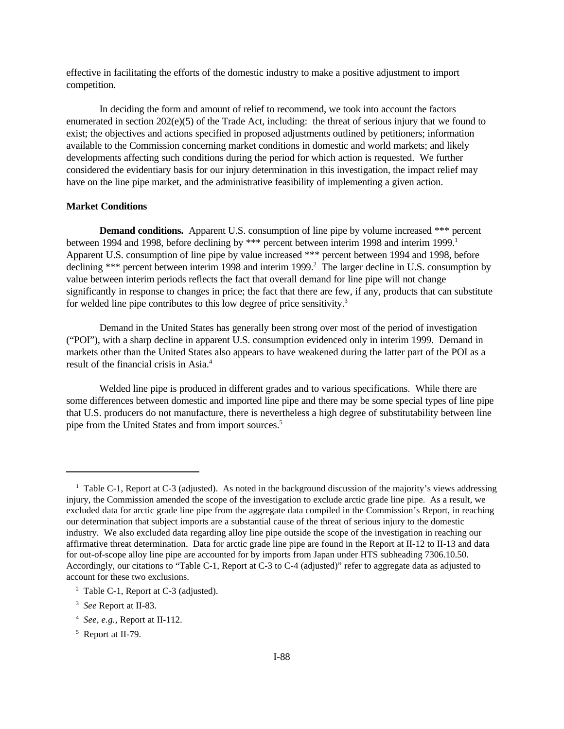effective in facilitating the efforts of the domestic industry to make a positive adjustment to import competition.

In deciding the form and amount of relief to recommend, we took into account the factors enumerated in section 202(e)(5) of the Trade Act, including: the threat of serious injury that we found to exist; the objectives and actions specified in proposed adjustments outlined by petitioners; information available to the Commission concerning market conditions in domestic and world markets; and likely developments affecting such conditions during the period for which action is requested. We further considered the evidentiary basis for our injury determination in this investigation, the impact relief may have on the line pipe market, and the administrative feasibility of implementing a given action.

**Market Conditions**

**Demand conditions.** Apparent U.S. consumption of line pipe by volume increased *** percent between 1994 and 1998, before declining by *** percent between interim 1998 and interim 1999.[1] Apparent U.S. consumption of line pipe by value increased *** percent between 1994 and 1998, before declining *** percent between interim 1998 and interim 1999.[2] The larger decline in U.S. consumption by value between interim periods reflects the fact that overall demand for line pipe will not change significantly in response to changes in price; the fact that there are few, if any, products that can substitute for welded line pipe contributes to this low degree of price sensitivity.[3]

Demand in the United States has generally been strong over most of the period of investigation ("POI"), with a sharp decline in apparent U.S. consumption evidenced only in interim 1999. Demand in markets other than the United States also appears to have weakened during the latter part of the POI as a result of the financial crisis in Asia.[4]

Welded line pipe is produced in different grades and to various specifications. While there are some differences between domestic and imported line pipe and there may be some special types of line pipe that U.S. producers do not manufacture, there is nevertheless a high degree of substitutability between line pipe from the United States and from import sources.[5]

---

[1] Table C-1, Report at C-3 (adjusted). As noted in the background discussion of the majority's views addressing injury, the Commission amended the scope of the investigation to exclude arctic grade line pipe. As a result, we excluded data for arctic grade line pipe from the aggregate data compiled in the Commission's Report, in reaching our determination that subject imports are a substantial cause of the threat of serious injury to the domestic industry. We also excluded data regarding alloy line pipe outside the scope of the investigation in reaching our affirmative threat determination. Data for arctic grade line pipe are found in the Report at II-12 to II-13 and data for out-of-scope alloy line pipe are accounted for by imports from Japan under HTS subheading 7306.10.50. Accordingly, our citations to "Table C-1, Report at C-3 to C-4 (adjusted)" refer to aggregate data as adjusted to account for these two exclusions.

[2] Table C-1, Report at C-3 (adjusted).

[3] *See* Report at II-83.

[4] *See, e.g.,* Report at II-112.

[5] Report at II-79.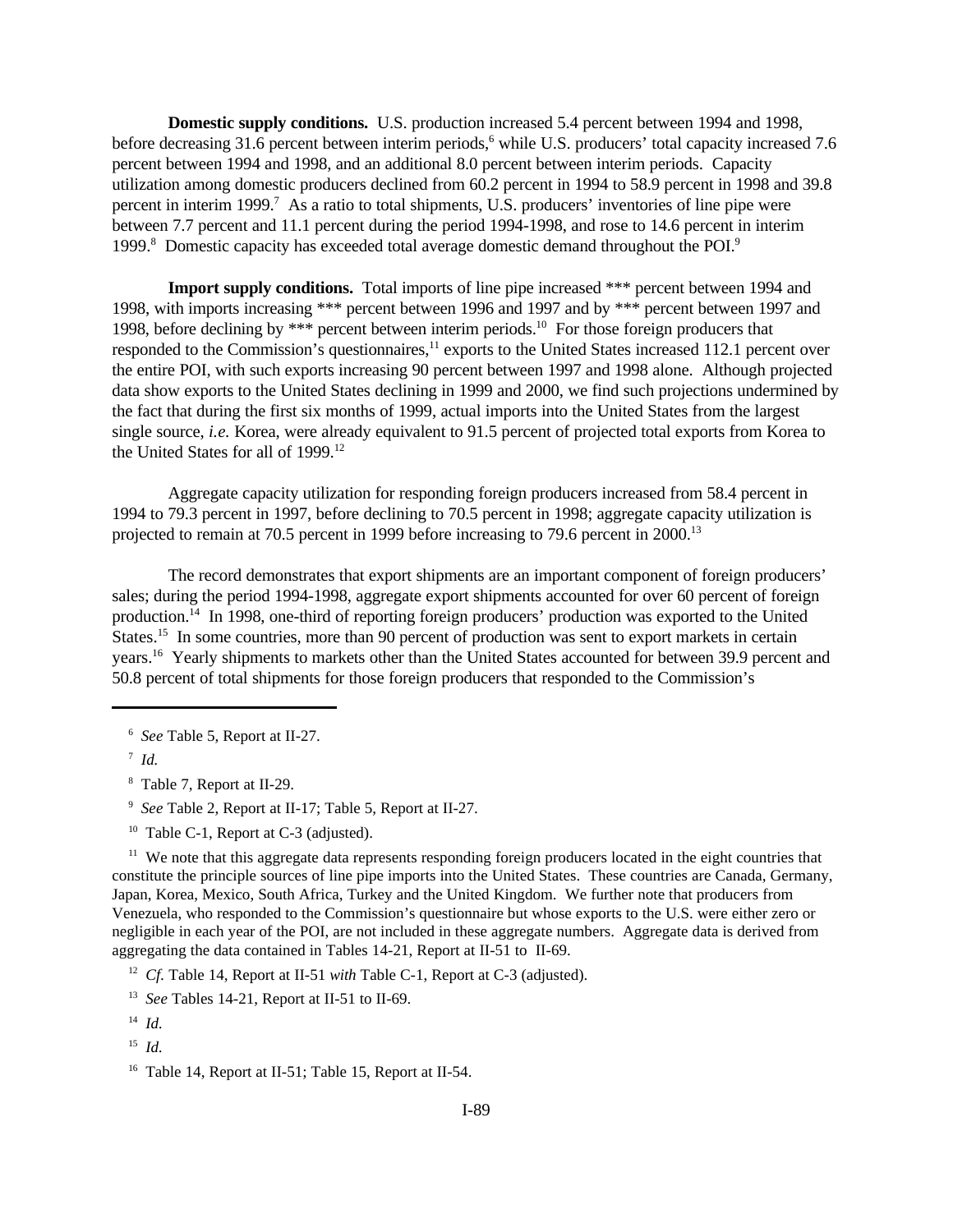**Domestic supply conditions.** U.S. production increased 5.4 percent between 1994 and 1998, before decreasing 31.6 percent between interim periods,[6] while U.S. producers' total capacity increased 7.6 percent between 1994 and 1998, and an additional 8.0 percent between interim periods. Capacity utilization among domestic producers declined from 60.2 percent in 1994 to 58.9 percent in 1998 and 39.8 percent in interim 1999.[7] As a ratio to total shipments, U.S. producers' inventories of line pipe were between 7.7 percent and 11.1 percent during the period 1994-1998, and rose to 14.6 percent in interim 1999.[8] Domestic capacity has exceeded total average domestic demand throughout the POI.[9]

**Import supply conditions.** Total imports of line pipe increased *** percent between 1994 and 1998, with imports increasing *** percent between 1996 and 1997 and by *** percent between 1997 and 1998, before declining by *** percent between interim periods.[10] For those foreign producers that responded to the Commission's questionnaires,[11] exports to the United States increased 112.1 percent over the entire POI, with such exports increasing 90 percent between 1997 and 1998 alone. Although projected data show exports to the United States declining in 1999 and 2000, we find such projections undermined by the fact that during the first six months of 1999, actual imports into the United States from the largest single source, *i.e.* Korea, were already equivalent to 91.5 percent of projected total exports from Korea to the United States for all of 1999.[12]

Aggregate capacity utilization for responding foreign producers increased from 58.4 percent in 1994 to 79.3 percent in 1997, before declining to 70.5 percent in 1998; aggregate capacity utilization is projected to remain at 70.5 percent in 1999 before increasing to 79.6 percent in 2000.[13]

The record demonstrates that export shipments are an important component of foreign producers' sales; during the period 1994-1998, aggregate export shipments accounted for over 60 percent of foreign production.[14] In 1998, one-third of reporting foreign producers' production was exported to the United States.[15] In some countries, more than 90 percent of production was sent to export markets in certain years.[16] Yearly shipments to markets other than the United States accounted for between 39.9 percent and 50.8 percent of total shipments for those foreign producers that responded to the Commission's

---

[6] *See* Table 5, Report at II-27.

[7] *Id.*

[8] Table 7, Report at II-29.

[9] *See* Table 2, Report at II-17; Table 5, Report at II-27.

[10] Table C-1, Report at C-3 (adjusted).

[11] We note that this aggregate data represents responding foreign producers located in the eight countries that constitute the principle sources of line pipe imports into the United States. These countries are Canada, Germany, Japan, Korea, Mexico, South Africa, Turkey and the United Kingdom. We further note that producers from Venezuela, who responded to the Commission's questionnaire but whose exports to the U.S. were either zero or negligible in each year of the POI, are not included in these aggregate numbers. Aggregate data is derived from aggregating the data contained in Tables 14-21, Report at II-51 to II-69.

[12] *Cf.* Table 14, Report at II-51 *with* Table C-1, Report at C-3 (adjusted).

[13] *See* Tables 14-21, Report at II-51 to II-69.

[14] *Id.*

[15] *Id.*

[16] Table 14, Report at II-51; Table 15, Report at II-54.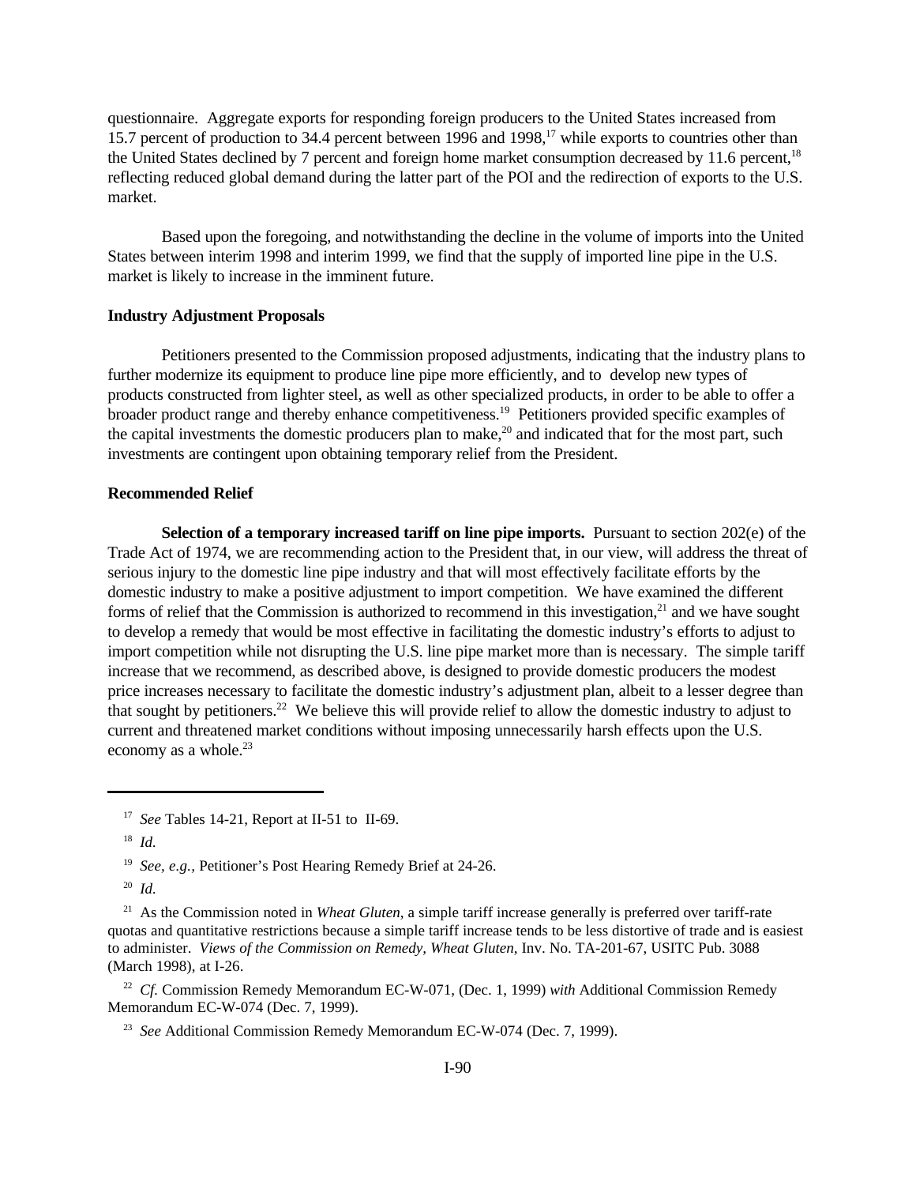questionnaire. Aggregate exports for responding foreign producers to the United States increased from 15.7 percent of production to 34.4 percent between 1996 and 1998,[17] while exports to countries other than the United States declined by 7 percent and foreign home market consumption decreased by 11.6 percent,[18] reflecting reduced global demand during the latter part of the POI and the redirection of exports to the U.S. market.

Based upon the foregoing, and notwithstanding the decline in the volume of imports into the United States between interim 1998 and interim 1999, we find that the supply of imported line pipe in the U.S. market is likely to increase in the imminent future.

**Industry Adjustment Proposals**

Petitioners presented to the Commission proposed adjustments, indicating that the industry plans to further modernize its equipment to produce line pipe more efficiently, and to develop new types of products constructed from lighter steel, as well as other specialized products, in order to be able to offer a broader product range and thereby enhance competitiveness.[19] Petitioners provided specific examples of the capital investments the domestic producers plan to make,[20] and indicated that for the most part, such investments are contingent upon obtaining temporary relief from the President.

**Recommended Relief**

**Selection of a temporary increased tariff on line pipe imports.** Pursuant to section 202(e) of the Trade Act of 1974, we are recommending action to the President that, in our view, will address the threat of serious injury to the domestic line pipe industry and that will most effectively facilitate efforts by the domestic industry to make a positive adjustment to import competition. We have examined the different forms of relief that the Commission is authorized to recommend in this investigation,[21] and we have sought to develop a remedy that would be most effective in facilitating the domestic industry's efforts to adjust to import competition while not disrupting the U.S. line pipe market more than is necessary. The simple tariff increase that we recommend, as described above, is designed to provide domestic producers the modest price increases necessary to facilitate the domestic industry's adjustment plan, albeit to a lesser degree than that sought by petitioners.[22] We believe this will provide relief to allow the domestic industry to adjust to current and threatened market conditions without imposing unnecessarily harsh effects upon the U.S. economy as a whole.[23]

---

[17] *See* Tables 14-21, Report at II-51 to II-69.

[18] *Id.*

[19] *See, e.g.,* Petitioner's Post Hearing Remedy Brief at 24-26.

[20] *Id.*

[21] As the Commission noted in *Wheat Gluten*, a simple tariff increase generally is preferred over tariff-rate quotas and quantitative restrictions because a simple tariff increase tends to be less distortive of trade and is easiest to administer. *Views of the Commission on Remedy, Wheat Gluten,* Inv. No. TA-201-67, USITC Pub. 3088 (March 1998), at I-26.

[22] *Cf.* Commission Remedy Memorandum EC-W-071, (Dec. 1, 1999) *with* Additional Commission Remedy Memorandum EC-W-074 (Dec. 7, 1999).

[23] *See* Additional Commission Remedy Memorandum EC-W-074 (Dec. 7, 1999).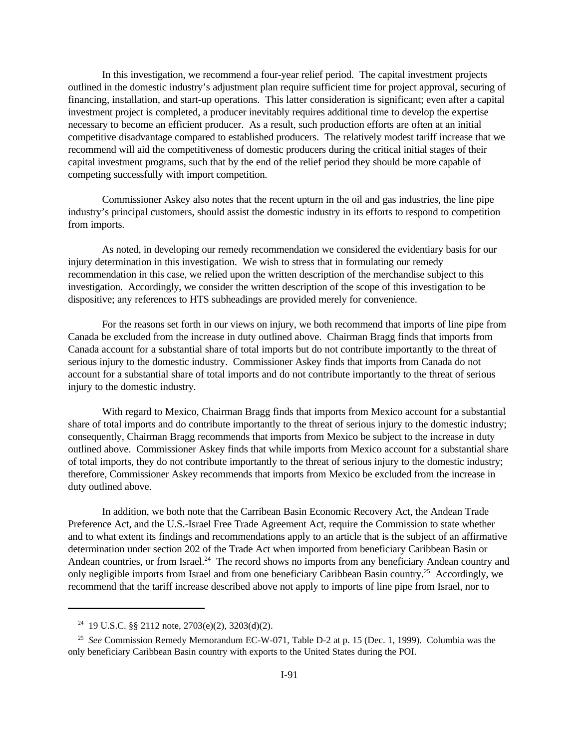In this investigation, we recommend a four-year relief period. The capital investment projects outlined in the domestic industry's adjustment plan require sufficient time for project approval, securing of financing, installation, and start-up operations. This latter consideration is significant; even after a capital investment project is completed, a producer inevitably requires additional time to develop the expertise necessary to become an efficient producer. As a result, such production efforts are often at an initial competitive disadvantage compared to established producers. The relatively modest tariff increase that we recommend will aid the competitiveness of domestic producers during the critical initial stages of their capital investment programs, such that by the end of the relief period they should be more capable of competing successfully with import competition.

Commissioner Askey also notes that the recent upturn in the oil and gas industries, the line pipe industry's principal customers, should assist the domestic industry in its efforts to respond to competition from imports.

As noted, in developing our remedy recommendation we considered the evidentiary basis for our injury determination in this investigation. We wish to stress that in formulating our remedy recommendation in this case, we relied upon the written description of the merchandise subject to this investigation. Accordingly, we consider the written description of the scope of this investigation to be dispositive; any references to HTS subheadings are provided merely for convenience.

For the reasons set forth in our views on injury, we both recommend that imports of line pipe from Canada be excluded from the increase in duty outlined above. Chairman Bragg finds that imports from Canada account for a substantial share of total imports but do not contribute importantly to the threat of serious injury to the domestic industry. Commissioner Askey finds that imports from Canada do not account for a substantial share of total imports and do not contribute importantly to the threat of serious injury to the domestic industry.

With regard to Mexico, Chairman Bragg finds that imports from Mexico account for a substantial share of total imports and do contribute importantly to the threat of serious injury to the domestic industry; consequently, Chairman Bragg recommends that imports from Mexico be subject to the increase in duty outlined above. Commissioner Askey finds that while imports from Mexico account for a substantial share of total imports, they do not contribute importantly to the threat of serious injury to the domestic industry; therefore, Commissioner Askey recommends that imports from Mexico be excluded from the increase in duty outlined above.

In addition, we both note that the Carribean Basin Economic Recovery Act, the Andean Trade Preference Act, and the U.S.-Israel Free Trade Agreement Act, require the Commission to state whether and to what extent its findings and recommendations apply to an article that is the subject of an affirmative determination under section 202 of the Trade Act when imported from beneficiary Caribbean Basin or Andean countries, or from Israel.[24] The record shows no imports from any beneficiary Andean country and only negligible imports from Israel and from one beneficiary Caribbean Basin country.[25] Accordingly, we recommend that the tariff increase described above not apply to imports of line pipe from Israel, nor to

---

[24] 19 U.S.C. §§ 2112 note, 2703(e)(2), 3203(d)(2).

[25] *See* Commission Remedy Memorandum EC-W-071, Table D-2 at p. 15 (Dec. 1, 1999). Columbia was the only beneficiary Caribbean Basin country with exports to the United States during the POI.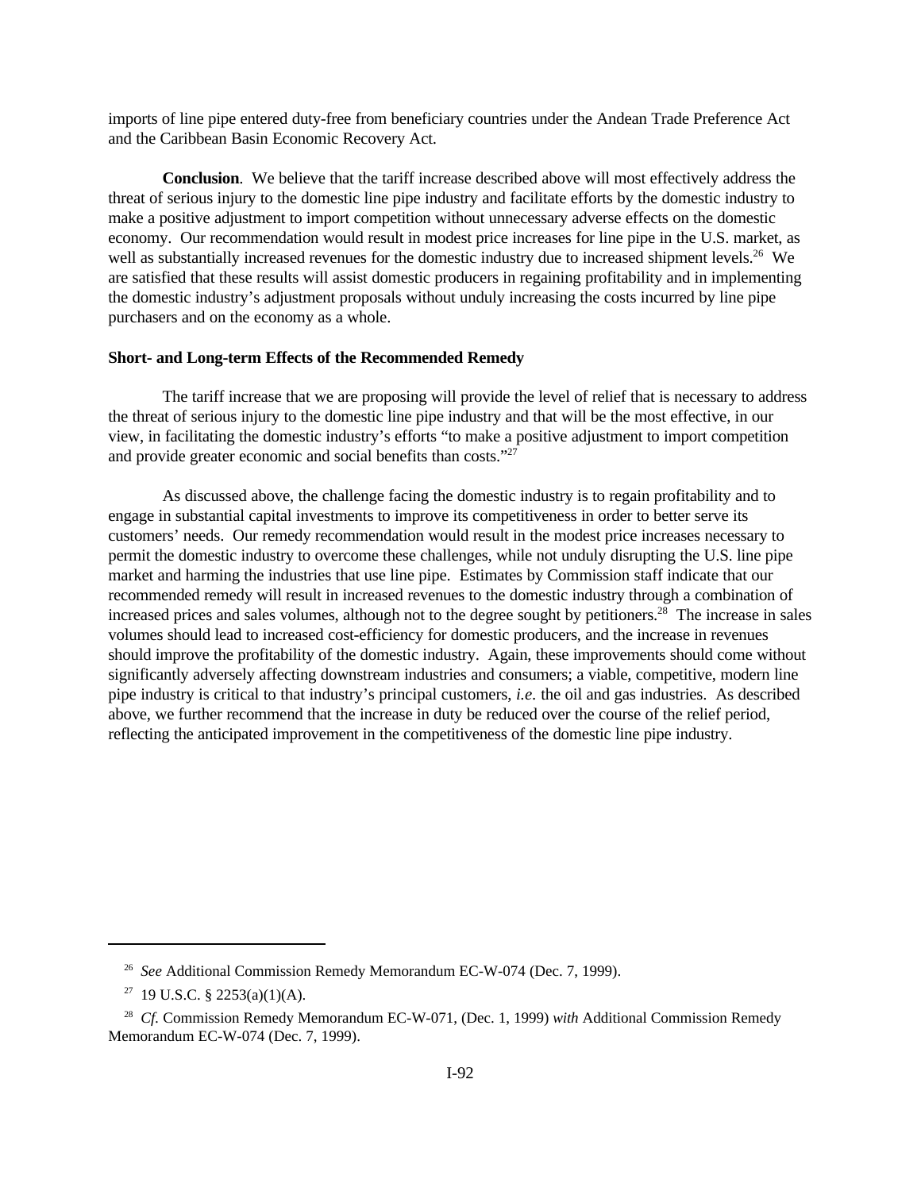imports of line pipe entered duty-free from beneficiary countries under the Andean Trade Preference Act and the Caribbean Basin Economic Recovery Act.

**Conclusion**. We believe that the tariff increase described above will most effectively address the threat of serious injury to the domestic line pipe industry and facilitate efforts by the domestic industry to make a positive adjustment to import competition without unnecessary adverse effects on the domestic economy. Our recommendation would result in modest price increases for line pipe in the U.S. market, as well as substantially increased revenues for the domestic industry due to increased shipment levels.[26] We are satisfied that these results will assist domestic producers in regaining profitability and in implementing the domestic industry's adjustment proposals without unduly increasing the costs incurred by line pipe purchasers and on the economy as a whole.

**Short- and Long-term Effects of the Recommended Remedy**

The tariff increase that we are proposing will provide the level of relief that is necessary to address the threat of serious injury to the domestic line pipe industry and that will be the most effective, in our view, in facilitating the domestic industry's efforts "to make a positive adjustment to import competition and provide greater economic and social benefits than costs."[27]

As discussed above, the challenge facing the domestic industry is to regain profitability and to engage in substantial capital investments to improve its competitiveness in order to better serve its customers' needs. Our remedy recommendation would result in the modest price increases necessary to permit the domestic industry to overcome these challenges, while not unduly disrupting the U.S. line pipe market and harming the industries that use line pipe. Estimates by Commission staff indicate that our recommended remedy will result in increased revenues to the domestic industry through a combination of increased prices and sales volumes, although not to the degree sought by petitioners.[28] The increase in sales volumes should lead to increased cost-efficiency for domestic producers, and the increase in revenues should improve the profitability of the domestic industry. Again, these improvements should come without significantly adversely affecting downstream industries and consumers; a viable, competitive, modern line pipe industry is critical to that industry's principal customers, *i.e.* the oil and gas industries. As described above, we further recommend that the increase in duty be reduced over the course of the relief period, reflecting the anticipated improvement in the competitiveness of the domestic line pipe industry.

---

[26] *See* Additional Commission Remedy Memorandum EC-W-074 (Dec. 7, 1999).

[27] 19 U.S.C. § 2253(a)(1)(A).

[28] *Cf.* Commission Remedy Memorandum EC-W-071, (Dec. 1, 1999) *with* Additional Commission Remedy Memorandum EC-W-074 (Dec. 7, 1999).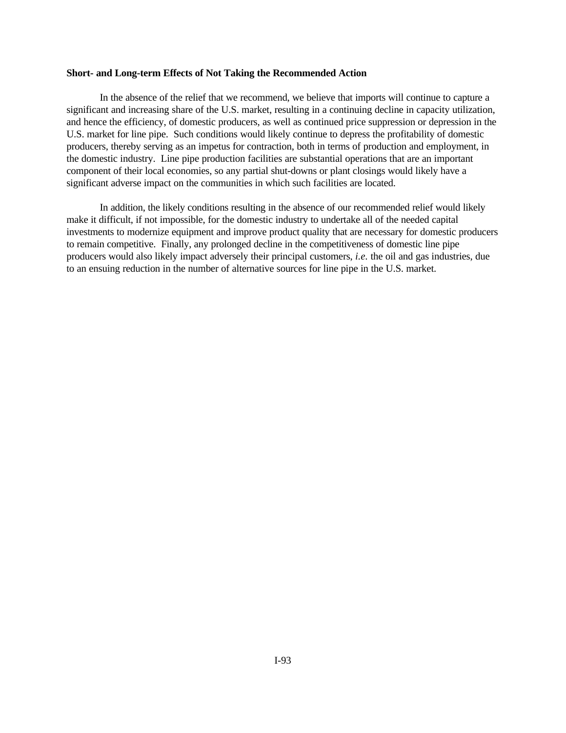**Short- and Long-term Effects of Not Taking the Recommended Action**

In the absence of the relief that we recommend, we believe that imports will continue to capture a significant and increasing share of the U.S. market, resulting in a continuing decline in capacity utilization, and hence the efficiency, of domestic producers, as well as continued price suppression or depression in the U.S. market for line pipe. Such conditions would likely continue to depress the profitability of domestic producers, thereby serving as an impetus for contraction, both in terms of production and employment, in the domestic industry. Line pipe production facilities are substantial operations that are an important component of their local economies, so any partial shut-downs or plant closings would likely have a significant adverse impact on the communities in which such facilities are located.

In addition, the likely conditions resulting in the absence of our recommended relief would likely make it difficult, if not impossible, for the domestic industry to undertake all of the needed capital investments to modernize equipment and improve product quality that are necessary for domestic producers to remain competitive. Finally, any prolonged decline in the competitiveness of domestic line pipe producers would also likely impact adversely their principal customers, *i.e.* the oil and gas industries, due to an ensuing reduction in the number of alternative sources for line pipe in the U.S. market.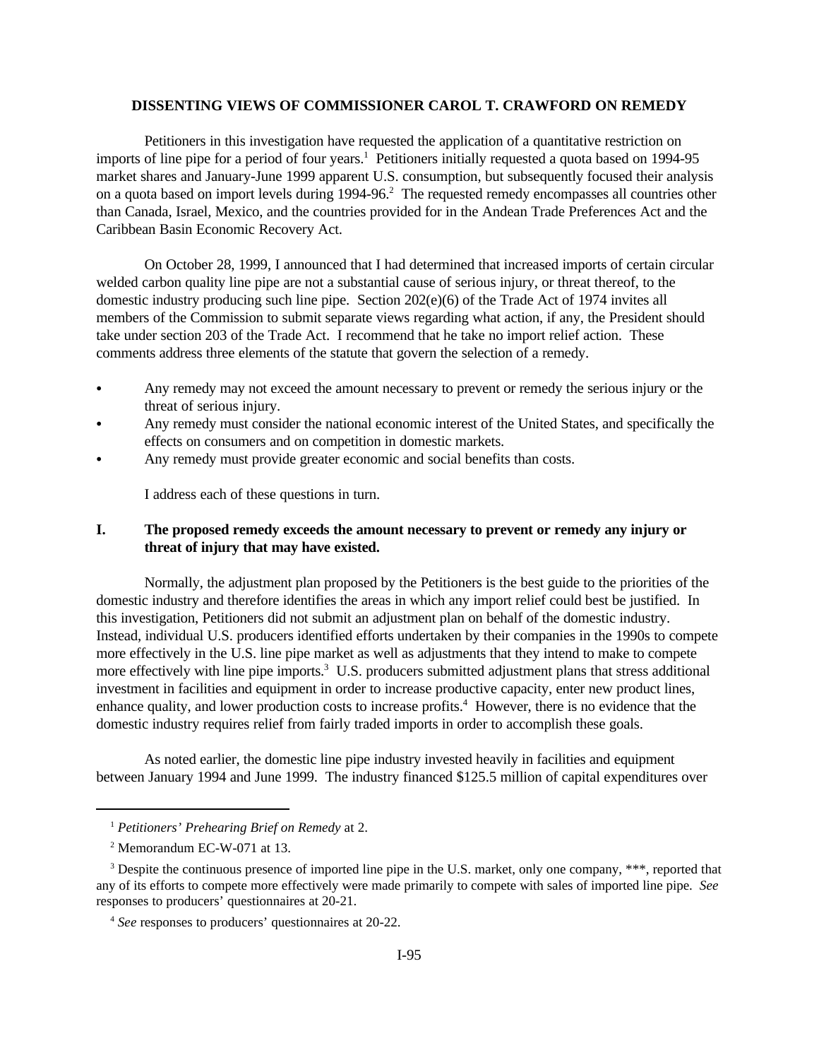**DISSENTING VIEWS OF COMMISSIONER CAROL T. CRAWFORD ON REMEDY**

Petitioners in this investigation have requested the application of a quantitative restriction on imports of line pipe for a period of four years.[1] Petitioners initially requested a quota based on 1994-95 market shares and January-June 1999 apparent U.S. consumption, but subsequently focused their analysis on a quota based on import levels during 1994-96.[2] The requested remedy encompasses all countries other than Canada, Israel, Mexico, and the countries provided for in the Andean Trade Preferences Act and the Caribbean Basin Economic Recovery Act.

On October 28, 1999, I announced that I had determined that increased imports of certain circular welded carbon quality line pipe are not a substantial cause of serious injury, or threat thereof, to the domestic industry producing such line pipe. Section 202(e)(6) of the Trade Act of 1974 invites all members of the Commission to submit separate views regarding what action, if any, the President should take under section 203 of the Trade Act. I recommend that he take no import relief action. These comments address three elements of the statute that govern the selection of a remedy.

- Any remedy may not exceed the amount necessary to prevent or remedy the serious injury or the threat of serious injury.
- Any remedy must consider the national economic interest of the United States, and specifically the effects on consumers and on competition in domestic markets.
- Any remedy must provide greater economic and social benefits than costs.

I address each of these questions in turn.

## I. The proposed remedy exceeds the amount necessary to prevent or remedy any injury or threat of injury that may have existed.

Normally, the adjustment plan proposed by the Petitioners is the best guide to the priorities of the domestic industry and therefore identifies the areas in which any import relief could best be justified. In this investigation, Petitioners did not submit an adjustment plan on behalf of the domestic industry. Instead, individual U.S. producers identified efforts undertaken by their companies in the 1990s to compete more effectively in the U.S. line pipe market as well as adjustments that they intend to make to compete more effectively with line pipe imports.[3] U.S. producers submitted adjustment plans that stress additional investment in facilities and equipment in order to increase productive capacity, enter new product lines, enhance quality, and lower production costs to increase profits.[4] However, there is no evidence that the domestic industry requires relief from fairly traded imports in order to accomplish these goals.

As noted earlier, the domestic line pipe industry invested heavily in facilities and equipment between January 1994 and June 1999. The industry financed $125.5 million of capital expenditures over

---

[1] *Petitioners' Prehearing Brief on Remedy* at 2.

[2] Memorandum EC-W-071 at 13.

[3] Despite the continuous presence of imported line pipe in the U.S. market, only one company, ***, reported that any of its efforts to compete more effectively were made primarily to compete with sales of imported line pipe. *See* responses to producers' questionnaires at 20-21.

[4] *See* responses to producers' questionnaires at 20-22.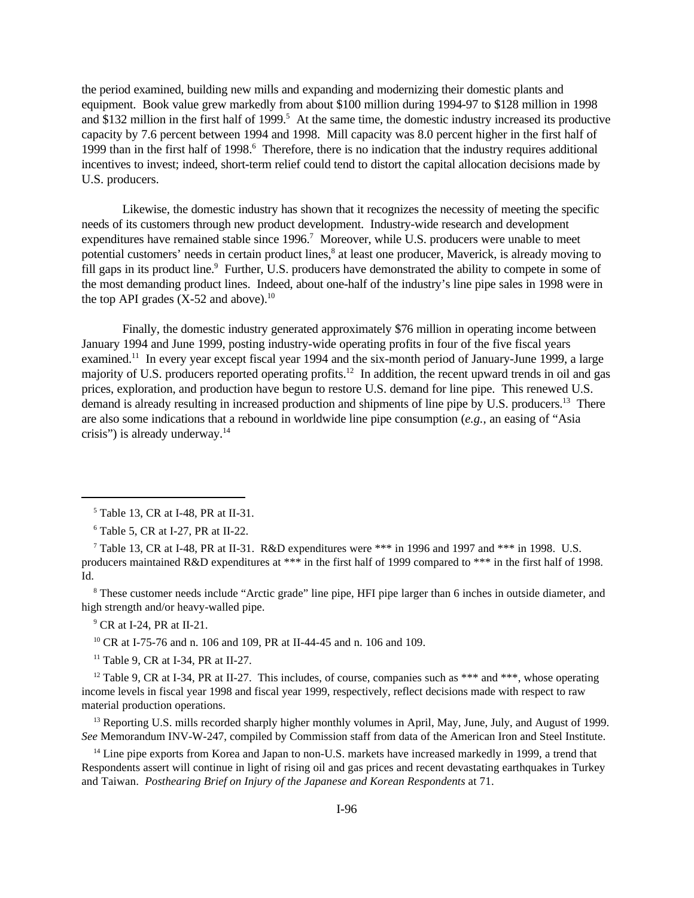the period examined, building new mills and expanding and modernizing their domestic plants and equipment. Book value grew markedly from about $100 million during 1994-97 to $128 million in 1998 and $132 million in the first half of 1999.[5] At the same time, the domestic industry increased its productive capacity by 7.6 percent between 1994 and 1998. Mill capacity was 8.0 percent higher in the first half of 1999 than in the first half of 1998.[6] Therefore, there is no indication that the industry requires additional incentives to invest; indeed, short-term relief could tend to distort the capital allocation decisions made by U.S. producers.

Likewise, the domestic industry has shown that it recognizes the necessity of meeting the specific needs of its customers through new product development. Industry-wide research and development expenditures have remained stable since 1996.[7] Moreover, while U.S. producers were unable to meet potential customers' needs in certain product lines,[8] at least one producer, Maverick, is already moving to fill gaps in its product line.[9] Further, U.S. producers have demonstrated the ability to compete in some of the most demanding product lines. Indeed, about one-half of the industry's line pipe sales in 1998 were in the top API grades (X-52 and above).[10]

Finally, the domestic industry generated approximately $76 million in operating income between January 1994 and June 1999, posting industry-wide operating profits in four of the five fiscal years examined.[11] In every year except fiscal year 1994 and the six-month period of January-June 1999, a large majority of U.S. producers reported operating profits.[12] In addition, the recent upward trends in oil and gas prices, exploration, and production have begun to restore U.S. demand for line pipe. This renewed U.S. demand is already resulting in increased production and shipments of line pipe by U.S. producers.[13] There are also some indications that a rebound in worldwide line pipe consumption (*e.g.*, an easing of "Asia crisis") is already underway.[14]

---

[5] Table 13, CR at I-48, PR at II-31.

[6] Table 5, CR at I-27, PR at II-22.

[7] Table 13, CR at I-48, PR at II-31. R&D expenditures were *** in 1996 and 1997 and *** in 1998. U.S. producers maintained R&D expenditures at *** in the first half of 1999 compared to *** in the first half of 1998. Id.

[8] These customer needs include "Arctic grade" line pipe, HFI pipe larger than 6 inches in outside diameter, and high strength and/or heavy-walled pipe.

[9] CR at I-24, PR at II-21.

[10] CR at I-75-76 and n. 106 and 109, PR at II-44-45 and n. 106 and 109.

[11] Table 9, CR at I-34, PR at II-27.

[12] Table 9, CR at I-34, PR at II-27. This includes, of course, companies such as *** and ***, whose operating income levels in fiscal year 1998 and fiscal year 1999, respectively, reflect decisions made with respect to raw material production operations.

[13] Reporting U.S. mills recorded sharply higher monthly volumes in April, May, June, July, and August of 1999. *See* Memorandum INV-W-247, compiled by Commission staff from data of the American Iron and Steel Institute.

[14] Line pipe exports from Korea and Japan to non-U.S. markets have increased markedly in 1999, a trend that Respondents assert will continue in light of rising oil and gas prices and recent devastating earthquakes in Turkey and Taiwan. *Posthearing Brief on Injury of the Japanese and Korean Respondents* at 71.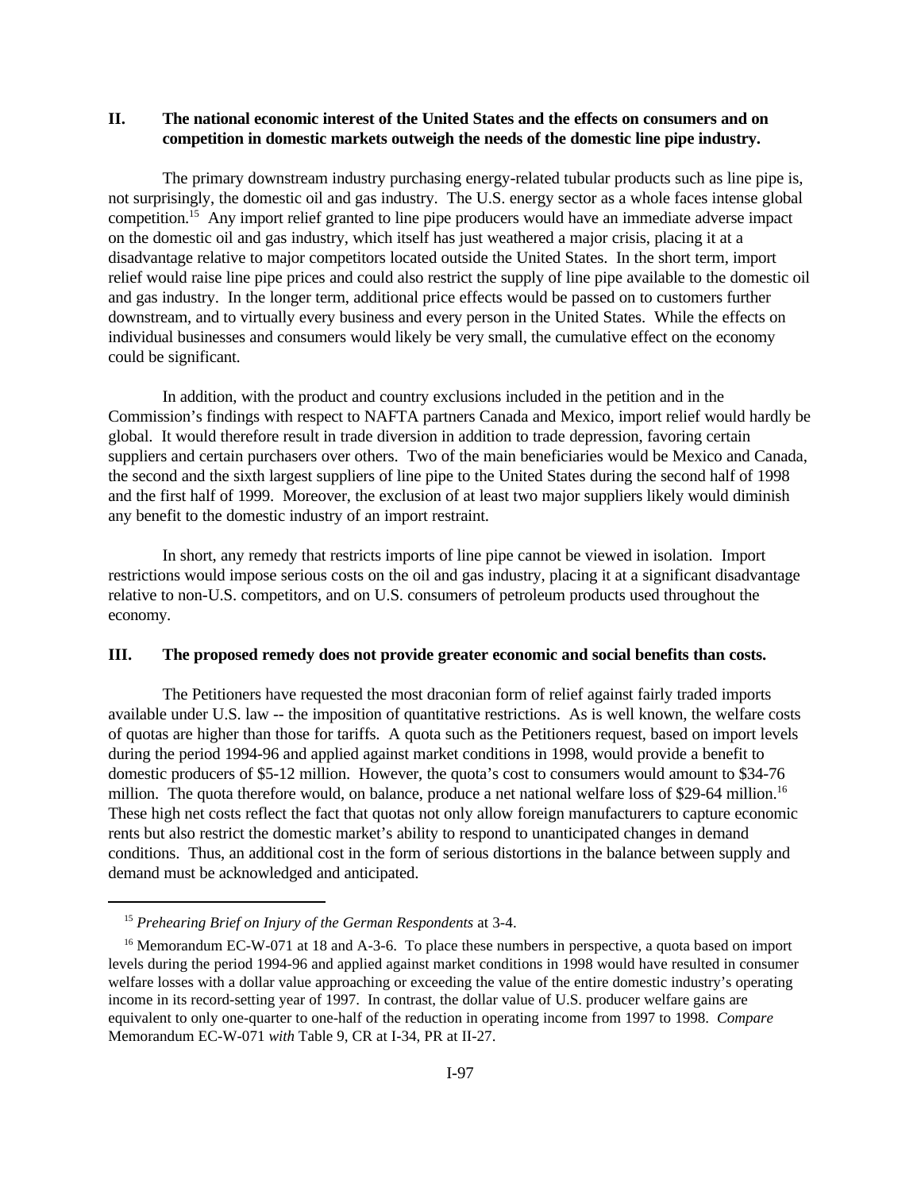## II. The national economic interest of the United States and the effects on consumers and on competition in domestic markets outweigh the needs of the domestic line pipe industry.

The primary downstream industry purchasing energy-related tubular products such as line pipe is, not surprisingly, the domestic oil and gas industry. The U.S. energy sector as a whole faces intense global competition.[15] Any import relief granted to line pipe producers would have an immediate adverse impact on the domestic oil and gas industry, which itself has just weathered a major crisis, placing it at a disadvantage relative to major competitors located outside the United States. In the short term, import relief would raise line pipe prices and could also restrict the supply of line pipe available to the domestic oil and gas industry. In the longer term, additional price effects would be passed on to customers further downstream, and to virtually every business and every person in the United States. While the effects on individual businesses and consumers would likely be very small, the cumulative effect on the economy could be significant.

In addition, with the product and country exclusions included in the petition and in the Commission's findings with respect to NAFTA partners Canada and Mexico, import relief would hardly be global. It would therefore result in trade diversion in addition to trade depression, favoring certain suppliers and certain purchasers over others. Two of the main beneficiaries would be Mexico and Canada, the second and the sixth largest suppliers of line pipe to the United States during the second half of 1998 and the first half of 1999. Moreover, the exclusion of at least two major suppliers likely would diminish any benefit to the domestic industry of an import restraint.

In short, any remedy that restricts imports of line pipe cannot be viewed in isolation. Import restrictions would impose serious costs on the oil and gas industry, placing it at a significant disadvantage relative to non-U.S. competitors, and on U.S. consumers of petroleum products used throughout the economy.

## III. The proposed remedy does not provide greater economic and social benefits than costs.

The Petitioners have requested the most draconian form of relief against fairly traded imports available under U.S. law -- the imposition of quantitative restrictions. As is well known, the welfare costs of quotas are higher than those for tariffs. A quota such as the Petitioners request, based on import levels during the period 1994-96 and applied against market conditions in 1998, would provide a benefit to domestic producers of $5-12 million. However, the quota's cost to consumers would amount to $34-76 million. The quota therefore would, on balance, produce a net national welfare loss of $29-64 million.[16] These high net costs reflect the fact that quotas not only allow foreign manufacturers to capture economic rents but also restrict the domestic market's ability to respond to unanticipated changes in demand conditions. Thus, an additional cost in the form of serious distortions in the balance between supply and demand must be acknowledged and anticipated.

---

[15] *Prehearing Brief on Injury of the German Respondents* at 3-4.

[16] Memorandum EC-W-071 at 18 and A-3-6. To place these numbers in perspective, a quota based on import levels during the period 1994-96 and applied against market conditions in 1998 would have resulted in consumer welfare losses with a dollar value approaching or exceeding the value of the entire domestic industry's operating income in its record-setting year of 1997. In contrast, the dollar value of U.S. producer welfare gains are equivalent to only one-quarter to one-half of the reduction in operating income from 1997 to 1998. *Compare* Memorandum EC-W-071 *with* Table 9, CR at I-34, PR at II-27.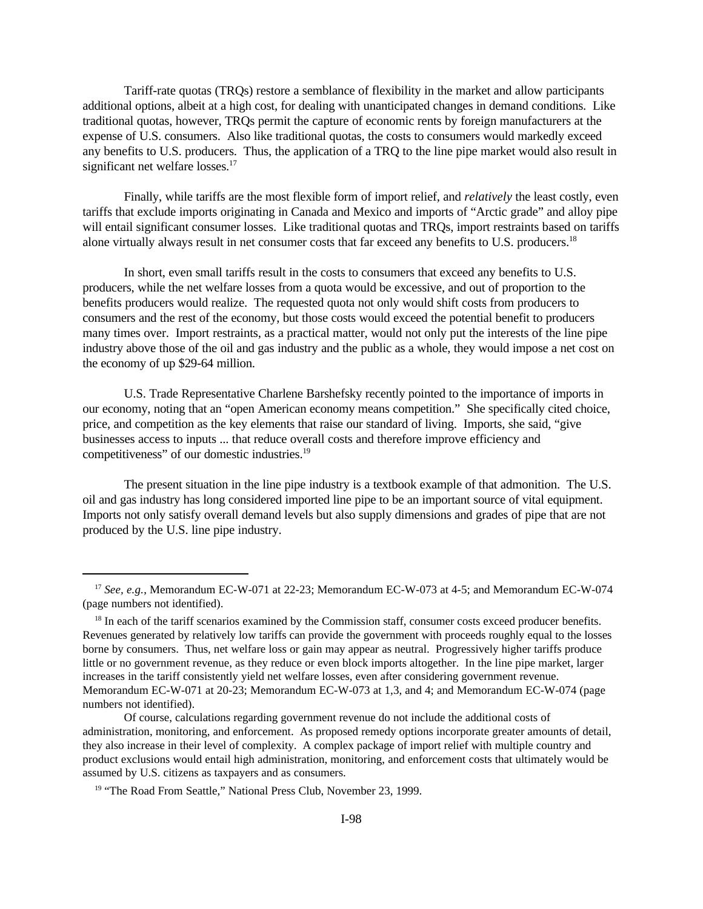Tariff-rate quotas (TRQs) restore a semblance of flexibility in the market and allow participants additional options, albeit at a high cost, for dealing with unanticipated changes in demand conditions. Like traditional quotas, however, TRQs permit the capture of economic rents by foreign manufacturers at the expense of U.S. consumers. Also like traditional quotas, the costs to consumers would markedly exceed any benefits to U.S. producers. Thus, the application of a TRQ to the line pipe market would also result in significant net welfare losses.[17]

Finally, while tariffs are the most flexible form of import relief, and *relatively* the least costly, even tariffs that exclude imports originating in Canada and Mexico and imports of "Arctic grade" and alloy pipe will entail significant consumer losses. Like traditional quotas and TRQs, import restraints based on tariffs alone virtually always result in net consumer costs that far exceed any benefits to U.S. producers.[18]

In short, even small tariffs result in the costs to consumers that exceed any benefits to U.S. producers, while the net welfare losses from a quota would be excessive, and out of proportion to the benefits producers would realize. The requested quota not only would shift costs from producers to consumers and the rest of the economy, but those costs would exceed the potential benefit to producers many times over. Import restraints, as a practical matter, would not only put the interests of the line pipe industry above those of the oil and gas industry and the public as a whole, they would impose a net cost on the economy of up $29-64 million.

U.S. Trade Representative Charlene Barshefsky recently pointed to the importance of imports in our economy, noting that an "open American economy means competition." She specifically cited choice, price, and competition as the key elements that raise our standard of living. Imports, she said, "give businesses access to inputs ... that reduce overall costs and therefore improve efficiency and competitiveness" of our domestic industries.[19]

The present situation in the line pipe industry is a textbook example of that admonition. The U.S. oil and gas industry has long considered imported line pipe to be an important source of vital equipment. Imports not only satisfy overall demand levels but also supply dimensions and grades of pipe that are not produced by the U.S. line pipe industry.

---

[17] *See, e.g.*, Memorandum EC-W-071 at 22-23; Memorandum EC-W-073 at 4-5; and Memorandum EC-W-074 (page numbers not identified).

[18] In each of the tariff scenarios examined by the Commission staff, consumer costs exceed producer benefits. Revenues generated by relatively low tariffs can provide the government with proceeds roughly equal to the losses borne by consumers. Thus, net welfare loss or gain may appear as neutral. Progressively higher tariffs produce little or no government revenue, as they reduce or even block imports altogether. In the line pipe market, larger increases in the tariff consistently yield net welfare losses, even after considering government revenue. Memorandum EC-W-071 at 20-23; Memorandum EC-W-073 at 1,3, and 4; and Memorandum EC-W-074 (page numbers not identified).

Of course, calculations regarding government revenue do not include the additional costs of administration, monitoring, and enforcement. As proposed remedy options incorporate greater amounts of detail, they also increase in their level of complexity. A complex package of import relief with multiple country and product exclusions would entail high administration, monitoring, and enforcement costs that ultimately would be assumed by U.S. citizens as taxpayers and as consumers.

[19] "The Road From Seattle," National Press Club, November 23, 1999.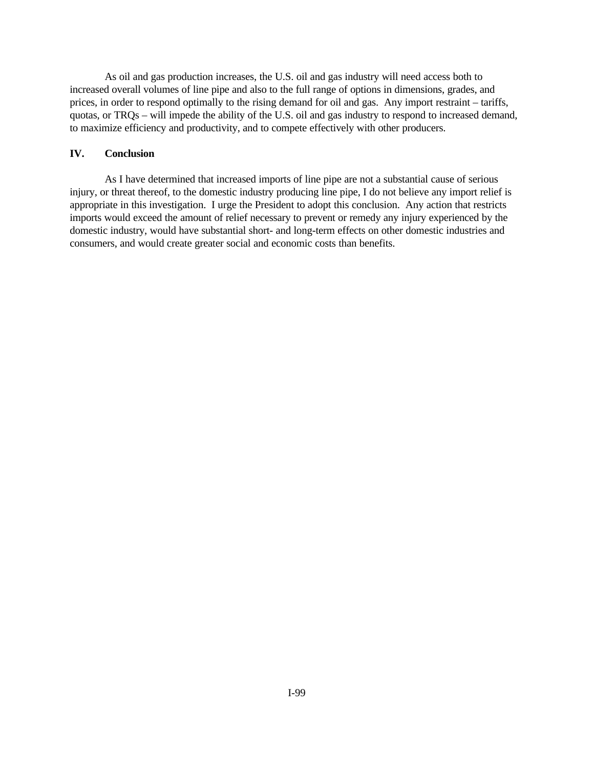As oil and gas production increases, the U.S. oil and gas industry will need access both to increased overall volumes of line pipe and also to the full range of options in dimensions, grades, and prices, in order to respond optimally to the rising demand for oil and gas. Any import restraint – tariffs, quotas, or TRQs – will impede the ability of the U.S. oil and gas industry to respond to increased demand, to maximize efficiency and productivity, and to compete effectively with other producers.

## IV. Conclusion

As I have determined that increased imports of line pipe are not a substantial cause of serious injury, or threat thereof, to the domestic industry producing line pipe, I do not believe any import relief is appropriate in this investigation. I urge the President to adopt this conclusion. Any action that restricts imports would exceed the amount of relief necessary to prevent or remedy any injury experienced by the domestic industry, would have substantial short- and long-term effects on other domestic industries and consumers, and would create greater social and economic costs than benefits.